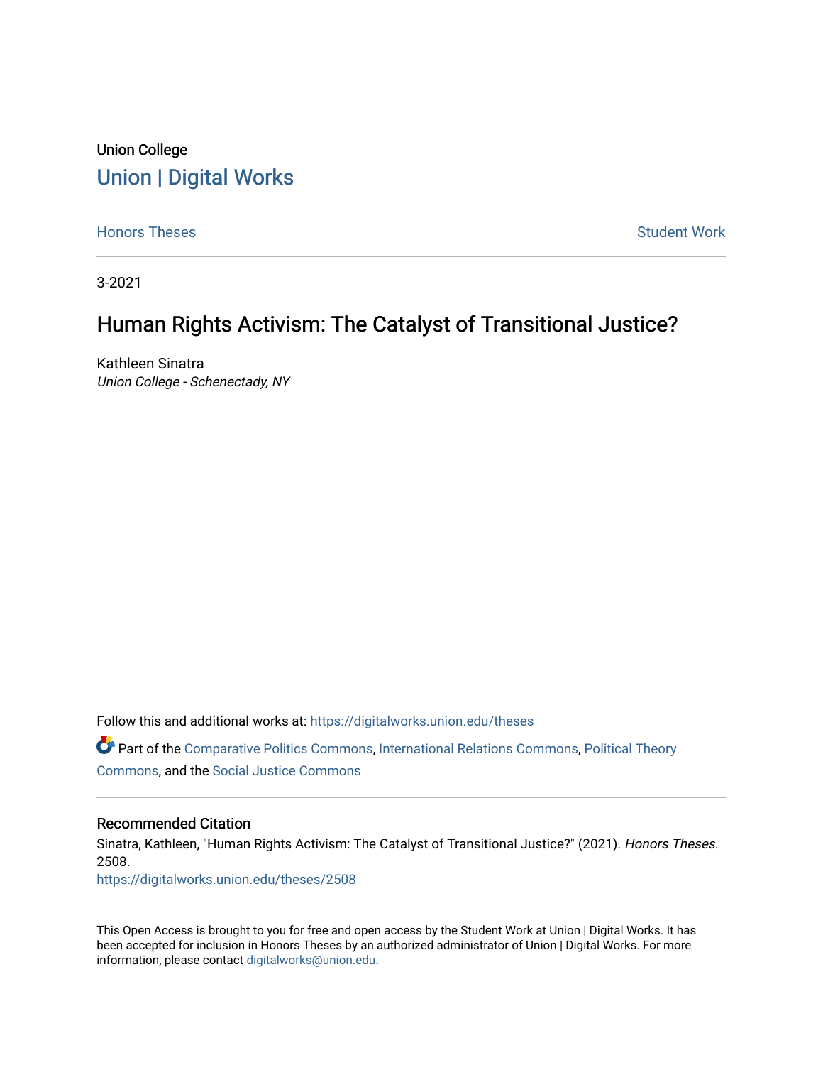Union College

# Union | Digital Works

Honors Theses

Student Work

3-2021

## Human Rights Activism: The Catalyst of Transitional Justice?

Kathleen Sinatra
*Union College - Schenectady, NY*

Follow this and additional works at: https://digitalworks.union.edu/theses

Part of the Comparative Politics Commons, International Relations Commons, Political Theory Commons, and the Social Justice Commons

### Recommended Citation

Sinatra, Kathleen, "Human Rights Activism: The Catalyst of Transitional Justice?" (2021). *Honors Theses*. 2508.
https://digitalworks.union.edu/theses/2508

This Open Access is brought to you for free and open access by the Student Work at Union | Digital Works. It has been accepted for inclusion in Honors Theses by an authorized administrator of Union | Digital Works. For more information, please contact digitalworks@union.edu.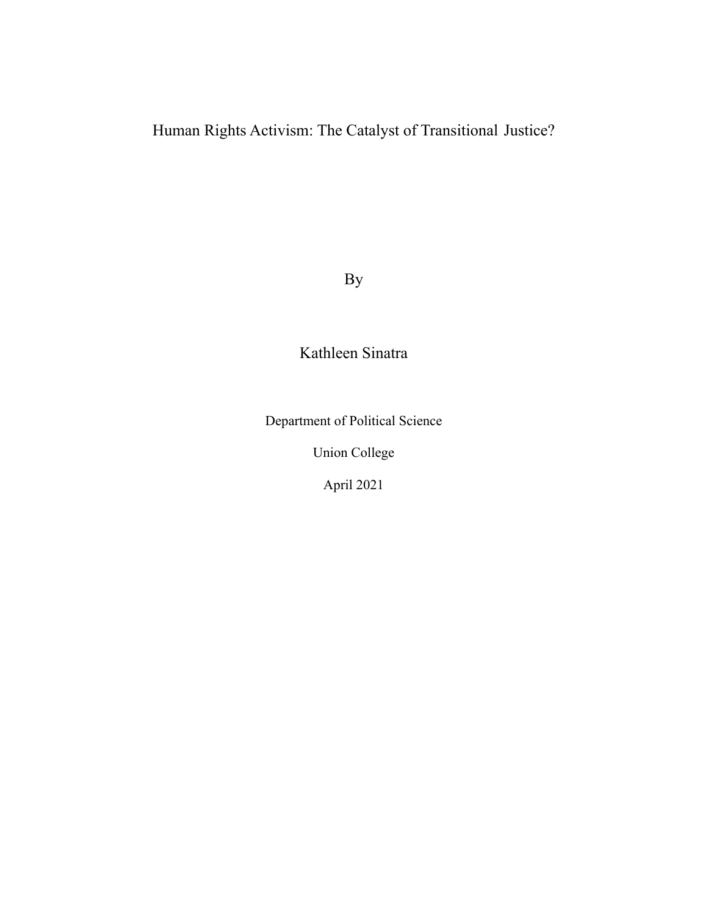# Human Rights Activism: The Catalyst of Transitional Justice?

By

Kathleen Sinatra

Department of Political Science

Union College

April 2021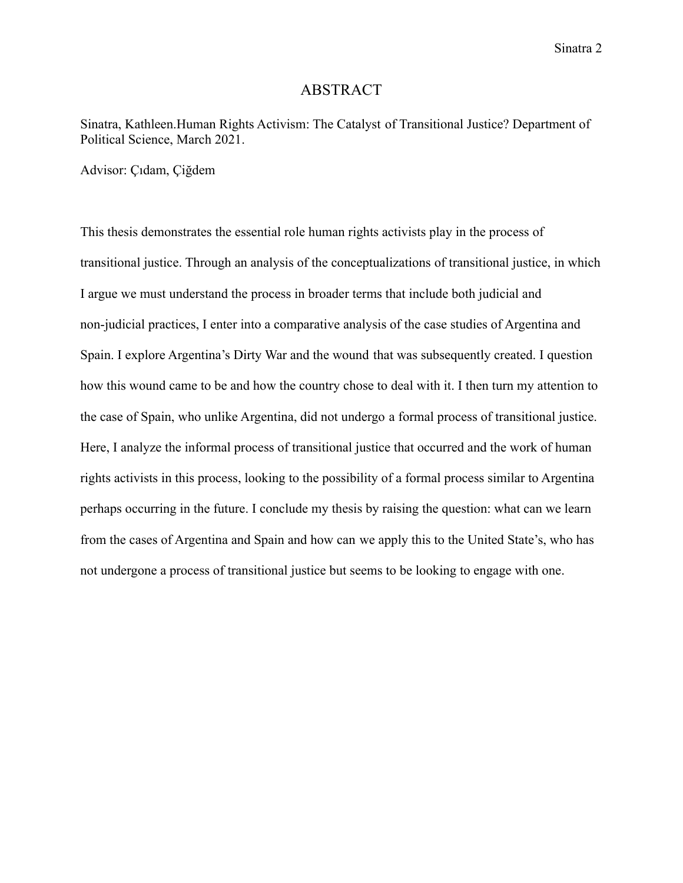# ABSTRACT

Sinatra, Kathleen.Human Rights Activism: The Catalyst of Transitional Justice? Department of Political Science, March 2021.

Advisor: Çıdam, Çiğdem

This thesis demonstrates the essential role human rights activists play in the process of transitional justice. Through an analysis of the conceptualizations of transitional justice, in which I argue we must understand the process in broader terms that include both judicial and non-judicial practices, I enter into a comparative analysis of the case studies of Argentina and Spain. I explore Argentina's Dirty War and the wound that was subsequently created. I question how this wound came to be and how the country chose to deal with it. I then turn my attention to the case of Spain, who unlike Argentina, did not undergo a formal process of transitional justice. Here, I analyze the informal process of transitional justice that occurred and the work of human rights activists in this process, looking to the possibility of a formal process similar to Argentina perhaps occurring in the future. I conclude my thesis by raising the question: what can we learn from the cases of Argentina and Spain and how can we apply this to the United State's, who has not undergone a process of transitional justice but seems to be looking to engage with one.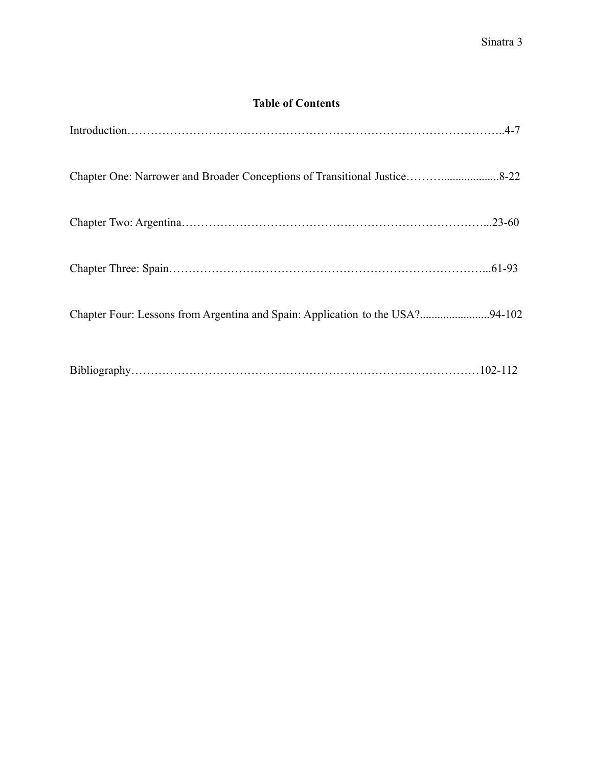## Table of Contents

Introduction…………………………………………………………………………………..4-7

Chapter One: Narrower and Broader Conceptions of Transitional Justice……….....................8-22

Chapter Two: Argentina…………………………………………………………………...23-60

Chapter Three: Spain………………………………………………………………………...61-93

Chapter Four: Lessons from Argentina and Spain: Application to the USA?........................94-102

Bibliography………………………………………………………………………………102-112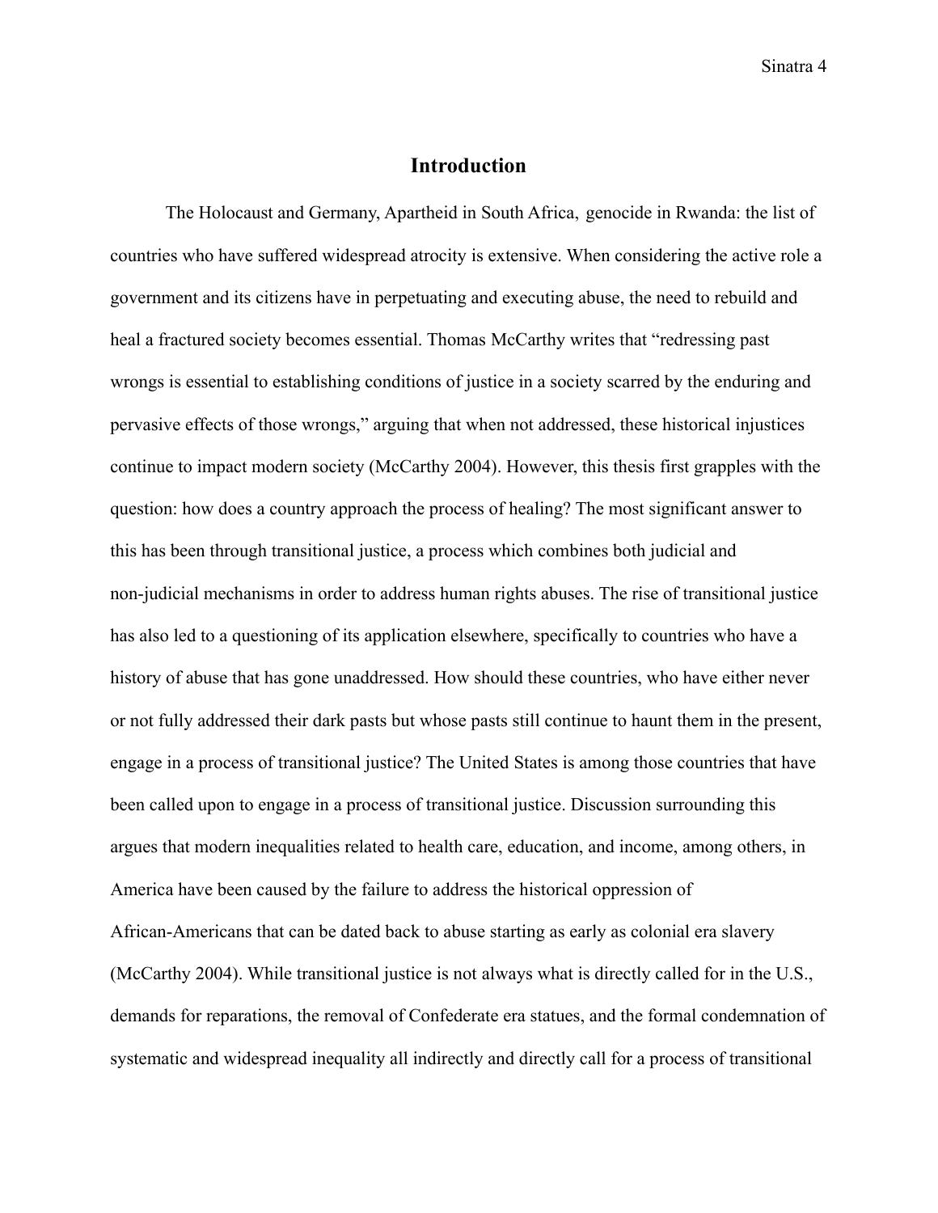## Introduction

The Holocaust and Germany, Apartheid in South Africa, genocide in Rwanda: the list of countries who have suffered widespread atrocity is extensive. When considering the active role a government and its citizens have in perpetuating and executing abuse, the need to rebuild and heal a fractured society becomes essential. Thomas McCarthy writes that "redressing past wrongs is essential to establishing conditions of justice in a society scarred by the enduring and pervasive effects of those wrongs," arguing that when not addressed, these historical injustices continue to impact modern society (McCarthy 2004). However, this thesis first grapples with the question: how does a country approach the process of healing? The most significant answer to this has been through transitional justice, a process which combines both judicial and non-judicial mechanisms in order to address human rights abuses. The rise of transitional justice has also led to a questioning of its application elsewhere, specifically to countries who have a history of abuse that has gone unaddressed. How should these countries, who have either never or not fully addressed their dark pasts but whose pasts still continue to haunt them in the present, engage in a process of transitional justice? The United States is among those countries that have been called upon to engage in a process of transitional justice. Discussion surrounding this argues that modern inequalities related to health care, education, and income, among others, in America have been caused by the failure to address the historical oppression of African-Americans that can be dated back to abuse starting as early as colonial era slavery (McCarthy 2004). While transitional justice is not always what is directly called for in the U.S., demands for reparations, the removal of Confederate era statues, and the formal condemnation of systematic and widespread inequality all indirectly and directly call for a process of transitional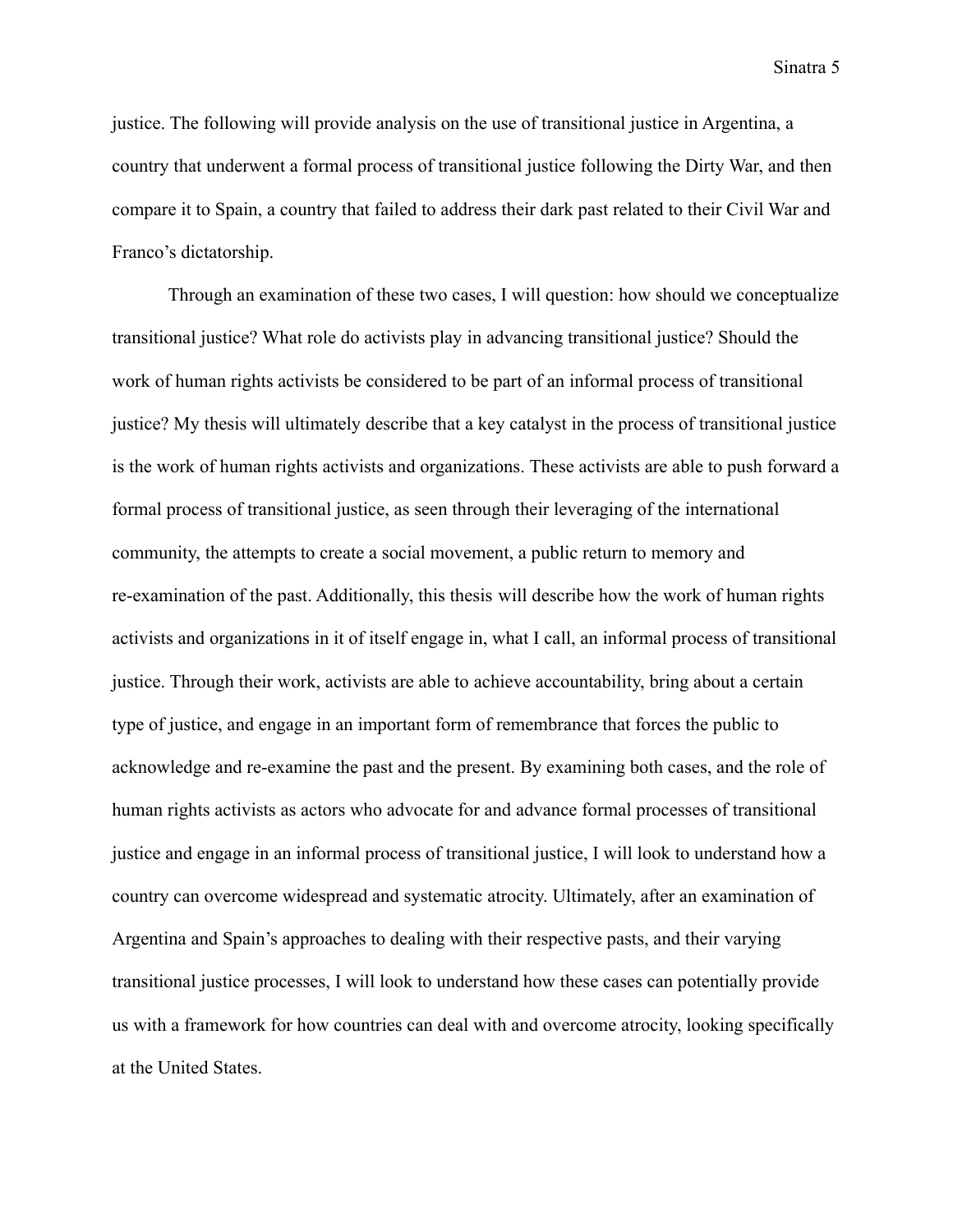justice. The following will provide analysis on the use of transitional justice in Argentina, a country that underwent a formal process of transitional justice following the Dirty War, and then compare it to Spain, a country that failed to address their dark past related to their Civil War and Franco's dictatorship.

Through an examination of these two cases, I will question: how should we conceptualize transitional justice? What role do activists play in advancing transitional justice? Should the work of human rights activists be considered to be part of an informal process of transitional justice? My thesis will ultimately describe that a key catalyst in the process of transitional justice is the work of human rights activists and organizations. These activists are able to push forward a formal process of transitional justice, as seen through their leveraging of the international community, the attempts to create a social movement, a public return to memory and re-examination of the past. Additionally, this thesis will describe how the work of human rights activists and organizations in it of itself engage in, what I call, an informal process of transitional justice. Through their work, activists are able to achieve accountability, bring about a certain type of justice, and engage in an important form of remembrance that forces the public to acknowledge and re-examine the past and the present. By examining both cases, and the role of human rights activists as actors who advocate for and advance formal processes of transitional justice and engage in an informal process of transitional justice, I will look to understand how a country can overcome widespread and systematic atrocity. Ultimately, after an examination of Argentina and Spain's approaches to dealing with their respective pasts, and their varying transitional justice processes, I will look to understand how these cases can potentially provide us with a framework for how countries can deal with and overcome atrocity, looking specifically at the United States.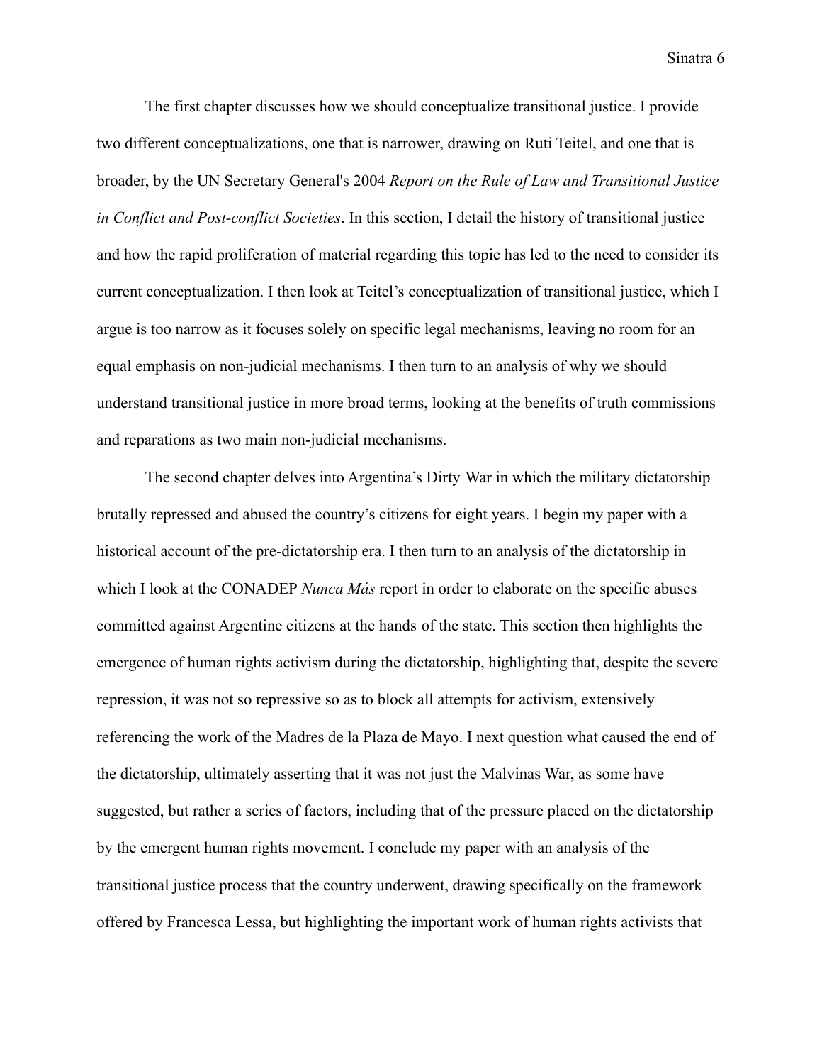The first chapter discusses how we should conceptualize transitional justice. I provide two different conceptualizations, one that is narrower, drawing on Ruti Teitel, and one that is broader, by the UN Secretary General's 2004 *Report on the Rule of Law and Transitional Justice in Conflict and Post-conflict Societies*. In this section, I detail the history of transitional justice and how the rapid proliferation of material regarding this topic has led to the need to consider its current conceptualization. I then look at Teitel's conceptualization of transitional justice, which I argue is too narrow as it focuses solely on specific legal mechanisms, leaving no room for an equal emphasis on non-judicial mechanisms. I then turn to an analysis of why we should understand transitional justice in more broad terms, looking at the benefits of truth commissions and reparations as two main non-judicial mechanisms.

The second chapter delves into Argentina's Dirty War in which the military dictatorship brutally repressed and abused the country's citizens for eight years. I begin my paper with a historical account of the pre-dictatorship era. I then turn to an analysis of the dictatorship in which I look at the CONADEP *Nunca Más* report in order to elaborate on the specific abuses committed against Argentine citizens at the hands of the state. This section then highlights the emergence of human rights activism during the dictatorship, highlighting that, despite the severe repression, it was not so repressive so as to block all attempts for activism, extensively referencing the work of the Madres de la Plaza de Mayo. I next question what caused the end of the dictatorship, ultimately asserting that it was not just the Malvinas War, as some have suggested, but rather a series of factors, including that of the pressure placed on the dictatorship by the emergent human rights movement. I conclude my paper with an analysis of the transitional justice process that the country underwent, drawing specifically on the framework offered by Francesca Lessa, but highlighting the important work of human rights activists that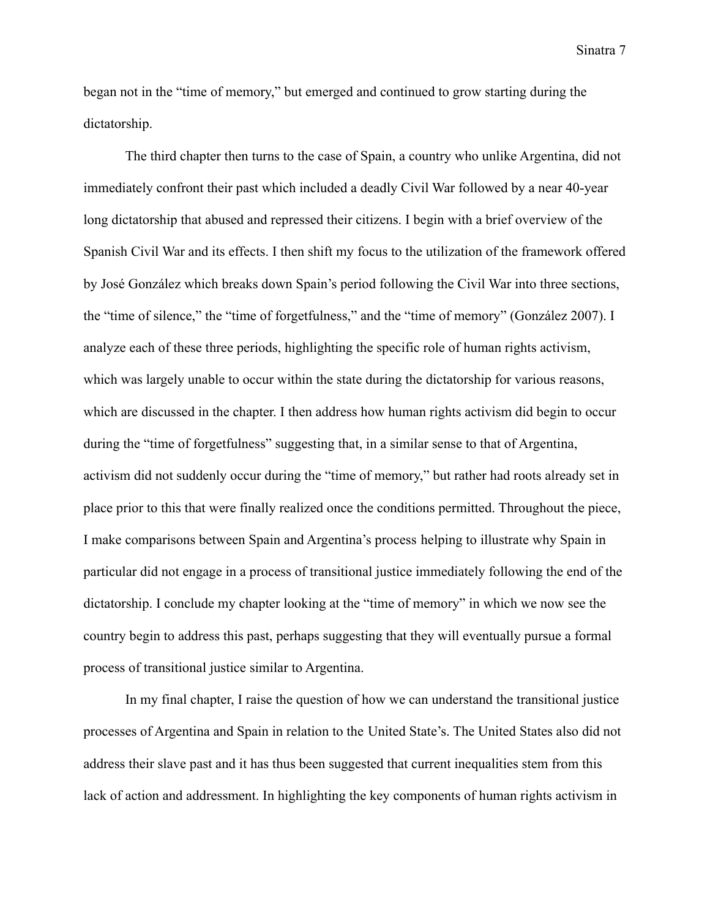began not in the "time of memory," but emerged and continued to grow starting during the dictatorship.

The third chapter then turns to the case of Spain, a country who unlike Argentina, did not immediately confront their past which included a deadly Civil War followed by a near 40-year long dictatorship that abused and repressed their citizens. I begin with a brief overview of the Spanish Civil War and its effects. I then shift my focus to the utilization of the framework offered by José González which breaks down Spain's period following the Civil War into three sections, the "time of silence," the "time of forgetfulness," and the "time of memory" (González 2007). I analyze each of these three periods, highlighting the specific role of human rights activism, which was largely unable to occur within the state during the dictatorship for various reasons, which are discussed in the chapter. I then address how human rights activism did begin to occur during the "time of forgetfulness" suggesting that, in a similar sense to that of Argentina, activism did not suddenly occur during the "time of memory," but rather had roots already set in place prior to this that were finally realized once the conditions permitted. Throughout the piece, I make comparisons between Spain and Argentina's process helping to illustrate why Spain in particular did not engage in a process of transitional justice immediately following the end of the dictatorship. I conclude my chapter looking at the "time of memory" in which we now see the country begin to address this past, perhaps suggesting that they will eventually pursue a formal process of transitional justice similar to Argentina.

In my final chapter, I raise the question of how we can understand the transitional justice processes of Argentina and Spain in relation to the United State's. The United States also did not address their slave past and it has thus been suggested that current inequalities stem from this lack of action and addressment. In highlighting the key components of human rights activism in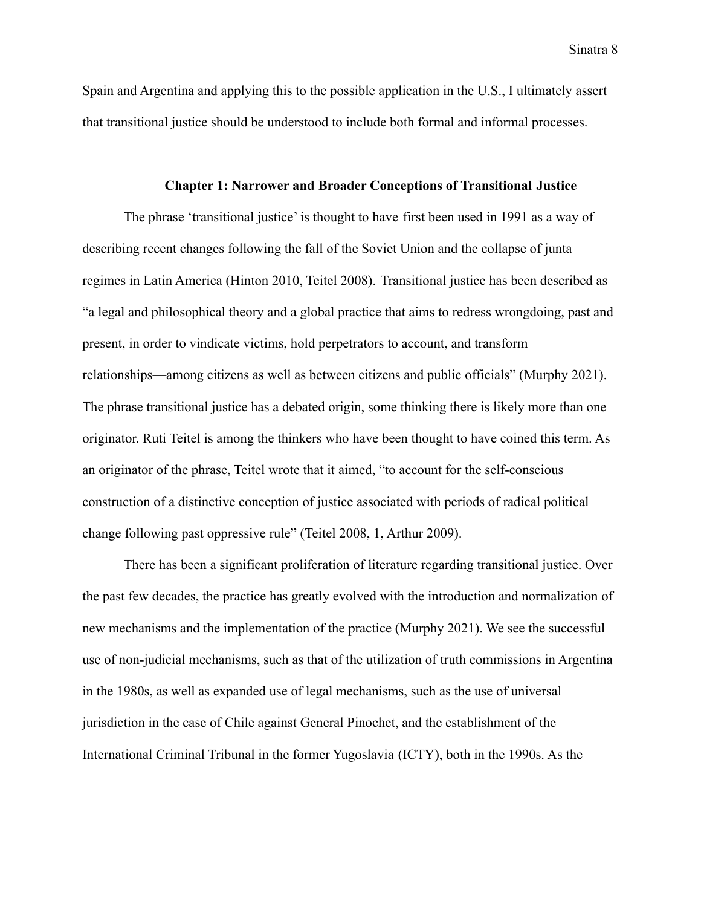Spain and Argentina and applying this to the possible application in the U.S., I ultimately assert that transitional justice should be understood to include both formal and informal processes.

## Chapter 1: Narrower and Broader Conceptions of Transitional Justice

The phrase 'transitional justice' is thought to have first been used in 1991 as a way of describing recent changes following the fall of the Soviet Union and the collapse of junta regimes in Latin America (Hinton 2010, Teitel 2008). Transitional justice has been described as "a legal and philosophical theory and a global practice that aims to redress wrongdoing, past and present, in order to vindicate victims, hold perpetrators to account, and transform relationships—among citizens as well as between citizens and public officials" (Murphy 2021). The phrase transitional justice has a debated origin, some thinking there is likely more than one originator. Ruti Teitel is among the thinkers who have been thought to have coined this term. As an originator of the phrase, Teitel wrote that it aimed, "to account for the self-conscious construction of a distinctive conception of justice associated with periods of radical political change following past oppressive rule" (Teitel 2008, 1, Arthur 2009).

There has been a significant proliferation of literature regarding transitional justice. Over the past few decades, the practice has greatly evolved with the introduction and normalization of new mechanisms and the implementation of the practice (Murphy 2021). We see the successful use of non-judicial mechanisms, such as that of the utilization of truth commissions in Argentina in the 1980s, as well as expanded use of legal mechanisms, such as the use of universal jurisdiction in the case of Chile against General Pinochet, and the establishment of the International Criminal Tribunal in the former Yugoslavia (ICTY), both in the 1990s. As the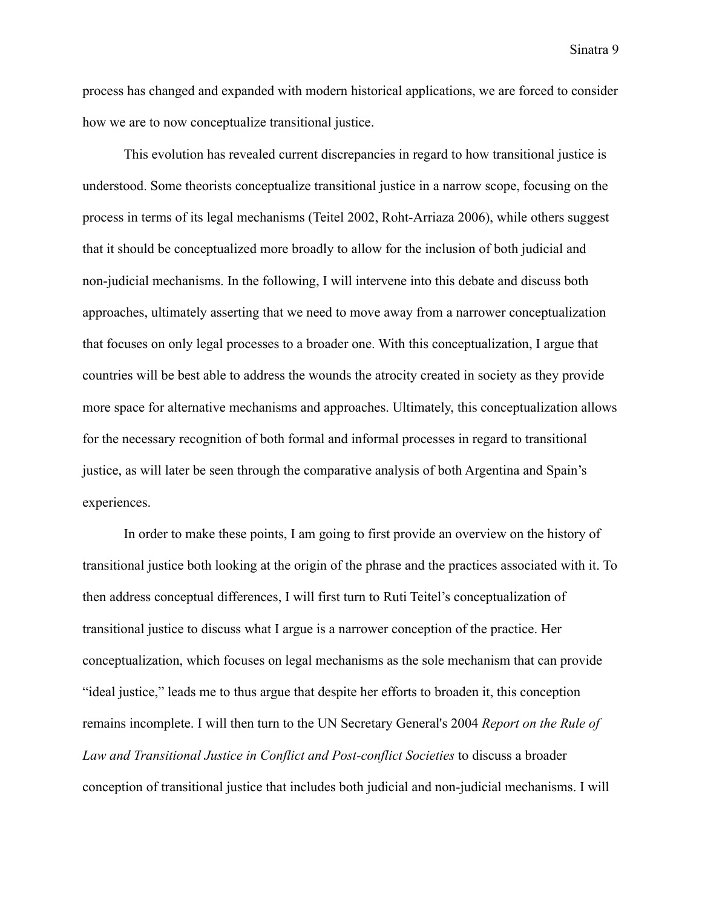process has changed and expanded with modern historical applications, we are forced to consider how we are to now conceptualize transitional justice.

This evolution has revealed current discrepancies in regard to how transitional justice is understood. Some theorists conceptualize transitional justice in a narrow scope, focusing on the process in terms of its legal mechanisms (Teitel 2002, Roht-Arriaza 2006), while others suggest that it should be conceptualized more broadly to allow for the inclusion of both judicial and non-judicial mechanisms. In the following, I will intervene into this debate and discuss both approaches, ultimately asserting that we need to move away from a narrower conceptualization that focuses on only legal processes to a broader one. With this conceptualization, I argue that countries will be best able to address the wounds the atrocity created in society as they provide more space for alternative mechanisms and approaches. Ultimately, this conceptualization allows for the necessary recognition of both formal and informal processes in regard to transitional justice, as will later be seen through the comparative analysis of both Argentina and Spain's experiences.

In order to make these points, I am going to first provide an overview on the history of transitional justice both looking at the origin of the phrase and the practices associated with it. To then address conceptual differences, I will first turn to Ruti Teitel's conceptualization of transitional justice to discuss what I argue is a narrower conception of the practice. Her conceptualization, which focuses on legal mechanisms as the sole mechanism that can provide "ideal justice," leads me to thus argue that despite her efforts to broaden it, this conception remains incomplete. I will then turn to the UN Secretary General's 2004 *Report on the Rule of Law and Transitional Justice in Conflict and Post-conflict Societies* to discuss a broader conception of transitional justice that includes both judicial and non-judicial mechanisms. I will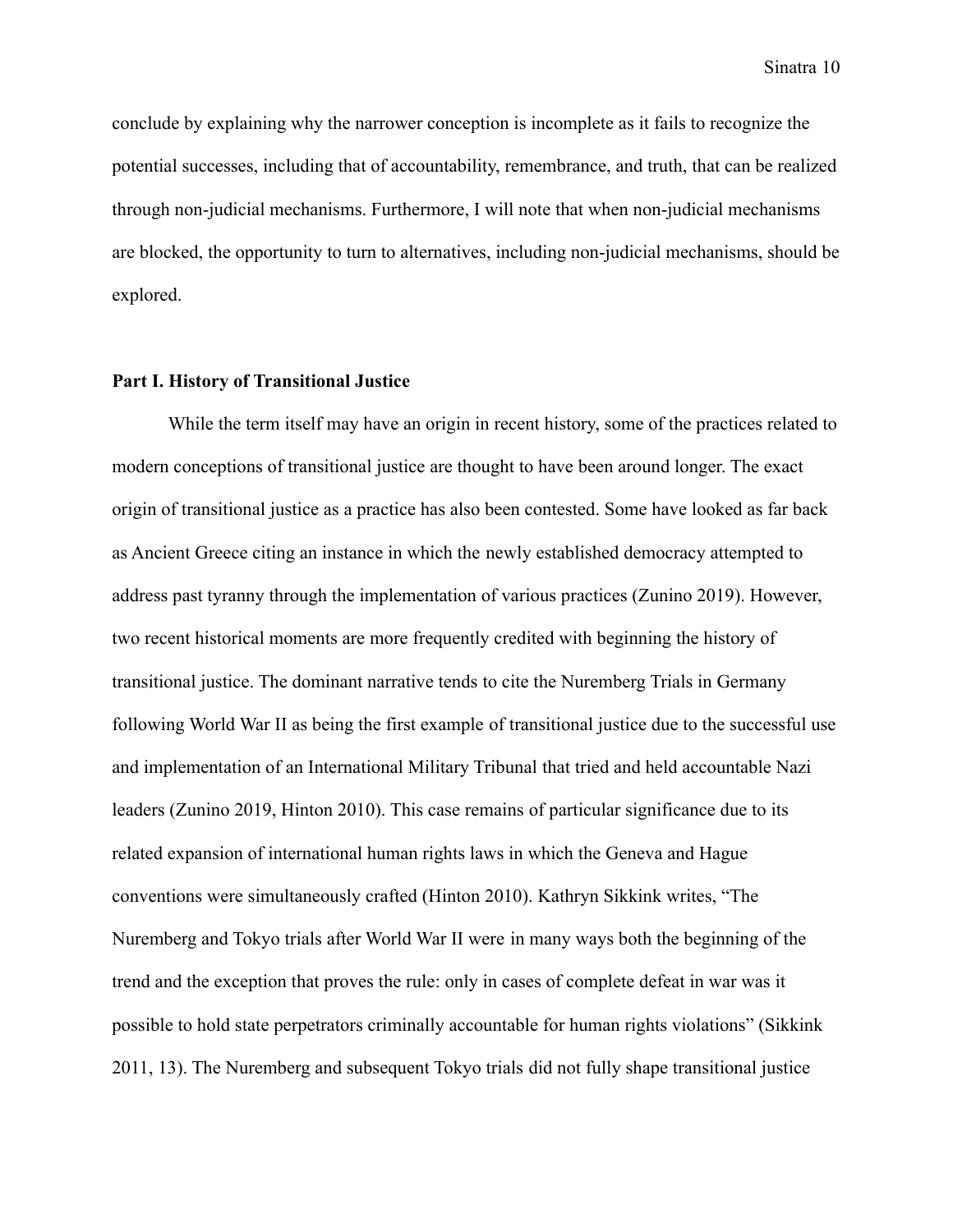conclude by explaining why the narrower conception is incomplete as it fails to recognize the potential successes, including that of accountability, remembrance, and truth, that can be realized through non-judicial mechanisms. Furthermore, I will note that when non-judicial mechanisms are blocked, the opportunity to turn to alternatives, including non-judicial mechanisms, should be explored.

**Part I. History of Transitional Justice**

While the term itself may have an origin in recent history, some of the practices related to modern conceptions of transitional justice are thought to have been around longer. The exact origin of transitional justice as a practice has also been contested. Some have looked as far back as Ancient Greece citing an instance in which the newly established democracy attempted to address past tyranny through the implementation of various practices (Zunino 2019). However, two recent historical moments are more frequently credited with beginning the history of transitional justice. The dominant narrative tends to cite the Nuremberg Trials in Germany following World War II as being the first example of transitional justice due to the successful use and implementation of an International Military Tribunal that tried and held accountable Nazi leaders (Zunino 2019, Hinton 2010). This case remains of particular significance due to its related expansion of international human rights laws in which the Geneva and Hague conventions were simultaneously crafted (Hinton 2010). Kathryn Sikkink writes, "The Nuremberg and Tokyo trials after World War II were in many ways both the beginning of the trend and the exception that proves the rule: only in cases of complete defeat in war was it possible to hold state perpetrators criminally accountable for human rights violations" (Sikkink 2011, 13). The Nuremberg and subsequent Tokyo trials did not fully shape transitional justice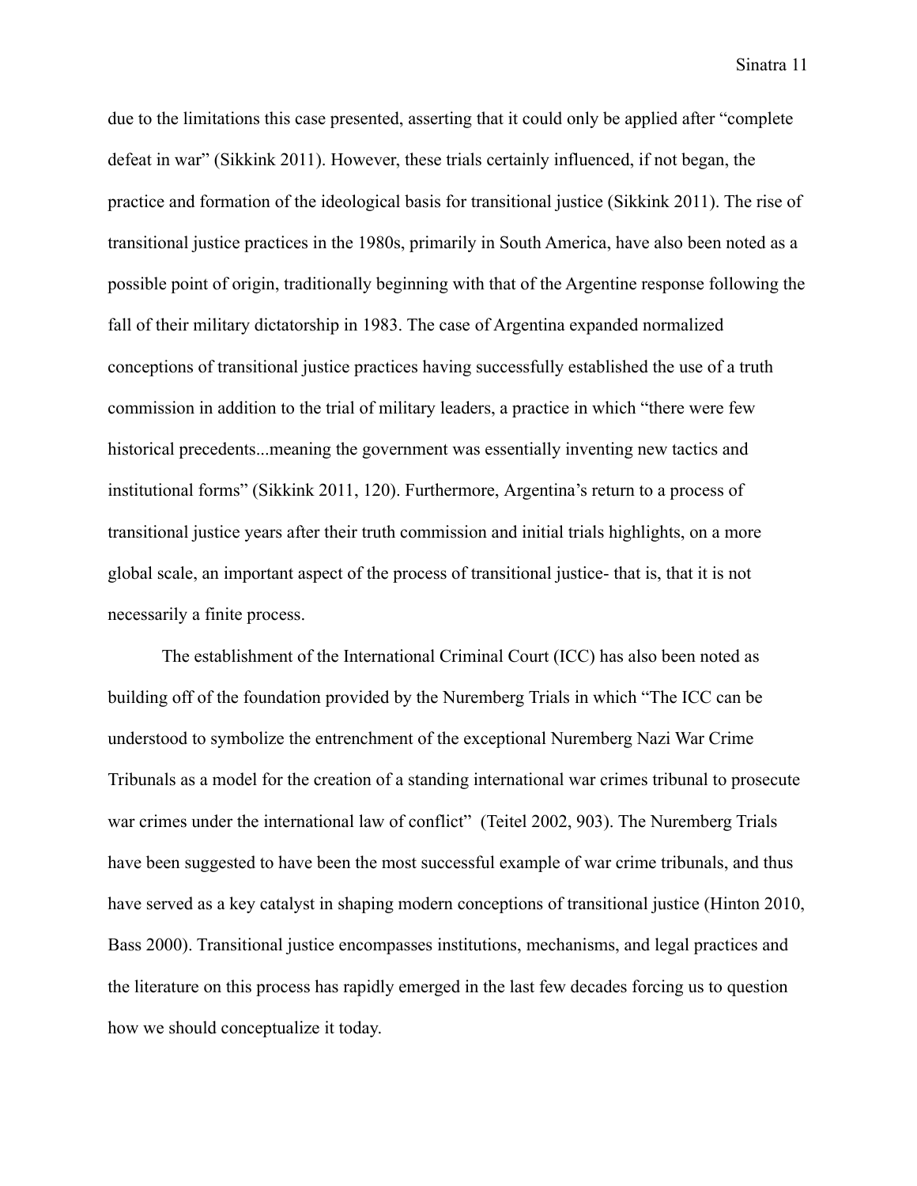due to the limitations this case presented, asserting that it could only be applied after "complete defeat in war" (Sikkink 2011). However, these trials certainly influenced, if not began, the practice and formation of the ideological basis for transitional justice (Sikkink 2011). The rise of transitional justice practices in the 1980s, primarily in South America, have also been noted as a possible point of origin, traditionally beginning with that of the Argentine response following the fall of their military dictatorship in 1983. The case of Argentina expanded normalized conceptions of transitional justice practices having successfully established the use of a truth commission in addition to the trial of military leaders, a practice in which "there were few historical precedents...meaning the government was essentially inventing new tactics and institutional forms" (Sikkink 2011, 120). Furthermore, Argentina's return to a process of transitional justice years after their truth commission and initial trials highlights, on a more global scale, an important aspect of the process of transitional justice- that is, that it is not necessarily a finite process.

The establishment of the International Criminal Court (ICC) has also been noted as building off of the foundation provided by the Nuremberg Trials in which "The ICC can be understood to symbolize the entrenchment of the exceptional Nuremberg Nazi War Crime Tribunals as a model for the creation of a standing international war crimes tribunal to prosecute war crimes under the international law of conflict" (Teitel 2002, 903). The Nuremberg Trials have been suggested to have been the most successful example of war crime tribunals, and thus have served as a key catalyst in shaping modern conceptions of transitional justice (Hinton 2010, Bass 2000). Transitional justice encompasses institutions, mechanisms, and legal practices and the literature on this process has rapidly emerged in the last few decades forcing us to question how we should conceptualize it today.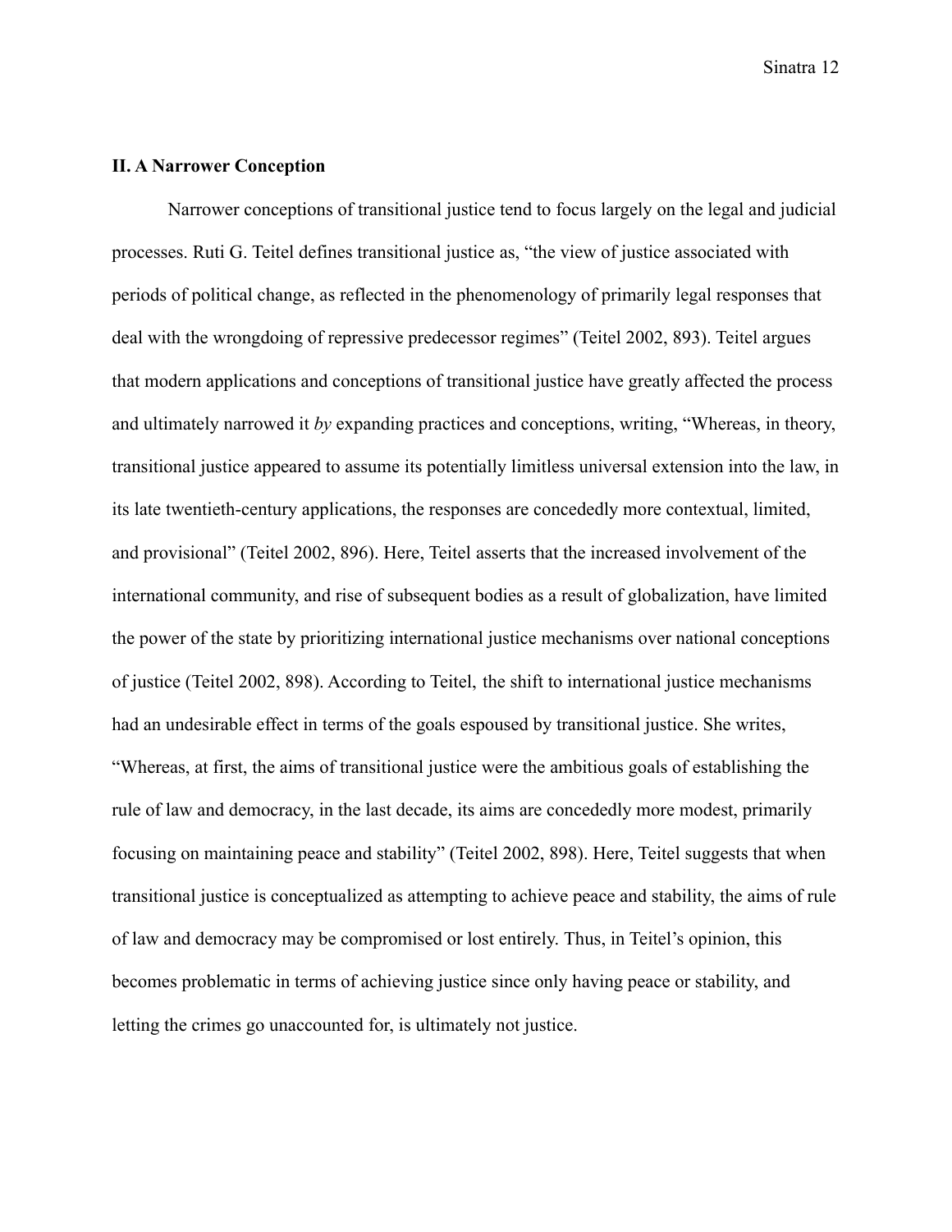## II. A Narrower Conception

Narrower conceptions of transitional justice tend to focus largely on the legal and judicial processes. Ruti G. Teitel defines transitional justice as, "the view of justice associated with periods of political change, as reflected in the phenomenology of primarily legal responses that deal with the wrongdoing of repressive predecessor regimes" (Teitel 2002, 893). Teitel argues that modern applications and conceptions of transitional justice have greatly affected the process and ultimately narrowed it *by* expanding practices and conceptions, writing, "Whereas, in theory, transitional justice appeared to assume its potentially limitless universal extension into the law, in its late twentieth-century applications, the responses are concededly more contextual, limited, and provisional" (Teitel 2002, 896). Here, Teitel asserts that the increased involvement of the international community, and rise of subsequent bodies as a result of globalization, have limited the power of the state by prioritizing international justice mechanisms over national conceptions of justice (Teitel 2002, 898). According to Teitel, the shift to international justice mechanisms had an undesirable effect in terms of the goals espoused by transitional justice. She writes, "Whereas, at first, the aims of transitional justice were the ambitious goals of establishing the rule of law and democracy, in the last decade, its aims are concededly more modest, primarily focusing on maintaining peace and stability" (Teitel 2002, 898). Here, Teitel suggests that when transitional justice is conceptualized as attempting to achieve peace and stability, the aims of rule of law and democracy may be compromised or lost entirely. Thus, in Teitel's opinion, this becomes problematic in terms of achieving justice since only having peace or stability, and letting the crimes go unaccounted for, is ultimately not justice.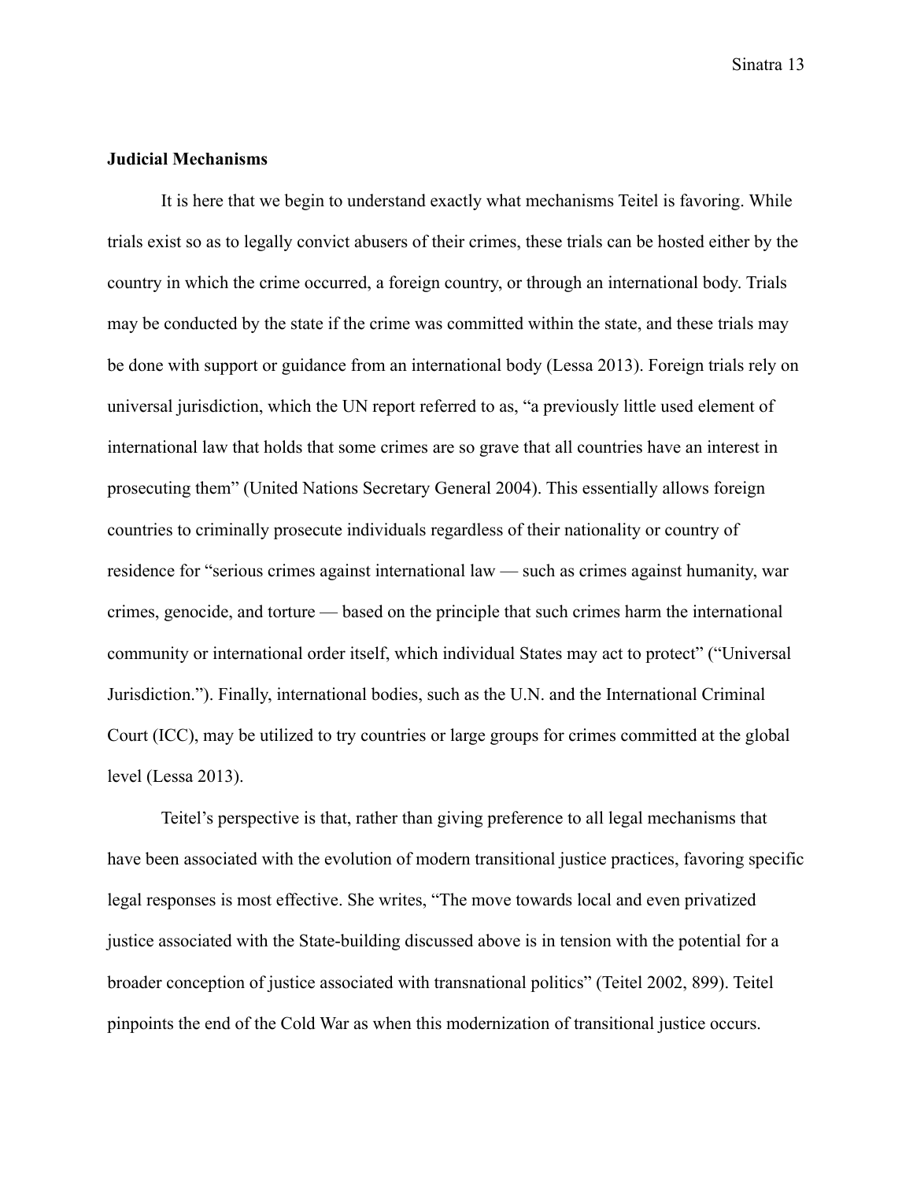**Judicial Mechanisms**

It is here that we begin to understand exactly what mechanisms Teitel is favoring. While trials exist so as to legally convict abusers of their crimes, these trials can be hosted either by the country in which the crime occurred, a foreign country, or through an international body. Trials may be conducted by the state if the crime was committed within the state, and these trials may be done with support or guidance from an international body (Lessa 2013). Foreign trials rely on universal jurisdiction, which the UN report referred to as, "a previously little used element of international law that holds that some crimes are so grave that all countries have an interest in prosecuting them" (United Nations Secretary General 2004). This essentially allows foreign countries to criminally prosecute individuals regardless of their nationality or country of residence for "serious crimes against international law — such as crimes against humanity, war crimes, genocide, and torture — based on the principle that such crimes harm the international community or international order itself, which individual States may act to protect" ("Universal Jurisdiction."). Finally, international bodies, such as the U.N. and the International Criminal Court (ICC), may be utilized to try countries or large groups for crimes committed at the global level (Lessa 2013).

Teitel's perspective is that, rather than giving preference to all legal mechanisms that have been associated with the evolution of modern transitional justice practices, favoring specific legal responses is most effective. She writes, "The move towards local and even privatized justice associated with the State-building discussed above is in tension with the potential for a broader conception of justice associated with transnational politics" (Teitel 2002, 899). Teitel pinpoints the end of the Cold War as when this modernization of transitional justice occurs.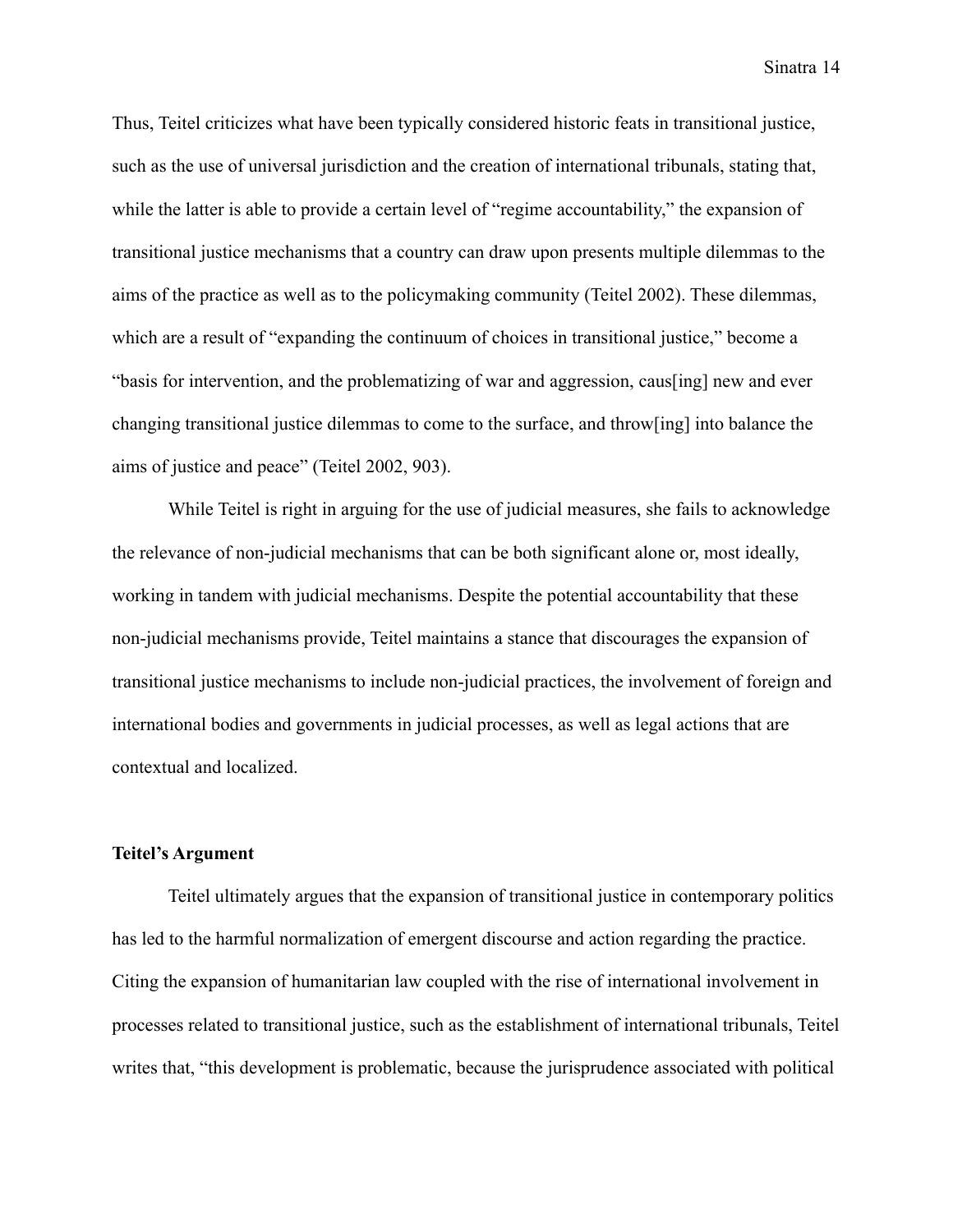Thus, Teitel criticizes what have been typically considered historic feats in transitional justice, such as the use of universal jurisdiction and the creation of international tribunals, stating that, while the latter is able to provide a certain level of "regime accountability," the expansion of transitional justice mechanisms that a country can draw upon presents multiple dilemmas to the aims of the practice as well as to the policymaking community (Teitel 2002). These dilemmas, which are a result of "expanding the continuum of choices in transitional justice," become a "basis for intervention, and the problematizing of war and aggression, caus[ing] new and ever changing transitional justice dilemmas to come to the surface, and throw[ing] into balance the aims of justice and peace" (Teitel 2002, 903).

While Teitel is right in arguing for the use of judicial measures, she fails to acknowledge the relevance of non-judicial mechanisms that can be both significant alone or, most ideally, working in tandem with judicial mechanisms. Despite the potential accountability that these non-judicial mechanisms provide, Teitel maintains a stance that discourages the expansion of transitional justice mechanisms to include non-judicial practices, the involvement of foreign and international bodies and governments in judicial processes, as well as legal actions that are contextual and localized.

**Teitel's Argument**

Teitel ultimately argues that the expansion of transitional justice in contemporary politics has led to the harmful normalization of emergent discourse and action regarding the practice. Citing the expansion of humanitarian law coupled with the rise of international involvement in processes related to transitional justice, such as the establishment of international tribunals, Teitel writes that, "this development is problematic, because the jurisprudence associated with political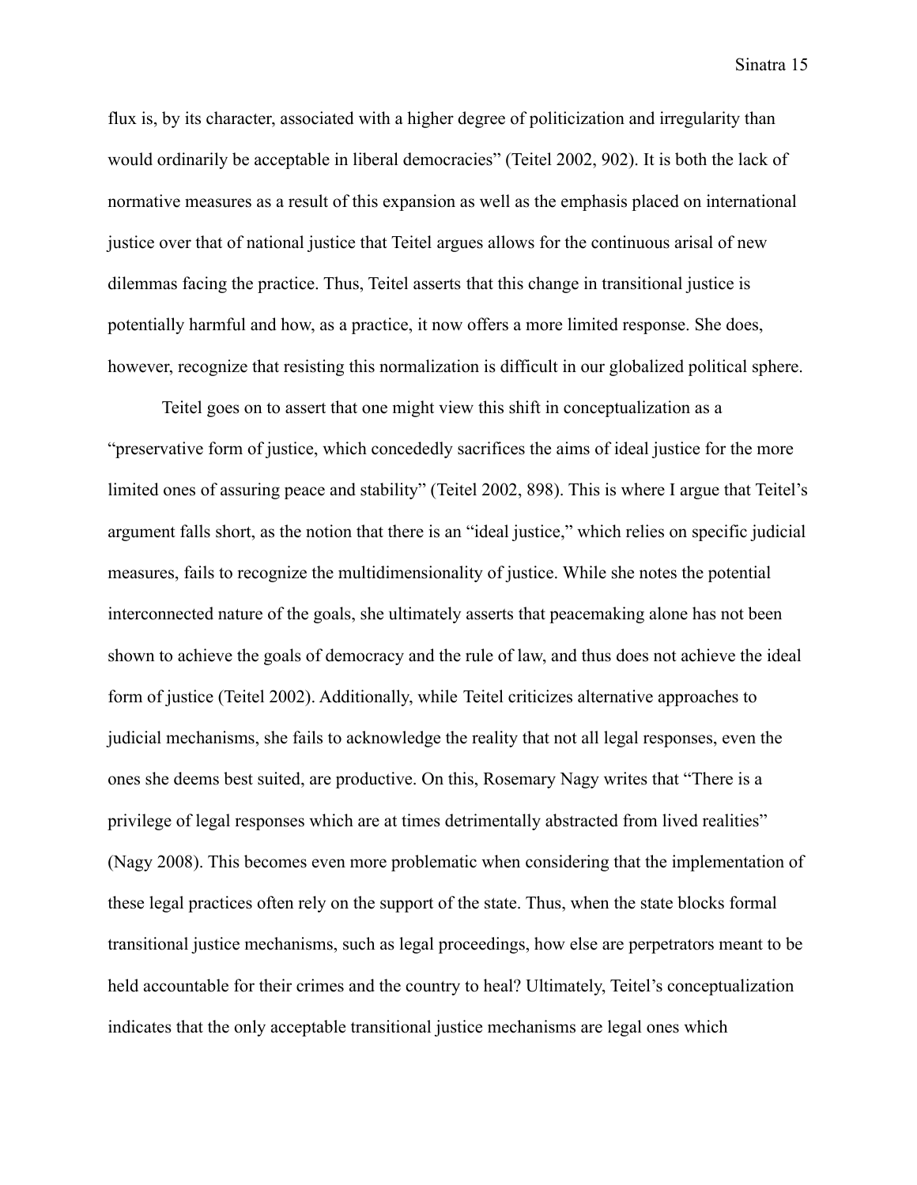flux is, by its character, associated with a higher degree of politicization and irregularity than would ordinarily be acceptable in liberal democracies" (Teitel 2002, 902). It is both the lack of normative measures as a result of this expansion as well as the emphasis placed on international justice over that of national justice that Teitel argues allows for the continuous arisal of new dilemmas facing the practice. Thus, Teitel asserts that this change in transitional justice is potentially harmful and how, as a practice, it now offers a more limited response. She does, however, recognize that resisting this normalization is difficult in our globalized political sphere.

Teitel goes on to assert that one might view this shift in conceptualization as a "preservative form of justice, which concededly sacrifices the aims of ideal justice for the more limited ones of assuring peace and stability" (Teitel 2002, 898). This is where I argue that Teitel's argument falls short, as the notion that there is an "ideal justice," which relies on specific judicial measures, fails to recognize the multidimensionality of justice. While she notes the potential interconnected nature of the goals, she ultimately asserts that peacemaking alone has not been shown to achieve the goals of democracy and the rule of law, and thus does not achieve the ideal form of justice (Teitel 2002). Additionally, while Teitel criticizes alternative approaches to judicial mechanisms, she fails to acknowledge the reality that not all legal responses, even the ones she deems best suited, are productive. On this, Rosemary Nagy writes that "There is a privilege of legal responses which are at times detrimentally abstracted from lived realities" (Nagy 2008). This becomes even more problematic when considering that the implementation of these legal practices often rely on the support of the state. Thus, when the state blocks formal transitional justice mechanisms, such as legal proceedings, how else are perpetrators meant to be held accountable for their crimes and the country to heal? Ultimately, Teitel's conceptualization indicates that the only acceptable transitional justice mechanisms are legal ones which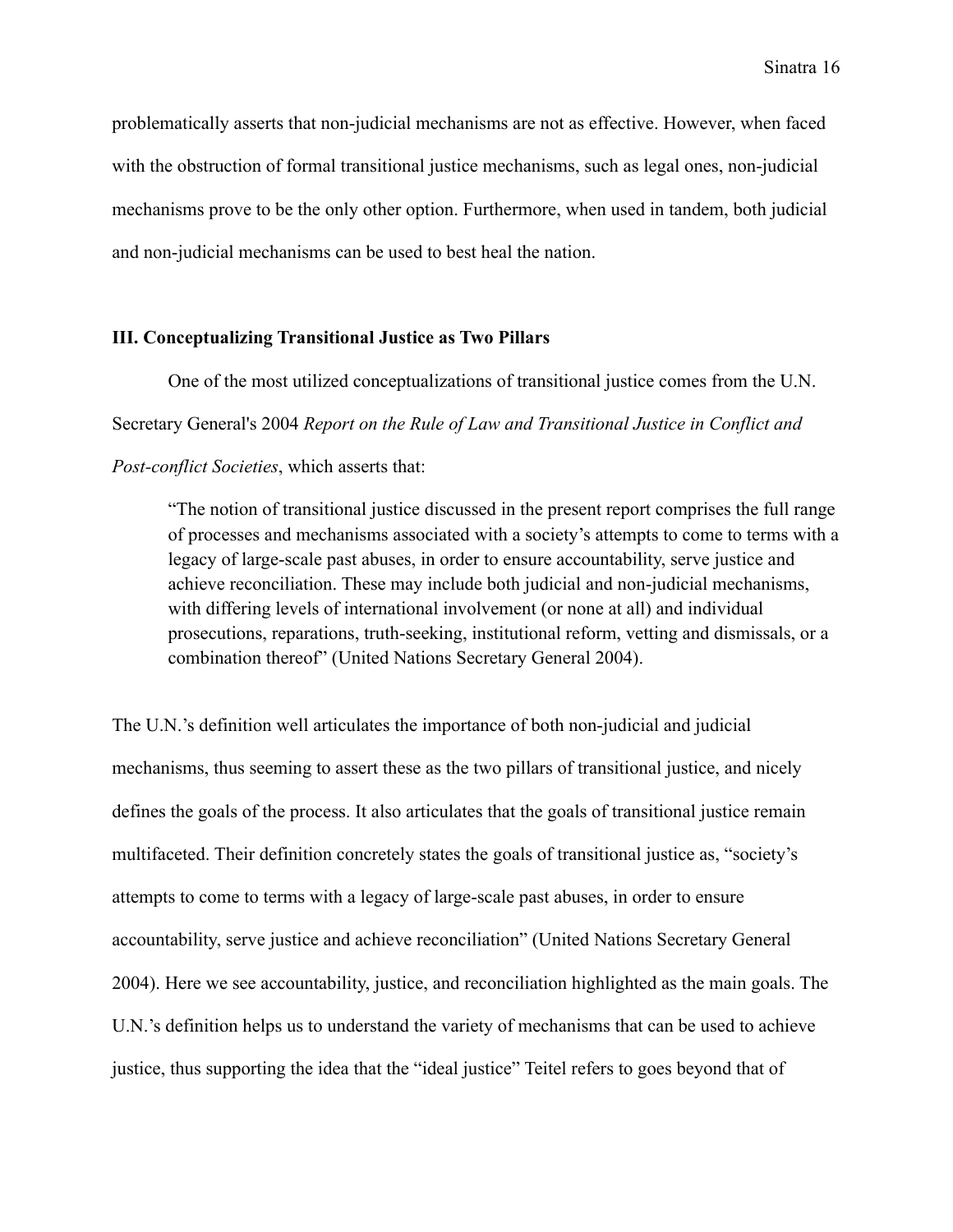problematically asserts that non-judicial mechanisms are not as effective. However, when faced with the obstruction of formal transitional justice mechanisms, such as legal ones, non-judicial mechanisms prove to be the only other option. Furthermore, when used in tandem, both judicial and non-judicial mechanisms can be used to best heal the nation.

### III. Conceptualizing Transitional Justice as Two Pillars

One of the most utilized conceptualizations of transitional justice comes from the U.N. Secretary General's 2004 *Report on the Rule of Law and Transitional Justice in Conflict and Post-conflict Societies*, which asserts that:

> "The notion of transitional justice discussed in the present report comprises the full range of processes and mechanisms associated with a society's attempts to come to terms with a legacy of large-scale past abuses, in order to ensure accountability, serve justice and achieve reconciliation. These may include both judicial and non-judicial mechanisms, with differing levels of international involvement (or none at all) and individual prosecutions, reparations, truth-seeking, institutional reform, vetting and dismissals, or a combination thereof" (United Nations Secretary General 2004).

The U.N.'s definition well articulates the importance of both non-judicial and judicial mechanisms, thus seeming to assert these as the two pillars of transitional justice, and nicely defines the goals of the process. It also articulates that the goals of transitional justice remain multifaceted. Their definition concretely states the goals of transitional justice as, "society's attempts to come to terms with a legacy of large-scale past abuses, in order to ensure accountability, serve justice and achieve reconciliation" (United Nations Secretary General 2004). Here we see accountability, justice, and reconciliation highlighted as the main goals. The U.N.'s definition helps us to understand the variety of mechanisms that can be used to achieve justice, thus supporting the idea that the "ideal justice" Teitel refers to goes beyond that of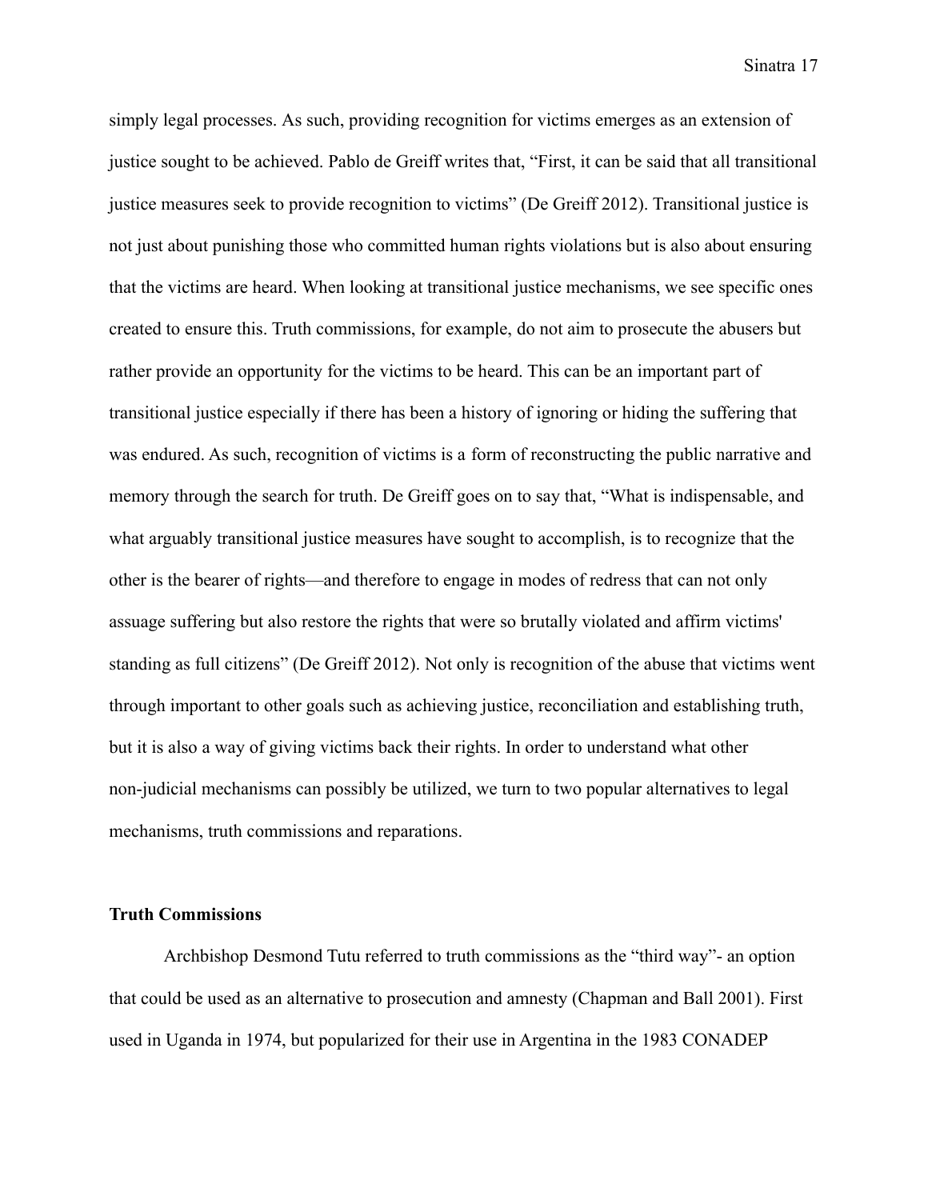simply legal processes. As such, providing recognition for victims emerges as an extension of justice sought to be achieved. Pablo de Greiff writes that, “First, it can be said that all transitional justice measures seek to provide recognition to victims” (De Greiff 2012). Transitional justice is not just about punishing those who committed human rights violations but is also about ensuring that the victims are heard. When looking at transitional justice mechanisms, we see specific ones created to ensure this. Truth commissions, for example, do not aim to prosecute the abusers but rather provide an opportunity for the victims to be heard. This can be an important part of transitional justice especially if there has been a history of ignoring or hiding the suffering that was endured. As such, recognition of victims is a form of reconstructing the public narrative and memory through the search for truth. De Greiff goes on to say that, “What is indispensable, and what arguably transitional justice measures have sought to accomplish, is to recognize that the other is the bearer of rights—and therefore to engage in modes of redress that can not only assuage suffering but also restore the rights that were so brutally violated and affirm victims' standing as full citizens” (De Greiff 2012). Not only is recognition of the abuse that victims went through important to other goals such as achieving justice, reconciliation and establishing truth, but it is also a way of giving victims back their rights. In order to understand what other non-judicial mechanisms can possibly be utilized, we turn to two popular alternatives to legal mechanisms, truth commissions and reparations.

**Truth Commissions**

Archbishop Desmond Tutu referred to truth commissions as the “third way”- an option that could be used as an alternative to prosecution and amnesty (Chapman and Ball 2001). First used in Uganda in 1974, but popularized for their use in Argentina in the 1983 CONADEP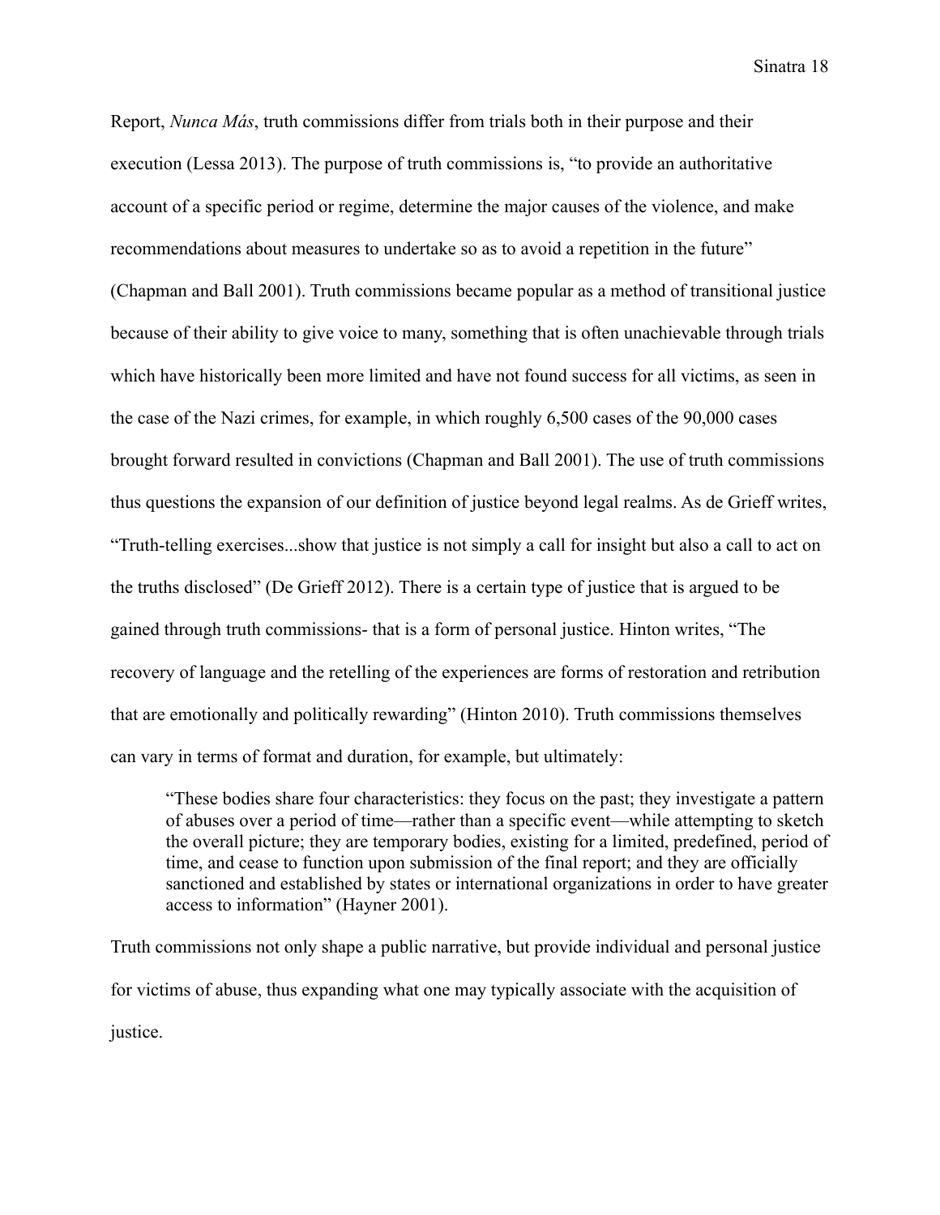Report, *Nunca Más*, truth commissions differ from trials both in their purpose and their execution (Lessa 2013). The purpose of truth commissions is, "to provide an authoritative account of a specific period or regime, determine the major causes of the violence, and make recommendations about measures to undertake so as to avoid a repetition in the future" (Chapman and Ball 2001). Truth commissions became popular as a method of transitional justice because of their ability to give voice to many, something that is often unachievable through trials which have historically been more limited and have not found success for all victims, as seen in the case of the Nazi crimes, for example, in which roughly 6,500 cases of the 90,000 cases brought forward resulted in convictions (Chapman and Ball 2001). The use of truth commissions thus questions the expansion of our definition of justice beyond legal realms. As de Grieff writes, "Truth-telling exercises...show that justice is not simply a call for insight but also a call to act on the truths disclosed" (De Grieff 2012). There is a certain type of justice that is argued to be gained through truth commissions- that is a form of personal justice. Hinton writes, "The recovery of language and the retelling of the experiences are forms of restoration and retribution that are emotionally and politically rewarding" (Hinton 2010). Truth commissions themselves can vary in terms of format and duration, for example, but ultimately:

> "These bodies share four characteristics: they focus on the past; they investigate a pattern of abuses over a period of time—rather than a specific event—while attempting to sketch the overall picture; they are temporary bodies, existing for a limited, predefined, period of time, and cease to function upon submission of the final report; and they are officially sanctioned and established by states or international organizations in order to have greater access to information" (Hayner 2001).

Truth commissions not only shape a public narrative, but provide individual and personal justice for victims of abuse, thus expanding what one may typically associate with the acquisition of justice.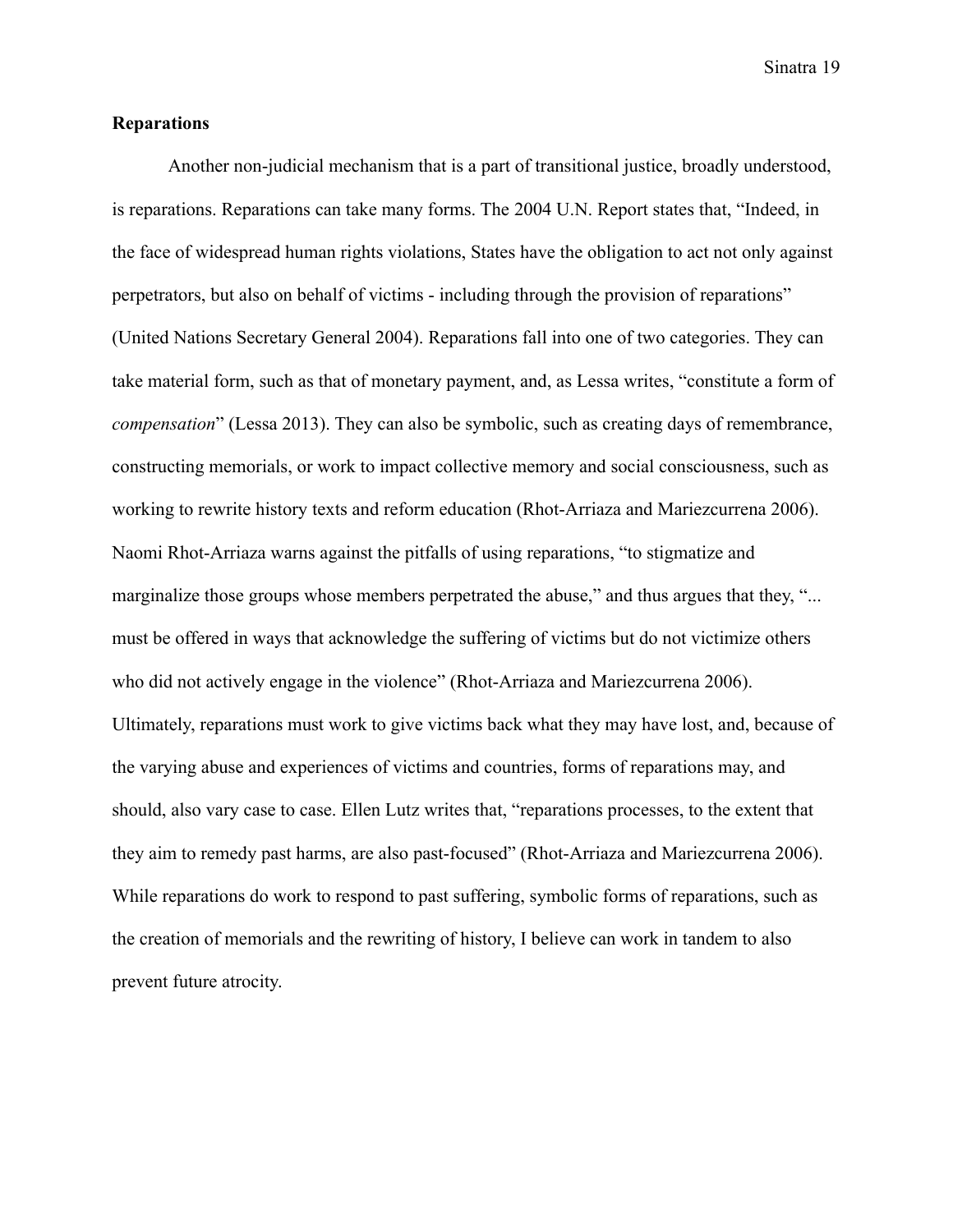**Reparations**

Another non-judicial mechanism that is a part of transitional justice, broadly understood, is reparations. Reparations can take many forms. The 2004 U.N. Report states that, "Indeed, in the face of widespread human rights violations, States have the obligation to act not only against perpetrators, but also on behalf of victims - including through the provision of reparations" (United Nations Secretary General 2004). Reparations fall into one of two categories. They can take material form, such as that of monetary payment, and, as Lessa writes, "constitute a form of *compensation*" (Lessa 2013). They can also be symbolic, such as creating days of remembrance, constructing memorials, or work to impact collective memory and social consciousness, such as working to rewrite history texts and reform education (Rhot-Arriaza and Mariezcurrena 2006). Naomi Rhot-Arriaza warns against the pitfalls of using reparations, "to stigmatize and marginalize those groups whose members perpetrated the abuse," and thus argues that they, "... must be offered in ways that acknowledge the suffering of victims but do not victimize others who did not actively engage in the violence" (Rhot-Arriaza and Mariezcurrena 2006). Ultimately, reparations must work to give victims back what they may have lost, and, because of the varying abuse and experiences of victims and countries, forms of reparations may, and should, also vary case to case. Ellen Lutz writes that, "reparations processes, to the extent that they aim to remedy past harms, are also past-focused" (Rhot-Arriaza and Mariezcurrena 2006). While reparations do work to respond to past suffering, symbolic forms of reparations, such as the creation of memorials and the rewriting of history, I believe can work in tandem to also prevent future atrocity.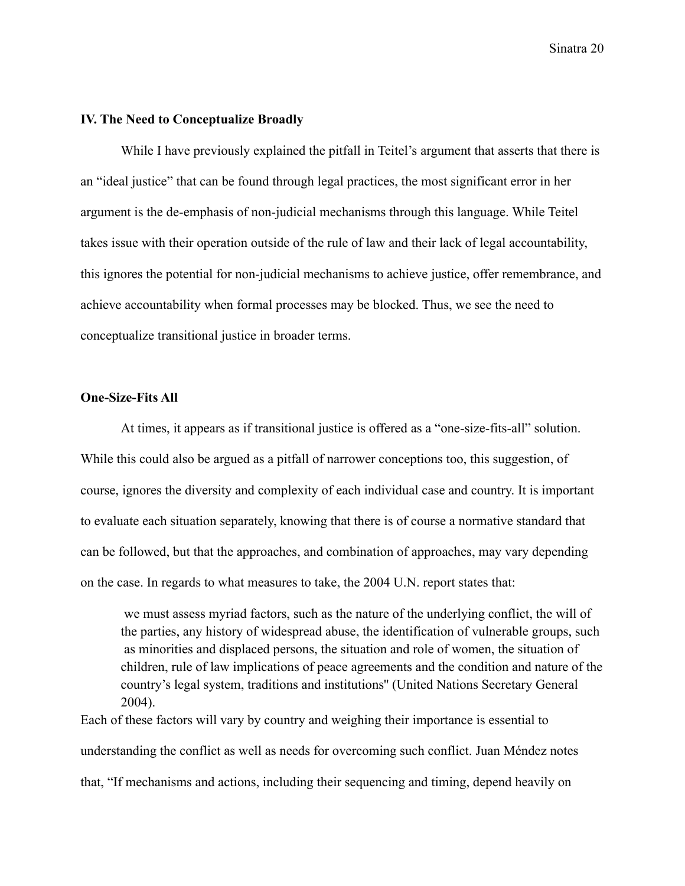### IV. The Need to Conceptualize Broadly

While I have previously explained the pitfall in Teitel's argument that asserts that there is an "ideal justice" that can be found through legal practices, the most significant error in her argument is the de-emphasis of non-judicial mechanisms through this language. While Teitel takes issue with their operation outside of the rule of law and their lack of legal accountability, this ignores the potential for non-judicial mechanisms to achieve justice, offer remembrance, and achieve accountability when formal processes may be blocked. Thus, we see the need to conceptualize transitional justice in broader terms.

#### One-Size-Fits All

At times, it appears as if transitional justice is offered as a "one-size-fits-all" solution. While this could also be argued as a pitfall of narrower conceptions too, this suggestion, of course, ignores the diversity and complexity of each individual case and country. It is important to evaluate each situation separately, knowing that there is of course a normative standard that can be followed, but that the approaches, and combination of approaches, may vary depending on the case. In regards to what measures to take, the 2004 U.N. report states that:

> we must assess myriad factors, such as the nature of the underlying conflict, the will of the parties, any history of widespread abuse, the identification of vulnerable groups, such as minorities and displaced persons, the situation and role of women, the situation of children, rule of law implications of peace agreements and the condition and nature of the country's legal system, traditions and institutions" (United Nations Secretary General 2004).

Each of these factors will vary by country and weighing their importance is essential to understanding the conflict as well as needs for overcoming such conflict. Juan Méndez notes that, "If mechanisms and actions, including their sequencing and timing, depend heavily on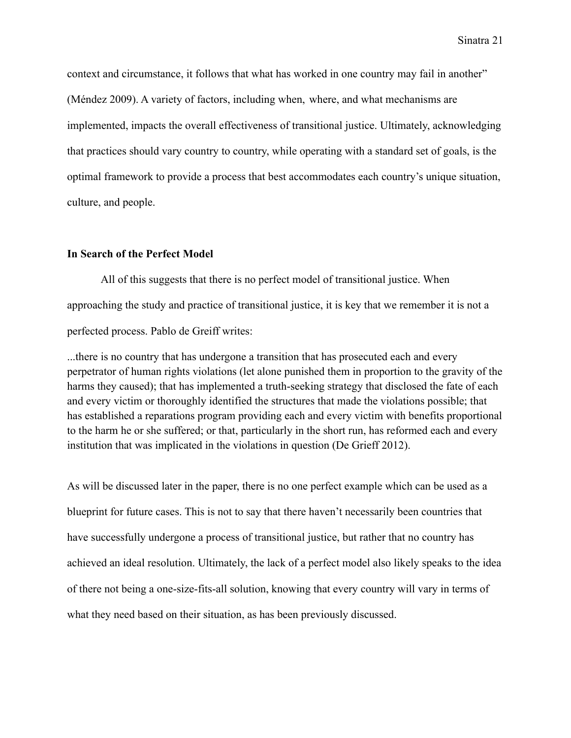context and circumstance, it follows that what has worked in one country may fail in another" (Méndez 2009). A variety of factors, including when, where, and what mechanisms are implemented, impacts the overall effectiveness of transitional justice. Ultimately, acknowledging that practices should vary country to country, while operating with a standard set of goals, is the optimal framework to provide a process that best accommodates each country's unique situation, culture, and people.

**In Search of the Perfect Model**

All of this suggests that there is no perfect model of transitional justice. When approaching the study and practice of transitional justice, it is key that we remember it is not a perfected process. Pablo de Greiff writes:

> ...there is no country that has undergone a transition that has prosecuted each and every perpetrator of human rights violations (let alone punished them in proportion to the gravity of the harms they caused); that has implemented a truth-seeking strategy that disclosed the fate of each and every victim or thoroughly identified the structures that made the violations possible; that has established a reparations program providing each and every victim with benefits proportional to the harm he or she suffered; or that, particularly in the short run, has reformed each and every institution that was implicated in the violations in question (De Grieff 2012).

As will be discussed later in the paper, there is no one perfect example which can be used as a blueprint for future cases. This is not to say that there haven't necessarily been countries that have successfully undergone a process of transitional justice, but rather that no country has achieved an ideal resolution. Ultimately, the lack of a perfect model also likely speaks to the idea of there not being a one-size-fits-all solution, knowing that every country will vary in terms of what they need based on their situation, as has been previously discussed.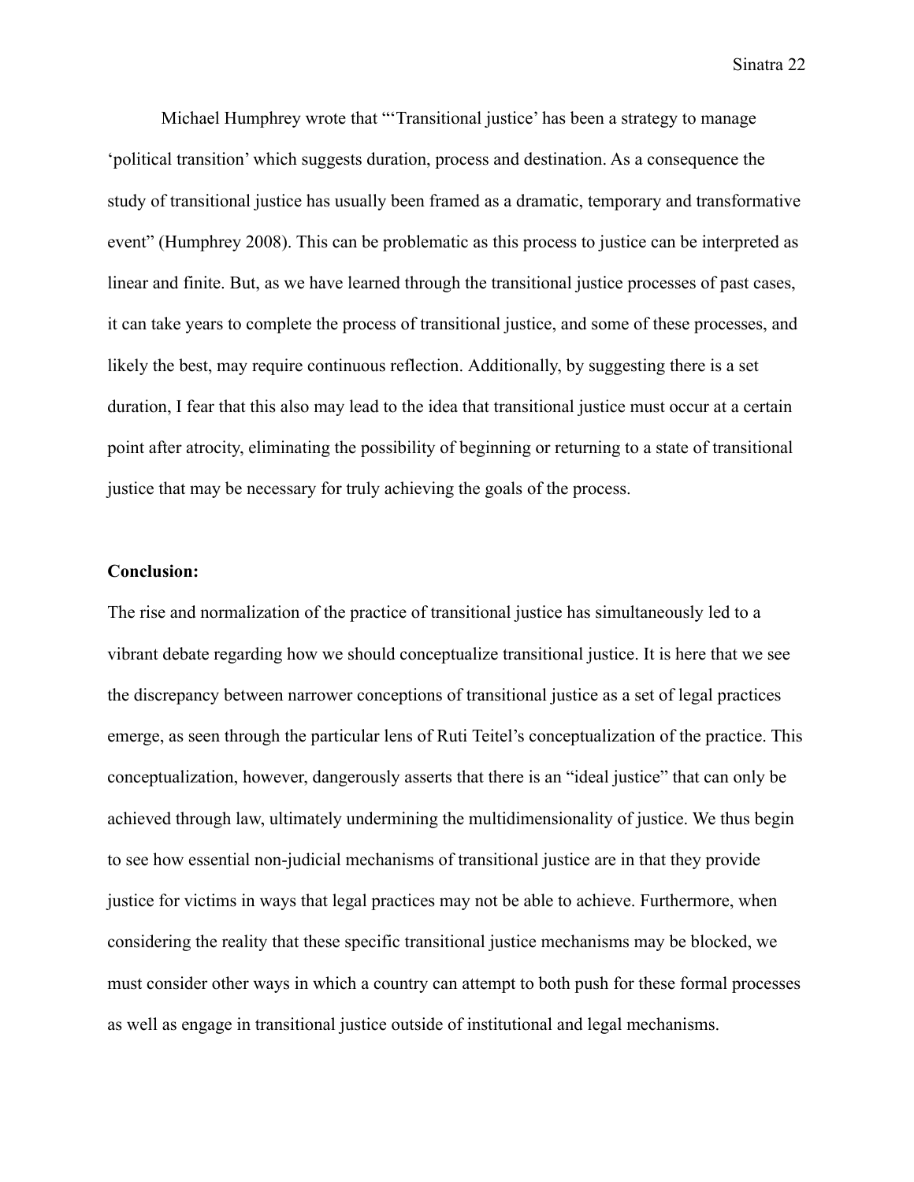Michael Humphrey wrote that "'Transitional justice' has been a strategy to manage 'political transition' which suggests duration, process and destination. As a consequence the study of transitional justice has usually been framed as a dramatic, temporary and transformative event" (Humphrey 2008). This can be problematic as this process to justice can be interpreted as linear and finite. But, as we have learned through the transitional justice processes of past cases, it can take years to complete the process of transitional justice, and some of these processes, and likely the best, may require continuous reflection. Additionally, by suggesting there is a set duration, I fear that this also may lead to the idea that transitional justice must occur at a certain point after atrocity, eliminating the possibility of beginning or returning to a state of transitional justice that may be necessary for truly achieving the goals of the process.

**Conclusion:**

The rise and normalization of the practice of transitional justice has simultaneously led to a vibrant debate regarding how we should conceptualize transitional justice. It is here that we see the discrepancy between narrower conceptions of transitional justice as a set of legal practices emerge, as seen through the particular lens of Ruti Teitel's conceptualization of the practice. This conceptualization, however, dangerously asserts that there is an "ideal justice" that can only be achieved through law, ultimately undermining the multidimensionality of justice. We thus begin to see how essential non-judicial mechanisms of transitional justice are in that they provide justice for victims in ways that legal practices may not be able to achieve. Furthermore, when considering the reality that these specific transitional justice mechanisms may be blocked, we must consider other ways in which a country can attempt to both push for these formal processes as well as engage in transitional justice outside of institutional and legal mechanisms.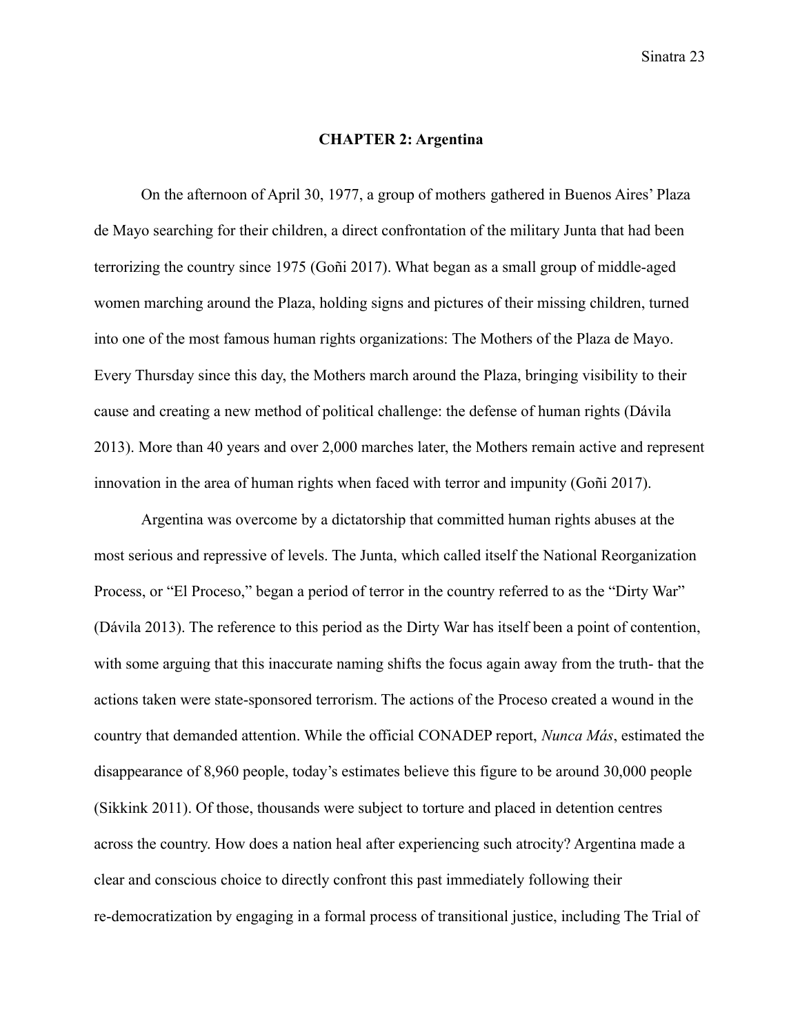## CHAPTER 2: Argentina

On the afternoon of April 30, 1977, a group of mothers gathered in Buenos Aires' Plaza de Mayo searching for their children, a direct confrontation of the military Junta that had been terrorizing the country since 1975 (Goñi 2017). What began as a small group of middle-aged women marching around the Plaza, holding signs and pictures of their missing children, turned into one of the most famous human rights organizations: The Mothers of the Plaza de Mayo. Every Thursday since this day, the Mothers march around the Plaza, bringing visibility to their cause and creating a new method of political challenge: the defense of human rights (Dávila 2013). More than 40 years and over 2,000 marches later, the Mothers remain active and represent innovation in the area of human rights when faced with terror and impunity (Goñi 2017).

Argentina was overcome by a dictatorship that committed human rights abuses at the most serious and repressive of levels. The Junta, which called itself the National Reorganization Process, or "El Proceso," began a period of terror in the country referred to as the "Dirty War" (Dávila 2013). The reference to this period as the Dirty War has itself been a point of contention, with some arguing that this inaccurate naming shifts the focus again away from the truth- that the actions taken were state-sponsored terrorism. The actions of the Proceso created a wound in the country that demanded attention. While the official CONADEP report, *Nunca Más*, estimated the disappearance of 8,960 people, today's estimates believe this figure to be around 30,000 people (Sikkink 2011). Of those, thousands were subject to torture and placed in detention centres across the country. How does a nation heal after experiencing such atrocity? Argentina made a clear and conscious choice to directly confront this past immediately following their re-democratization by engaging in a formal process of transitional justice, including The Trial of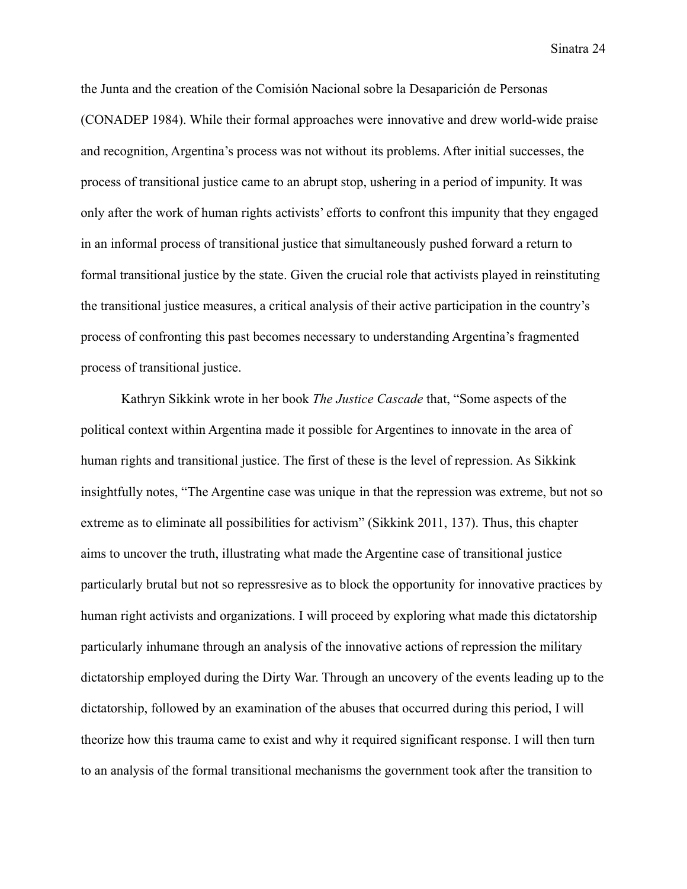the Junta and the creation of the Comisión Nacional sobre la Desaparición de Personas (CONADEP 1984). While their formal approaches were innovative and drew world-wide praise and recognition, Argentina's process was not without its problems. After initial successes, the process of transitional justice came to an abrupt stop, ushering in a period of impunity. It was only after the work of human rights activists' efforts to confront this impunity that they engaged in an informal process of transitional justice that simultaneously pushed forward a return to formal transitional justice by the state. Given the crucial role that activists played in reinstituting the transitional justice measures, a critical analysis of their active participation in the country's process of confronting this past becomes necessary to understanding Argentina's fragmented process of transitional justice.

Kathryn Sikkink wrote in her book *The Justice Cascade* that, "Some aspects of the political context within Argentina made it possible for Argentines to innovate in the area of human rights and transitional justice. The first of these is the level of repression. As Sikkink insightfully notes, "The Argentine case was unique in that the repression was extreme, but not so extreme as to eliminate all possibilities for activism" (Sikkink 2011, 137). Thus, this chapter aims to uncover the truth, illustrating what made the Argentine case of transitional justice particularly brutal but not so repressresive as to block the opportunity for innovative practices by human right activists and organizations. I will proceed by exploring what made this dictatorship particularly inhumane through an analysis of the innovative actions of repression the military dictatorship employed during the Dirty War. Through an uncovery of the events leading up to the dictatorship, followed by an examination of the abuses that occurred during this period, I will theorize how this trauma came to exist and why it required significant response. I will then turn to an analysis of the formal transitional mechanisms the government took after the transition to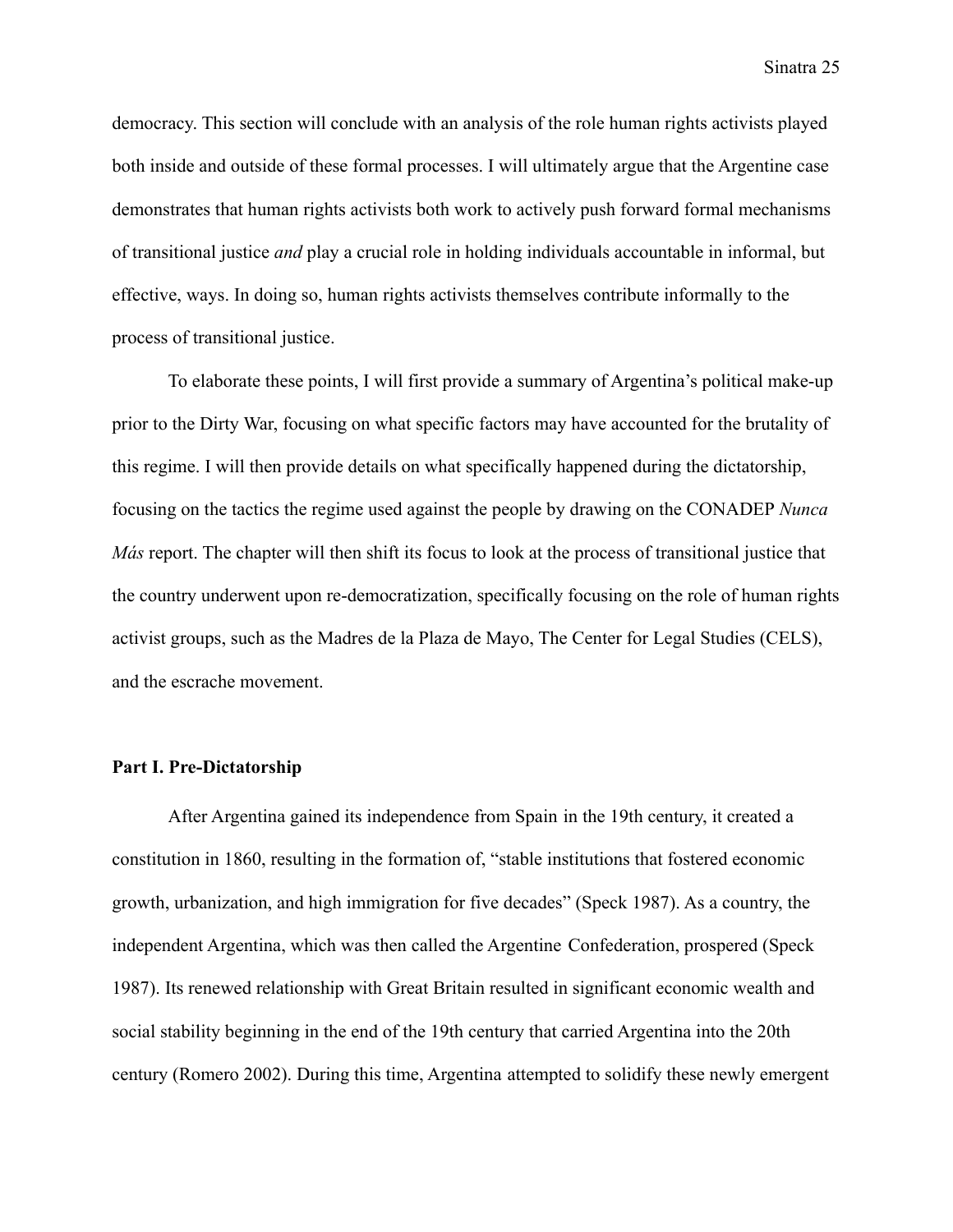democracy. This section will conclude with an analysis of the role human rights activists played both inside and outside of these formal processes. I will ultimately argue that the Argentine case demonstrates that human rights activists both work to actively push forward formal mechanisms of transitional justice *and* play a crucial role in holding individuals accountable in informal, but effective, ways. In doing so, human rights activists themselves contribute informally to the process of transitional justice.

To elaborate these points, I will first provide a summary of Argentina's political make-up prior to the Dirty War, focusing on what specific factors may have accounted for the brutality of this regime. I will then provide details on what specifically happened during the dictatorship, focusing on the tactics the regime used against the people by drawing on the CONADEP *Nunca Más* report. The chapter will then shift its focus to look at the process of transitional justice that the country underwent upon re-democratization, specifically focusing on the role of human rights activist groups, such as the Madres de la Plaza de Mayo, The Center for Legal Studies (CELS), and the escrache movement.

**Part I. Pre-Dictatorship**

After Argentina gained its independence from Spain in the 19th century, it created a constitution in 1860, resulting in the formation of, "stable institutions that fostered economic growth, urbanization, and high immigration for five decades" (Speck 1987). As a country, the independent Argentina, which was then called the Argentine Confederation, prospered (Speck 1987). Its renewed relationship with Great Britain resulted in significant economic wealth and social stability beginning in the end of the 19th century that carried Argentina into the 20th century (Romero 2002). During this time, Argentina attempted to solidify these newly emergent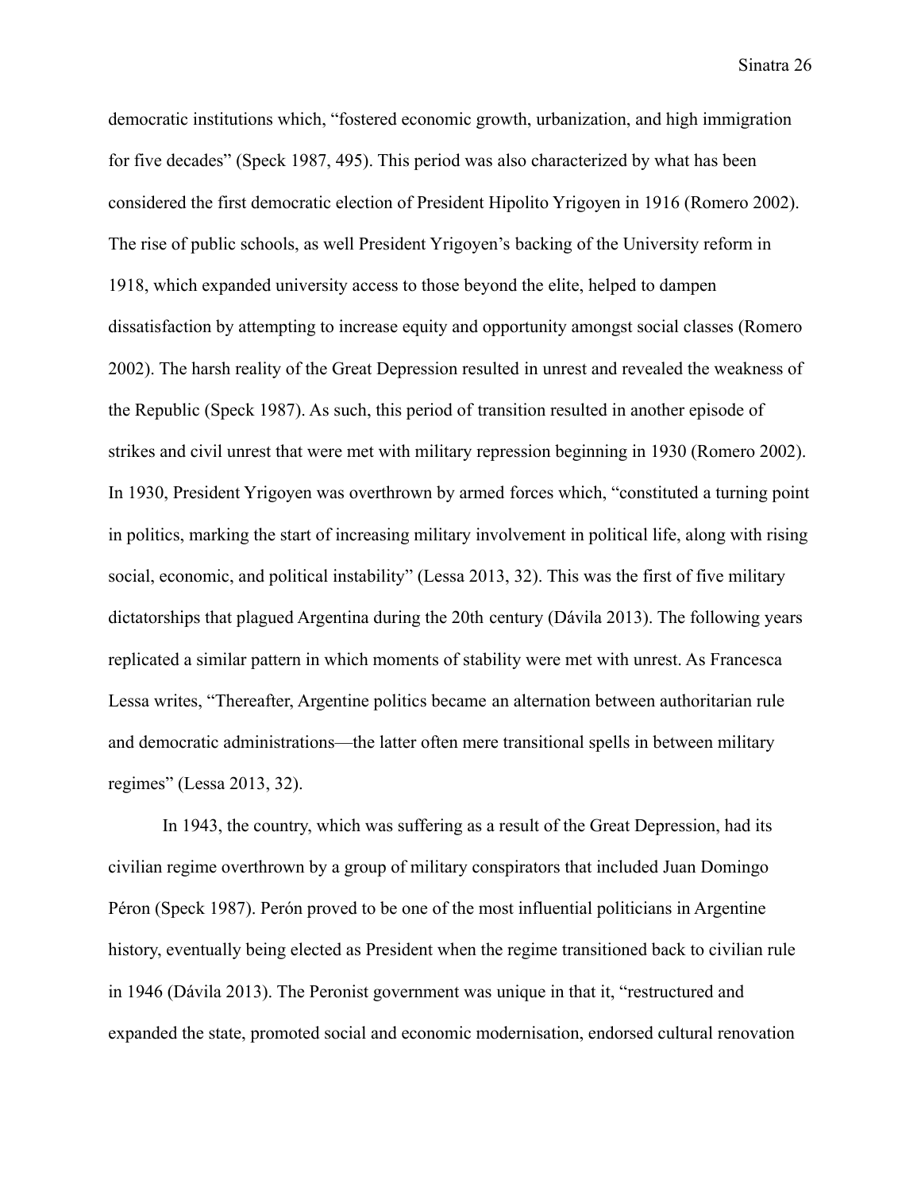democratic institutions which, "fostered economic growth, urbanization, and high immigration for five decades" (Speck 1987, 495). This period was also characterized by what has been considered the first democratic election of President Hipolito Yrigoyen in 1916 (Romero 2002). The rise of public schools, as well President Yrigoyen's backing of the University reform in 1918, which expanded university access to those beyond the elite, helped to dampen dissatisfaction by attempting to increase equity and opportunity amongst social classes (Romero 2002). The harsh reality of the Great Depression resulted in unrest and revealed the weakness of the Republic (Speck 1987). As such, this period of transition resulted in another episode of strikes and civil unrest that were met with military repression beginning in 1930 (Romero 2002). In 1930, President Yrigoyen was overthrown by armed forces which, "constituted a turning point in politics, marking the start of increasing military involvement in political life, along with rising social, economic, and political instability" (Lessa 2013, 32). This was the first of five military dictatorships that plagued Argentina during the 20th century (Dávila 2013). The following years replicated a similar pattern in which moments of stability were met with unrest. As Francesca Lessa writes, "Thereafter, Argentine politics became an alternation between authoritarian rule and democratic administrations—the latter often mere transitional spells in between military regimes" (Lessa 2013, 32).

In 1943, the country, which was suffering as a result of the Great Depression, had its civilian regime overthrown by a group of military conspirators that included Juan Domingo Péron (Speck 1987). Perón proved to be one of the most influential politicians in Argentine history, eventually being elected as President when the regime transitioned back to civilian rule in 1946 (Dávila 2013). The Peronist government was unique in that it, "restructured and expanded the state, promoted social and economic modernisation, endorsed cultural renovation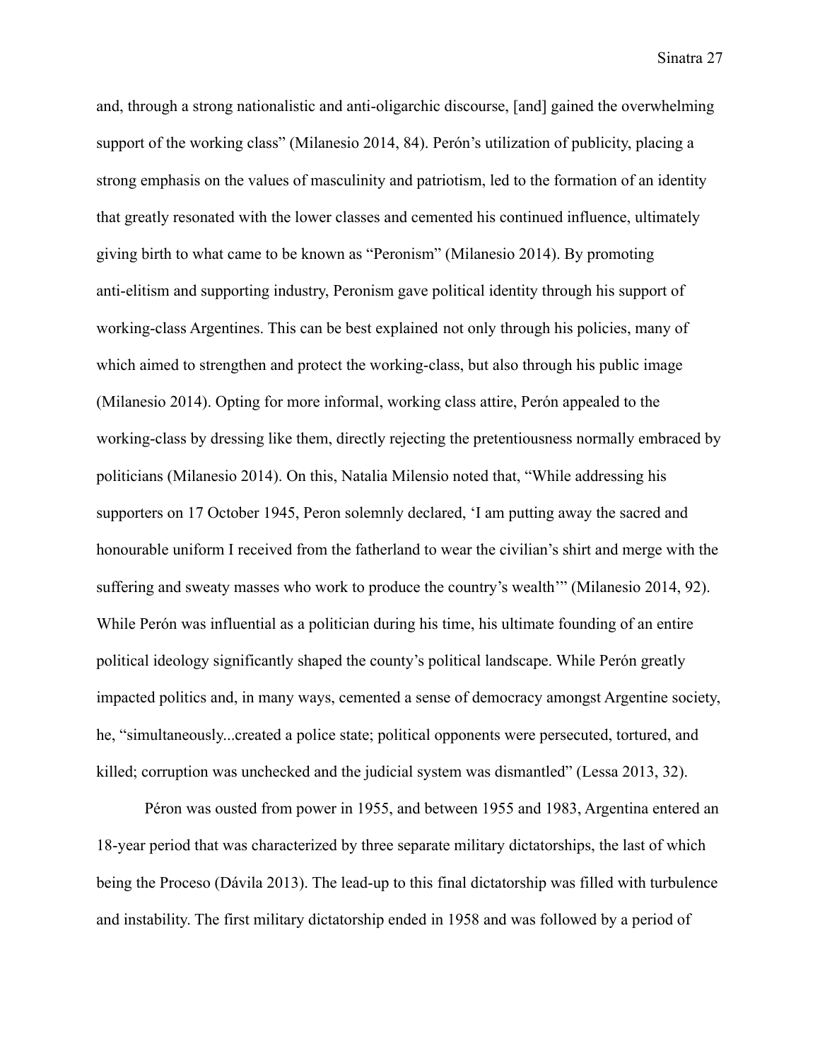and, through a strong nationalistic and anti-oligarchic discourse, [and] gained the overwhelming support of the working class" (Milanesio 2014, 84). Perón's utilization of publicity, placing a strong emphasis on the values of masculinity and patriotism, led to the formation of an identity that greatly resonated with the lower classes and cemented his continued influence, ultimately giving birth to what came to be known as "Peronism" (Milanesio 2014). By promoting anti-elitism and supporting industry, Peronism gave political identity through his support of working-class Argentines. This can be best explained not only through his policies, many of which aimed to strengthen and protect the working-class, but also through his public image (Milanesio 2014). Opting for more informal, working class attire, Perón appealed to the working-class by dressing like them, directly rejecting the pretentiousness normally embraced by politicians (Milanesio 2014). On this, Natalia Milensio noted that, "While addressing his supporters on 17 October 1945, Peron solemnly declared, 'I am putting away the sacred and honourable uniform I received from the fatherland to wear the civilian's shirt and merge with the suffering and sweaty masses who work to produce the country's wealth'" (Milanesio 2014, 92). While Perón was influential as a politician during his time, his ultimate founding of an entire political ideology significantly shaped the county's political landscape. While Perón greatly impacted politics and, in many ways, cemented a sense of democracy amongst Argentine society, he, "simultaneously...created a police state; political opponents were persecuted, tortured, and killed; corruption was unchecked and the judicial system was dismantled" (Lessa 2013, 32).

Péron was ousted from power in 1955, and between 1955 and 1983, Argentina entered an 18-year period that was characterized by three separate military dictatorships, the last of which being the Proceso (Dávila 2013). The lead-up to this final dictatorship was filled with turbulence and instability. The first military dictatorship ended in 1958 and was followed by a period of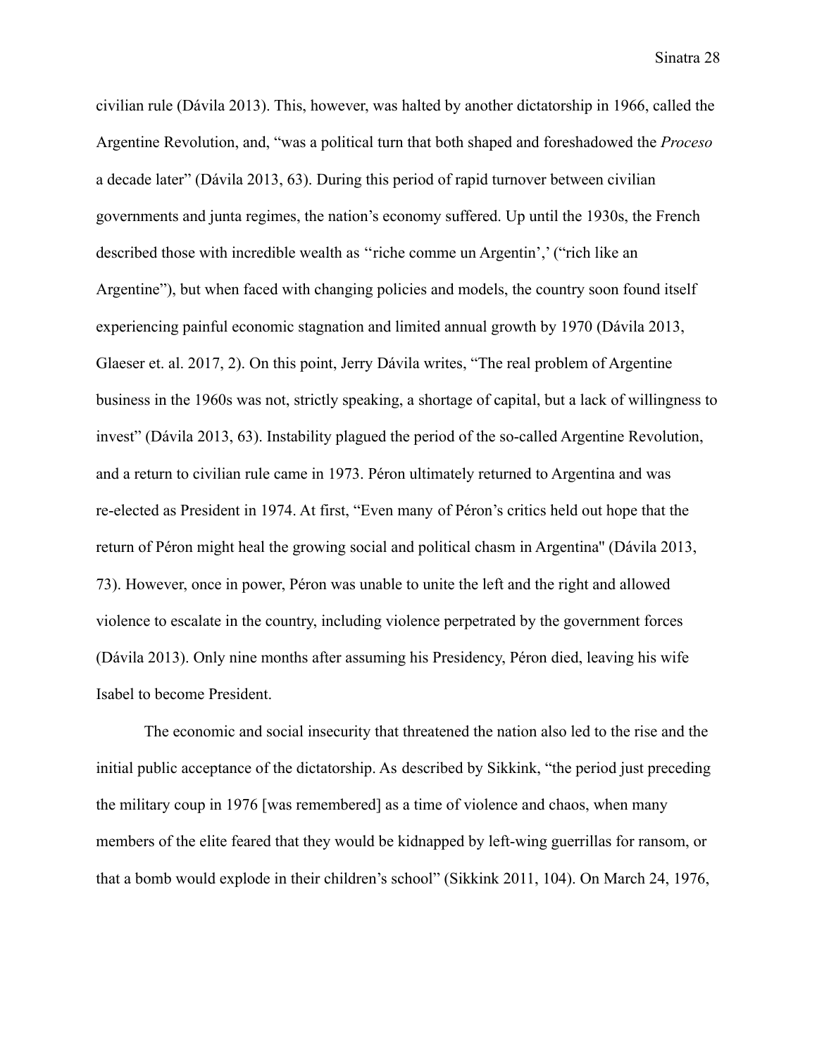civilian rule (Dávila 2013). This, however, was halted by another dictatorship in 1966, called the Argentine Revolution, and, "was a political turn that both shaped and foreshadowed the *Proceso* a decade later" (Dávila 2013, 63). During this period of rapid turnover between civilian governments and junta regimes, the nation's economy suffered. Up until the 1930s, the French described those with incredible wealth as ''riche comme un Argentin',' ("rich like an Argentine"), but when faced with changing policies and models, the country soon found itself experiencing painful economic stagnation and limited annual growth by 1970 (Dávila 2013, Glaeser et. al. 2017, 2). On this point, Jerry Dávila writes, "The real problem of Argentine business in the 1960s was not, strictly speaking, a shortage of capital, but a lack of willingness to invest" (Dávila 2013, 63). Instability plagued the period of the so-called Argentine Revolution, and a return to civilian rule came in 1973. Péron ultimately returned to Argentina and was re-elected as President in 1974. At first, "Even many of Péron's critics held out hope that the return of Péron might heal the growing social and political chasm in Argentina" (Dávila 2013, 73). However, once in power, Péron was unable to unite the left and the right and allowed violence to escalate in the country, including violence perpetrated by the government forces (Dávila 2013). Only nine months after assuming his Presidency, Péron died, leaving his wife Isabel to become President.

The economic and social insecurity that threatened the nation also led to the rise and the initial public acceptance of the dictatorship. As described by Sikkink, "the period just preceding the military coup in 1976 [was remembered] as a time of violence and chaos, when many members of the elite feared that they would be kidnapped by left-wing guerrillas for ransom, or that a bomb would explode in their children's school" (Sikkink 2011, 104). On March 24, 1976,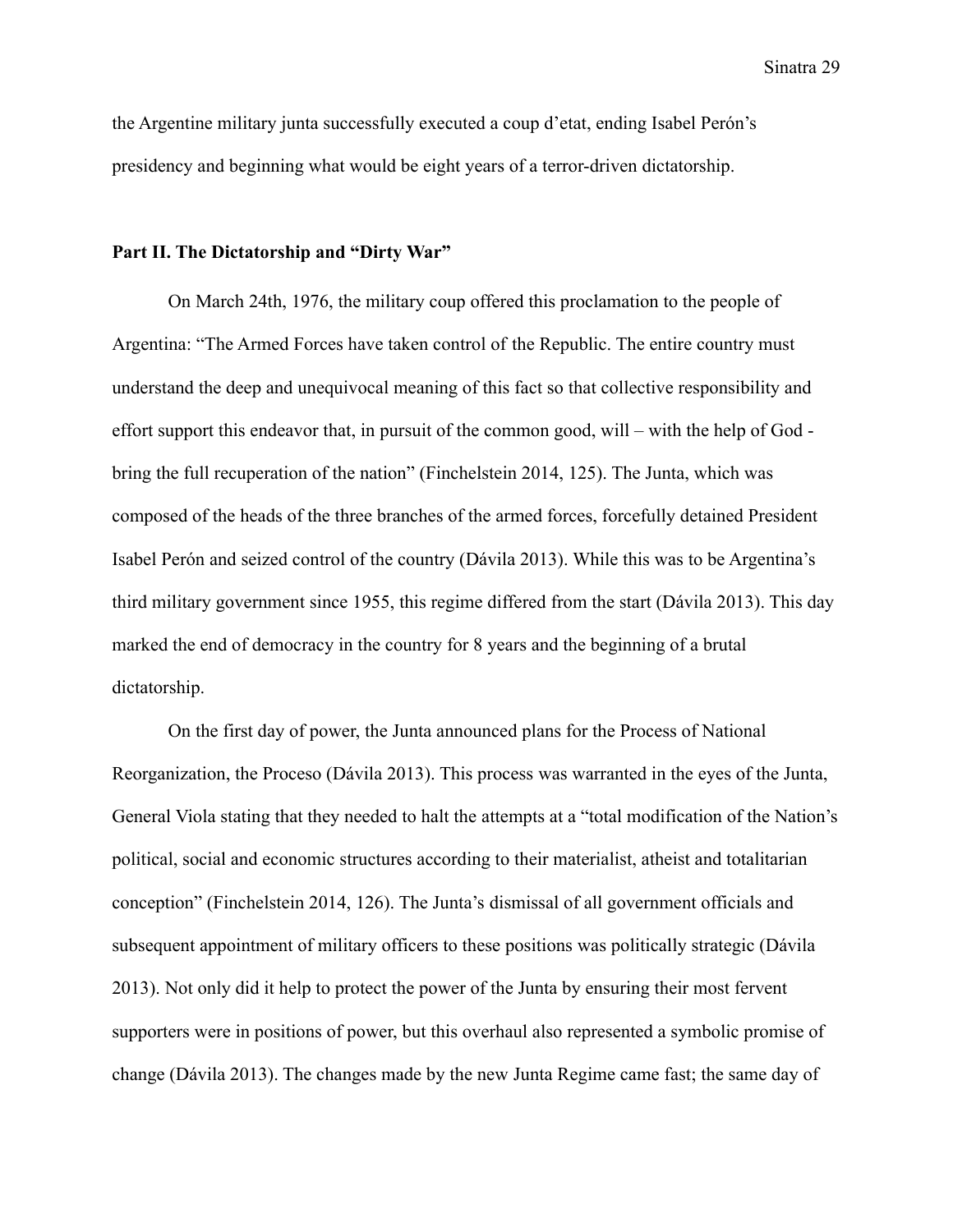the Argentine military junta successfully executed a coup d'etat, ending Isabel Perón's presidency and beginning what would be eight years of a terror-driven dictatorship.

## Part II. The Dictatorship and "Dirty War"

On March 24th, 1976, the military coup offered this proclamation to the people of Argentina: "The Armed Forces have taken control of the Republic. The entire country must understand the deep and unequivocal meaning of this fact so that collective responsibility and effort support this endeavor that, in pursuit of the common good, will – with the help of God - bring the full recuperation of the nation" (Finchelstein 2014, 125). The Junta, which was composed of the heads of the three branches of the armed forces, forcefully detained President Isabel Perón and seized control of the country (Dávila 2013). While this was to be Argentina's third military government since 1955, this regime differed from the start (Dávila 2013). This day marked the end of democracy in the country for 8 years and the beginning of a brutal dictatorship.

On the first day of power, the Junta announced plans for the Process of National Reorganization, the Proceso (Dávila 2013). This process was warranted in the eyes of the Junta, General Viola stating that they needed to halt the attempts at a "total modification of the Nation's political, social and economic structures according to their materialist, atheist and totalitarian conception" (Finchelstein 2014, 126). The Junta's dismissal of all government officials and subsequent appointment of military officers to these positions was politically strategic (Dávila 2013). Not only did it help to protect the power of the Junta by ensuring their most fervent supporters were in positions of power, but this overhaul also represented a symbolic promise of change (Dávila 2013). The changes made by the new Junta Regime came fast; the same day of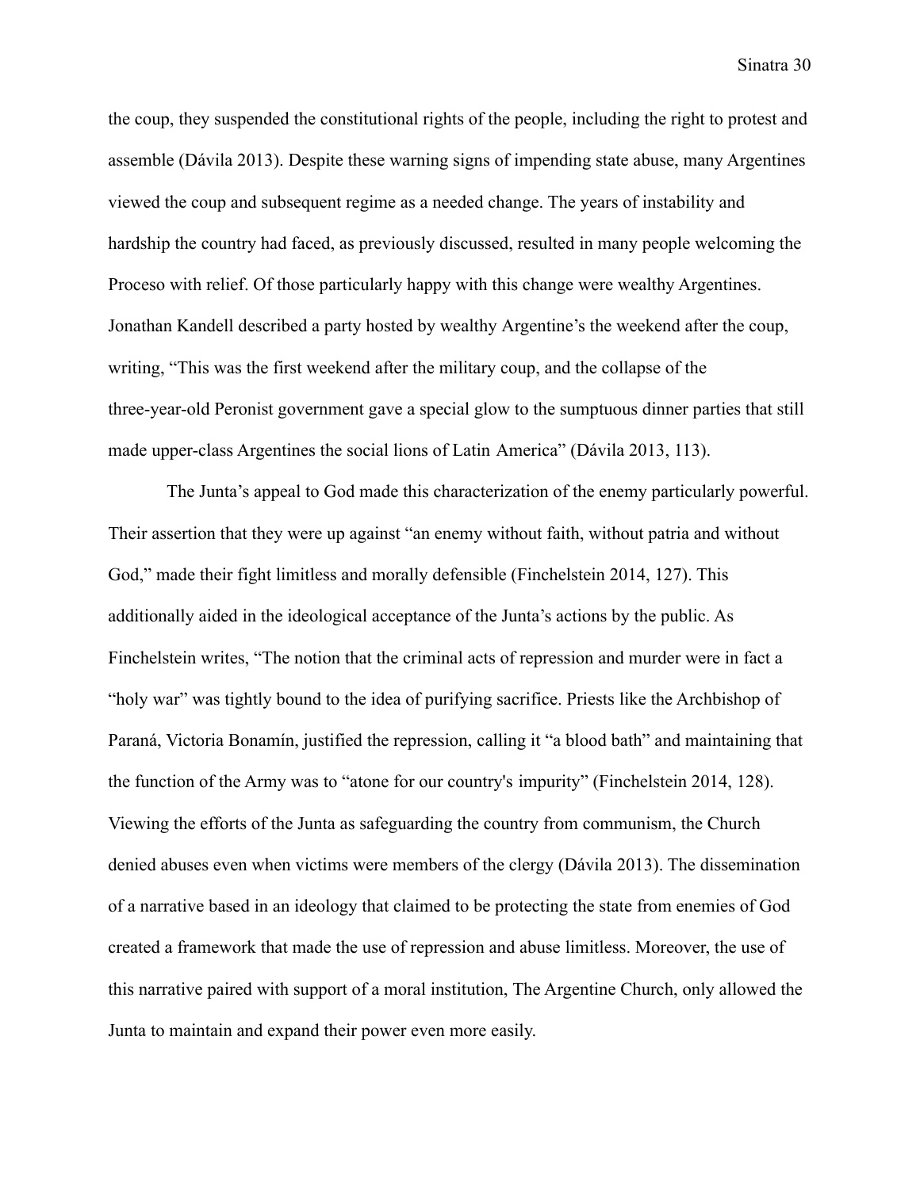the coup, they suspended the constitutional rights of the people, including the right to protest and assemble (Dávila 2013). Despite these warning signs of impending state abuse, many Argentines viewed the coup and subsequent regime as a needed change. The years of instability and hardship the country had faced, as previously discussed, resulted in many people welcoming the Proceso with relief. Of those particularly happy with this change were wealthy Argentines. Jonathan Kandell described a party hosted by wealthy Argentine's the weekend after the coup, writing, "This was the first weekend after the military coup, and the collapse of the three-year-old Peronist government gave a special glow to the sumptuous dinner parties that still made upper-class Argentines the social lions of Latin America" (Dávila 2013, 113).

The Junta's appeal to God made this characterization of the enemy particularly powerful. Their assertion that they were up against "an enemy without faith, without patria and without God," made their fight limitless and morally defensible (Finchelstein 2014, 127). This additionally aided in the ideological acceptance of the Junta's actions by the public. As Finchelstein writes, "The notion that the criminal acts of repression and murder were in fact a "holy war" was tightly bound to the idea of purifying sacrifice. Priests like the Archbishop of Paraná, Victoria Bonamín, justified the repression, calling it "a blood bath" and maintaining that the function of the Army was to "atone for our country's impurity" (Finchelstein 2014, 128). Viewing the efforts of the Junta as safeguarding the country from communism, the Church denied abuses even when victims were members of the clergy (Dávila 2013). The dissemination of a narrative based in an ideology that claimed to be protecting the state from enemies of God created a framework that made the use of repression and abuse limitless. Moreover, the use of this narrative paired with support of a moral institution, The Argentine Church, only allowed the Junta to maintain and expand their power even more easily.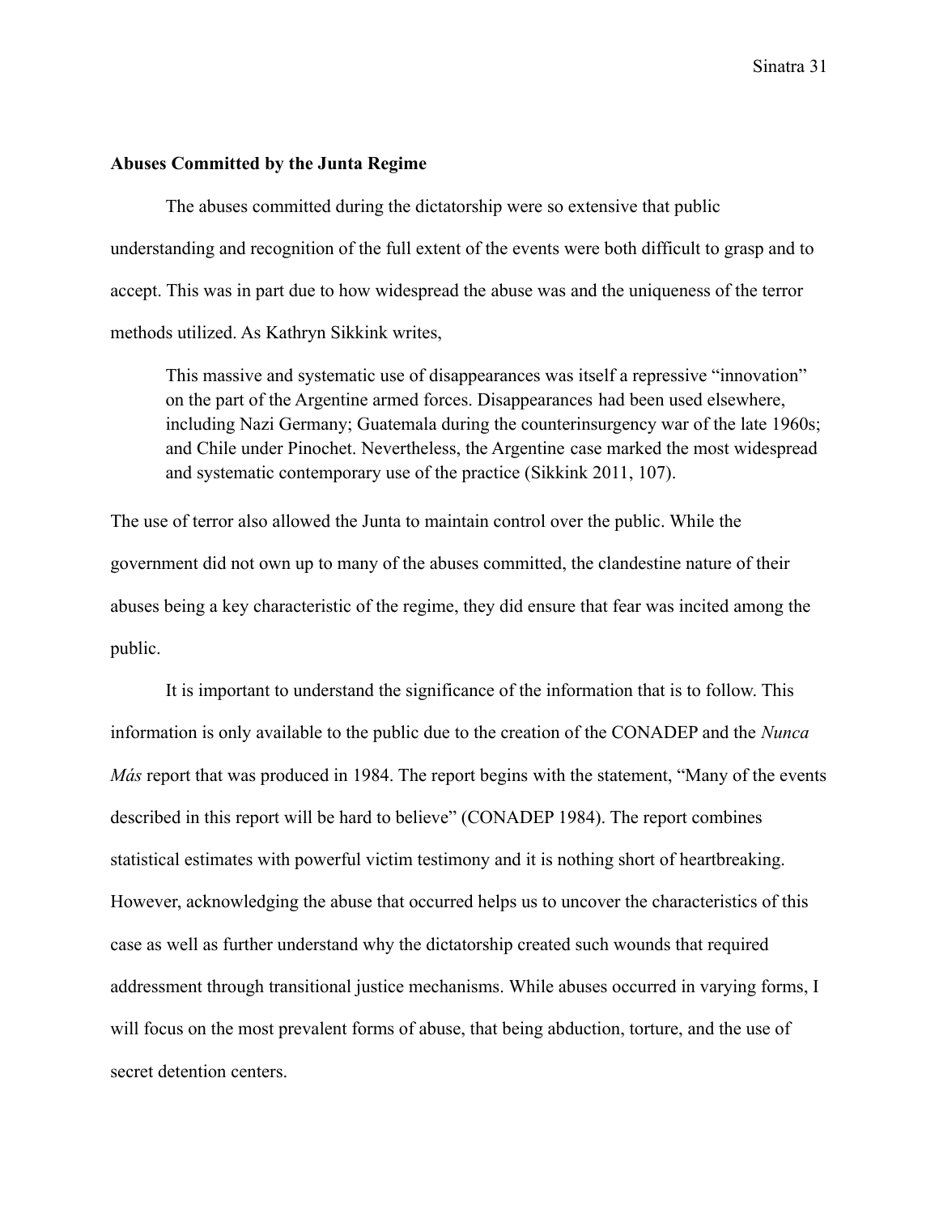**Abuses Committed by the Junta Regime**

The abuses committed during the dictatorship were so extensive that public understanding and recognition of the full extent of the events were both difficult to grasp and to accept. This was in part due to how widespread the abuse was and the uniqueness of the terror methods utilized. As Kathryn Sikkink writes,

> This massive and systematic use of disappearances was itself a repressive "innovation" on the part of the Argentine armed forces. Disappearances had been used elsewhere, including Nazi Germany; Guatemala during the counterinsurgency war of the late 1960s; and Chile under Pinochet. Nevertheless, the Argentine case marked the most widespread and systematic contemporary use of the practice (Sikkink 2011, 107).

The use of terror also allowed the Junta to maintain control over the public. While the government did not own up to many of the abuses committed, the clandestine nature of their abuses being a key characteristic of the regime, they did ensure that fear was incited among the public.

It is important to understand the significance of the information that is to follow. This information is only available to the public due to the creation of the CONADEP and the *Nunca Más* report that was produced in 1984. The report begins with the statement, "Many of the events described in this report will be hard to believe" (CONADEP 1984). The report combines statistical estimates with powerful victim testimony and it is nothing short of heartbreaking. However, acknowledging the abuse that occurred helps us to uncover the characteristics of this case as well as further understand why the dictatorship created such wounds that required addressment through transitional justice mechanisms. While abuses occurred in varying forms, I will focus on the most prevalent forms of abuse, that being abduction, torture, and the use of secret detention centers.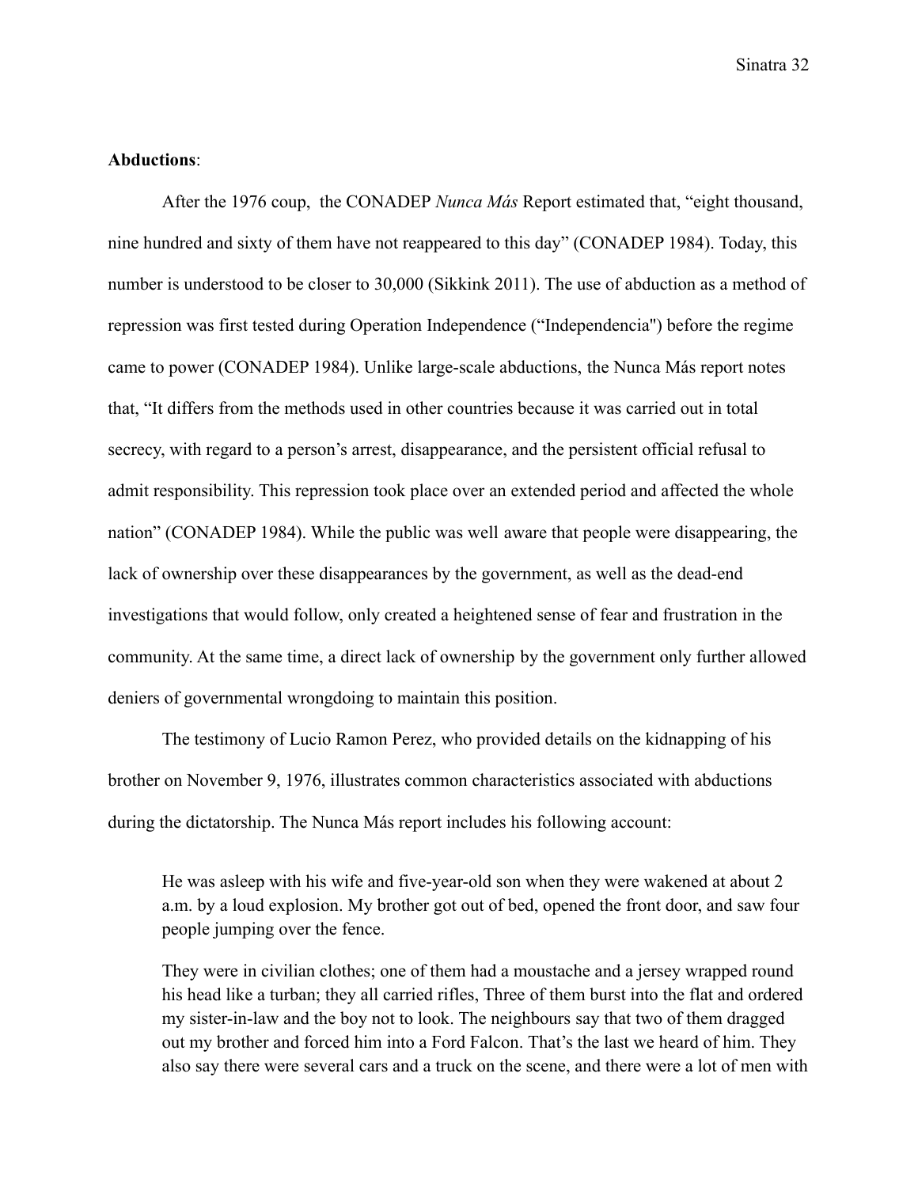**Abductions**:

After the 1976 coup, the CONADEP *Nunca Más* Report estimated that, "eight thousand, nine hundred and sixty of them have not reappeared to this day" (CONADEP 1984). Today, this number is understood to be closer to 30,000 (Sikkink 2011). The use of abduction as a method of repression was first tested during Operation Independence ("Independencia") before the regime came to power (CONADEP 1984). Unlike large-scale abductions, the Nunca Más report notes that, "It differs from the methods used in other countries because it was carried out in total secrecy, with regard to a person's arrest, disappearance, and the persistent official refusal to admit responsibility. This repression took place over an extended period and affected the whole nation" (CONADEP 1984). While the public was well aware that people were disappearing, the lack of ownership over these disappearances by the government, as well as the dead-end investigations that would follow, only created a heightened sense of fear and frustration in the community. At the same time, a direct lack of ownership by the government only further allowed deniers of governmental wrongdoing to maintain this position.

The testimony of Lucio Ramon Perez, who provided details on the kidnapping of his brother on November 9, 1976, illustrates common characteristics associated with abductions during the dictatorship. The Nunca Más report includes his following account:

> He was asleep with his wife and five-year-old son when they were wakened at about 2 a.m. by a loud explosion. My brother got out of bed, opened the front door, and saw four people jumping over the fence.
>
> They were in civilian clothes; one of them had a moustache and a jersey wrapped round his head like a turban; they all carried rifles, Three of them burst into the flat and ordered my sister-in-law and the boy not to look. The neighbours say that two of them dragged out my brother and forced him into a Ford Falcon. That's the last we heard of him. They also say there were several cars and a truck on the scene, and there were a lot of men with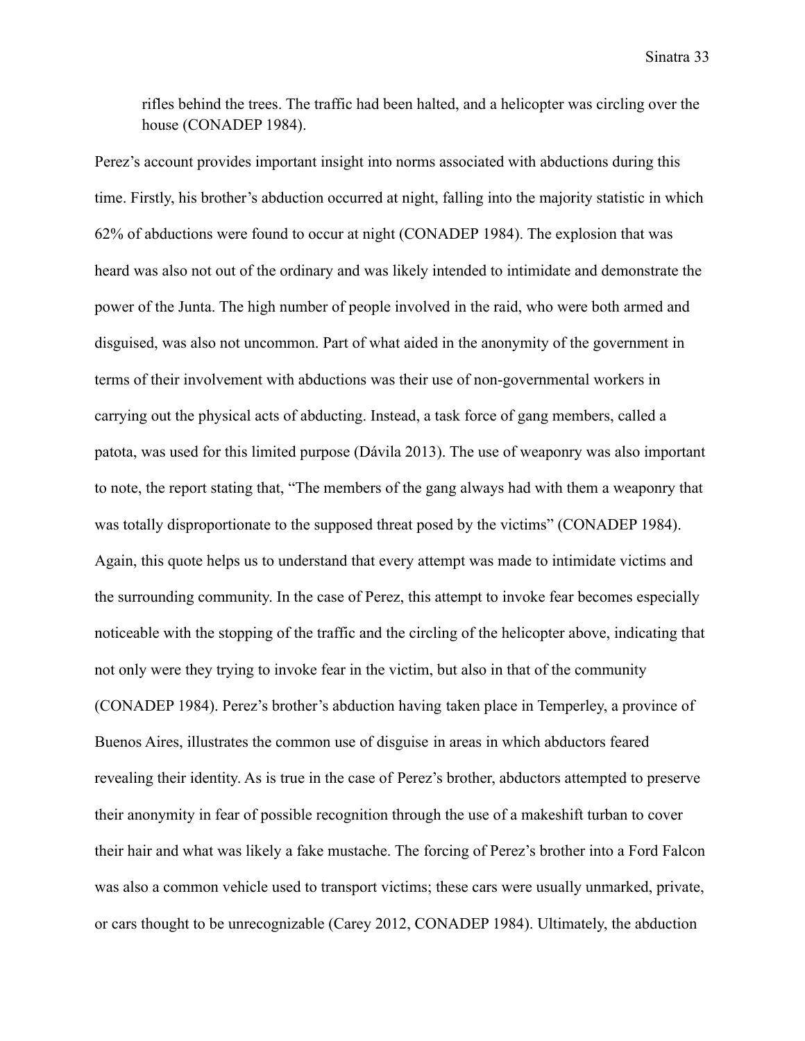> rifles behind the trees. The traffic had been halted, and a helicopter was circling over the house (CONADEP 1984).

Perez's account provides important insight into norms associated with abductions during this time. Firstly, his brother's abduction occurred at night, falling into the majority statistic in which 62% of abductions were found to occur at night (CONADEP 1984). The explosion that was heard was also not out of the ordinary and was likely intended to intimidate and demonstrate the power of the Junta. The high number of people involved in the raid, who were both armed and disguised, was also not uncommon. Part of what aided in the anonymity of the government in terms of their involvement with abductions was their use of non-governmental workers in carrying out the physical acts of abducting. Instead, a task force of gang members, called a patota, was used for this limited purpose (Dávila 2013). The use of weaponry was also important to note, the report stating that, "The members of the gang always had with them a weaponry that was totally disproportionate to the supposed threat posed by the victims" (CONADEP 1984). Again, this quote helps us to understand that every attempt was made to intimidate victims and the surrounding community. In the case of Perez, this attempt to invoke fear becomes especially noticeable with the stopping of the traffic and the circling of the helicopter above, indicating that not only were they trying to invoke fear in the victim, but also in that of the community (CONADEP 1984). Perez's brother's abduction having taken place in Temperley, a province of Buenos Aires, illustrates the common use of disguise in areas in which abductors feared revealing their identity. As is true in the case of Perez's brother, abductors attempted to preserve their anonymity in fear of possible recognition through the use of a makeshift turban to cover their hair and what was likely a fake mustache. The forcing of Perez's brother into a Ford Falcon was also a common vehicle used to transport victims; these cars were usually unmarked, private, or cars thought to be unrecognizable (Carey 2012, CONADEP 1984). Ultimately, the abduction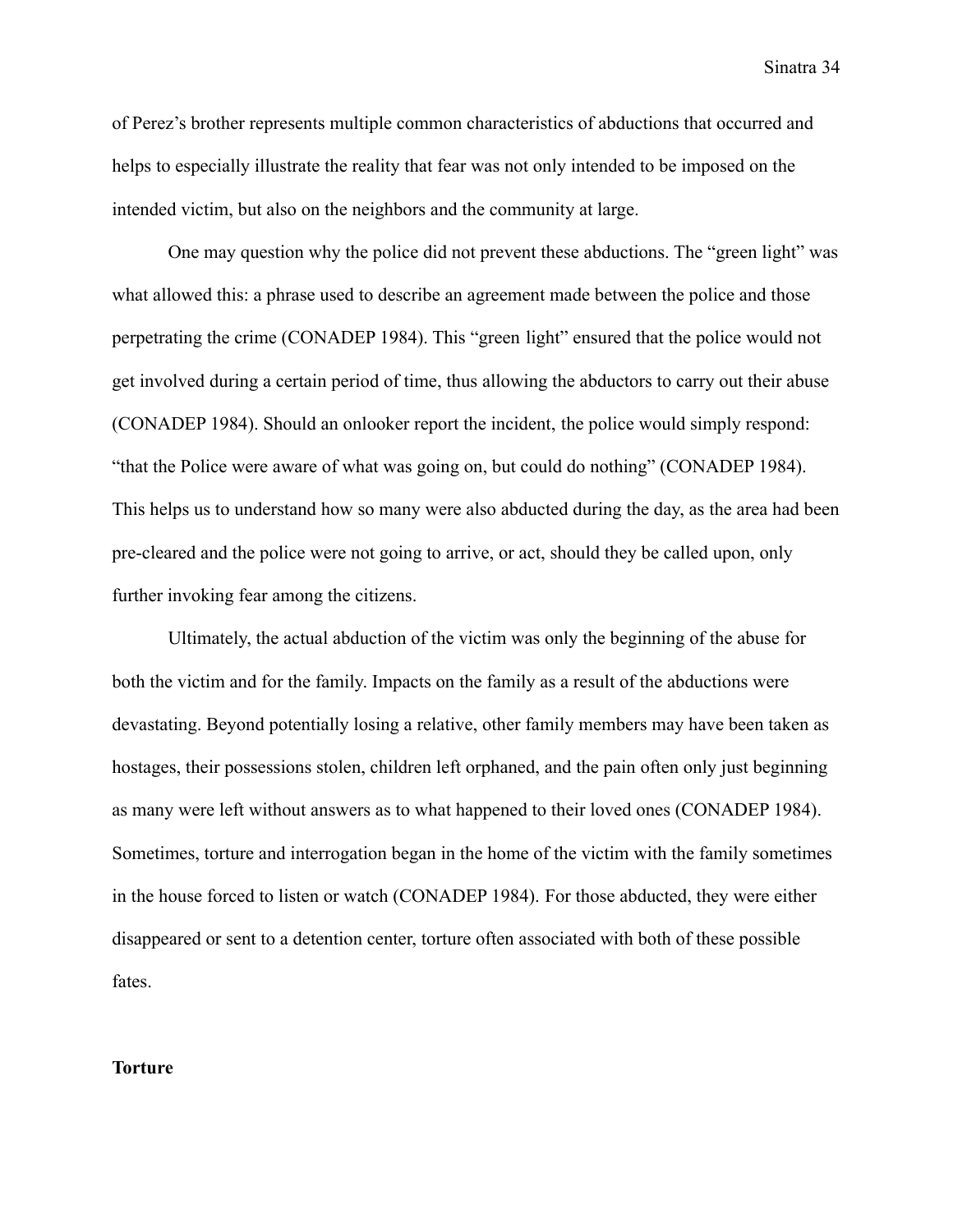of Perez's brother represents multiple common characteristics of abductions that occurred and helps to especially illustrate the reality that fear was not only intended to be imposed on the intended victim, but also on the neighbors and the community at large.

One may question why the police did not prevent these abductions. The "green light" was what allowed this: a phrase used to describe an agreement made between the police and those perpetrating the crime (CONADEP 1984). This "green light" ensured that the police would not get involved during a certain period of time, thus allowing the abductors to carry out their abuse (CONADEP 1984). Should an onlooker report the incident, the police would simply respond: "that the Police were aware of what was going on, but could do nothing" (CONADEP 1984). This helps us to understand how so many were also abducted during the day, as the area had been pre-cleared and the police were not going to arrive, or act, should they be called upon, only further invoking fear among the citizens.

Ultimately, the actual abduction of the victim was only the beginning of the abuse for both the victim and for the family. Impacts on the family as a result of the abductions were devastating. Beyond potentially losing a relative, other family members may have been taken as hostages, their possessions stolen, children left orphaned, and the pain often only just beginning as many were left without answers as to what happened to their loved ones (CONADEP 1984). Sometimes, torture and interrogation began in the home of the victim with the family sometimes in the house forced to listen or watch (CONADEP 1984). For those abducted, they were either disappeared or sent to a detention center, torture often associated with both of these possible fates.

**Torture**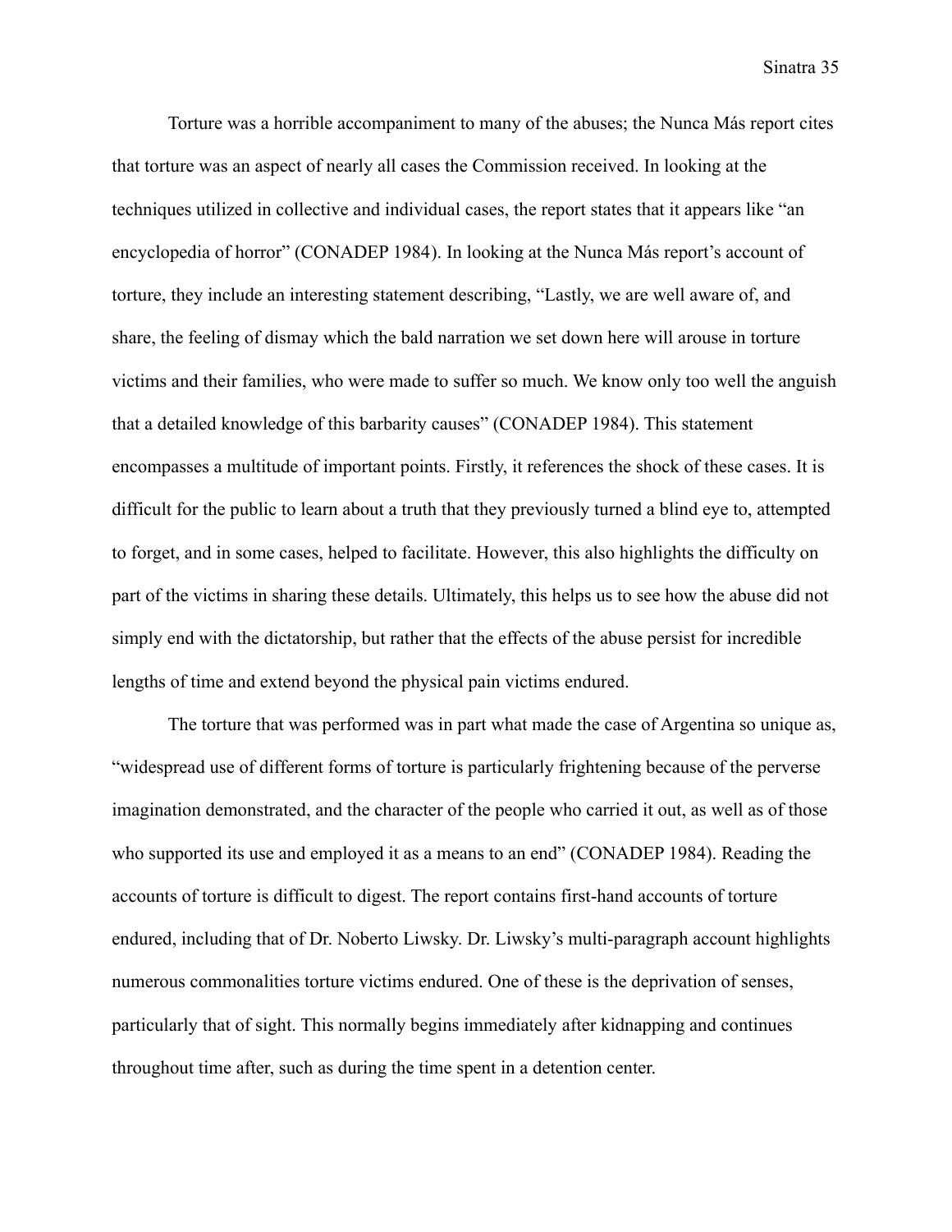Torture was a horrible accompaniment to many of the abuses; the Nunca Más report cites that torture was an aspect of nearly all cases the Commission received. In looking at the techniques utilized in collective and individual cases, the report states that it appears like "an encyclopedia of horror" (CONADEP 1984). In looking at the Nunca Más report's account of torture, they include an interesting statement describing, "Lastly, we are well aware of, and share, the feeling of dismay which the bald narration we set down here will arouse in torture victims and their families, who were made to suffer so much. We know only too well the anguish that a detailed knowledge of this barbarity causes" (CONADEP 1984). This statement encompasses a multitude of important points. Firstly, it references the shock of these cases. It is difficult for the public to learn about a truth that they previously turned a blind eye to, attempted to forget, and in some cases, helped to facilitate. However, this also highlights the difficulty on part of the victims in sharing these details. Ultimately, this helps us to see how the abuse did not simply end with the dictatorship, but rather that the effects of the abuse persist for incredible lengths of time and extend beyond the physical pain victims endured.

The torture that was performed was in part what made the case of Argentina so unique as, "widespread use of different forms of torture is particularly frightening because of the perverse imagination demonstrated, and the character of the people who carried it out, as well as of those who supported its use and employed it as a means to an end" (CONADEP 1984). Reading the accounts of torture is difficult to digest. The report contains first-hand accounts of torture endured, including that of Dr. Noberto Liwsky. Dr. Liwsky's multi-paragraph account highlights numerous commonalities torture victims endured. One of these is the deprivation of senses, particularly that of sight. This normally begins immediately after kidnapping and continues throughout time after, such as during the time spent in a detention center.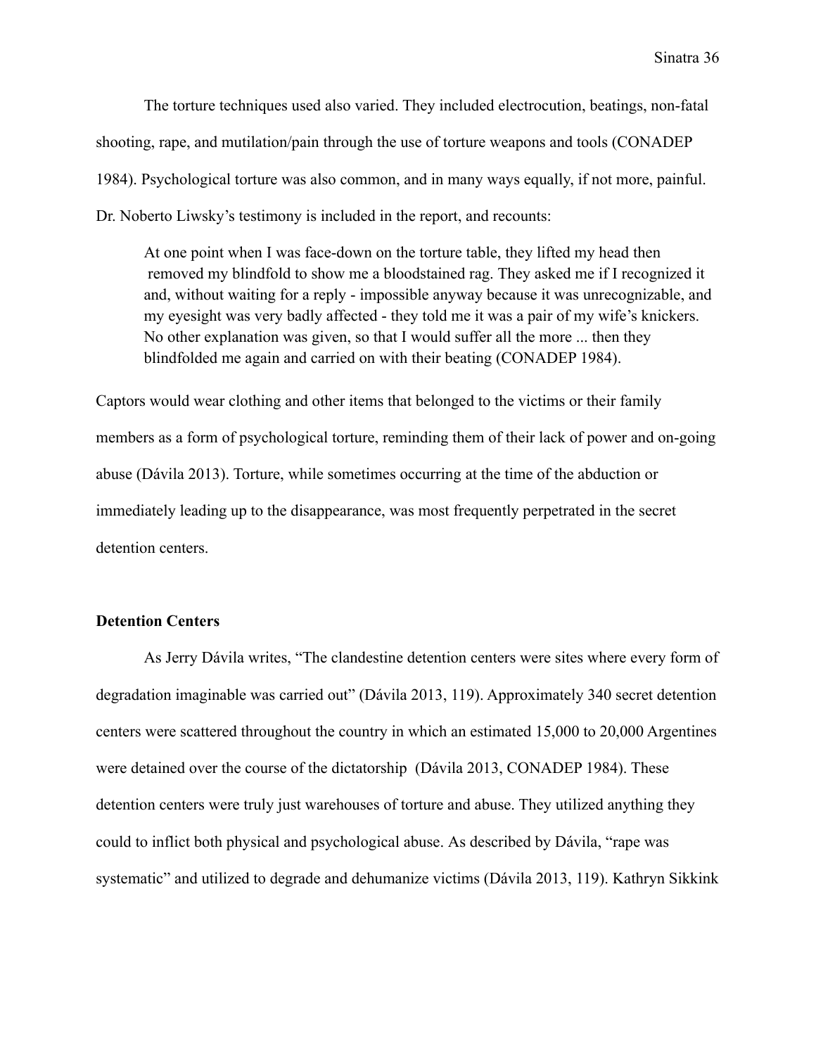The torture techniques used also varied. They included electrocution, beatings, non-fatal shooting, rape, and mutilation/pain through the use of torture weapons and tools (CONADEP 1984). Psychological torture was also common, and in many ways equally, if not more, painful. Dr. Noberto Liwsky's testimony is included in the report, and recounts:

> At one point when I was face-down on the torture table, they lifted my head then removed my blindfold to show me a bloodstained rag. They asked me if I recognized it and, without waiting for a reply - impossible anyway because it was unrecognizable, and my eyesight was very badly affected - they told me it was a pair of my wife's knickers. No other explanation was given, so that I would suffer all the more ... then they blindfolded me again and carried on with their beating (CONADEP 1984).

Captors would wear clothing and other items that belonged to the victims or their family members as a form of psychological torture, reminding them of their lack of power and on-going abuse (Dávila 2013). Torture, while sometimes occurring at the time of the abduction or immediately leading up to the disappearance, was most frequently perpetrated in the secret detention centers.

**Detention Centers**

As Jerry Dávila writes, "The clandestine detention centers were sites where every form of degradation imaginable was carried out" (Dávila 2013, 119). Approximately 340 secret detention centers were scattered throughout the country in which an estimated 15,000 to 20,000 Argentines were detained over the course of the dictatorship (Dávila 2013, CONADEP 1984). These detention centers were truly just warehouses of torture and abuse. They utilized anything they could to inflict both physical and psychological abuse. As described by Dávila, "rape was systematic" and utilized to degrade and dehumanize victims (Dávila 2013, 119). Kathryn Sikkink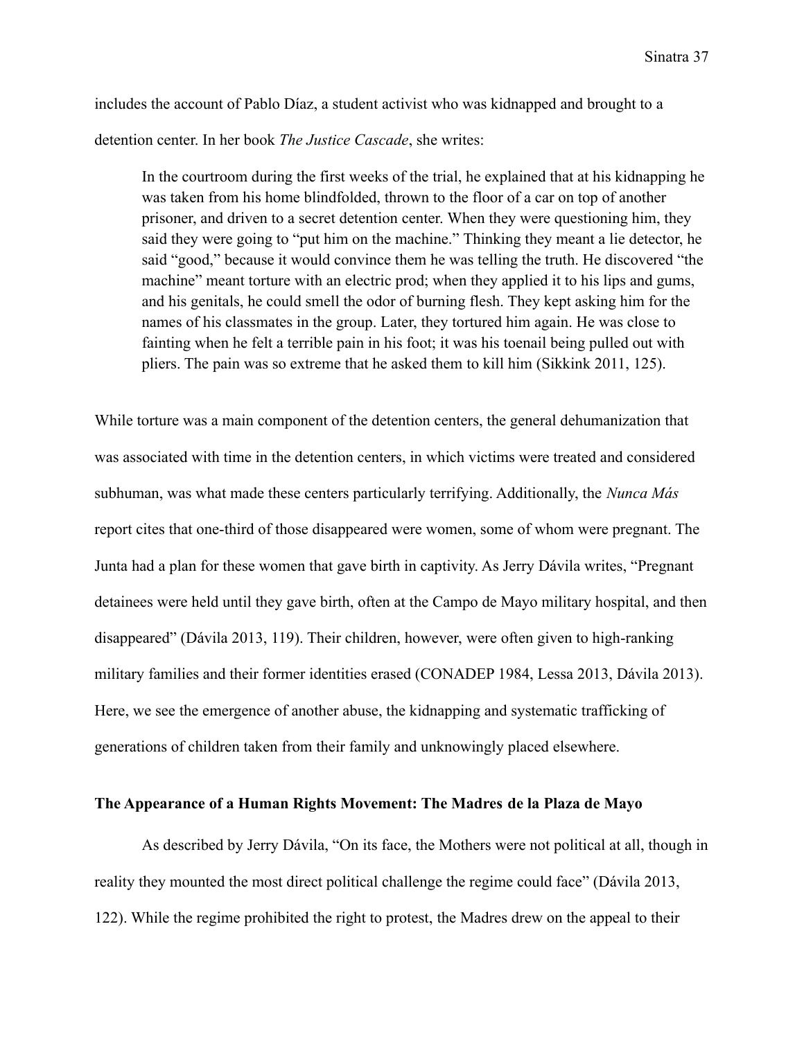includes the account of Pablo Díaz, a student activist who was kidnapped and brought to a detention center. In her book *The Justice Cascade*, she writes:

> In the courtroom during the first weeks of the trial, he explained that at his kidnapping he was taken from his home blindfolded, thrown to the floor of a car on top of another prisoner, and driven to a secret detention center. When they were questioning him, they said they were going to "put him on the machine." Thinking they meant a lie detector, he said "good," because it would convince them he was telling the truth. He discovered "the machine" meant torture with an electric prod; when they applied it to his lips and gums, and his genitals, he could smell the odor of burning flesh. They kept asking him for the names of his classmates in the group. Later, they tortured him again. He was close to fainting when he felt a terrible pain in his foot; it was his toenail being pulled out with pliers. The pain was so extreme that he asked them to kill him (Sikkink 2011, 125).

While torture was a main component of the detention centers, the general dehumanization that was associated with time in the detention centers, in which victims were treated and considered subhuman, was what made these centers particularly terrifying. Additionally, the *Nunca Más* report cites that one-third of those disappeared were women, some of whom were pregnant. The Junta had a plan for these women that gave birth in captivity. As Jerry Dávila writes, "Pregnant detainees were held until they gave birth, often at the Campo de Mayo military hospital, and then disappeared" (Dávila 2013, 119). Their children, however, were often given to high-ranking military families and their former identities erased (CONADEP 1984, Lessa 2013, Dávila 2013). Here, we see the emergence of another abuse, the kidnapping and systematic trafficking of generations of children taken from their family and unknowingly placed elsewhere.

### The Appearance of a Human Rights Movement: The Madres de la Plaza de Mayo

As described by Jerry Dávila, "On its face, the Mothers were not political at all, though in reality they mounted the most direct political challenge the regime could face" (Dávila 2013, 122). While the regime prohibited the right to protest, the Madres drew on the appeal to their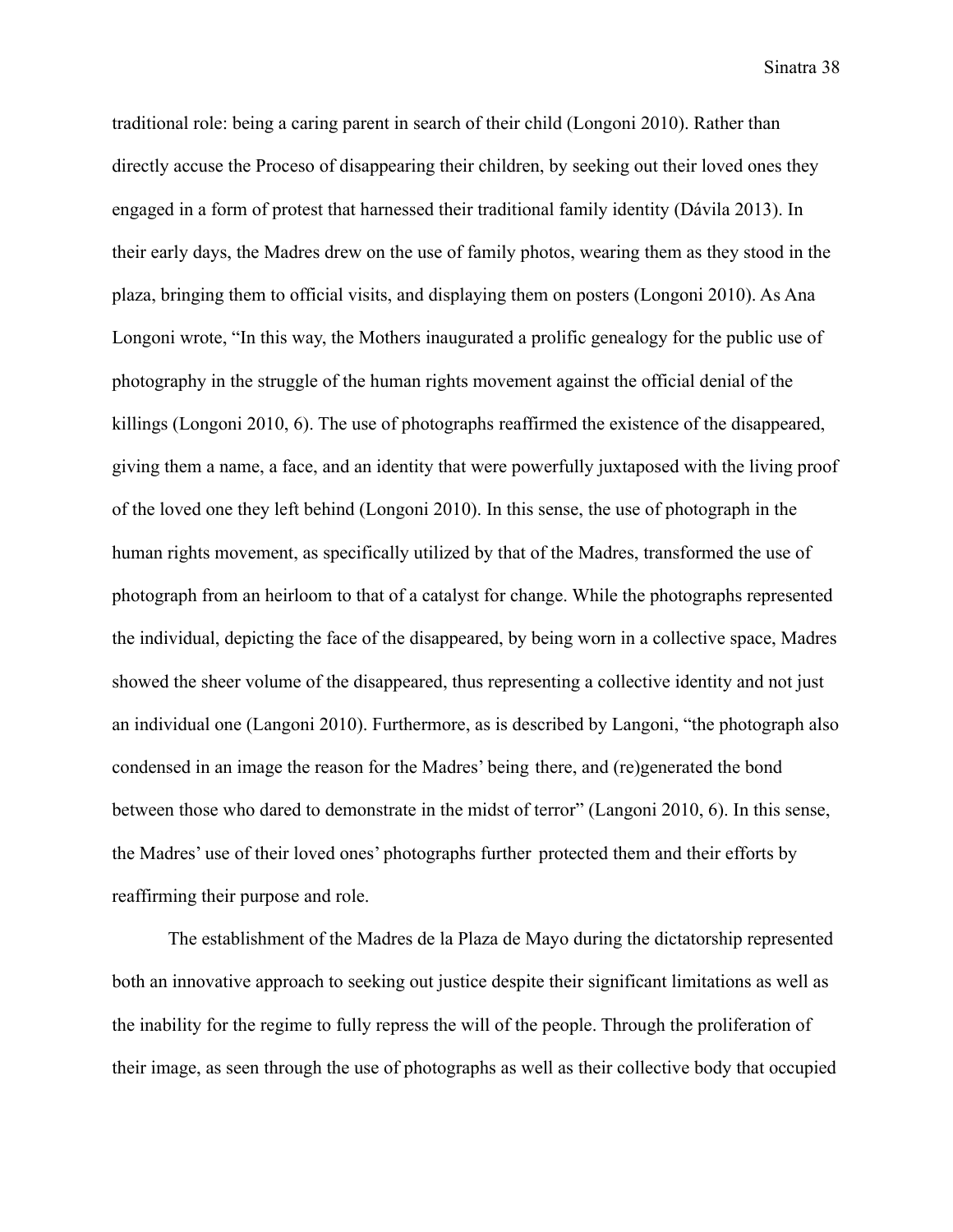traditional role: being a caring parent in search of their child (Longoni 2010). Rather than directly accuse the Proceso of disappearing their children, by seeking out their loved ones they engaged in a form of protest that harnessed their traditional family identity (Dávila 2013). In their early days, the Madres drew on the use of family photos, wearing them as they stood in the plaza, bringing them to official visits, and displaying them on posters (Longoni 2010). As Ana Longoni wrote, "In this way, the Mothers inaugurated a prolific genealogy for the public use of photography in the struggle of the human rights movement against the official denial of the killings (Longoni 2010, 6). The use of photographs reaffirmed the existence of the disappeared, giving them a name, a face, and an identity that were powerfully juxtaposed with the living proof of the loved one they left behind (Longoni 2010). In this sense, the use of photograph in the human rights movement, as specifically utilized by that of the Madres, transformed the use of photograph from an heirloom to that of a catalyst for change. While the photographs represented the individual, depicting the face of the disappeared, by being worn in a collective space, Madres showed the sheer volume of the disappeared, thus representing a collective identity and not just an individual one (Langoni 2010). Furthermore, as is described by Langoni, "the photograph also condensed in an image the reason for the Madres' being there, and (re)generated the bond between those who dared to demonstrate in the midst of terror" (Langoni 2010, 6). In this sense, the Madres' use of their loved ones' photographs further protected them and their efforts by reaffirming their purpose and role.

The establishment of the Madres de la Plaza de Mayo during the dictatorship represented both an innovative approach to seeking out justice despite their significant limitations as well as the inability for the regime to fully repress the will of the people. Through the proliferation of their image, as seen through the use of photographs as well as their collective body that occupied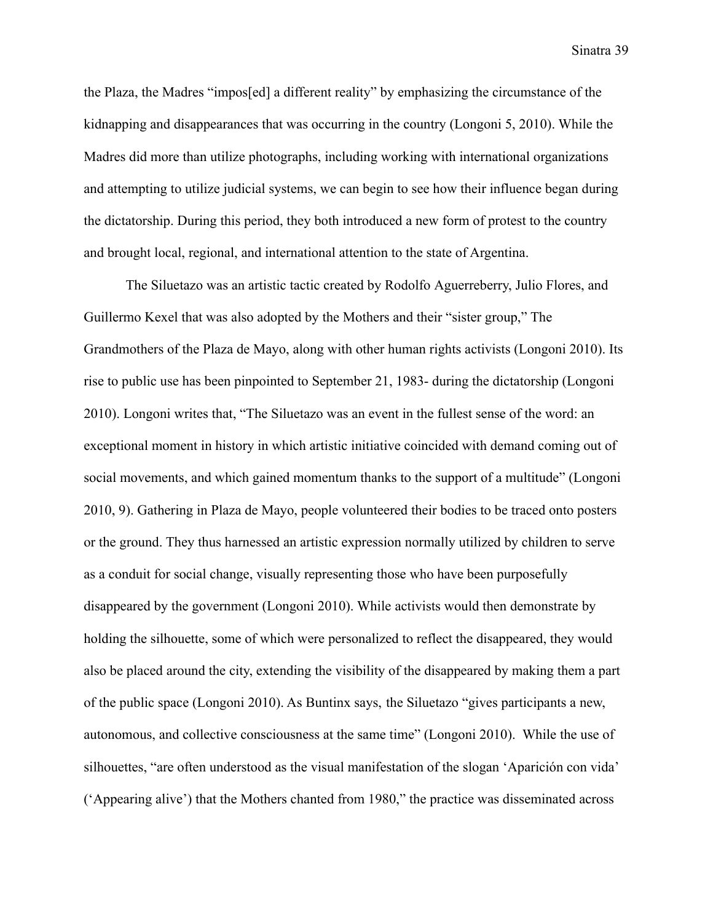the Plaza, the Madres "impos[ed] a different reality" by emphasizing the circumstance of the kidnapping and disappearances that was occurring in the country (Longoni 5, 2010). While the Madres did more than utilize photographs, including working with international organizations and attempting to utilize judicial systems, we can begin to see how their influence began during the dictatorship. During this period, they both introduced a new form of protest to the country and brought local, regional, and international attention to the state of Argentina.

The Siluetazo was an artistic tactic created by Rodolfo Aguerreberry, Julio Flores, and Guillermo Kexel that was also adopted by the Mothers and their "sister group," The Grandmothers of the Plaza de Mayo, along with other human rights activists (Longoni 2010). Its rise to public use has been pinpointed to September 21, 1983- during the dictatorship (Longoni 2010). Longoni writes that, "The Siluetazo was an event in the fullest sense of the word: an exceptional moment in history in which artistic initiative coincided with demand coming out of social movements, and which gained momentum thanks to the support of a multitude" (Longoni 2010, 9). Gathering in Plaza de Mayo, people volunteered their bodies to be traced onto posters or the ground. They thus harnessed an artistic expression normally utilized by children to serve as a conduit for social change, visually representing those who have been purposefully disappeared by the government (Longoni 2010). While activists would then demonstrate by holding the silhouette, some of which were personalized to reflect the disappeared, they would also be placed around the city, extending the visibility of the disappeared by making them a part of the public space (Longoni 2010). As Buntinx says, the Siluetazo "gives participants a new, autonomous, and collective consciousness at the same time" (Longoni 2010). While the use of silhouettes, "are often understood as the visual manifestation of the slogan 'Aparición con vida' ('Appearing alive') that the Mothers chanted from 1980," the practice was disseminated across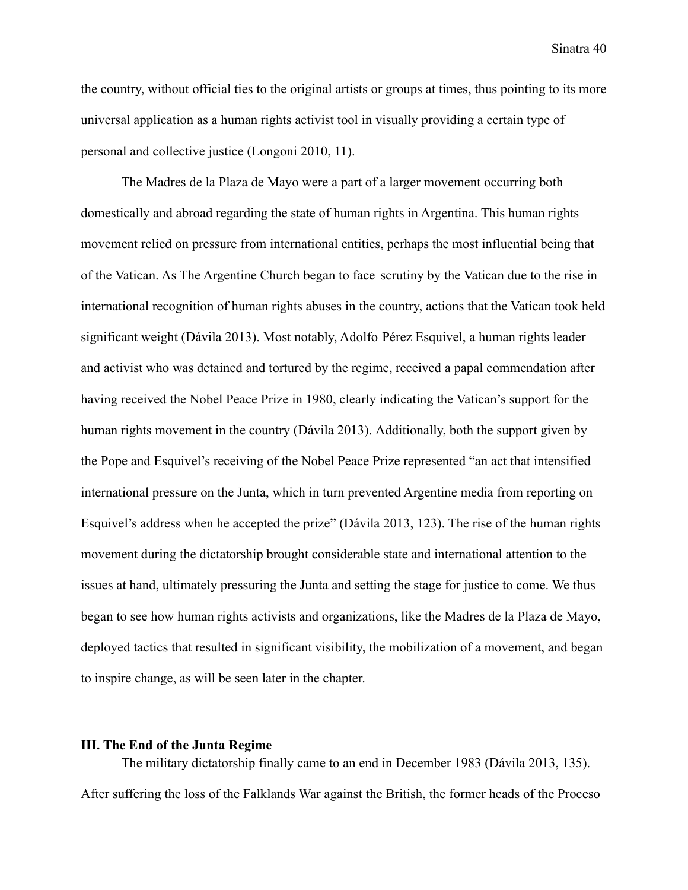the country, without official ties to the original artists or groups at times, thus pointing to its more universal application as a human rights activist tool in visually providing a certain type of personal and collective justice (Longoni 2010, 11).

The Madres de la Plaza de Mayo were a part of a larger movement occurring both domestically and abroad regarding the state of human rights in Argentina. This human rights movement relied on pressure from international entities, perhaps the most influential being that of the Vatican. As The Argentine Church began to face scrutiny by the Vatican due to the rise in international recognition of human rights abuses in the country, actions that the Vatican took held significant weight (Dávila 2013). Most notably, Adolfo Pérez Esquivel, a human rights leader and activist who was detained and tortured by the regime, received a papal commendation after having received the Nobel Peace Prize in 1980, clearly indicating the Vatican's support for the human rights movement in the country (Dávila 2013). Additionally, both the support given by the Pope and Esquivel's receiving of the Nobel Peace Prize represented "an act that intensified international pressure on the Junta, which in turn prevented Argentine media from reporting on Esquivel's address when he accepted the prize" (Dávila 2013, 123). The rise of the human rights movement during the dictatorship brought considerable state and international attention to the issues at hand, ultimately pressuring the Junta and setting the stage for justice to come. We thus began to see how human rights activists and organizations, like the Madres de la Plaza de Mayo, deployed tactics that resulted in significant visibility, the mobilization of a movement, and began to inspire change, as will be seen later in the chapter.

## III. The End of the Junta Regime

The military dictatorship finally came to an end in December 1983 (Dávila 2013, 135). After suffering the loss of the Falklands War against the British, the former heads of the Proceso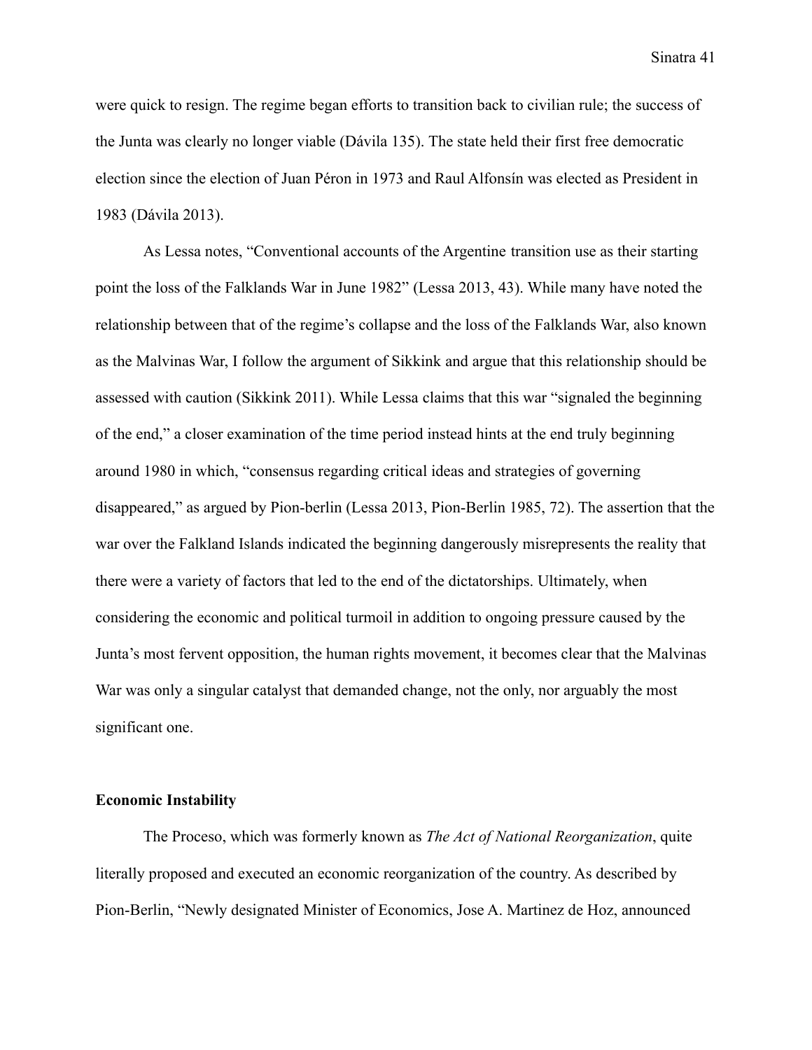were quick to resign. The regime began efforts to transition back to civilian rule; the success of the Junta was clearly no longer viable (Dávila 135). The state held their first free democratic election since the election of Juan Péron in 1973 and Raul Alfonsín was elected as President in 1983 (Dávila 2013).

As Lessa notes, "Conventional accounts of the Argentine transition use as their starting point the loss of the Falklands War in June 1982" (Lessa 2013, 43). While many have noted the relationship between that of the regime's collapse and the loss of the Falklands War, also known as the Malvinas War, I follow the argument of Sikkink and argue that this relationship should be assessed with caution (Sikkink 2011). While Lessa claims that this war "signaled the beginning of the end," a closer examination of the time period instead hints at the end truly beginning around 1980 in which, "consensus regarding critical ideas and strategies of governing disappeared," as argued by Pion-berlin (Lessa 2013, Pion-Berlin 1985, 72). The assertion that the war over the Falkland Islands indicated the beginning dangerously misrepresents the reality that there were a variety of factors that led to the end of the dictatorships. Ultimately, when considering the economic and political turmoil in addition to ongoing pressure caused by the Junta's most fervent opposition, the human rights movement, it becomes clear that the Malvinas War was only a singular catalyst that demanded change, not the only, nor arguably the most significant one.

**Economic Instability**

The Proceso, which was formerly known as *The Act of National Reorganization*, quite literally proposed and executed an economic reorganization of the country. As described by Pion-Berlin, "Newly designated Minister of Economics, Jose A. Martinez de Hoz, announced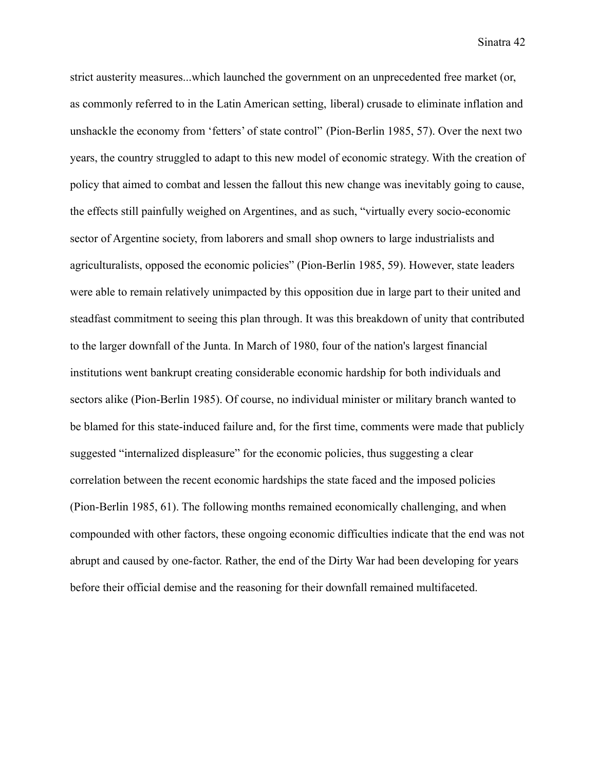strict austerity measures...which launched the government on an unprecedented free market (or, as commonly referred to in the Latin American setting, liberal) crusade to eliminate inflation and unshackle the economy from 'fetters' of state control" (Pion-Berlin 1985, 57). Over the next two years, the country struggled to adapt to this new model of economic strategy. With the creation of policy that aimed to combat and lessen the fallout this new change was inevitably going to cause, the effects still painfully weighed on Argentines, and as such, "virtually every socio-economic sector of Argentine society, from laborers and small shop owners to large industrialists and agriculturalists, opposed the economic policies" (Pion-Berlin 1985, 59). However, state leaders were able to remain relatively unimpacted by this opposition due in large part to their united and steadfast commitment to seeing this plan through. It was this breakdown of unity that contributed to the larger downfall of the Junta. In March of 1980, four of the nation's largest financial institutions went bankrupt creating considerable economic hardship for both individuals and sectors alike (Pion-Berlin 1985). Of course, no individual minister or military branch wanted to be blamed for this state-induced failure and, for the first time, comments were made that publicly suggested "internalized displeasure" for the economic policies, thus suggesting a clear correlation between the recent economic hardships the state faced and the imposed policies (Pion-Berlin 1985, 61). The following months remained economically challenging, and when compounded with other factors, these ongoing economic difficulties indicate that the end was not abrupt and caused by one-factor. Rather, the end of the Dirty War had been developing for years before their official demise and the reasoning for their downfall remained multifaceted.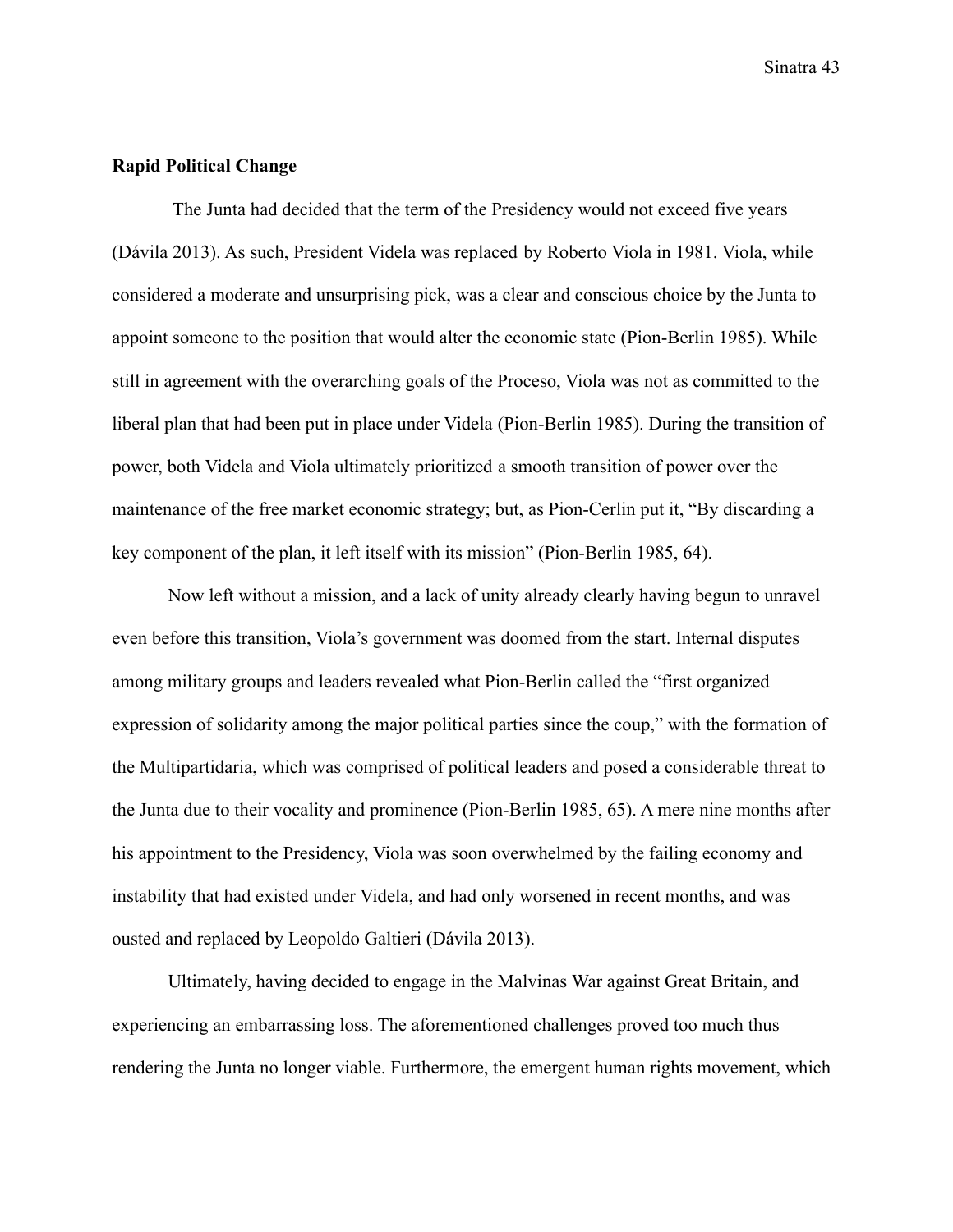**Rapid Political Change**

The Junta had decided that the term of the Presidency would not exceed five years (Dávila 2013). As such, President Videla was replaced by Roberto Viola in 1981. Viola, while considered a moderate and unsurprising pick, was a clear and conscious choice by the Junta to appoint someone to the position that would alter the economic state (Pion-Berlin 1985). While still in agreement with the overarching goals of the Proceso, Viola was not as committed to the liberal plan that had been put in place under Videla (Pion-Berlin 1985). During the transition of power, both Videla and Viola ultimately prioritized a smooth transition of power over the maintenance of the free market economic strategy; but, as Pion-Cerlin put it, "By discarding a key component of the plan, it left itself with its mission" (Pion-Berlin 1985, 64).

Now left without a mission, and a lack of unity already clearly having begun to unravel even before this transition, Viola's government was doomed from the start. Internal disputes among military groups and leaders revealed what Pion-Berlin called the "first organized expression of solidarity among the major political parties since the coup," with the formation of the Multipartidaria, which was comprised of political leaders and posed a considerable threat to the Junta due to their vocality and prominence (Pion-Berlin 1985, 65). A mere nine months after his appointment to the Presidency, Viola was soon overwhelmed by the failing economy and instability that had existed under Videla, and had only worsened in recent months, and was ousted and replaced by Leopoldo Galtieri (Dávila 2013).

Ultimately, having decided to engage in the Malvinas War against Great Britain, and experiencing an embarrassing loss. The aforementioned challenges proved too much thus rendering the Junta no longer viable. Furthermore, the emergent human rights movement, which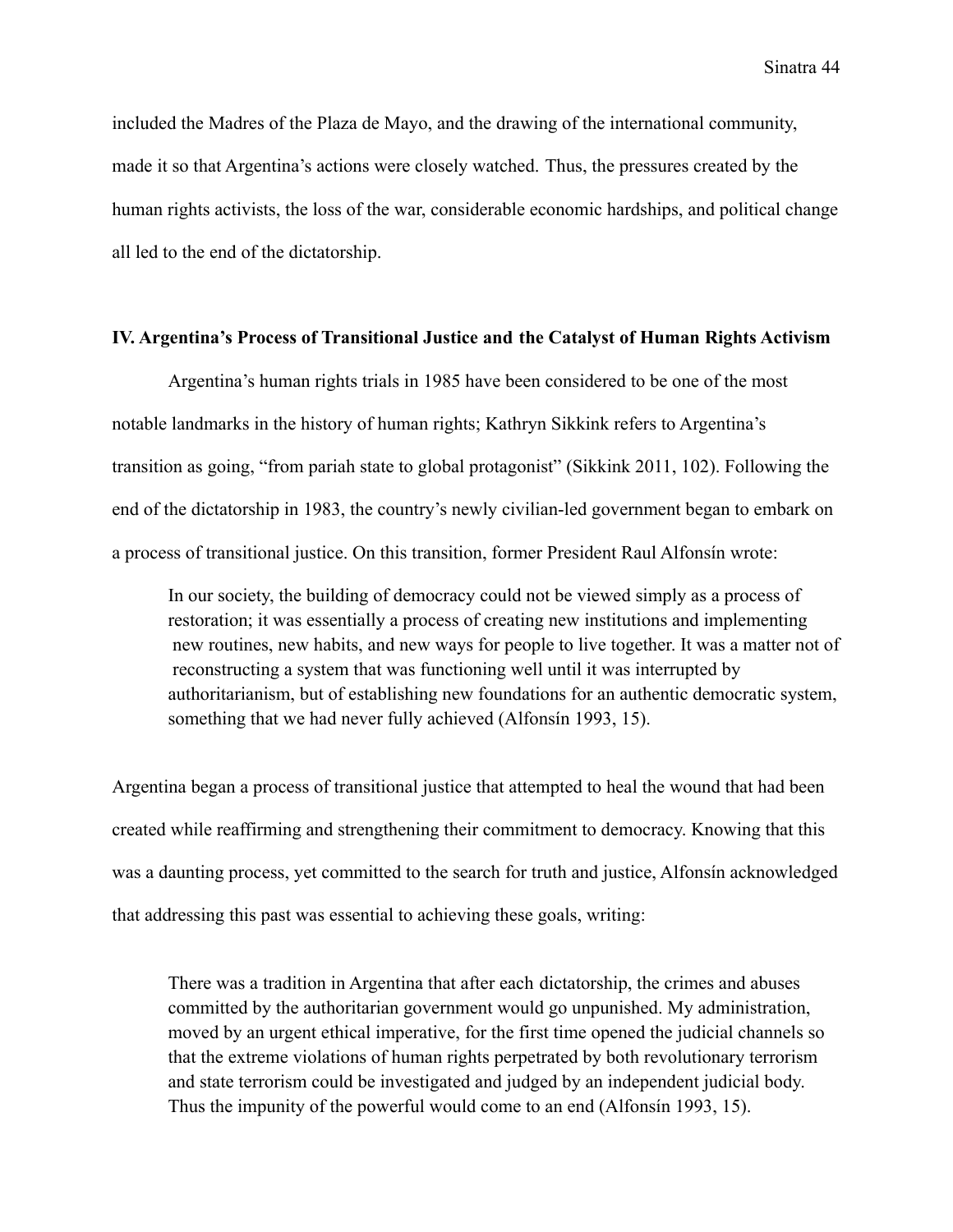included the Madres of the Plaza de Mayo, and the drawing of the international community, made it so that Argentina's actions were closely watched. Thus, the pressures created by the human rights activists, the loss of the war, considerable economic hardships, and political change all led to the end of the dictatorship.

**IV. Argentina's Process of Transitional Justice and the Catalyst of Human Rights Activism**

Argentina's human rights trials in 1985 have been considered to be one of the most notable landmarks in the history of human rights; Kathryn Sikkink refers to Argentina's transition as going, "from pariah state to global protagonist" (Sikkink 2011, 102). Following the end of the dictatorship in 1983, the country's newly civilian-led government began to embark on a process of transitional justice. On this transition, former President Raul Alfonsín wrote:

> In our society, the building of democracy could not be viewed simply as a process of restoration; it was essentially a process of creating new institutions and implementing new routines, new habits, and new ways for people to live together. It was a matter not of reconstructing a system that was functioning well until it was interrupted by authoritarianism, but of establishing new foundations for an authentic democratic system, something that we had never fully achieved (Alfonsín 1993, 15).

Argentina began a process of transitional justice that attempted to heal the wound that had been created while reaffirming and strengthening their commitment to democracy. Knowing that this was a daunting process, yet committed to the search for truth and justice, Alfonsín acknowledged that addressing this past was essential to achieving these goals, writing:

> There was a tradition in Argentina that after each dictatorship, the crimes and abuses committed by the authoritarian government would go unpunished. My administration, moved by an urgent ethical imperative, for the first time opened the judicial channels so that the extreme violations of human rights perpetrated by both revolutionary terrorism and state terrorism could be investigated and judged by an independent judicial body. Thus the impunity of the powerful would come to an end (Alfonsín 1993, 15).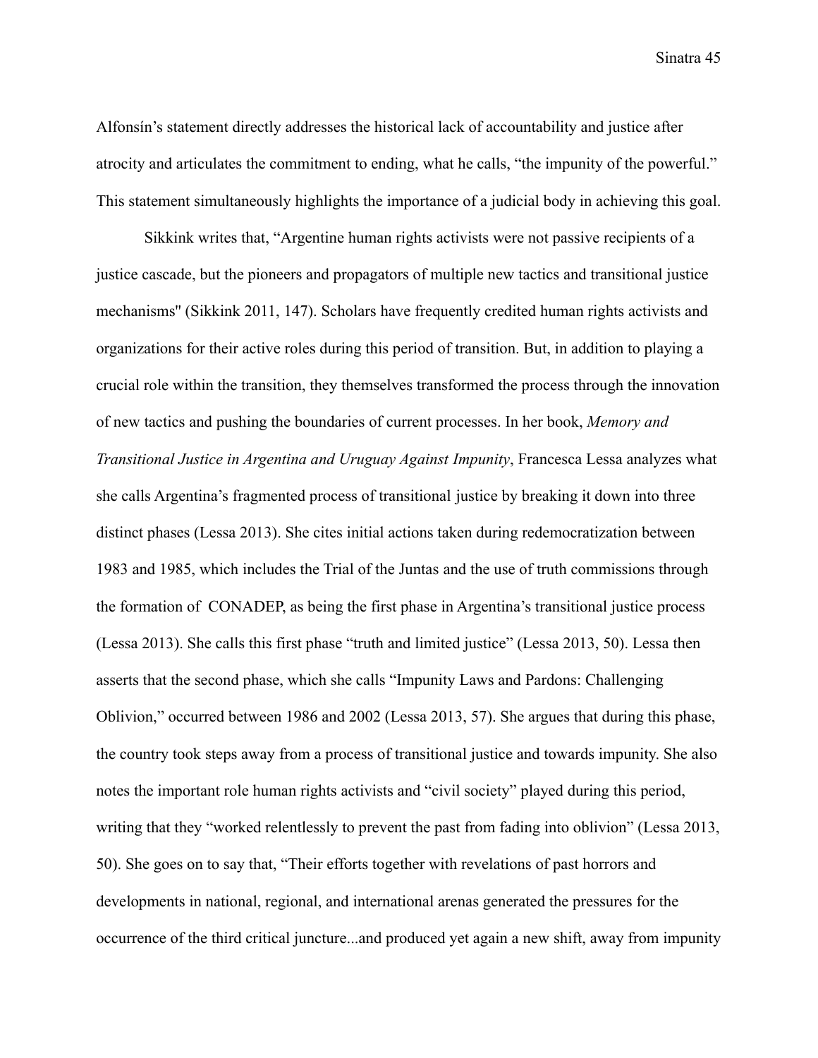Alfonsín's statement directly addresses the historical lack of accountability and justice after atrocity and articulates the commitment to ending, what he calls, "the impunity of the powerful." This statement simultaneously highlights the importance of a judicial body in achieving this goal.

Sikkink writes that, "Argentine human rights activists were not passive recipients of a justice cascade, but the pioneers and propagators of multiple new tactics and transitional justice mechanisms" (Sikkink 2011, 147). Scholars have frequently credited human rights activists and organizations for their active roles during this period of transition. But, in addition to playing a crucial role within the transition, they themselves transformed the process through the innovation of new tactics and pushing the boundaries of current processes. In her book, *Memory and Transitional Justice in Argentina and Uruguay Against Impunity*, Francesca Lessa analyzes what she calls Argentina's fragmented process of transitional justice by breaking it down into three distinct phases (Lessa 2013). She cites initial actions taken during redemocratization between 1983 and 1985, which includes the Trial of the Juntas and the use of truth commissions through the formation of CONADEP, as being the first phase in Argentina's transitional justice process (Lessa 2013). She calls this first phase "truth and limited justice" (Lessa 2013, 50). Lessa then asserts that the second phase, which she calls "Impunity Laws and Pardons: Challenging Oblivion," occurred between 1986 and 2002 (Lessa 2013, 57). She argues that during this phase, the country took steps away from a process of transitional justice and towards impunity. She also notes the important role human rights activists and "civil society" played during this period, writing that they "worked relentlessly to prevent the past from fading into oblivion" (Lessa 2013, 50). She goes on to say that, "Their efforts together with revelations of past horrors and developments in national, regional, and international arenas generated the pressures for the occurrence of the third critical juncture...and produced yet again a new shift, away from impunity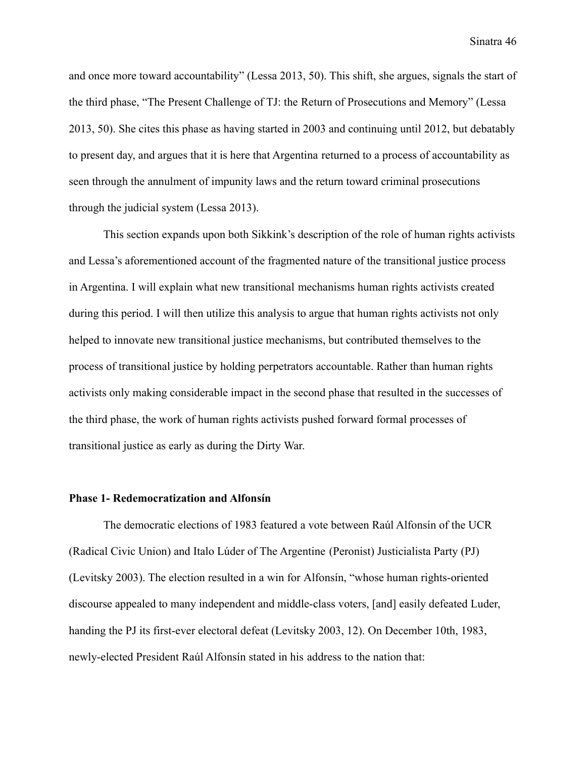and once more toward accountability" (Lessa 2013, 50). This shift, she argues, signals the start of the third phase, "The Present Challenge of TJ: the Return of Prosecutions and Memory" (Lessa 2013, 50). She cites this phase as having started in 2003 and continuing until 2012, but debatably to present day, and argues that it is here that Argentina returned to a process of accountability as seen through the annulment of impunity laws and the return toward criminal prosecutions through the judicial system (Lessa 2013).

This section expands upon both Sikkink's description of the role of human rights activists and Lessa's aforementioned account of the fragmented nature of the transitional justice process in Argentina. I will explain what new transitional mechanisms human rights activists created during this period. I will then utilize this analysis to argue that human rights activists not only helped to innovate new transitional justice mechanisms, but contributed themselves to the process of transitional justice by holding perpetrators accountable. Rather than human rights activists only making considerable impact in the second phase that resulted in the successes of the third phase, the work of human rights activists pushed forward formal processes of transitional justice as early as during the Dirty War.

**Phase 1- Redemocratization and Alfonsín**

The democratic elections of 1983 featured a vote between Raúl Alfonsín of the UCR (Radical Civic Union) and Italo Lúder of The Argentine (Peronist) Justicialista Party (PJ) (Levitsky 2003). The election resulted in a win for Alfonsín, "whose human rights-oriented discourse appealed to many independent and middle-class voters, [and] easily defeated Luder, handing the PJ its first-ever electoral defeat (Levitsky 2003, 12). On December 10th, 1983, newly-elected President Raúl Alfonsín stated in his address to the nation that: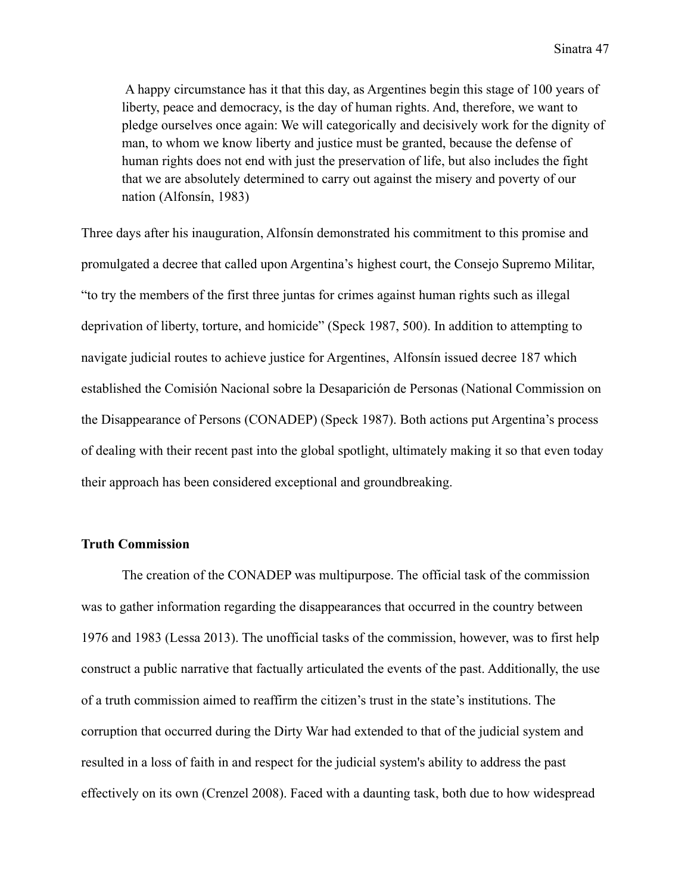> A happy circumstance has it that this day, as Argentines begin this stage of 100 years of liberty, peace and democracy, is the day of human rights. And, therefore, we want to pledge ourselves once again: We will categorically and decisively work for the dignity of man, to whom we know liberty and justice must be granted, because the defense of human rights does not end with just the preservation of life, but also includes the fight that we are absolutely determined to carry out against the misery and poverty of our nation (Alfonsín, 1983)

Three days after his inauguration, Alfonsín demonstrated his commitment to this promise and promulgated a decree that called upon Argentina's highest court, the Consejo Supremo Militar, "to try the members of the first three juntas for crimes against human rights such as illegal deprivation of liberty, torture, and homicide" (Speck 1987, 500). In addition to attempting to navigate judicial routes to achieve justice for Argentines, Alfonsín issued decree 187 which established the Comisión Nacional sobre la Desaparición de Personas (National Commission on the Disappearance of Persons (CONADEP) (Speck 1987). Both actions put Argentina's process of dealing with their recent past into the global spotlight, ultimately making it so that even today their approach has been considered exceptional and groundbreaking.

**Truth Commission**

The creation of the CONADEP was multipurpose. The official task of the commission was to gather information regarding the disappearances that occurred in the country between 1976 and 1983 (Lessa 2013). The unofficial tasks of the commission, however, was to first help construct a public narrative that factually articulated the events of the past. Additionally, the use of a truth commission aimed to reaffirm the citizen's trust in the state's institutions. The corruption that occurred during the Dirty War had extended to that of the judicial system and resulted in a loss of faith in and respect for the judicial system's ability to address the past effectively on its own (Crenzel 2008). Faced with a daunting task, both due to how widespread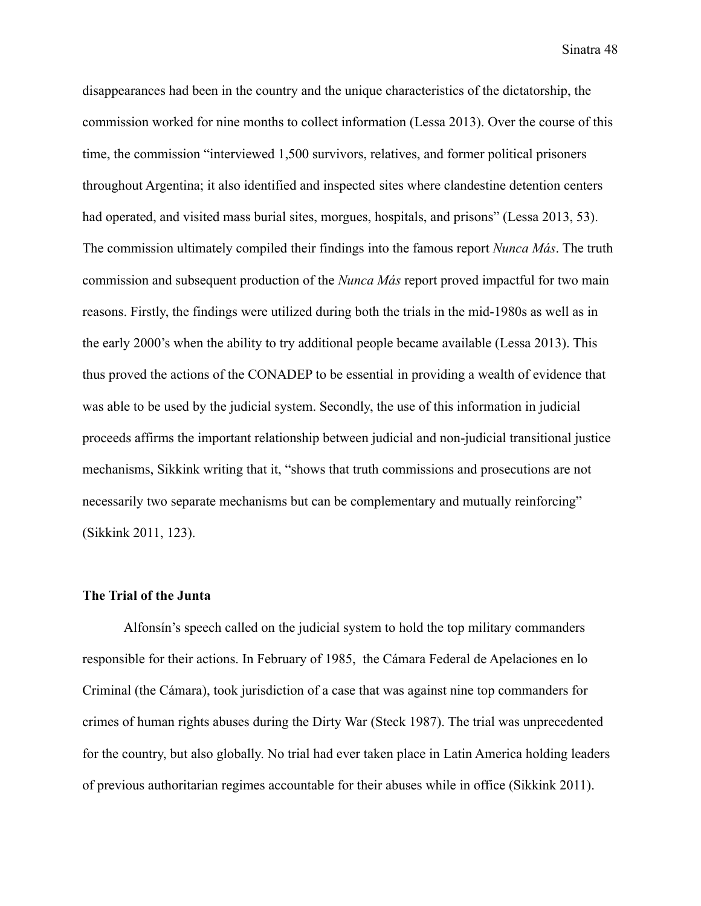disappearances had been in the country and the unique characteristics of the dictatorship, the commission worked for nine months to collect information (Lessa 2013). Over the course of this time, the commission "interviewed 1,500 survivors, relatives, and former political prisoners throughout Argentina; it also identified and inspected sites where clandestine detention centers had operated, and visited mass burial sites, morgues, hospitals, and prisons" (Lessa 2013, 53). The commission ultimately compiled their findings into the famous report *Nunca Más*. The truth commission and subsequent production of the *Nunca Más* report proved impactful for two main reasons. Firstly, the findings were utilized during both the trials in the mid-1980s as well as in the early 2000's when the ability to try additional people became available (Lessa 2013). This thus proved the actions of the CONADEP to be essential in providing a wealth of evidence that was able to be used by the judicial system. Secondly, the use of this information in judicial proceeds affirms the important relationship between judicial and non-judicial transitional justice mechanisms, Sikkink writing that it, "shows that truth commissions and prosecutions are not necessarily two separate mechanisms but can be complementary and mutually reinforcing" (Sikkink 2011, 123).

**The Trial of the Junta**

Alfonsín's speech called on the judicial system to hold the top military commanders responsible for their actions. In February of 1985, the Cámara Federal de Apelaciones en lo Criminal (the Cámara), took jurisdiction of a case that was against nine top commanders for crimes of human rights abuses during the Dirty War (Steck 1987). The trial was unprecedented for the country, but also globally. No trial had ever taken place in Latin America holding leaders of previous authoritarian regimes accountable for their abuses while in office (Sikkink 2011).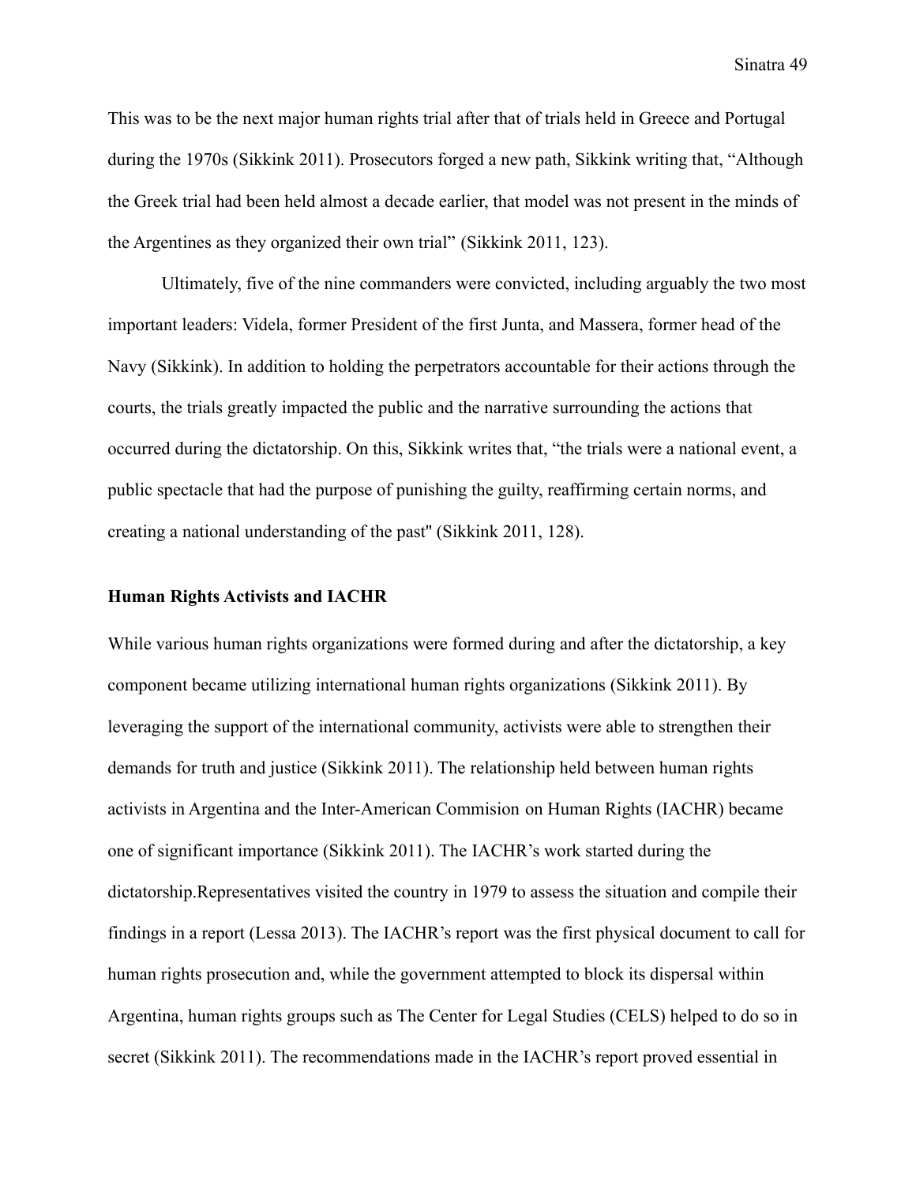This was to be the next major human rights trial after that of trials held in Greece and Portugal during the 1970s (Sikkink 2011). Prosecutors forged a new path, Sikkink writing that, "Although the Greek trial had been held almost a decade earlier, that model was not present in the minds of the Argentines as they organized their own trial" (Sikkink 2011, 123).

Ultimately, five of the nine commanders were convicted, including arguably the two most important leaders: Videla, former President of the first Junta, and Massera, former head of the Navy (Sikkink). In addition to holding the perpetrators accountable for their actions through the courts, the trials greatly impacted the public and the narrative surrounding the actions that occurred during the dictatorship. On this, Sikkink writes that, "the trials were a national event, a public spectacle that had the purpose of punishing the guilty, reaffirming certain norms, and creating a national understanding of the past" (Sikkink 2011, 128).

**Human Rights Activists and IACHR**

While various human rights organizations were formed during and after the dictatorship, a key component became utilizing international human rights organizations (Sikkink 2011). By leveraging the support of the international community, activists were able to strengthen their demands for truth and justice (Sikkink 2011). The relationship held between human rights activists in Argentina and the Inter-American Commision on Human Rights (IACHR) became one of significant importance (Sikkink 2011). The IACHR's work started during the dictatorship.Representatives visited the country in 1979 to assess the situation and compile their findings in a report (Lessa 2013). The IACHR's report was the first physical document to call for human rights prosecution and, while the government attempted to block its dispersal within Argentina, human rights groups such as The Center for Legal Studies (CELS) helped to do so in secret (Sikkink 2011). The recommendations made in the IACHR's report proved essential in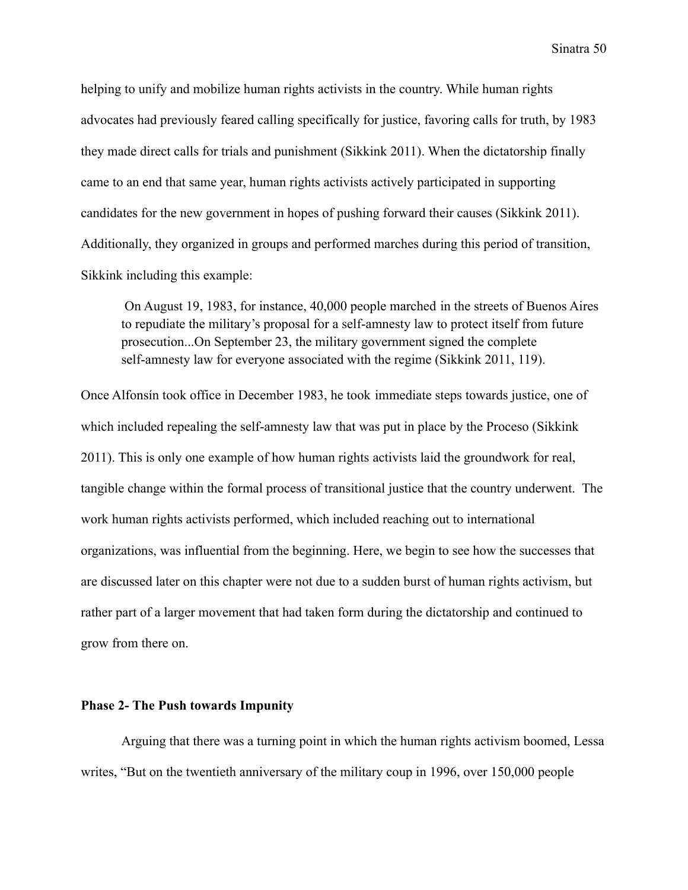helping to unify and mobilize human rights activists in the country. While human rights advocates had previously feared calling specifically for justice, favoring calls for truth, by 1983 they made direct calls for trials and punishment (Sikkink 2011). When the dictatorship finally came to an end that same year, human rights activists actively participated in supporting candidates for the new government in hopes of pushing forward their causes (Sikkink 2011). Additionally, they organized in groups and performed marches during this period of transition, Sikkink including this example:

> On August 19, 1983, for instance, 40,000 people marched in the streets of Buenos Aires to repudiate the military's proposal for a self-amnesty law to protect itself from future prosecution...On September 23, the military government signed the complete self-amnesty law for everyone associated with the regime (Sikkink 2011, 119).

Once Alfonsín took office in December 1983, he took immediate steps towards justice, one of which included repealing the self-amnesty law that was put in place by the Proceso (Sikkink 2011). This is only one example of how human rights activists laid the groundwork for real, tangible change within the formal process of transitional justice that the country underwent. The work human rights activists performed, which included reaching out to international organizations, was influential from the beginning. Here, we begin to see how the successes that are discussed later on this chapter were not due to a sudden burst of human rights activism, but rather part of a larger movement that had taken form during the dictatorship and continued to grow from there on.

**Phase 2- The Push towards Impunity**

Arguing that there was a turning point in which the human rights activism boomed, Lessa writes, "But on the twentieth anniversary of the military coup in 1996, over 150,000 people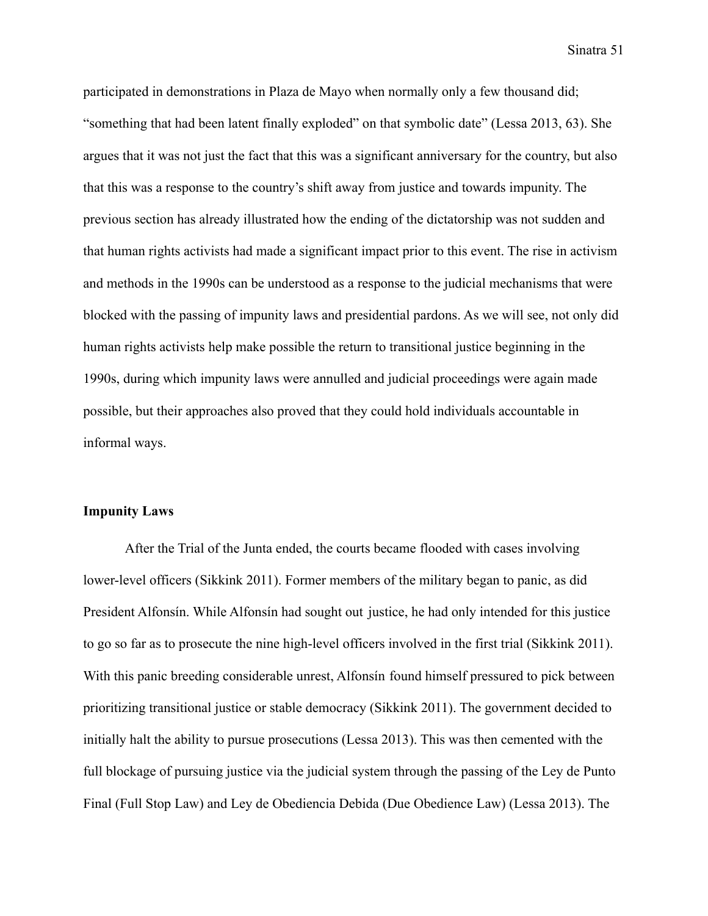participated in demonstrations in Plaza de Mayo when normally only a few thousand did; "something that had been latent finally exploded" on that symbolic date" (Lessa 2013, 63). She argues that it was not just the fact that this was a significant anniversary for the country, but also that this was a response to the country's shift away from justice and towards impunity. The previous section has already illustrated how the ending of the dictatorship was not sudden and that human rights activists had made a significant impact prior to this event. The rise in activism and methods in the 1990s can be understood as a response to the judicial mechanisms that were blocked with the passing of impunity laws and presidential pardons. As we will see, not only did human rights activists help make possible the return to transitional justice beginning in the 1990s, during which impunity laws were annulled and judicial proceedings were again made possible, but their approaches also proved that they could hold individuals accountable in informal ways.

**Impunity Laws**

After the Trial of the Junta ended, the courts became flooded with cases involving lower-level officers (Sikkink 2011). Former members of the military began to panic, as did President Alfonsín. While Alfonsín had sought out justice, he had only intended for this justice to go so far as to prosecute the nine high-level officers involved in the first trial (Sikkink 2011). With this panic breeding considerable unrest, Alfonsín found himself pressured to pick between prioritizing transitional justice or stable democracy (Sikkink 2011). The government decided to initially halt the ability to pursue prosecutions (Lessa 2013). This was then cemented with the full blockage of pursuing justice via the judicial system through the passing of the Ley de Punto Final (Full Stop Law) and Ley de Obediencia Debida (Due Obedience Law) (Lessa 2013). The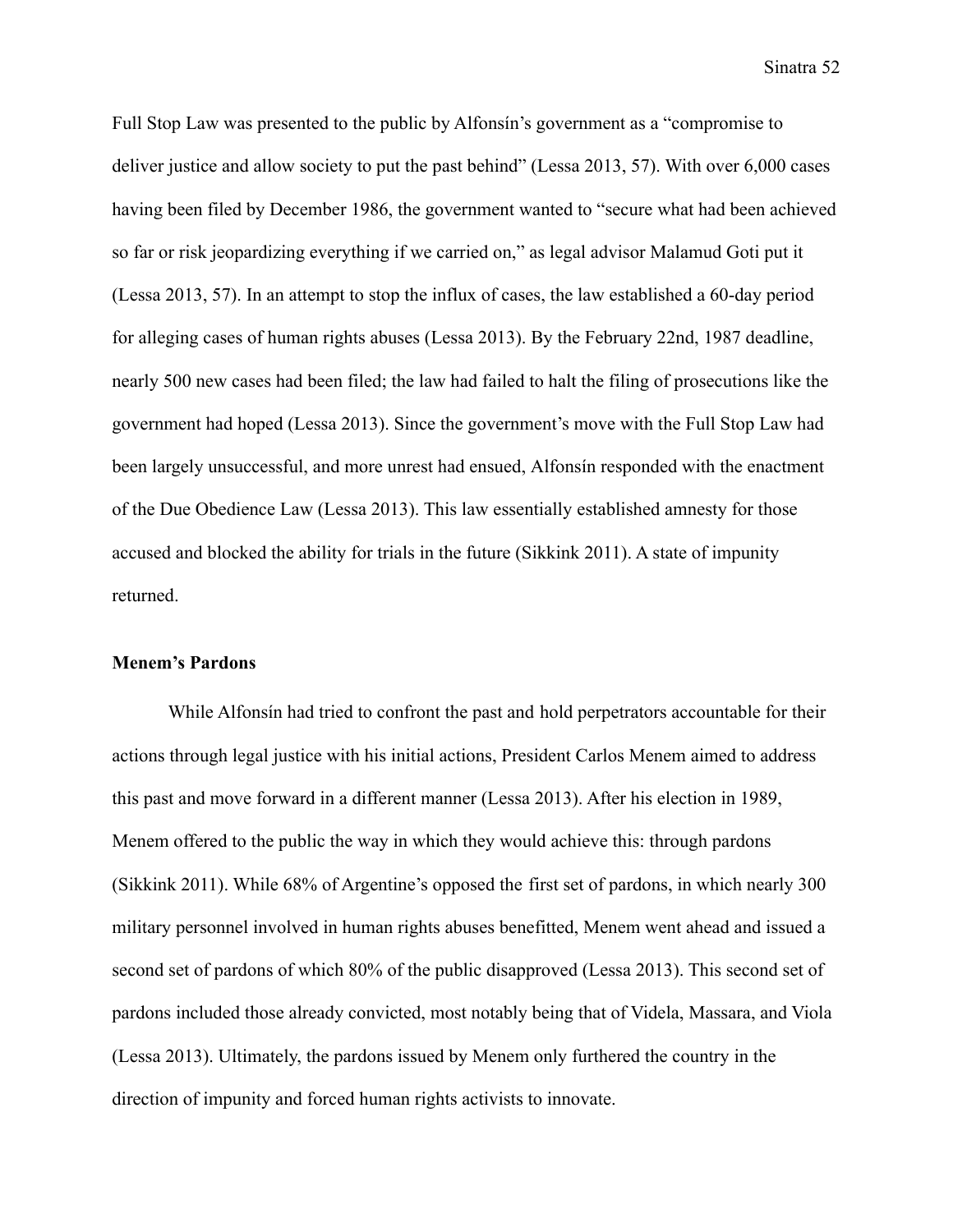Full Stop Law was presented to the public by Alfonsín's government as a "compromise to deliver justice and allow society to put the past behind" (Lessa 2013, 57). With over 6,000 cases having been filed by December 1986, the government wanted to "secure what had been achieved so far or risk jeopardizing everything if we carried on," as legal advisor Malamud Goti put it (Lessa 2013, 57). In an attempt to stop the influx of cases, the law established a 60-day period for alleging cases of human rights abuses (Lessa 2013). By the February 22nd, 1987 deadline, nearly 500 new cases had been filed; the law had failed to halt the filing of prosecutions like the government had hoped (Lessa 2013). Since the government's move with the Full Stop Law had been largely unsuccessful, and more unrest had ensued, Alfonsín responded with the enactment of the Due Obedience Law (Lessa 2013). This law essentially established amnesty for those accused and blocked the ability for trials in the future (Sikkink 2011). A state of impunity returned.

**Menem's Pardons**

While Alfonsín had tried to confront the past and hold perpetrators accountable for their actions through legal justice with his initial actions, President Carlos Menem aimed to address this past and move forward in a different manner (Lessa 2013). After his election in 1989, Menem offered to the public the way in which they would achieve this: through pardons (Sikkink 2011). While 68% of Argentine's opposed the first set of pardons, in which nearly 300 military personnel involved in human rights abuses benefitted, Menem went ahead and issued a second set of pardons of which 80% of the public disapproved (Lessa 2013). This second set of pardons included those already convicted, most notably being that of Videla, Massara, and Viola (Lessa 2013). Ultimately, the pardons issued by Menem only furthered the country in the direction of impunity and forced human rights activists to innovate.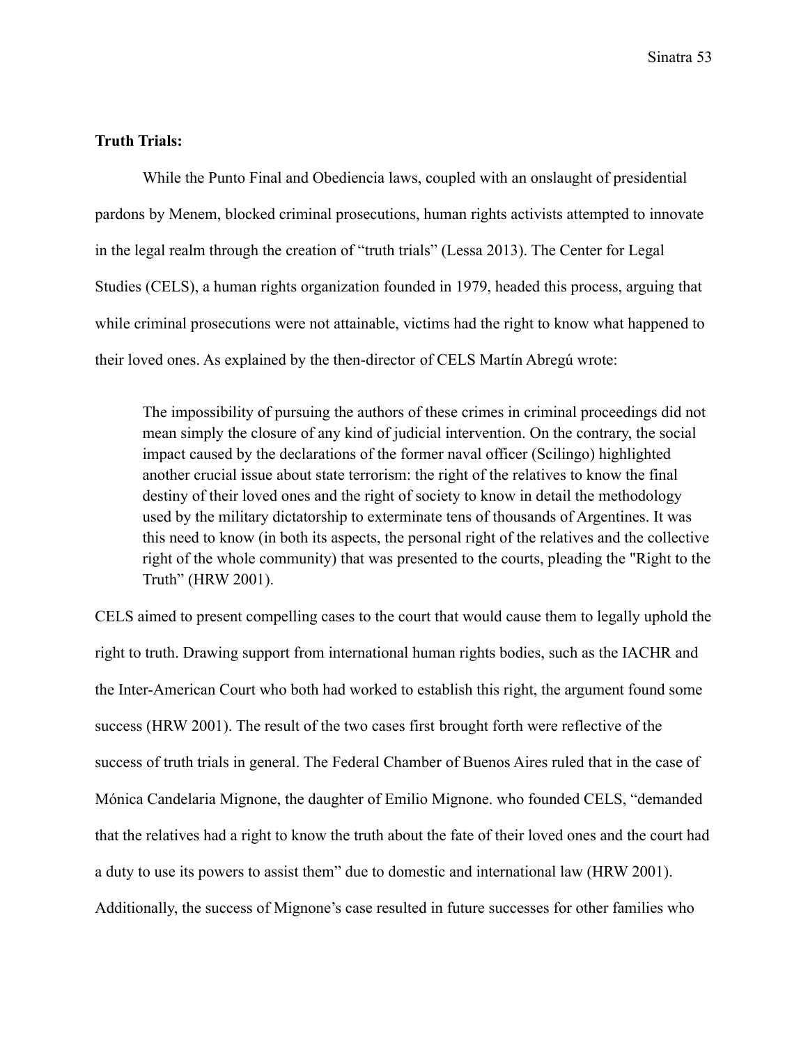**Truth Trials:**

While the Punto Final and Obediencia laws, coupled with an onslaught of presidential pardons by Menem, blocked criminal prosecutions, human rights activists attempted to innovate in the legal realm through the creation of "truth trials" (Lessa 2013). The Center for Legal Studies (CELS), a human rights organization founded in 1979, headed this process, arguing that while criminal prosecutions were not attainable, victims had the right to know what happened to their loved ones. As explained by the then-director of CELS Martín Abregú wrote:

> The impossibility of pursuing the authors of these crimes in criminal proceedings did not mean simply the closure of any kind of judicial intervention. On the contrary, the social impact caused by the declarations of the former naval officer (Scilingo) highlighted another crucial issue about state terrorism: the right of the relatives to know the final destiny of their loved ones and the right of society to know in detail the methodology used by the military dictatorship to exterminate tens of thousands of Argentines. It was this need to know (in both its aspects, the personal right of the relatives and the collective right of the whole community) that was presented to the courts, pleading the "Right to the Truth" (HRW 2001).

CELS aimed to present compelling cases to the court that would cause them to legally uphold the right to truth. Drawing support from international human rights bodies, such as the IACHR and the Inter-American Court who both had worked to establish this right, the argument found some success (HRW 2001). The result of the two cases first brought forth were reflective of the success of truth trials in general. The Federal Chamber of Buenos Aires ruled that in the case of Mónica Candelaria Mignone, the daughter of Emilio Mignone. who founded CELS, "demanded that the relatives had a right to know the truth about the fate of their loved ones and the court had a duty to use its powers to assist them" due to domestic and international law (HRW 2001). Additionally, the success of Mignone's case resulted in future successes for other families who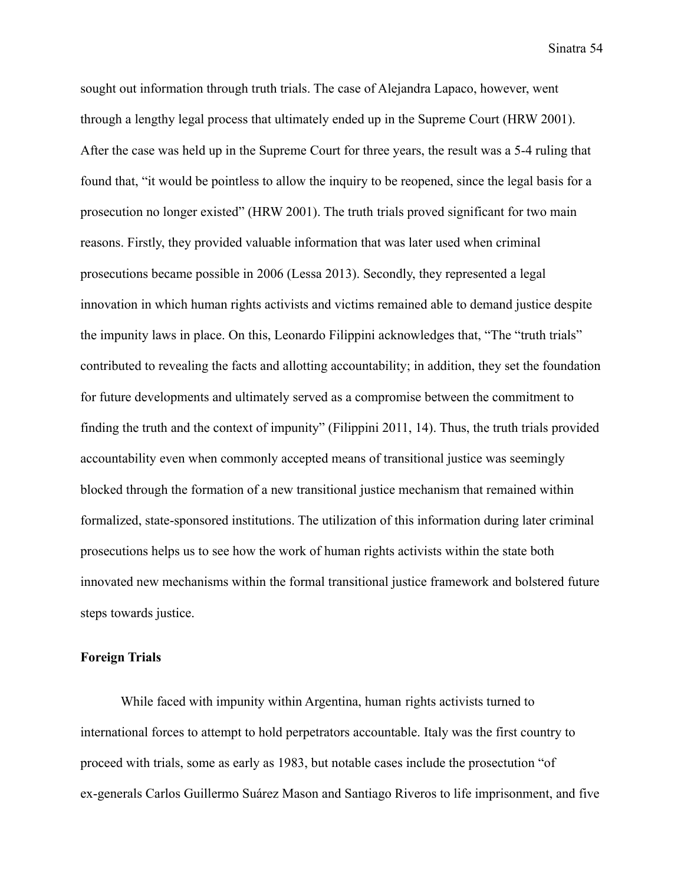sought out information through truth trials. The case of Alejandra Lapaco, however, went through a lengthy legal process that ultimately ended up in the Supreme Court (HRW 2001). After the case was held up in the Supreme Court for three years, the result was a 5-4 ruling that found that, "it would be pointless to allow the inquiry to be reopened, since the legal basis for a prosecution no longer existed" (HRW 2001). The truth trials proved significant for two main reasons. Firstly, they provided valuable information that was later used when criminal prosecutions became possible in 2006 (Lessa 2013). Secondly, they represented a legal innovation in which human rights activists and victims remained able to demand justice despite the impunity laws in place. On this, Leonardo Filippini acknowledges that, "The "truth trials" contributed to revealing the facts and allotting accountability; in addition, they set the foundation for future developments and ultimately served as a compromise between the commitment to finding the truth and the context of impunity" (Filippini 2011, 14). Thus, the truth trials provided accountability even when commonly accepted means of transitional justice was seemingly blocked through the formation of a new transitional justice mechanism that remained within formalized, state-sponsored institutions. The utilization of this information during later criminal prosecutions helps us to see how the work of human rights activists within the state both innovated new mechanisms within the formal transitional justice framework and bolstered future steps towards justice.

**Foreign Trials**

While faced with impunity within Argentina, human rights activists turned to international forces to attempt to hold perpetrators accountable. Italy was the first country to proceed with trials, some as early as 1983, but notable cases include the prosectution "of ex-generals Carlos Guillermo Suárez Mason and Santiago Riveros to life imprisonment, and five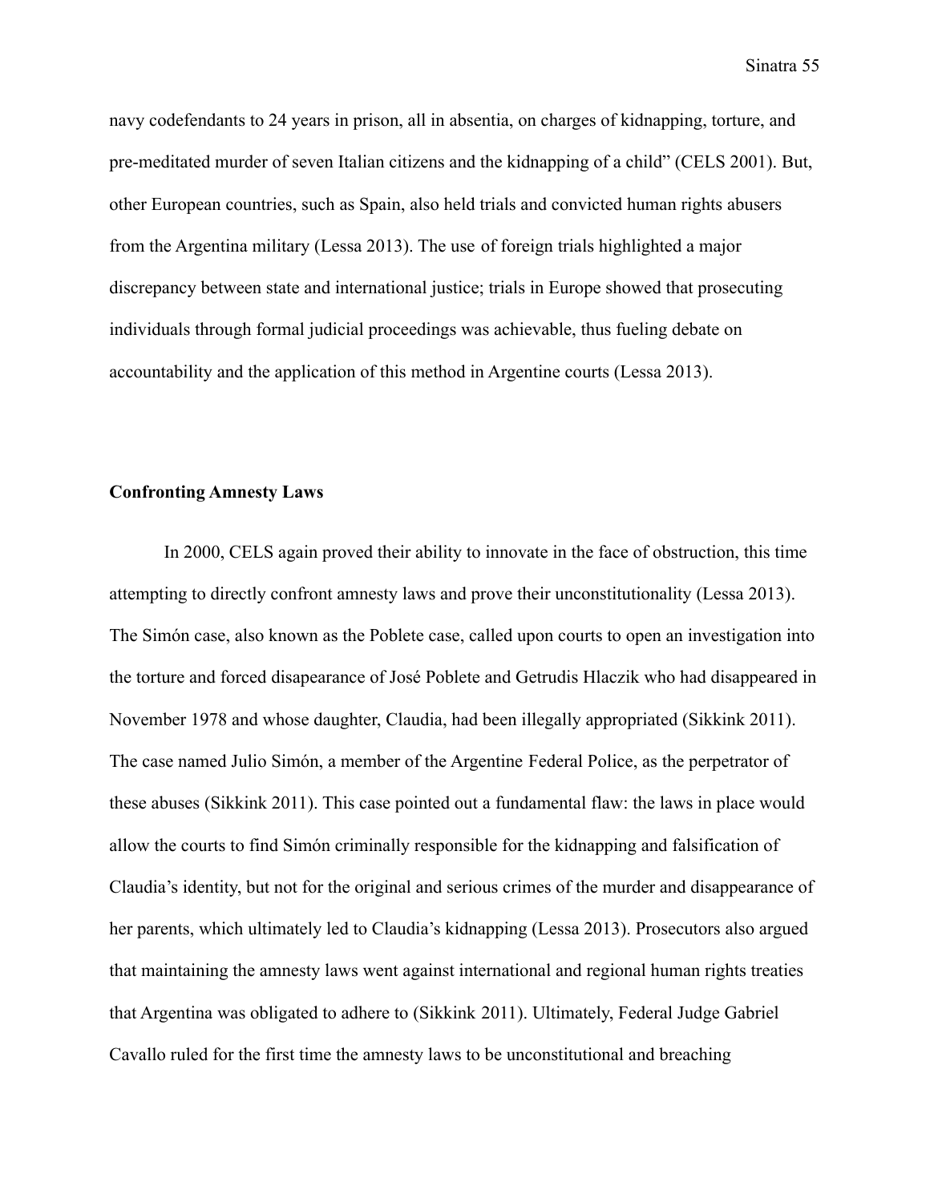navy codefendants to 24 years in prison, all in absentia, on charges of kidnapping, torture, and pre-meditated murder of seven Italian citizens and the kidnapping of a child" (CELS 2001). But, other European countries, such as Spain, also held trials and convicted human rights abusers from the Argentina military (Lessa 2013). The use of foreign trials highlighted a major discrepancy between state and international justice; trials in Europe showed that prosecuting individuals through formal judicial proceedings was achievable, thus fueling debate on accountability and the application of this method in Argentine courts (Lessa 2013).

**Confronting Amnesty Laws**

In 2000, CELS again proved their ability to innovate in the face of obstruction, this time attempting to directly confront amnesty laws and prove their unconstitutionality (Lessa 2013). The Simón case, also known as the Poblete case, called upon courts to open an investigation into the torture and forced disapearance of José Poblete and Getrudis Hlaczik who had disappeared in November 1978 and whose daughter, Claudia, had been illegally appropriated (Sikkink 2011). The case named Julio Simón, a member of the Argentine Federal Police, as the perpetrator of these abuses (Sikkink 2011). This case pointed out a fundamental flaw: the laws in place would allow the courts to find Simón criminally responsible for the kidnapping and falsification of Claudia's identity, but not for the original and serious crimes of the murder and disappearance of her parents, which ultimately led to Claudia's kidnapping (Lessa 2013). Prosecutors also argued that maintaining the amnesty laws went against international and regional human rights treaties that Argentina was obligated to adhere to (Sikkink 2011). Ultimately, Federal Judge Gabriel Cavallo ruled for the first time the amnesty laws to be unconstitutional and breaching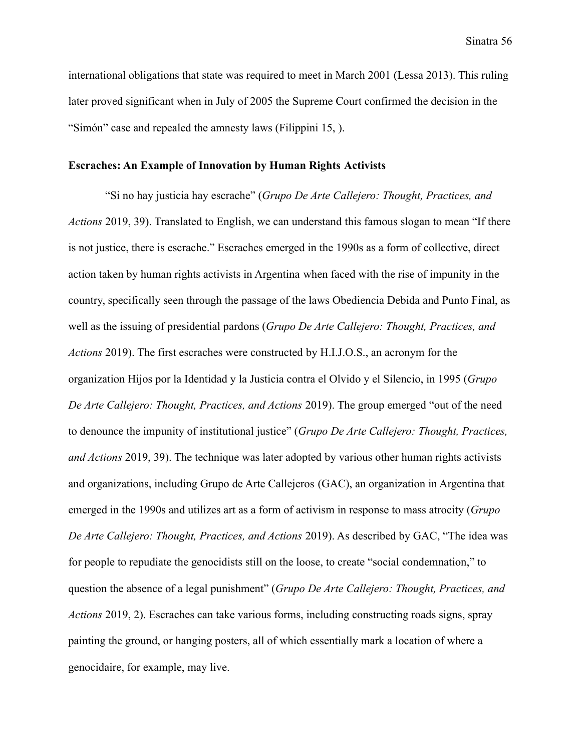international obligations that state was required to meet in March 2001 (Lessa 2013). This ruling later proved significant when in July of 2005 the Supreme Court confirmed the decision in the "Simón" case and repealed the amnesty laws (Filippini 15, ).

**Escraches: An Example of Innovation by Human Rights Activists**

"Si no hay justicia hay escrache" (*Grupo De Arte Callejero: Thought, Practices, and Actions* 2019, 39). Translated to English, we can understand this famous slogan to mean "If there is not justice, there is escrache." Escraches emerged in the 1990s as a form of collective, direct action taken by human rights activists in Argentina when faced with the rise of impunity in the country, specifically seen through the passage of the laws Obediencia Debida and Punto Final, as well as the issuing of presidential pardons (*Grupo De Arte Callejero: Thought, Practices, and Actions* 2019). The first escraches were constructed by H.I.J.O.S., an acronym for the organization Hijos por la Identidad y la Justicia contra el Olvido y el Silencio, in 1995 (*Grupo De Arte Callejero: Thought, Practices, and Actions* 2019). The group emerged "out of the need to denounce the impunity of institutional justice" (*Grupo De Arte Callejero: Thought, Practices, and Actions* 2019, 39). The technique was later adopted by various other human rights activists and organizations, including Grupo de Arte Callejeros (GAC), an organization in Argentina that emerged in the 1990s and utilizes art as a form of activism in response to mass atrocity (*Grupo De Arte Callejero: Thought, Practices, and Actions* 2019). As described by GAC, "The idea was for people to repudiate the genocidists still on the loose, to create "social condemnation," to question the absence of a legal punishment" (*Grupo De Arte Callejero: Thought, Practices, and Actions* 2019, 2). Escraches can take various forms, including constructing roads signs, spray painting the ground, or hanging posters, all of which essentially mark a location of where a genocidaire, for example, may live.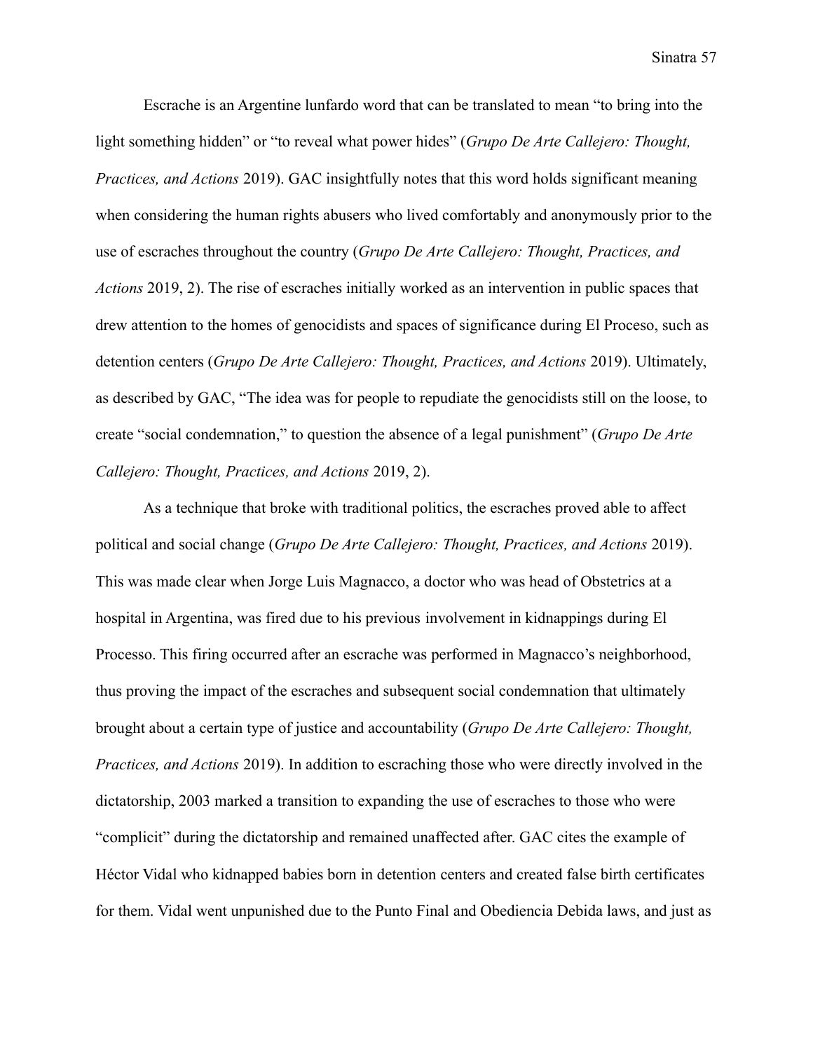Escrache is an Argentine lunfardo word that can be translated to mean "to bring into the light something hidden" or "to reveal what power hides" (*Grupo De Arte Callejero: Thought, Practices, and Actions* 2019). GAC insightfully notes that this word holds significant meaning when considering the human rights abusers who lived comfortably and anonymously prior to the use of escraches throughout the country (*Grupo De Arte Callejero: Thought, Practices, and Actions* 2019, 2). The rise of escraches initially worked as an intervention in public spaces that drew attention to the homes of genocidists and spaces of significance during El Proceso, such as detention centers (*Grupo De Arte Callejero: Thought, Practices, and Actions* 2019). Ultimately, as described by GAC, "The idea was for people to repudiate the genocidists still on the loose, to create "social condemnation," to question the absence of a legal punishment" (*Grupo De Arte Callejero: Thought, Practices, and Actions* 2019, 2).

As a technique that broke with traditional politics, the escraches proved able to affect political and social change (*Grupo De Arte Callejero: Thought, Practices, and Actions* 2019). This was made clear when Jorge Luis Magnacco, a doctor who was head of Obstetrics at a hospital in Argentina, was fired due to his previous involvement in kidnappings during El Processo. This firing occurred after an escrache was performed in Magnacco's neighborhood, thus proving the impact of the escraches and subsequent social condemnation that ultimately brought about a certain type of justice and accountability (*Grupo De Arte Callejero: Thought, Practices, and Actions* 2019). In addition to escraching those who were directly involved in the dictatorship, 2003 marked a transition to expanding the use of escraches to those who were "complicit" during the dictatorship and remained unaffected after. GAC cites the example of Héctor Vidal who kidnapped babies born in detention centers and created false birth certificates for them. Vidal went unpunished due to the Punto Final and Obediencia Debida laws, and just as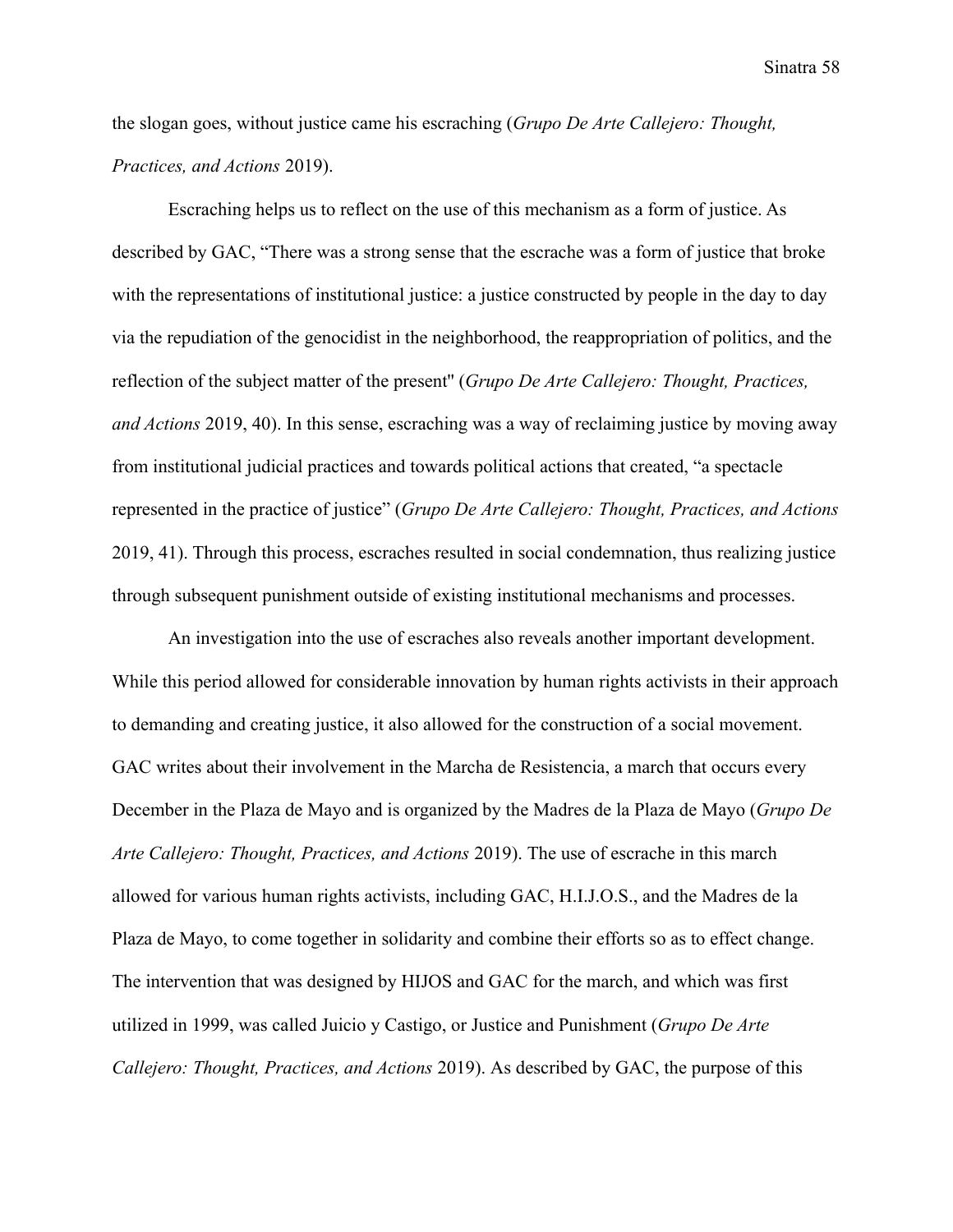the slogan goes, without justice came his escraching (*Grupo De Arte Callejero: Thought, Practices, and Actions* 2019).

Escraching helps us to reflect on the use of this mechanism as a form of justice. As described by GAC, "There was a strong sense that the escrache was a form of justice that broke with the representations of institutional justice: a justice constructed by people in the day to day via the repudiation of the genocidist in the neighborhood, the reappropriation of politics, and the reflection of the subject matter of the present" (*Grupo De Arte Callejero: Thought, Practices, and Actions* 2019, 40). In this sense, escraching was a way of reclaiming justice by moving away from institutional judicial practices and towards political actions that created, "a spectacle represented in the practice of justice" (*Grupo De Arte Callejero: Thought, Practices, and Actions* 2019, 41). Through this process, escraches resulted in social condemnation, thus realizing justice through subsequent punishment outside of existing institutional mechanisms and processes.

An investigation into the use of escraches also reveals another important development. While this period allowed for considerable innovation by human rights activists in their approach to demanding and creating justice, it also allowed for the construction of a social movement. GAC writes about their involvement in the Marcha de Resistencia, a march that occurs every December in the Plaza de Mayo and is organized by the Madres de la Plaza de Mayo (*Grupo De Arte Callejero: Thought, Practices, and Actions* 2019). The use of escrache in this march allowed for various human rights activists, including GAC, H.I.J.O.S., and the Madres de la Plaza de Mayo, to come together in solidarity and combine their efforts so as to effect change. The intervention that was designed by HIJOS and GAC for the march, and which was first utilized in 1999, was called Juicio y Castigo, or Justice and Punishment (*Grupo De Arte Callejero: Thought, Practices, and Actions* 2019). As described by GAC, the purpose of this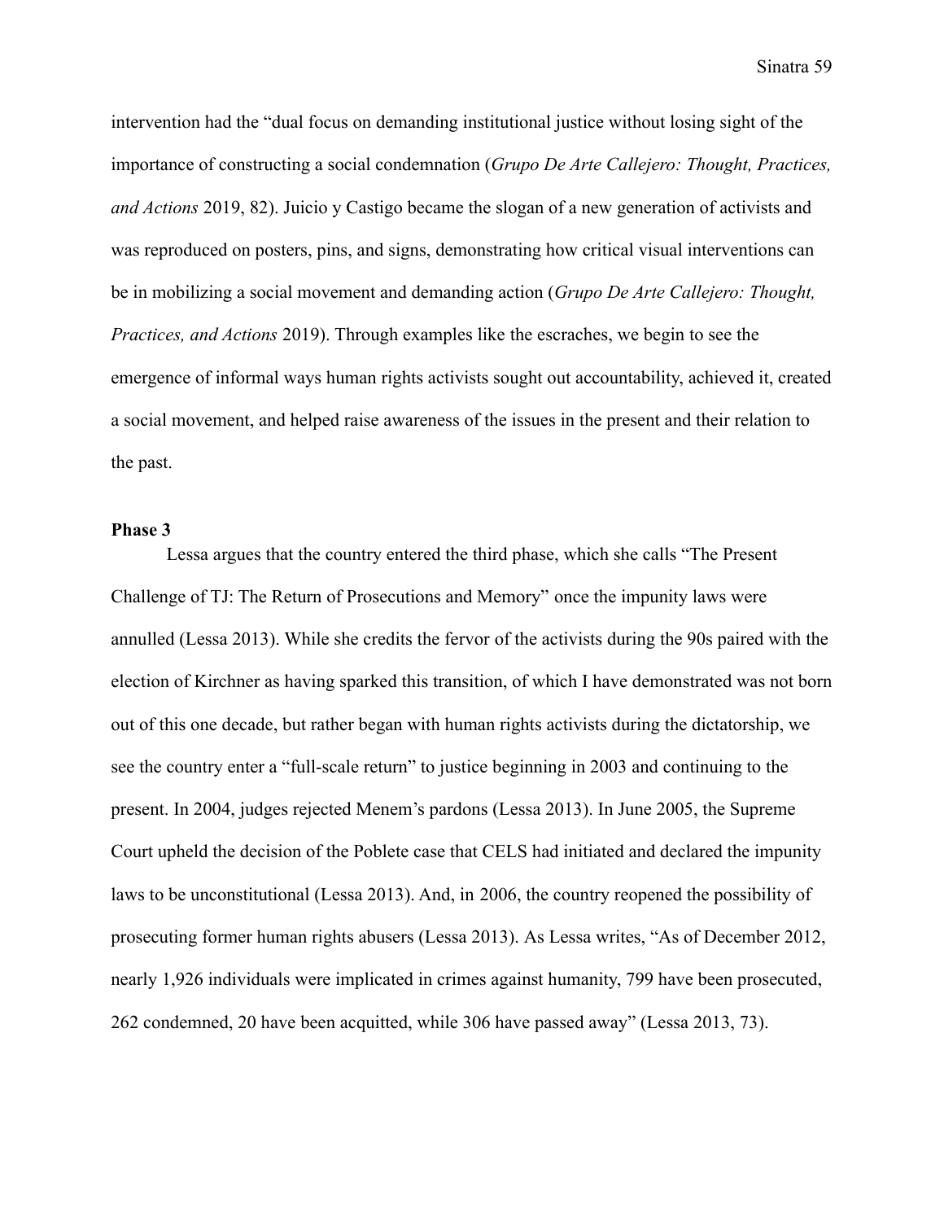intervention had the "dual focus on demanding institutional justice without losing sight of the importance of constructing a social condemnation (*Grupo De Arte Callejero: Thought, Practices, and Actions* 2019, 82). Juicio y Castigo became the slogan of a new generation of activists and was reproduced on posters, pins, and signs, demonstrating how critical visual interventions can be in mobilizing a social movement and demanding action (*Grupo De Arte Callejero: Thought, Practices, and Actions* 2019). Through examples like the escraches, we begin to see the emergence of informal ways human rights activists sought out accountability, achieved it, created a social movement, and helped raise awareness of the issues in the present and their relation to the past.

**Phase 3**

Lessa argues that the country entered the third phase, which she calls "The Present Challenge of TJ: The Return of Prosecutions and Memory" once the impunity laws were annulled (Lessa 2013). While she credits the fervor of the activists during the 90s paired with the election of Kirchner as having sparked this transition, of which I have demonstrated was not born out of this one decade, but rather began with human rights activists during the dictatorship, we see the country enter a "full-scale return" to justice beginning in 2003 and continuing to the present. In 2004, judges rejected Menem's pardons (Lessa 2013). In June 2005, the Supreme Court upheld the decision of the Poblete case that CELS had initiated and declared the impunity laws to be unconstitutional (Lessa 2013). And, in 2006, the country reopened the possibility of prosecuting former human rights abusers (Lessa 2013). As Lessa writes, "As of December 2012, nearly 1,926 individuals were implicated in crimes against humanity, 799 have been prosecuted, 262 condemned, 20 have been acquitted, while 306 have passed away" (Lessa 2013, 73).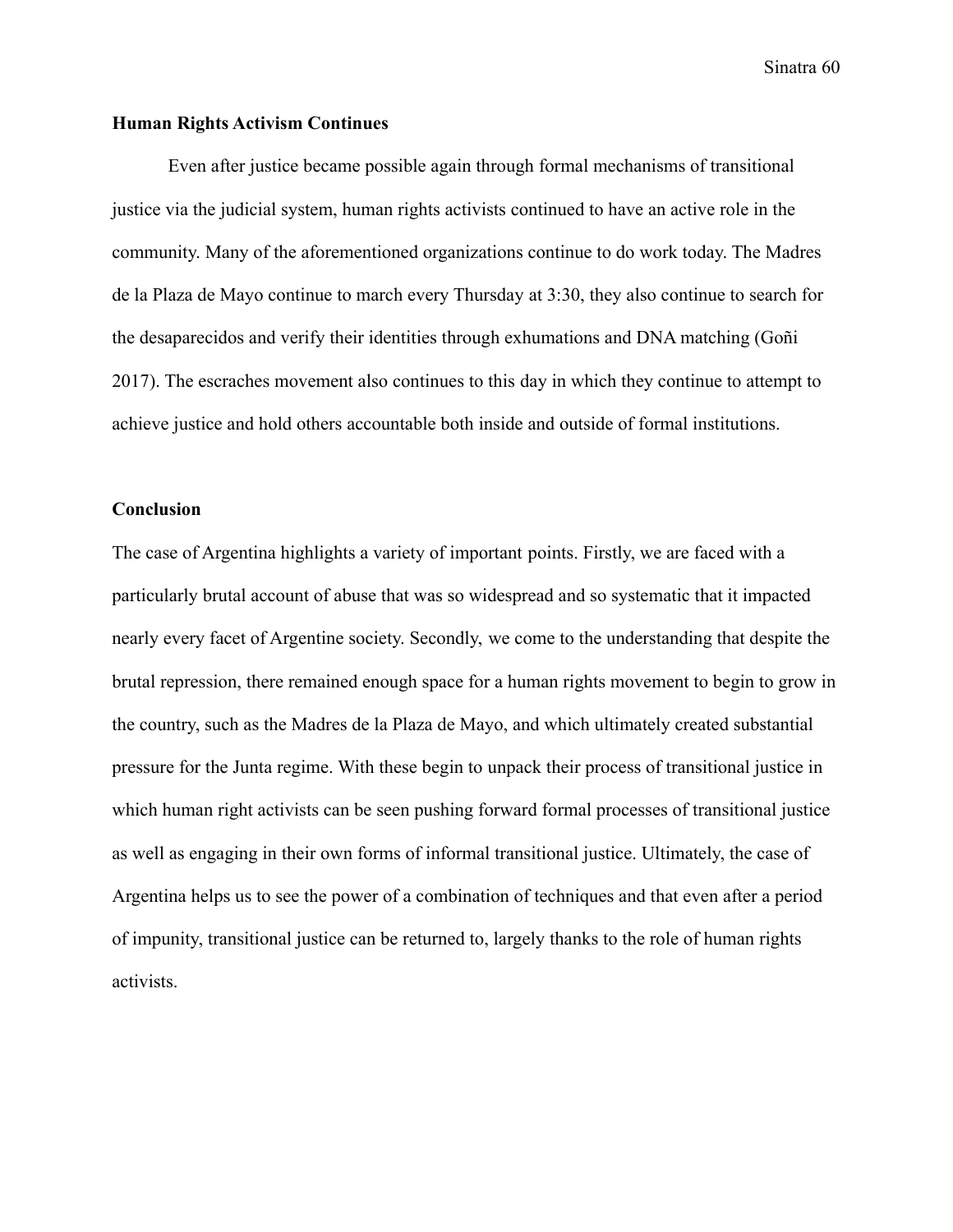### Human Rights Activism Continues

Even after justice became possible again through formal mechanisms of transitional justice via the judicial system, human rights activists continued to have an active role in the community. Many of the aforementioned organizations continue to do work today. The Madres de la Plaza de Mayo continue to march every Thursday at 3:30, they also continue to search for the desaparecidos and verify their identities through exhumations and DNA matching (Goñi 2017). The escraches movement also continues to this day in which they continue to attempt to achieve justice and hold others accountable both inside and outside of formal institutions.

### Conclusion

The case of Argentina highlights a variety of important points. Firstly, we are faced with a particularly brutal account of abuse that was so widespread and so systematic that it impacted nearly every facet of Argentine society. Secondly, we come to the understanding that despite the brutal repression, there remained enough space for a human rights movement to begin to grow in the country, such as the Madres de la Plaza de Mayo, and which ultimately created substantial pressure for the Junta regime. With these begin to unpack their process of transitional justice in which human right activists can be seen pushing forward formal processes of transitional justice as well as engaging in their own forms of informal transitional justice. Ultimately, the case of Argentina helps us to see the power of a combination of techniques and that even after a period of impunity, transitional justice can be returned to, largely thanks to the role of human rights activists.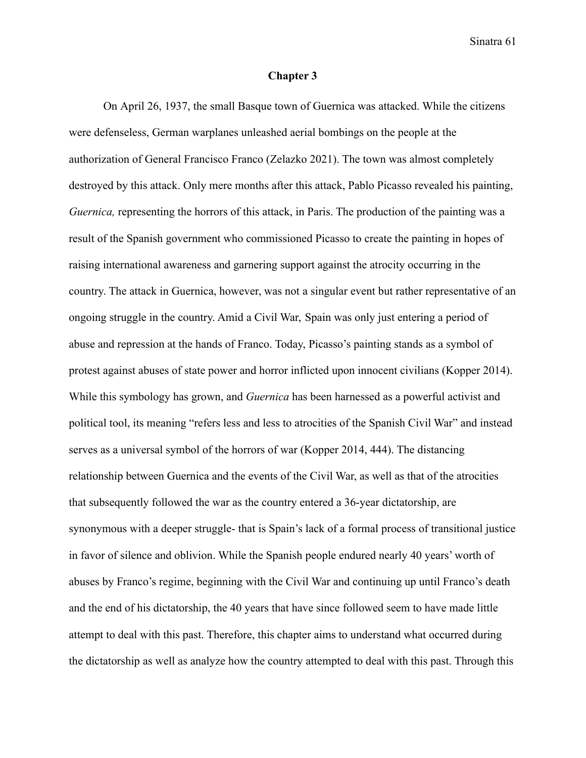## Chapter 3

On April 26, 1937, the small Basque town of Guernica was attacked. While the citizens were defenseless, German warplanes unleashed aerial bombings on the people at the authorization of General Francisco Franco (Zelazko 2021). The town was almost completely destroyed by this attack. Only mere months after this attack, Pablo Picasso revealed his painting, *Guernica,* representing the horrors of this attack, in Paris. The production of the painting was a result of the Spanish government who commissioned Picasso to create the painting in hopes of raising international awareness and garnering support against the atrocity occurring in the country. The attack in Guernica, however, was not a singular event but rather representative of an ongoing struggle in the country. Amid a Civil War, Spain was only just entering a period of abuse and repression at the hands of Franco. Today, Picasso's painting stands as a symbol of protest against abuses of state power and horror inflicted upon innocent civilians (Kopper 2014). While this symbology has grown, and *Guernica* has been harnessed as a powerful activist and political tool, its meaning "refers less and less to atrocities of the Spanish Civil War" and instead serves as a universal symbol of the horrors of war (Kopper 2014, 444). The distancing relationship between Guernica and the events of the Civil War, as well as that of the atrocities that subsequently followed the war as the country entered a 36-year dictatorship, are synonymous with a deeper struggle- that is Spain's lack of a formal process of transitional justice in favor of silence and oblivion. While the Spanish people endured nearly 40 years' worth of abuses by Franco's regime, beginning with the Civil War and continuing up until Franco's death and the end of his dictatorship, the 40 years that have since followed seem to have made little attempt to deal with this past. Therefore, this chapter aims to understand what occurred during the dictatorship as well as analyze how the country attempted to deal with this past. Through this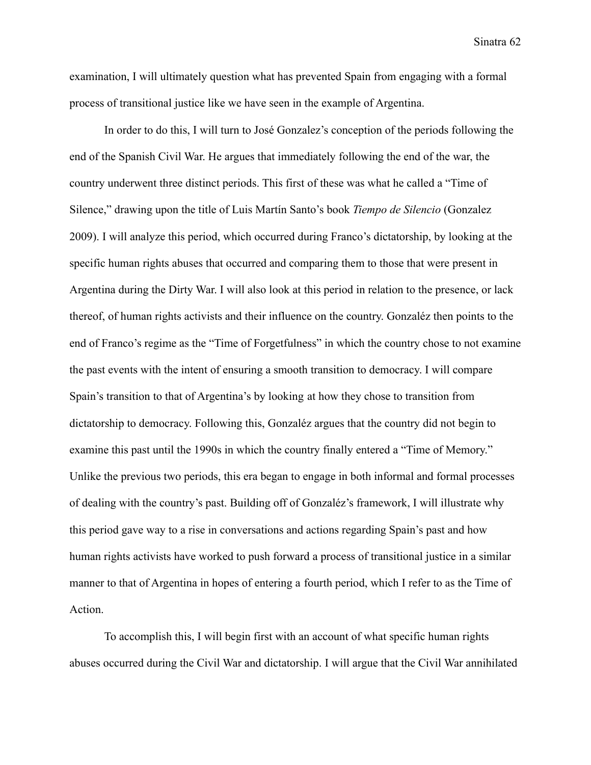examination, I will ultimately question what has prevented Spain from engaging with a formal process of transitional justice like we have seen in the example of Argentina.

In order to do this, I will turn to José Gonzalez's conception of the periods following the end of the Spanish Civil War. He argues that immediately following the end of the war, the country underwent three distinct periods. This first of these was what he called a "Time of Silence," drawing upon the title of Luis Martín Santo's book *Tiempo de Silencio* (Gonzalez 2009). I will analyze this period, which occurred during Franco's dictatorship, by looking at the specific human rights abuses that occurred and comparing them to those that were present in Argentina during the Dirty War. I will also look at this period in relation to the presence, or lack thereof, of human rights activists and their influence on the country. Gonzaléz then points to the end of Franco's regime as the "Time of Forgetfulness" in which the country chose to not examine the past events with the intent of ensuring a smooth transition to democracy. I will compare Spain's transition to that of Argentina's by looking at how they chose to transition from dictatorship to democracy. Following this, Gonzaléz argues that the country did not begin to examine this past until the 1990s in which the country finally entered a "Time of Memory." Unlike the previous two periods, this era began to engage in both informal and formal processes of dealing with the country's past. Building off of Gonzaléz's framework, I will illustrate why this period gave way to a rise in conversations and actions regarding Spain's past and how human rights activists have worked to push forward a process of transitional justice in a similar manner to that of Argentina in hopes of entering a fourth period, which I refer to as the Time of Action.

To accomplish this, I will begin first with an account of what specific human rights abuses occurred during the Civil War and dictatorship. I will argue that the Civil War annihilated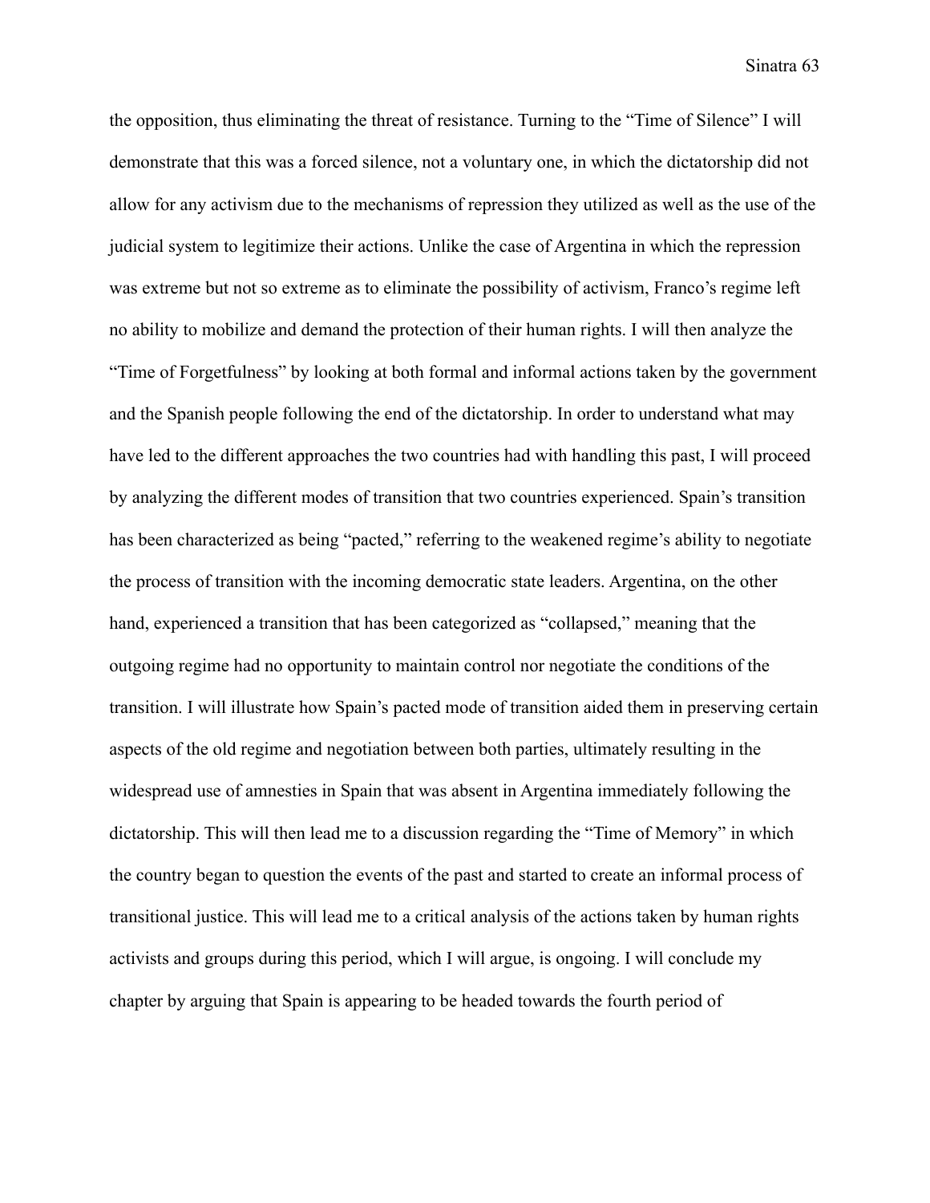the opposition, thus eliminating the threat of resistance. Turning to the "Time of Silence" I will demonstrate that this was a forced silence, not a voluntary one, in which the dictatorship did not allow for any activism due to the mechanisms of repression they utilized as well as the use of the judicial system to legitimize their actions. Unlike the case of Argentina in which the repression was extreme but not so extreme as to eliminate the possibility of activism, Franco's regime left no ability to mobilize and demand the protection of their human rights. I will then analyze the "Time of Forgetfulness" by looking at both formal and informal actions taken by the government and the Spanish people following the end of the dictatorship. In order to understand what may have led to the different approaches the two countries had with handling this past, I will proceed by analyzing the different modes of transition that two countries experienced. Spain's transition has been characterized as being "pacted," referring to the weakened regime's ability to negotiate the process of transition with the incoming democratic state leaders. Argentina, on the other hand, experienced a transition that has been categorized as "collapsed," meaning that the outgoing regime had no opportunity to maintain control nor negotiate the conditions of the transition. I will illustrate how Spain's pacted mode of transition aided them in preserving certain aspects of the old regime and negotiation between both parties, ultimately resulting in the widespread use of amnesties in Spain that was absent in Argentina immediately following the dictatorship. This will then lead me to a discussion regarding the "Time of Memory" in which the country began to question the events of the past and started to create an informal process of transitional justice. This will lead me to a critical analysis of the actions taken by human rights activists and groups during this period, which I will argue, is ongoing. I will conclude my chapter by arguing that Spain is appearing to be headed towards the fourth period of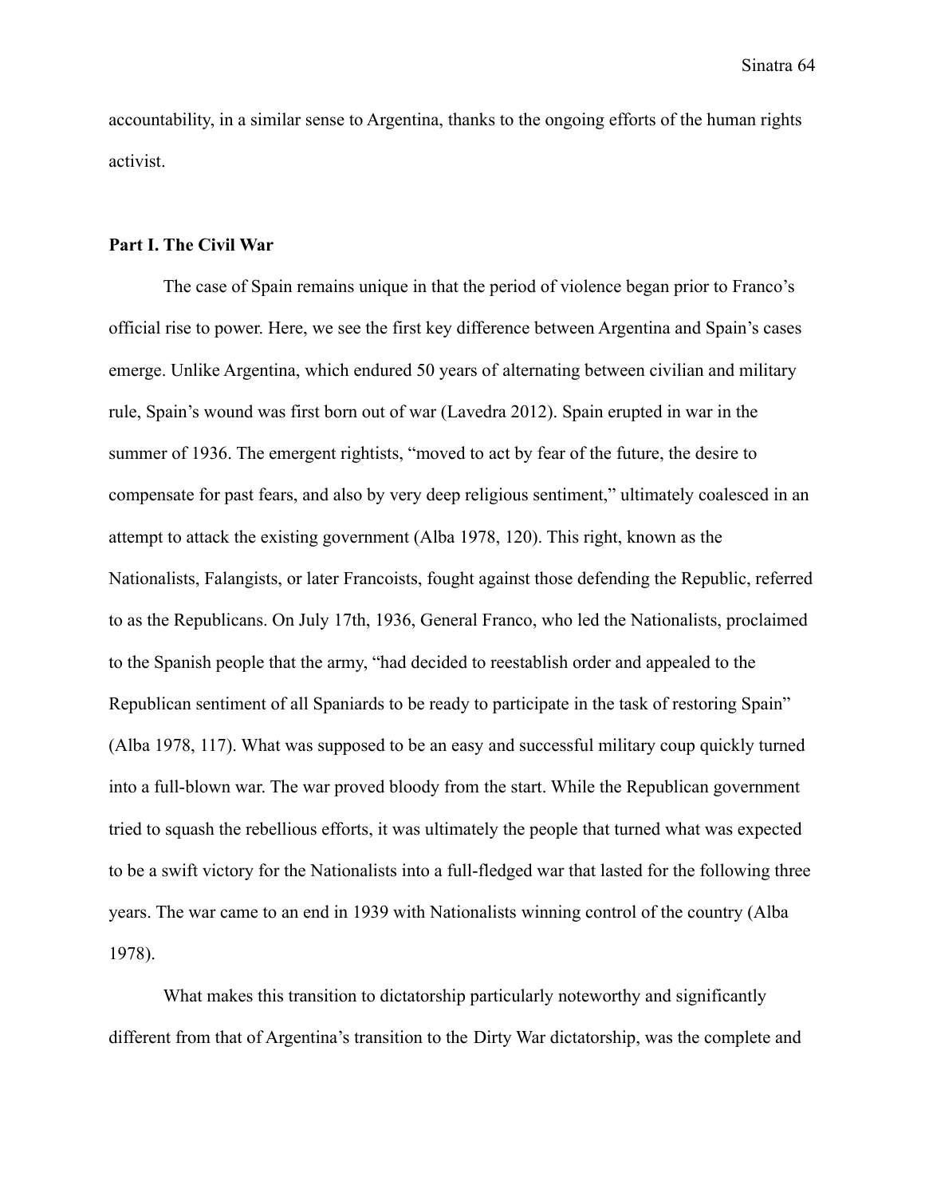accountability, in a similar sense to Argentina, thanks to the ongoing efforts of the human rights activist.

**Part I. The Civil War**

The case of Spain remains unique in that the period of violence began prior to Franco's official rise to power. Here, we see the first key difference between Argentina and Spain's cases emerge. Unlike Argentina, which endured 50 years of alternating between civilian and military rule, Spain's wound was first born out of war (Lavedra 2012). Spain erupted in war in the summer of 1936. The emergent rightists, "moved to act by fear of the future, the desire to compensate for past fears, and also by very deep religious sentiment," ultimately coalesced in an attempt to attack the existing government (Alba 1978, 120). This right, known as the Nationalists, Falangists, or later Francoists, fought against those defending the Republic, referred to as the Republicans. On July 17th, 1936, General Franco, who led the Nationalists, proclaimed to the Spanish people that the army, "had decided to reestablish order and appealed to the Republican sentiment of all Spaniards to be ready to participate in the task of restoring Spain" (Alba 1978, 117). What was supposed to be an easy and successful military coup quickly turned into a full-blown war. The war proved bloody from the start. While the Republican government tried to squash the rebellious efforts, it was ultimately the people that turned what was expected to be a swift victory for the Nationalists into a full-fledged war that lasted for the following three years. The war came to an end in 1939 with Nationalists winning control of the country (Alba 1978).

What makes this transition to dictatorship particularly noteworthy and significantly different from that of Argentina's transition to the Dirty War dictatorship, was the complete and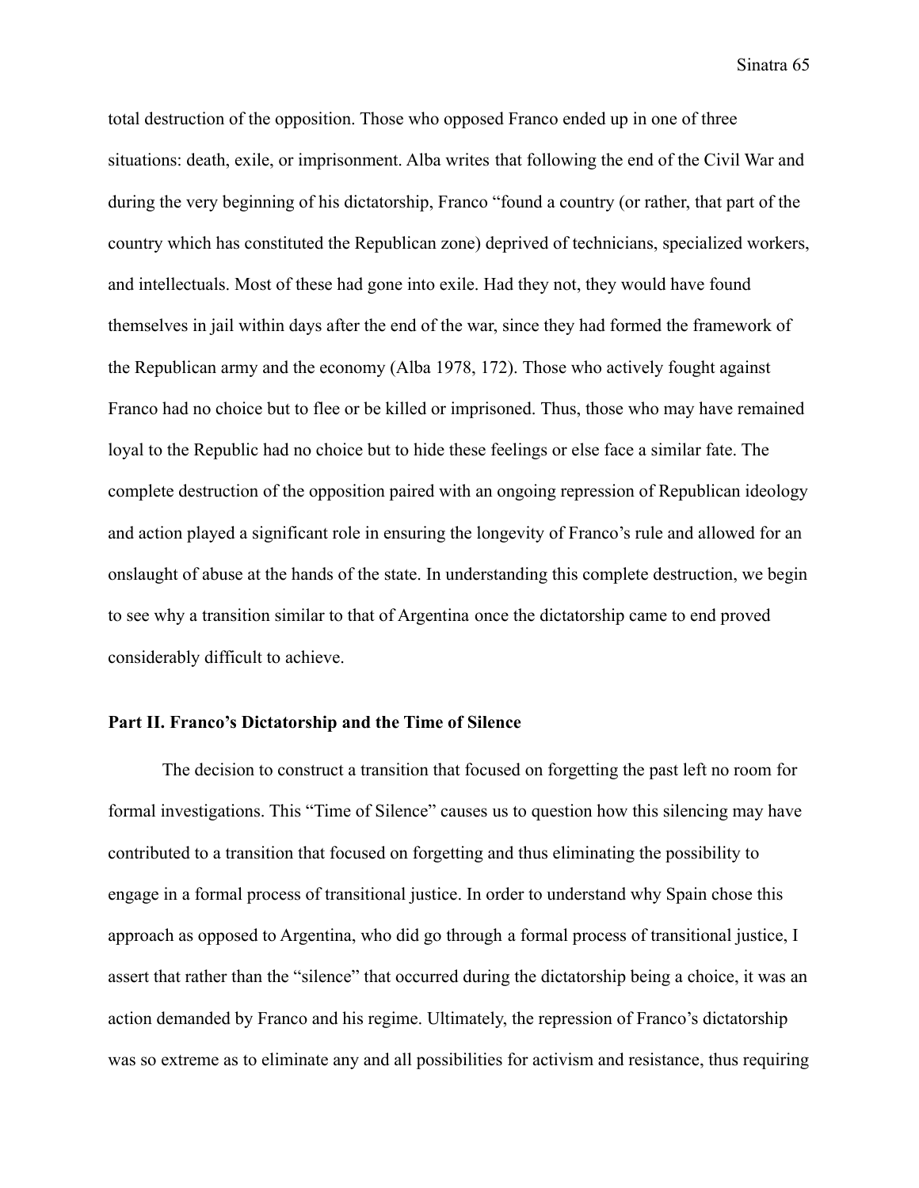total destruction of the opposition. Those who opposed Franco ended up in one of three situations: death, exile, or imprisonment. Alba writes that following the end of the Civil War and during the very beginning of his dictatorship, Franco "found a country (or rather, that part of the country which has constituted the Republican zone) deprived of technicians, specialized workers, and intellectuals. Most of these had gone into exile. Had they not, they would have found themselves in jail within days after the end of the war, since they had formed the framework of the Republican army and the economy (Alba 1978, 172). Those who actively fought against Franco had no choice but to flee or be killed or imprisoned. Thus, those who may have remained loyal to the Republic had no choice but to hide these feelings or else face a similar fate. The complete destruction of the opposition paired with an ongoing repression of Republican ideology and action played a significant role in ensuring the longevity of Franco's rule and allowed for an onslaught of abuse at the hands of the state. In understanding this complete destruction, we begin to see why a transition similar to that of Argentina once the dictatorship came to end proved considerably difficult to achieve.

**Part II. Franco's Dictatorship and the Time of Silence**

The decision to construct a transition that focused on forgetting the past left no room for formal investigations. This "Time of Silence" causes us to question how this silencing may have contributed to a transition that focused on forgetting and thus eliminating the possibility to engage in a formal process of transitional justice. In order to understand why Spain chose this approach as opposed to Argentina, who did go through a formal process of transitional justice, I assert that rather than the "silence" that occurred during the dictatorship being a choice, it was an action demanded by Franco and his regime. Ultimately, the repression of Franco's dictatorship was so extreme as to eliminate any and all possibilities for activism and resistance, thus requiring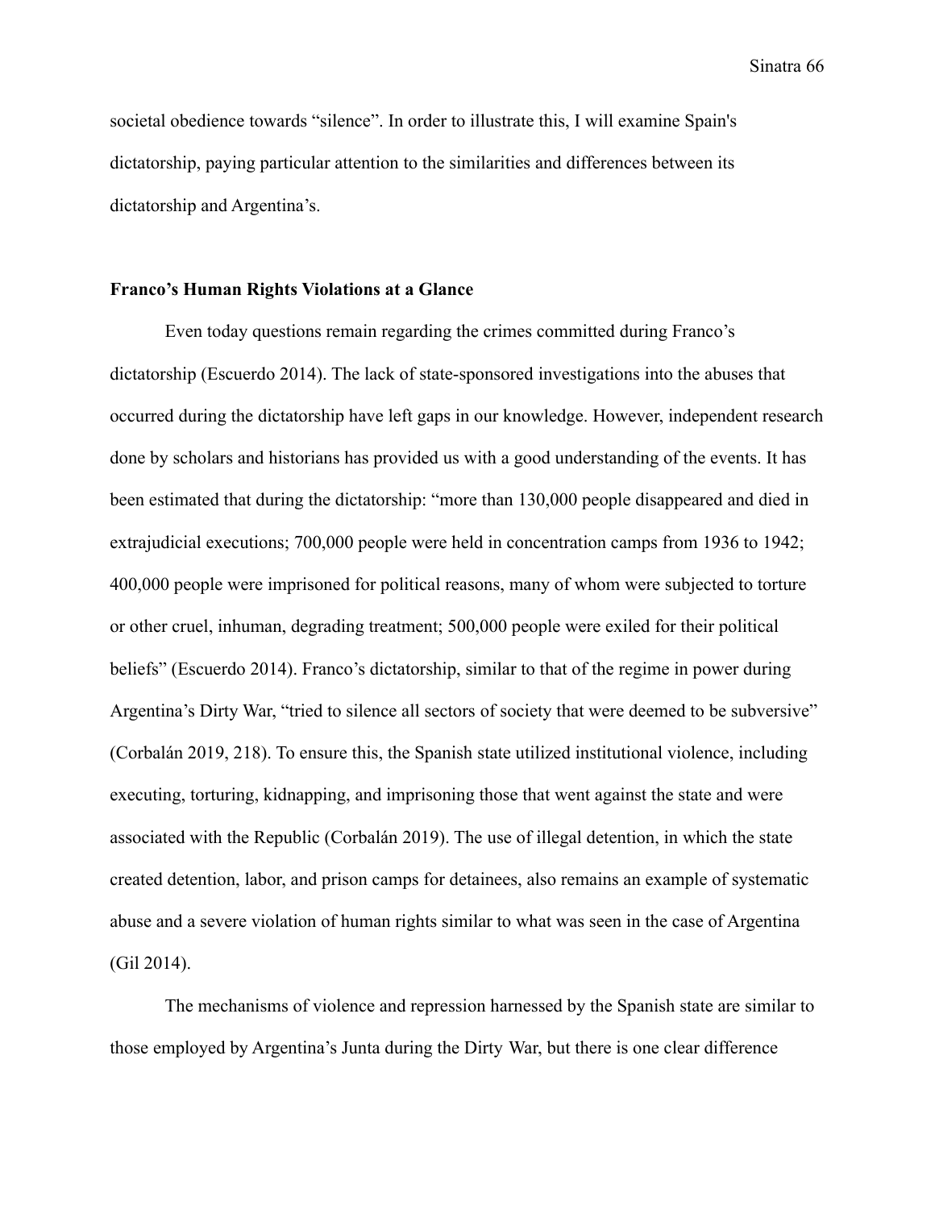societal obedience towards “silence”. In order to illustrate this, I will examine Spain's dictatorship, paying particular attention to the similarities and differences between its dictatorship and Argentina’s.

### Franco’s Human Rights Violations at a Glance

Even today questions remain regarding the crimes committed during Franco’s dictatorship (Escuerdo 2014). The lack of state-sponsored investigations into the abuses that occurred during the dictatorship have left gaps in our knowledge. However, independent research done by scholars and historians has provided us with a good understanding of the events. It has been estimated that during the dictatorship: “more than 130,000 people disappeared and died in extrajudicial executions; 700,000 people were held in concentration camps from 1936 to 1942; 400,000 people were imprisoned for political reasons, many of whom were subjected to torture or other cruel, inhuman, degrading treatment; 500,000 people were exiled for their political beliefs” (Escuerdo 2014). Franco’s dictatorship, similar to that of the regime in power during Argentina’s Dirty War, “tried to silence all sectors of society that were deemed to be subversive” (Corbalán 2019, 218). To ensure this, the Spanish state utilized institutional violence, including executing, torturing, kidnapping, and imprisoning those that went against the state and were associated with the Republic (Corbalán 2019). The use of illegal detention, in which the state created detention, labor, and prison camps for detainees, also remains an example of systematic abuse and a severe violation of human rights similar to what was seen in the case of Argentina (Gil 2014).

The mechanisms of violence and repression harnessed by the Spanish state are similar to those employed by Argentina’s Junta during the Dirty War, but there is one clear difference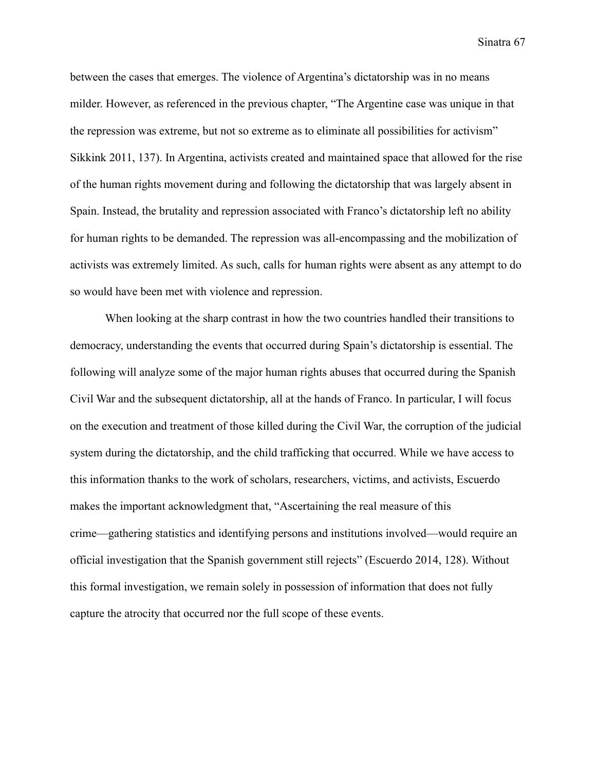between the cases that emerges. The violence of Argentina's dictatorship was in no means milder. However, as referenced in the previous chapter, "The Argentine case was unique in that the repression was extreme, but not so extreme as to eliminate all possibilities for activism" Sikkink 2011, 137). In Argentina, activists created and maintained space that allowed for the rise of the human rights movement during and following the dictatorship that was largely absent in Spain. Instead, the brutality and repression associated with Franco's dictatorship left no ability for human rights to be demanded. The repression was all-encompassing and the mobilization of activists was extremely limited. As such, calls for human rights were absent as any attempt to do so would have been met with violence and repression.

When looking at the sharp contrast in how the two countries handled their transitions to democracy, understanding the events that occurred during Spain's dictatorship is essential. The following will analyze some of the major human rights abuses that occurred during the Spanish Civil War and the subsequent dictatorship, all at the hands of Franco. In particular, I will focus on the execution and treatment of those killed during the Civil War, the corruption of the judicial system during the dictatorship, and the child trafficking that occurred. While we have access to this information thanks to the work of scholars, researchers, victims, and activists, Escuerdo makes the important acknowledgment that, "Ascertaining the real measure of this crime—gathering statistics and identifying persons and institutions involved—would require an official investigation that the Spanish government still rejects" (Escuerdo 2014, 128). Without this formal investigation, we remain solely in possession of information that does not fully capture the atrocity that occurred nor the full scope of these events.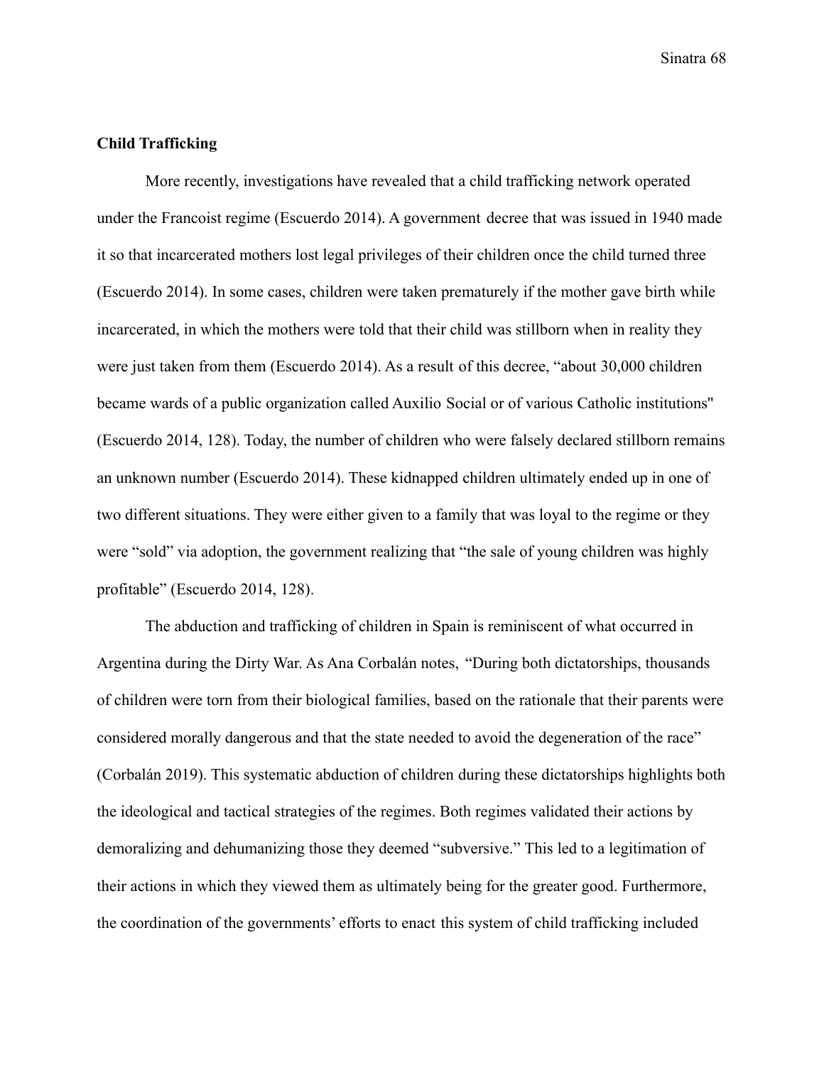**Child Trafficking**

More recently, investigations have revealed that a child trafficking network operated under the Francoist regime (Escuerdo 2014). A government decree that was issued in 1940 made it so that incarcerated mothers lost legal privileges of their children once the child turned three (Escuerdo 2014). In some cases, children were taken prematurely if the mother gave birth while incarcerated, in which the mothers were told that their child was stillborn when in reality they were just taken from them (Escuerdo 2014). As a result of this decree, "about 30,000 children became wards of a public organization called Auxilio Social or of various Catholic institutions" (Escuerdo 2014, 128). Today, the number of children who were falsely declared stillborn remains an unknown number (Escuerdo 2014). These kidnapped children ultimately ended up in one of two different situations. They were either given to a family that was loyal to the regime or they were "sold" via adoption, the government realizing that "the sale of young children was highly profitable" (Escuerdo 2014, 128).

The abduction and trafficking of children in Spain is reminiscent of what occurred in Argentina during the Dirty War. As Ana Corbalán notes, "During both dictatorships, thousands of children were torn from their biological families, based on the rationale that their parents were considered morally dangerous and that the state needed to avoid the degeneration of the race" (Corbalán 2019). This systematic abduction of children during these dictatorships highlights both the ideological and tactical strategies of the regimes. Both regimes validated their actions by demoralizing and dehumanizing those they deemed "subversive." This led to a legitimation of their actions in which they viewed them as ultimately being for the greater good. Furthermore, the coordination of the governments' efforts to enact this system of child trafficking included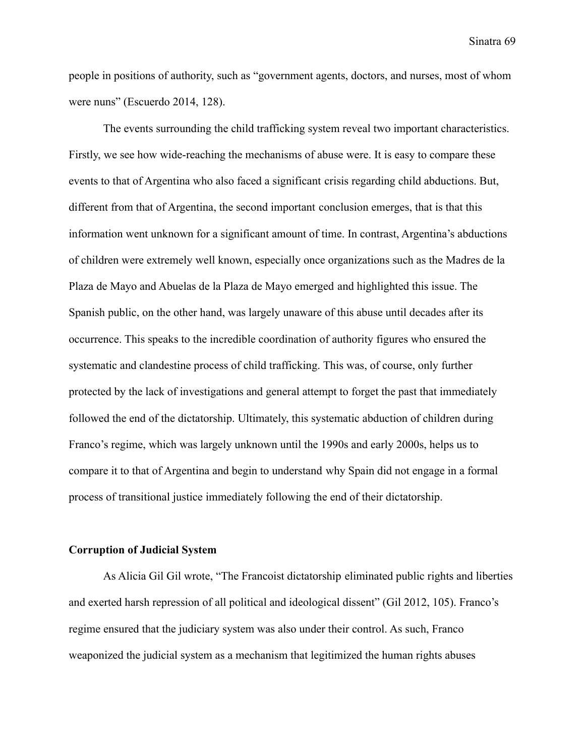people in positions of authority, such as "government agents, doctors, and nurses, most of whom were nuns" (Escuerdo 2014, 128).

The events surrounding the child trafficking system reveal two important characteristics. Firstly, we see how wide-reaching the mechanisms of abuse were. It is easy to compare these events to that of Argentina who also faced a significant crisis regarding child abductions. But, different from that of Argentina, the second important conclusion emerges, that is that this information went unknown for a significant amount of time. In contrast, Argentina's abductions of children were extremely well known, especially once organizations such as the Madres de la Plaza de Mayo and Abuelas de la Plaza de Mayo emerged and highlighted this issue. The Spanish public, on the other hand, was largely unaware of this abuse until decades after its occurrence. This speaks to the incredible coordination of authority figures who ensured the systematic and clandestine process of child trafficking. This was, of course, only further protected by the lack of investigations and general attempt to forget the past that immediately followed the end of the dictatorship. Ultimately, this systematic abduction of children during Franco's regime, which was largely unknown until the 1990s and early 2000s, helps us to compare it to that of Argentina and begin to understand why Spain did not engage in a formal process of transitional justice immediately following the end of their dictatorship.

**Corruption of Judicial System**

As Alicia Gil Gil wrote, "The Francoist dictatorship eliminated public rights and liberties and exerted harsh repression of all political and ideological dissent" (Gil 2012, 105). Franco's regime ensured that the judiciary system was also under their control. As such, Franco weaponized the judicial system as a mechanism that legitimized the human rights abuses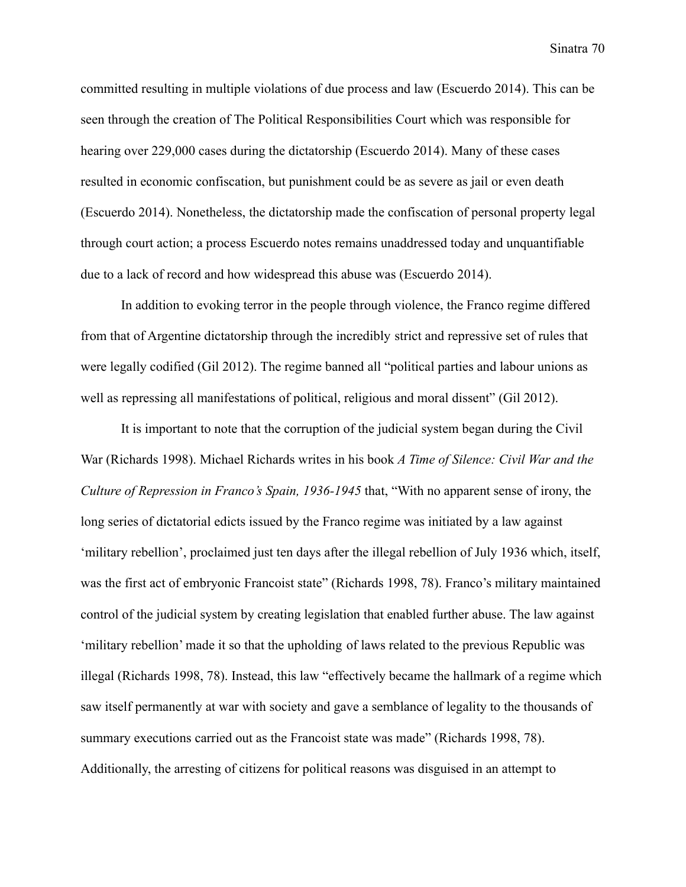committed resulting in multiple violations of due process and law (Escuerdo 2014). This can be seen through the creation of The Political Responsibilities Court which was responsible for hearing over 229,000 cases during the dictatorship (Escuerdo 2014). Many of these cases resulted in economic confiscation, but punishment could be as severe as jail or even death (Escuerdo 2014). Nonetheless, the dictatorship made the confiscation of personal property legal through court action; a process Escuerdo notes remains unaddressed today and unquantifiable due to a lack of record and how widespread this abuse was (Escuerdo 2014).

In addition to evoking terror in the people through violence, the Franco regime differed from that of Argentine dictatorship through the incredibly strict and repressive set of rules that were legally codified (Gil 2012). The regime banned all "political parties and labour unions as well as repressing all manifestations of political, religious and moral dissent" (Gil 2012).

It is important to note that the corruption of the judicial system began during the Civil War (Richards 1998). Michael Richards writes in his book *A Time of Silence: Civil War and the Culture of Repression in Franco's Spain, 1936-1945* that, "With no apparent sense of irony, the long series of dictatorial edicts issued by the Franco regime was initiated by a law against 'military rebellion', proclaimed just ten days after the illegal rebellion of July 1936 which, itself, was the first act of embryonic Francoist state" (Richards 1998, 78). Franco's military maintained control of the judicial system by creating legislation that enabled further abuse. The law against 'military rebellion' made it so that the upholding of laws related to the previous Republic was illegal (Richards 1998, 78). Instead, this law "effectively became the hallmark of a regime which saw itself permanently at war with society and gave a semblance of legality to the thousands of summary executions carried out as the Francoist state was made" (Richards 1998, 78). Additionally, the arresting of citizens for political reasons was disguised in an attempt to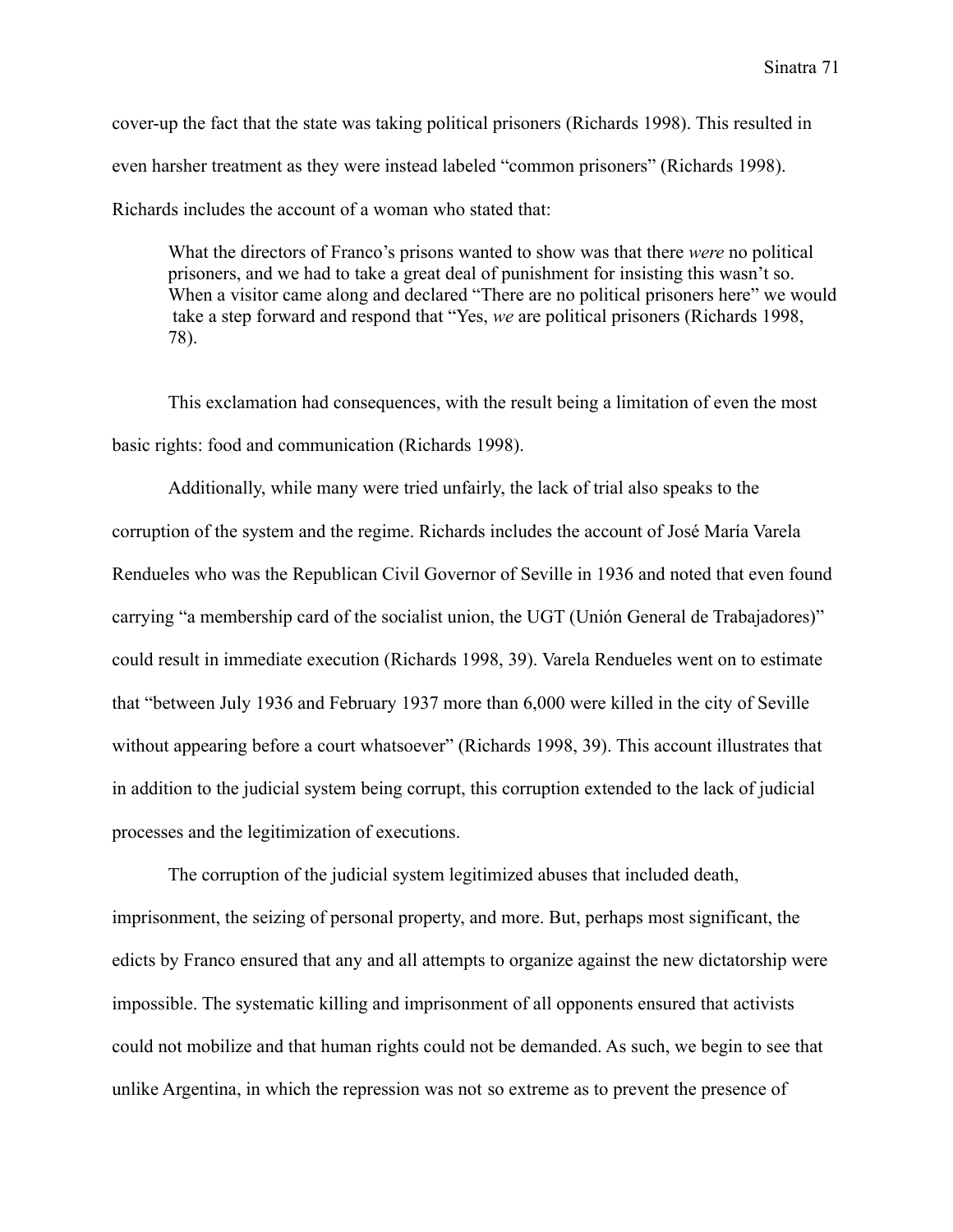cover-up the fact that the state was taking political prisoners (Richards 1998). This resulted in even harsher treatment as they were instead labeled "common prisoners" (Richards 1998). Richards includes the account of a woman who stated that:

> What the directors of Franco's prisons wanted to show was that there *were* no political prisoners, and we had to take a great deal of punishment for insisting this wasn't so. When a visitor came along and declared "There are no political prisoners here" we would take a step forward and respond that "Yes, *we* are political prisoners (Richards 1998, 78).

This exclamation had consequences, with the result being a limitation of even the most basic rights: food and communication (Richards 1998).

Additionally, while many were tried unfairly, the lack of trial also speaks to the corruption of the system and the regime. Richards includes the account of José María Varela Rendueles who was the Republican Civil Governor of Seville in 1936 and noted that even found carrying "a membership card of the socialist union, the UGT (Unión General de Trabajadores)" could result in immediate execution (Richards 1998, 39). Varela Rendueles went on to estimate that "between July 1936 and February 1937 more than 6,000 were killed in the city of Seville without appearing before a court whatsoever" (Richards 1998, 39). This account illustrates that in addition to the judicial system being corrupt, this corruption extended to the lack of judicial processes and the legitimization of executions.

The corruption of the judicial system legitimized abuses that included death, imprisonment, the seizing of personal property, and more. But, perhaps most significant, the edicts by Franco ensured that any and all attempts to organize against the new dictatorship were impossible. The systematic killing and imprisonment of all opponents ensured that activists could not mobilize and that human rights could not be demanded. As such, we begin to see that unlike Argentina, in which the repression was not so extreme as to prevent the presence of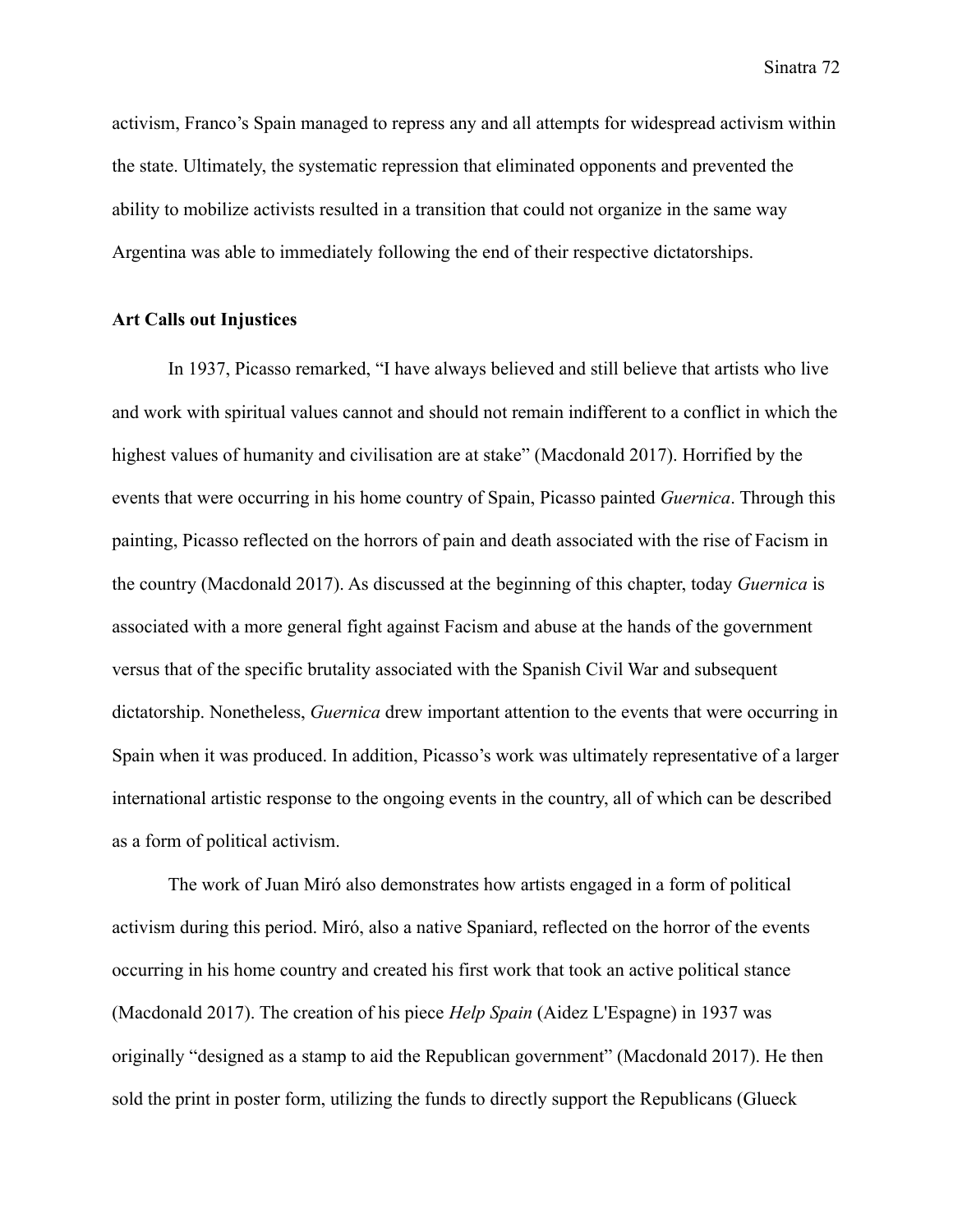activism, Franco's Spain managed to repress any and all attempts for widespread activism within the state. Ultimately, the systematic repression that eliminated opponents and prevented the ability to mobilize activists resulted in a transition that could not organize in the same way Argentina was able to immediately following the end of their respective dictatorships.

**Art Calls out Injustices**

In 1937, Picasso remarked, "I have always believed and still believe that artists who live and work with spiritual values cannot and should not remain indifferent to a conflict in which the highest values of humanity and civilisation are at stake" (Macdonald 2017). Horrified by the events that were occurring in his home country of Spain, Picasso painted *Guernica*. Through this painting, Picasso reflected on the horrors of pain and death associated with the rise of Facism in the country (Macdonald 2017). As discussed at the beginning of this chapter, today *Guernica* is associated with a more general fight against Facism and abuse at the hands of the government versus that of the specific brutality associated with the Spanish Civil War and subsequent dictatorship. Nonetheless, *Guernica* drew important attention to the events that were occurring in Spain when it was produced. In addition, Picasso's work was ultimately representative of a larger international artistic response to the ongoing events in the country, all of which can be described as a form of political activism.

The work of Juan Miró also demonstrates how artists engaged in a form of political activism during this period. Miró, also a native Spaniard, reflected on the horror of the events occurring in his home country and created his first work that took an active political stance (Macdonald 2017). The creation of his piece *Help Spain* (Aidez L'Espagne) in 1937 was originally "designed as a stamp to aid the Republican government" (Macdonald 2017). He then sold the print in poster form, utilizing the funds to directly support the Republicans (Glueck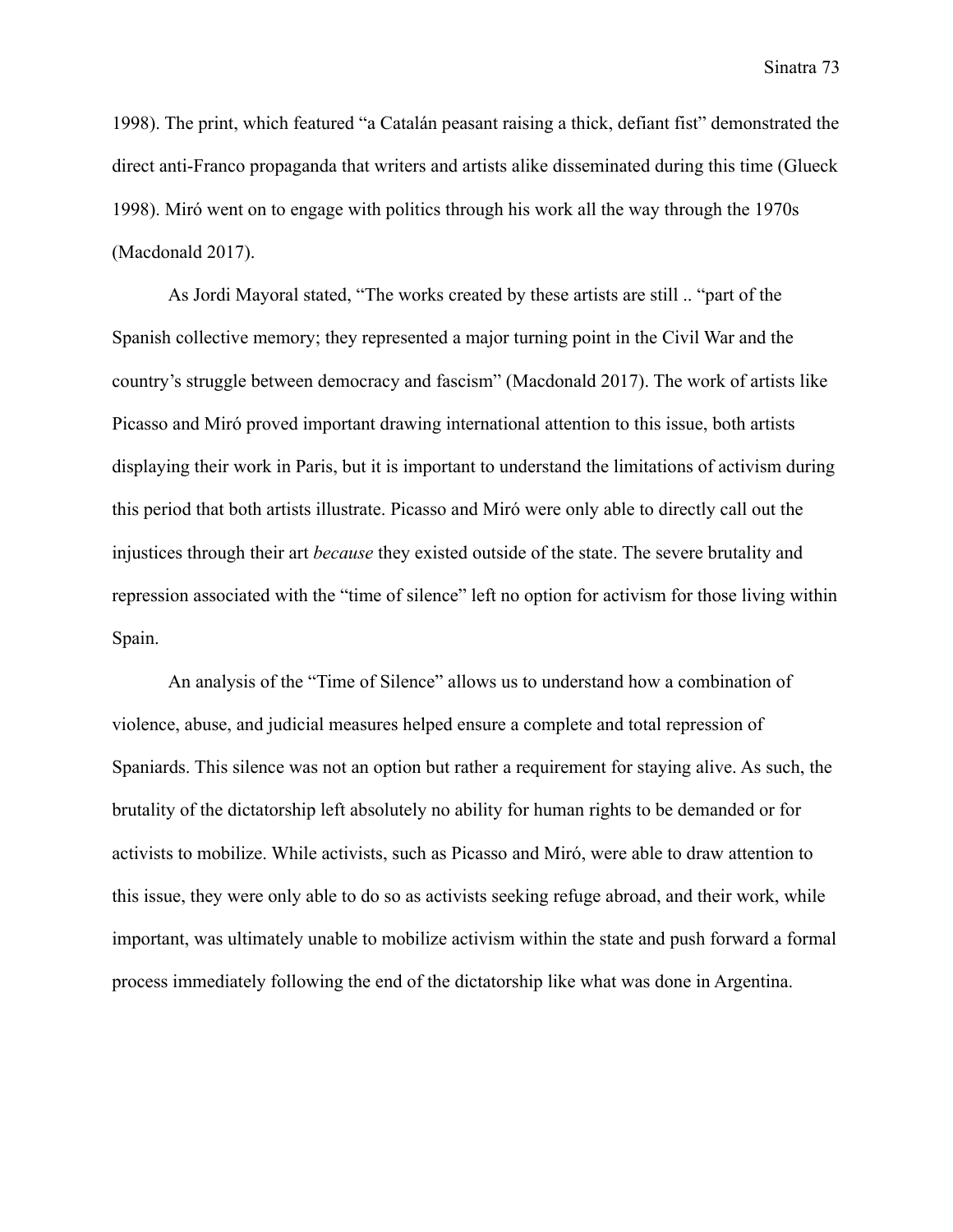1998). The print, which featured “a Catalán peasant raising a thick, defiant fist” demonstrated the direct anti-Franco propaganda that writers and artists alike disseminated during this time (Glueck 1998). Miró went on to engage with politics through his work all the way through the 1970s (Macdonald 2017).

As Jordi Mayoral stated, “The works created by these artists are still .. “part of the Spanish collective memory; they represented a major turning point in the Civil War and the country’s struggle between democracy and fascism” (Macdonald 2017). The work of artists like Picasso and Miró proved important drawing international attention to this issue, both artists displaying their work in Paris, but it is important to understand the limitations of activism during this period that both artists illustrate. Picasso and Miró were only able to directly call out the injustices through their art *because* they existed outside of the state. The severe brutality and repression associated with the “time of silence” left no option for activism for those living within Spain.

An analysis of the “Time of Silence” allows us to understand how a combination of violence, abuse, and judicial measures helped ensure a complete and total repression of Spaniards. This silence was not an option but rather a requirement for staying alive. As such, the brutality of the dictatorship left absolutely no ability for human rights to be demanded or for activists to mobilize. While activists, such as Picasso and Miró, were able to draw attention to this issue, they were only able to do so as activists seeking refuge abroad, and their work, while important, was ultimately unable to mobilize activism within the state and push forward a formal process immediately following the end of the dictatorship like what was done in Argentina.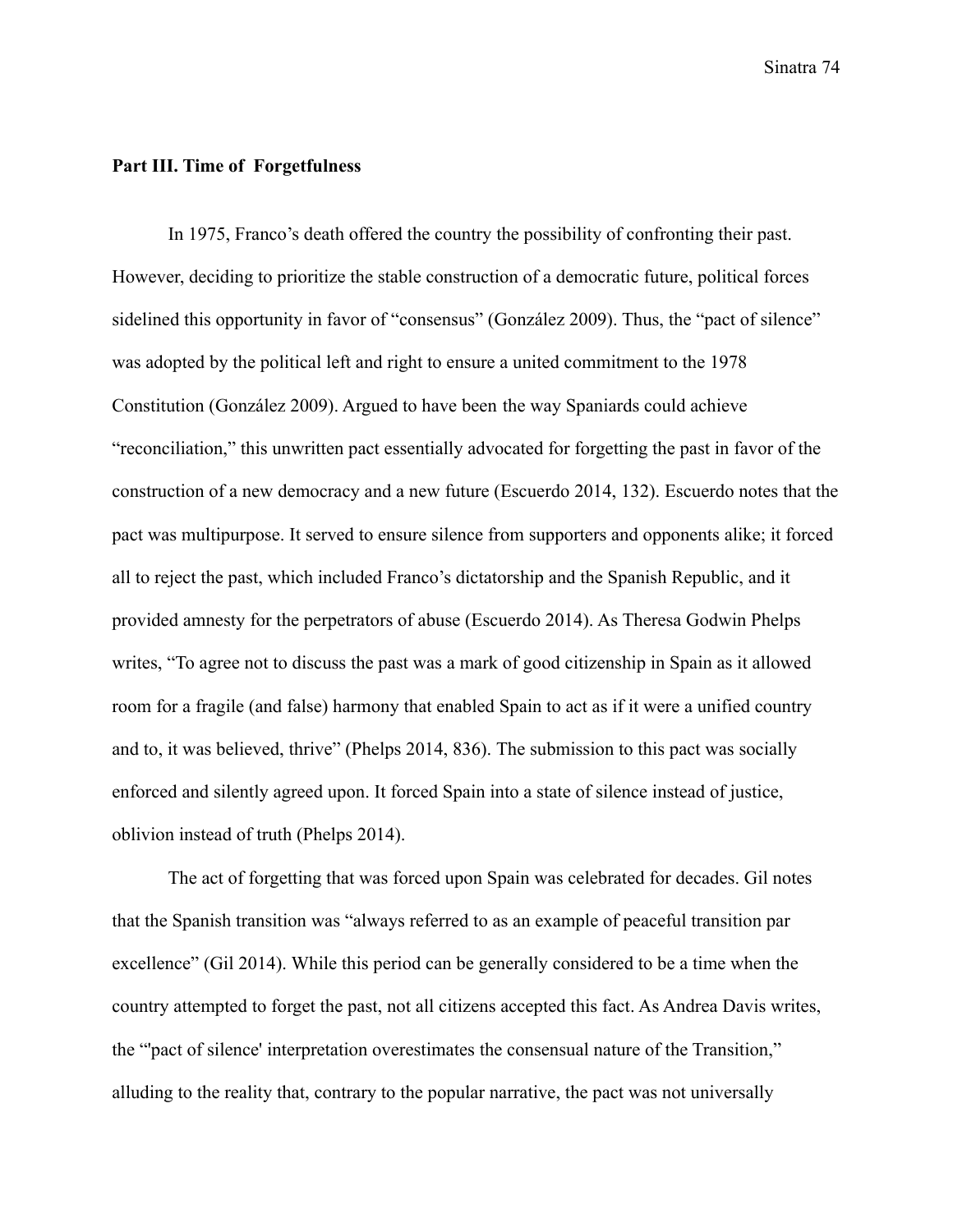**Part III. Time of Forgetfulness**

In 1975, Franco's death offered the country the possibility of confronting their past. However, deciding to prioritize the stable construction of a democratic future, political forces sidelined this opportunity in favor of "consensus" (González 2009). Thus, the "pact of silence" was adopted by the political left and right to ensure a united commitment to the 1978 Constitution (González 2009). Argued to have been the way Spaniards could achieve "reconciliation," this unwritten pact essentially advocated for forgetting the past in favor of the construction of a new democracy and a new future (Escuerdo 2014, 132). Escuerdo notes that the pact was multipurpose. It served to ensure silence from supporters and opponents alike; it forced all to reject the past, which included Franco's dictatorship and the Spanish Republic, and it provided amnesty for the perpetrators of abuse (Escuerdo 2014). As Theresa Godwin Phelps writes, "To agree not to discuss the past was a mark of good citizenship in Spain as it allowed room for a fragile (and false) harmony that enabled Spain to act as if it were a unified country and to, it was believed, thrive" (Phelps 2014, 836). The submission to this pact was socially enforced and silently agreed upon. It forced Spain into a state of silence instead of justice, oblivion instead of truth (Phelps 2014).

The act of forgetting that was forced upon Spain was celebrated for decades. Gil notes that the Spanish transition was "always referred to as an example of peaceful transition par excellence" (Gil 2014). While this period can be generally considered to be a time when the country attempted to forget the past, not all citizens accepted this fact. As Andrea Davis writes, the "'pact of silence' interpretation overestimates the consensual nature of the Transition," alluding to the reality that, contrary to the popular narrative, the pact was not universally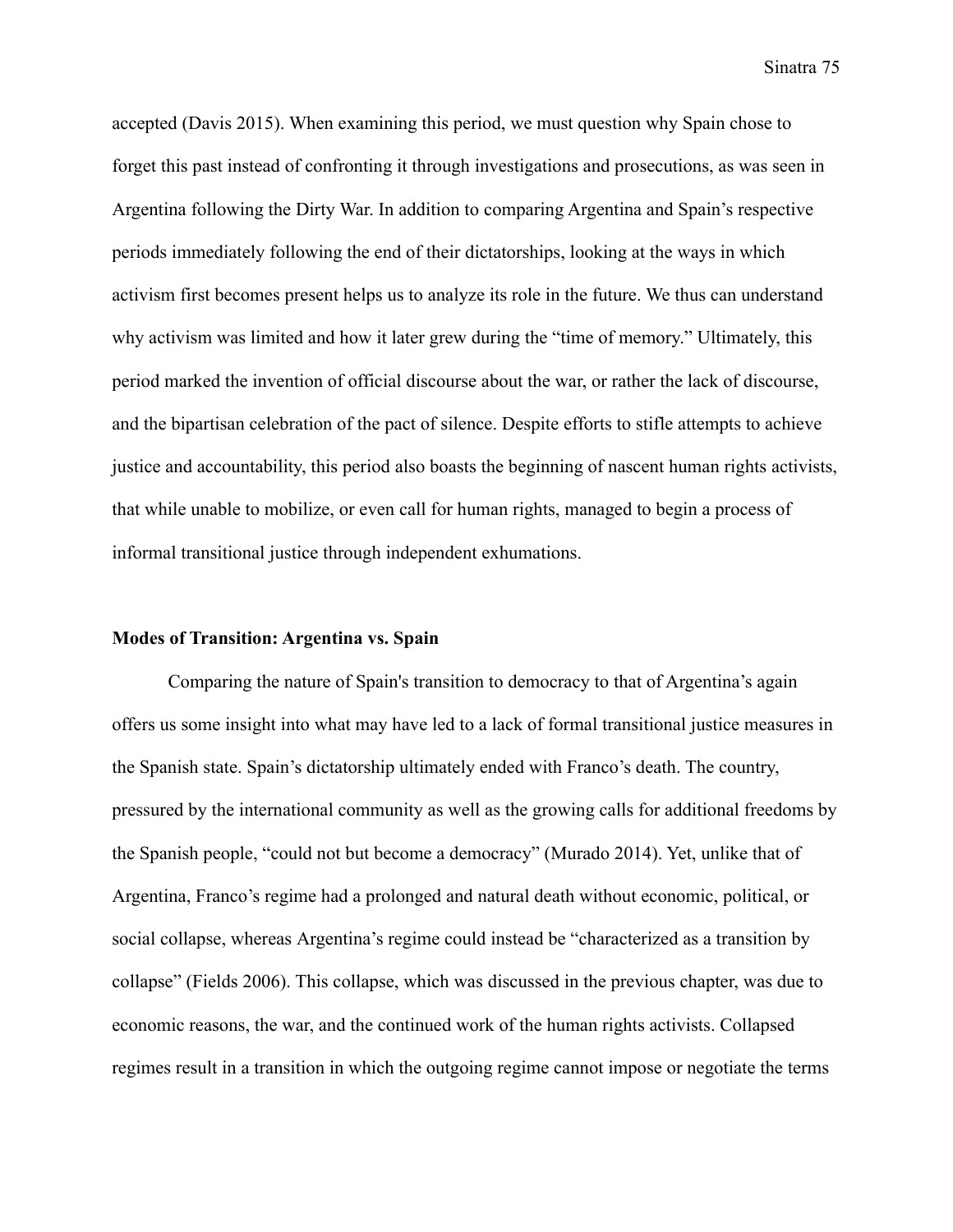accepted (Davis 2015). When examining this period, we must question why Spain chose to forget this past instead of confronting it through investigations and prosecutions, as was seen in Argentina following the Dirty War. In addition to comparing Argentina and Spain's respective periods immediately following the end of their dictatorships, looking at the ways in which activism first becomes present helps us to analyze its role in the future. We thus can understand why activism was limited and how it later grew during the "time of memory." Ultimately, this period marked the invention of official discourse about the war, or rather the lack of discourse, and the bipartisan celebration of the pact of silence. Despite efforts to stifle attempts to achieve justice and accountability, this period also boasts the beginning of nascent human rights activists, that while unable to mobilize, or even call for human rights, managed to begin a process of informal transitional justice through independent exhumations.

**Modes of Transition: Argentina vs. Spain**

Comparing the nature of Spain's transition to democracy to that of Argentina's again offers us some insight into what may have led to a lack of formal transitional justice measures in the Spanish state. Spain's dictatorship ultimately ended with Franco's death. The country, pressured by the international community as well as the growing calls for additional freedoms by the Spanish people, "could not but become a democracy" (Murado 2014). Yet, unlike that of Argentina, Franco's regime had a prolonged and natural death without economic, political, or social collapse, whereas Argentina's regime could instead be "characterized as a transition by collapse" (Fields 2006). This collapse, which was discussed in the previous chapter, was due to economic reasons, the war, and the continued work of the human rights activists. Collapsed regimes result in a transition in which the outgoing regime cannot impose or negotiate the terms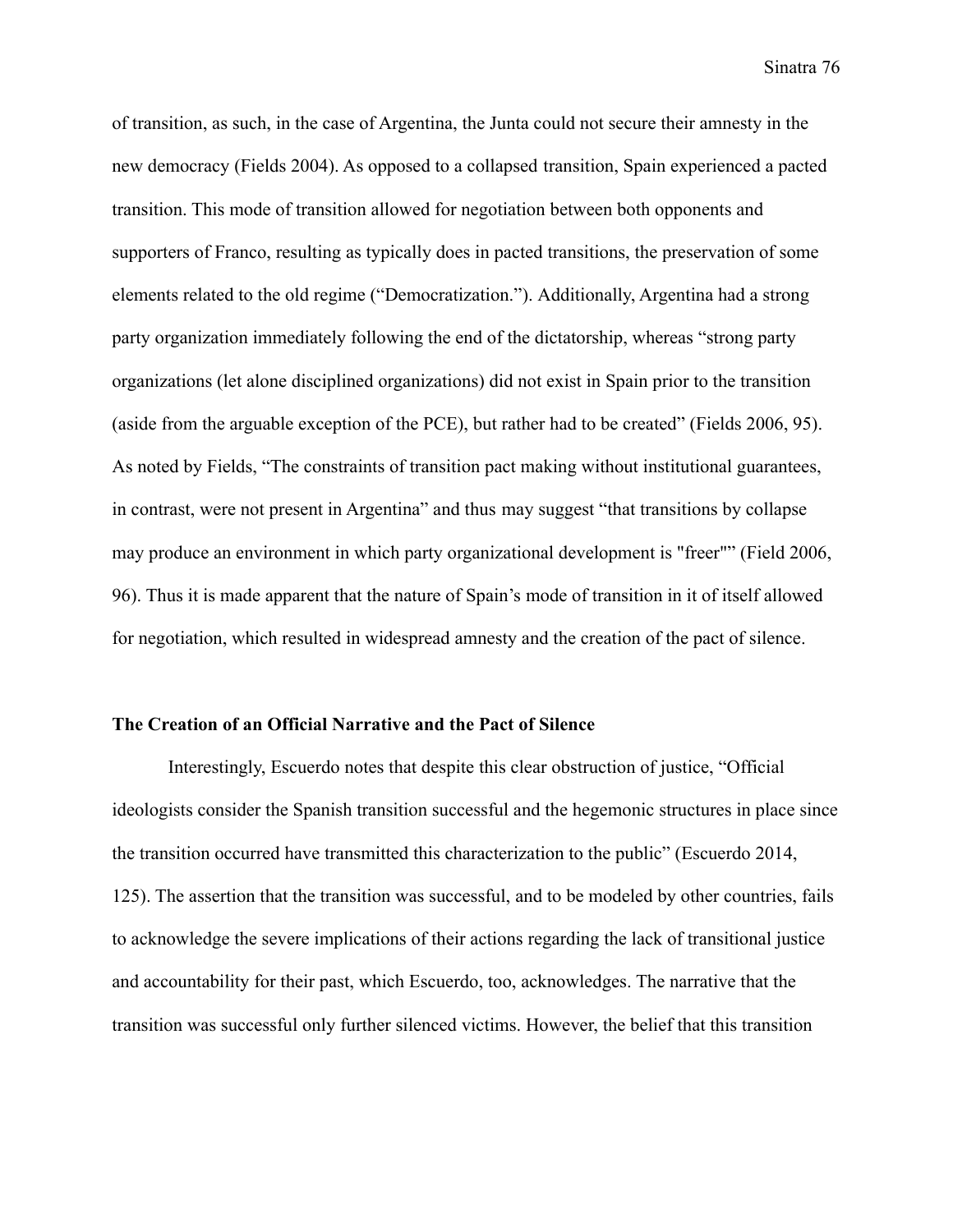of transition, as such, in the case of Argentina, the Junta could not secure their amnesty in the new democracy (Fields 2004). As opposed to a collapsed transition, Spain experienced a pacted transition. This mode of transition allowed for negotiation between both opponents and supporters of Franco, resulting as typically does in pacted transitions, the preservation of some elements related to the old regime ("Democratization."). Additionally, Argentina had a strong party organization immediately following the end of the dictatorship, whereas "strong party organizations (let alone disciplined organizations) did not exist in Spain prior to the transition (aside from the arguable exception of the PCE), but rather had to be created" (Fields 2006, 95). As noted by Fields, "The constraints of transition pact making without institutional guarantees, in contrast, were not present in Argentina" and thus may suggest "that transitions by collapse may produce an environment in which party organizational development is "freer"" (Field 2006, 96). Thus it is made apparent that the nature of Spain's mode of transition in it of itself allowed for negotiation, which resulted in widespread amnesty and the creation of the pact of silence.

**The Creation of an Official Narrative and the Pact of Silence**

Interestingly, Escuerdo notes that despite this clear obstruction of justice, "Official ideologists consider the Spanish transition successful and the hegemonic structures in place since the transition occurred have transmitted this characterization to the public" (Escuerdo 2014, 125). The assertion that the transition was successful, and to be modeled by other countries, fails to acknowledge the severe implications of their actions regarding the lack of transitional justice and accountability for their past, which Escuerdo, too, acknowledges. The narrative that the transition was successful only further silenced victims. However, the belief that this transition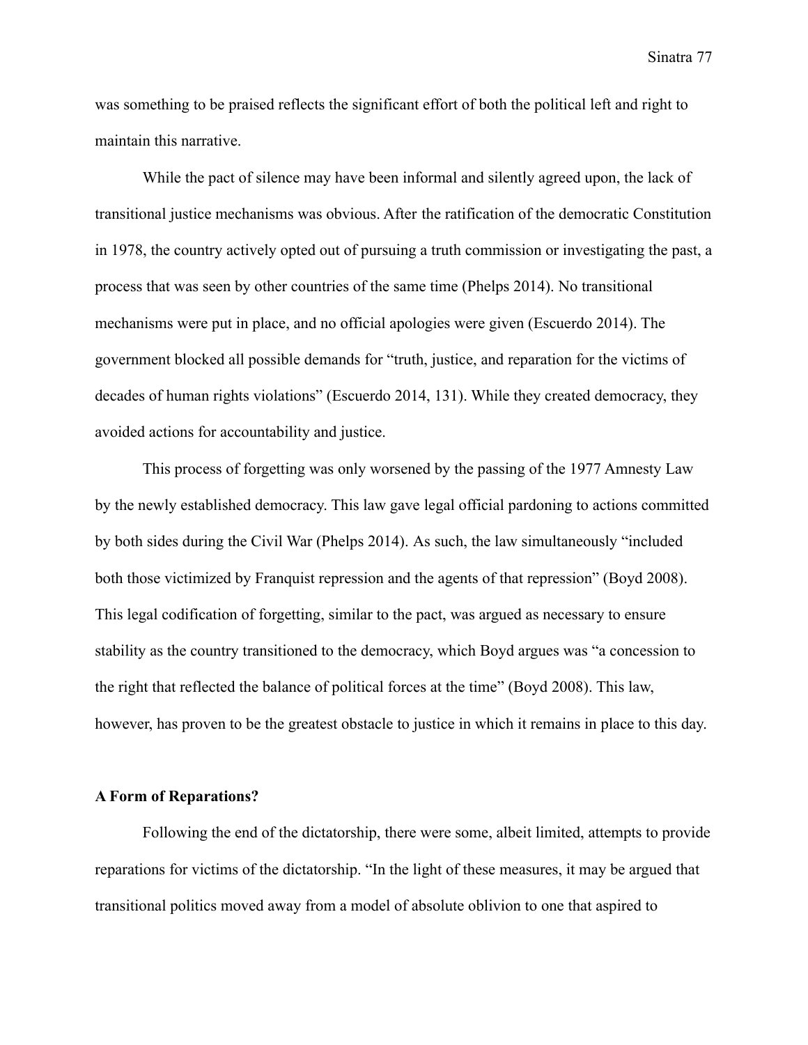was something to be praised reflects the significant effort of both the political left and right to maintain this narrative.

While the pact of silence may have been informal and silently agreed upon, the lack of transitional justice mechanisms was obvious. After the ratification of the democratic Constitution in 1978, the country actively opted out of pursuing a truth commission or investigating the past, a process that was seen by other countries of the same time (Phelps 2014). No transitional mechanisms were put in place, and no official apologies were given (Escuerdo 2014). The government blocked all possible demands for "truth, justice, and reparation for the victims of decades of human rights violations" (Escuerdo 2014, 131). While they created democracy, they avoided actions for accountability and justice.

This process of forgetting was only worsened by the passing of the 1977 Amnesty Law by the newly established democracy. This law gave legal official pardoning to actions committed by both sides during the Civil War (Phelps 2014). As such, the law simultaneously "included both those victimized by Franquist repression and the agents of that repression" (Boyd 2008). This legal codification of forgetting, similar to the pact, was argued as necessary to ensure stability as the country transitioned to the democracy, which Boyd argues was "a concession to the right that reflected the balance of political forces at the time" (Boyd 2008). This law, however, has proven to be the greatest obstacle to justice in which it remains in place to this day.

**A Form of Reparations?**

Following the end of the dictatorship, there were some, albeit limited, attempts to provide reparations for victims of the dictatorship. "In the light of these measures, it may be argued that transitional politics moved away from a model of absolute oblivion to one that aspired to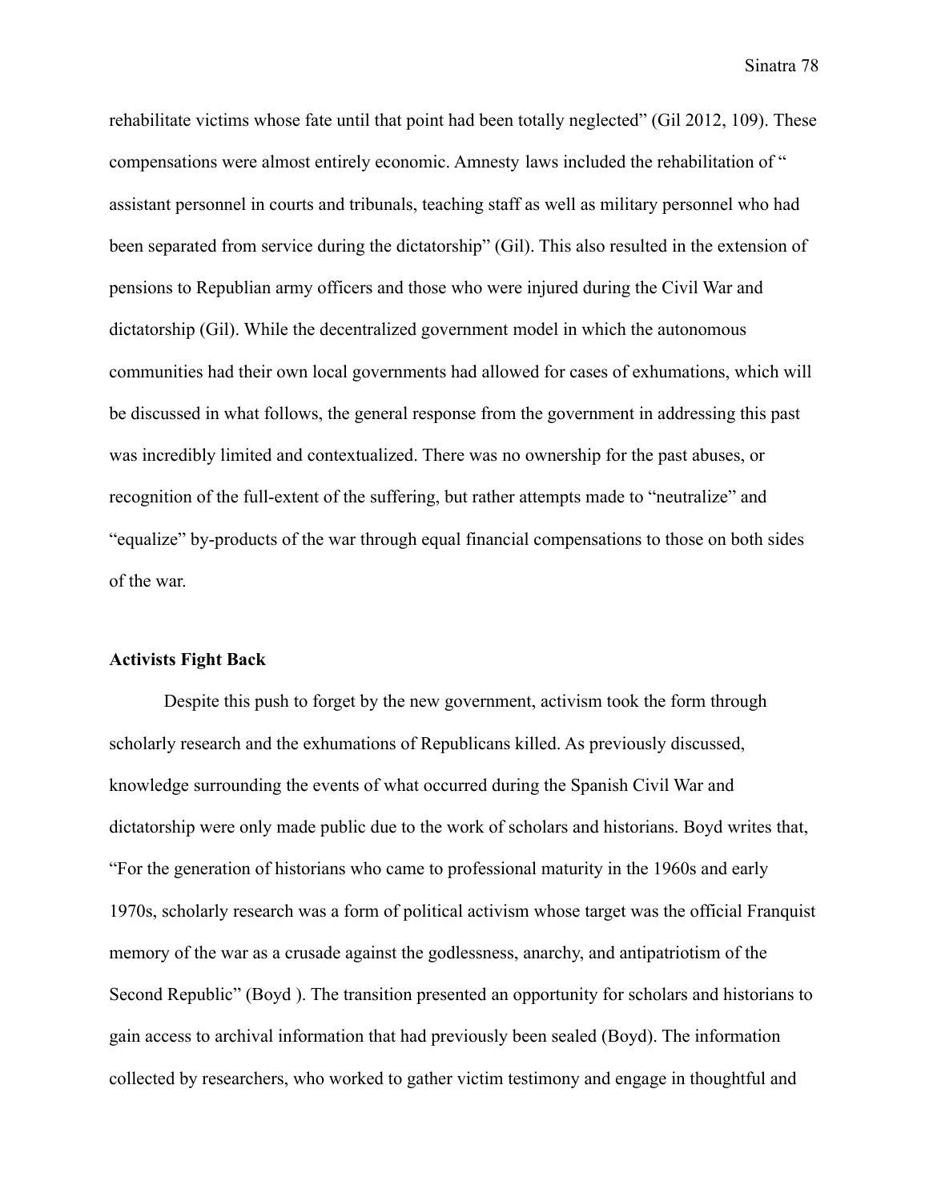rehabilitate victims whose fate until that point had been totally neglected" (Gil 2012, 109). These compensations were almost entirely economic. Amnesty laws included the rehabilitation of " assistant personnel in courts and tribunals, teaching staff as well as military personnel who had been separated from service during the dictatorship" (Gil). This also resulted in the extension of pensions to Republican army officers and those who were injured during the Civil War and dictatorship (Gil). While the decentralized government model in which the autonomous communities had their own local governments had allowed for cases of exhumations, which will be discussed in what follows, the general response from the government in addressing this past was incredibly limited and contextualized. There was no ownership for the past abuses, or recognition of the full-extent of the suffering, but rather attempts made to "neutralize" and "equalize" by-products of the war through equal financial compensations to those on both sides of the war.

**Activists Fight Back**

Despite this push to forget by the new government, activism took the form through scholarly research and the exhumations of Republicans killed. As previously discussed, knowledge surrounding the events of what occurred during the Spanish Civil War and dictatorship were only made public due to the work of scholars and historians. Boyd writes that, "For the generation of historians who came to professional maturity in the 1960s and early 1970s, scholarly research was a form of political activism whose target was the official Franquist memory of the war as a crusade against the godlessness, anarchy, and antipatriotism of the Second Republic" (Boyd ). The transition presented an opportunity for scholars and historians to gain access to archival information that had previously been sealed (Boyd). The information collected by researchers, who worked to gather victim testimony and engage in thoughtful and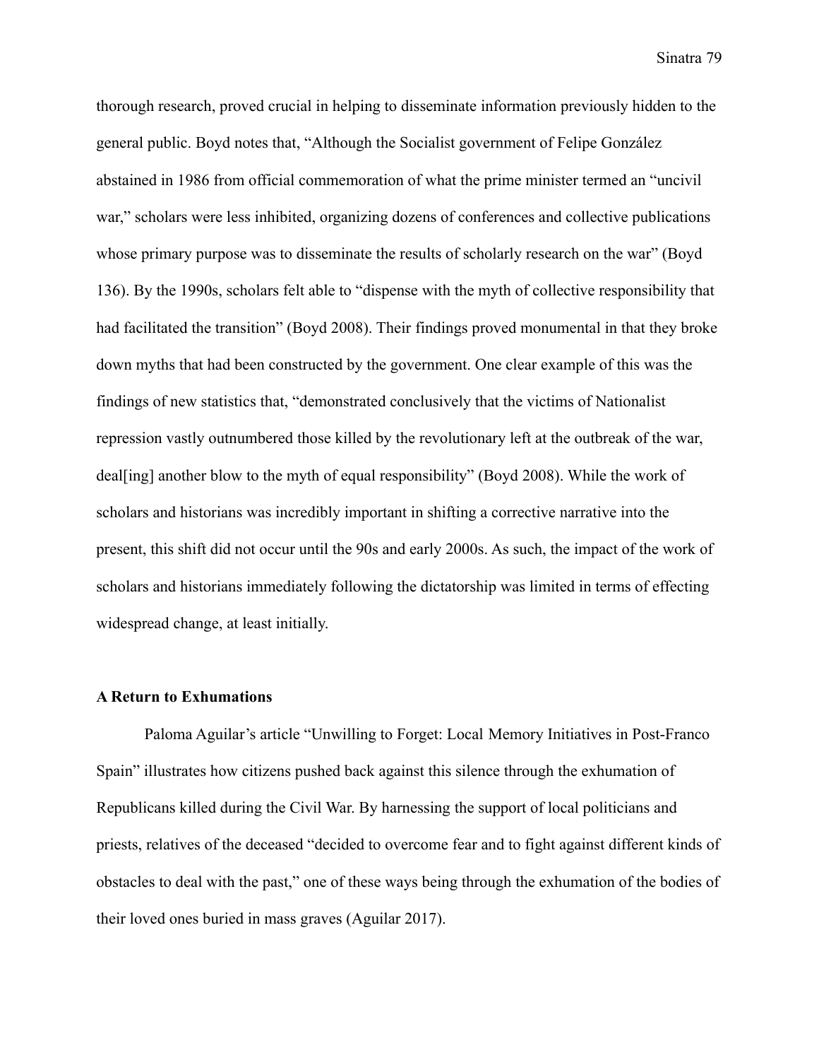thorough research, proved crucial in helping to disseminate information previously hidden to the general public. Boyd notes that, "Although the Socialist government of Felipe González abstained in 1986 from official commemoration of what the prime minister termed an "uncivil war," scholars were less inhibited, organizing dozens of conferences and collective publications whose primary purpose was to disseminate the results of scholarly research on the war" (Boyd 136). By the 1990s, scholars felt able to "dispense with the myth of collective responsibility that had facilitated the transition" (Boyd 2008). Their findings proved monumental in that they broke down myths that had been constructed by the government. One clear example of this was the findings of new statistics that, "demonstrated conclusively that the victims of Nationalist repression vastly outnumbered those killed by the revolutionary left at the outbreak of the war, deal[ing] another blow to the myth of equal responsibility" (Boyd 2008). While the work of scholars and historians was incredibly important in shifting a corrective narrative into the present, this shift did not occur until the 90s and early 2000s. As such, the impact of the work of scholars and historians immediately following the dictatorship was limited in terms of effecting widespread change, at least initially.

**A Return to Exhumations**

Paloma Aguilar's article "Unwilling to Forget: Local Memory Initiatives in Post-Franco Spain" illustrates how citizens pushed back against this silence through the exhumation of Republicans killed during the Civil War. By harnessing the support of local politicians and priests, relatives of the deceased "decided to overcome fear and to fight against different kinds of obstacles to deal with the past," one of these ways being through the exhumation of the bodies of their loved ones buried in mass graves (Aguilar 2017).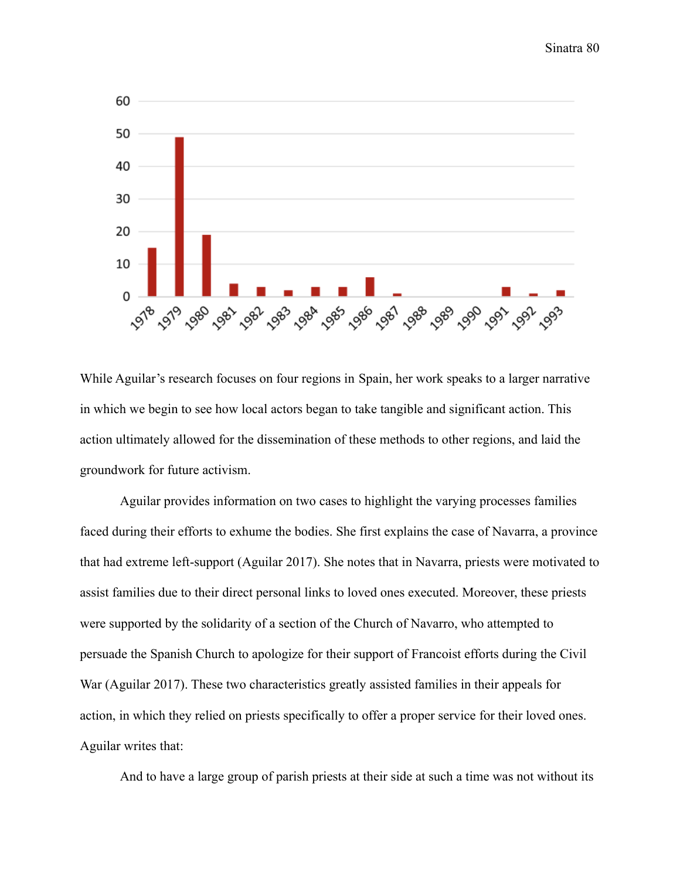While Aguilar's research focuses on four regions in Spain, her work speaks to a larger narrative in which we begin to see how local actors began to take tangible and significant action. This action ultimately allowed for the dissemination of these methods to other regions, and laid the groundwork for future activism.

Aguilar provides information on two cases to highlight the varying processes families faced during their efforts to exhume the bodies. She first explains the case of Navarra, a province that had extreme left-support (Aguilar 2017). She notes that in Navarra, priests were motivated to assist families due to their direct personal links to loved ones executed. Moreover, these priests were supported by the solidarity of a section of the Church of Navarro, who attempted to persuade the Spanish Church to apologize for their support of Francoist efforts during the Civil War (Aguilar 2017). These two characteristics greatly assisted families in their appeals for action, in which they relied on priests specifically to offer a proper service for their loved ones. Aguilar writes that:

And to have a large group of parish priests at their side at such a time was not without its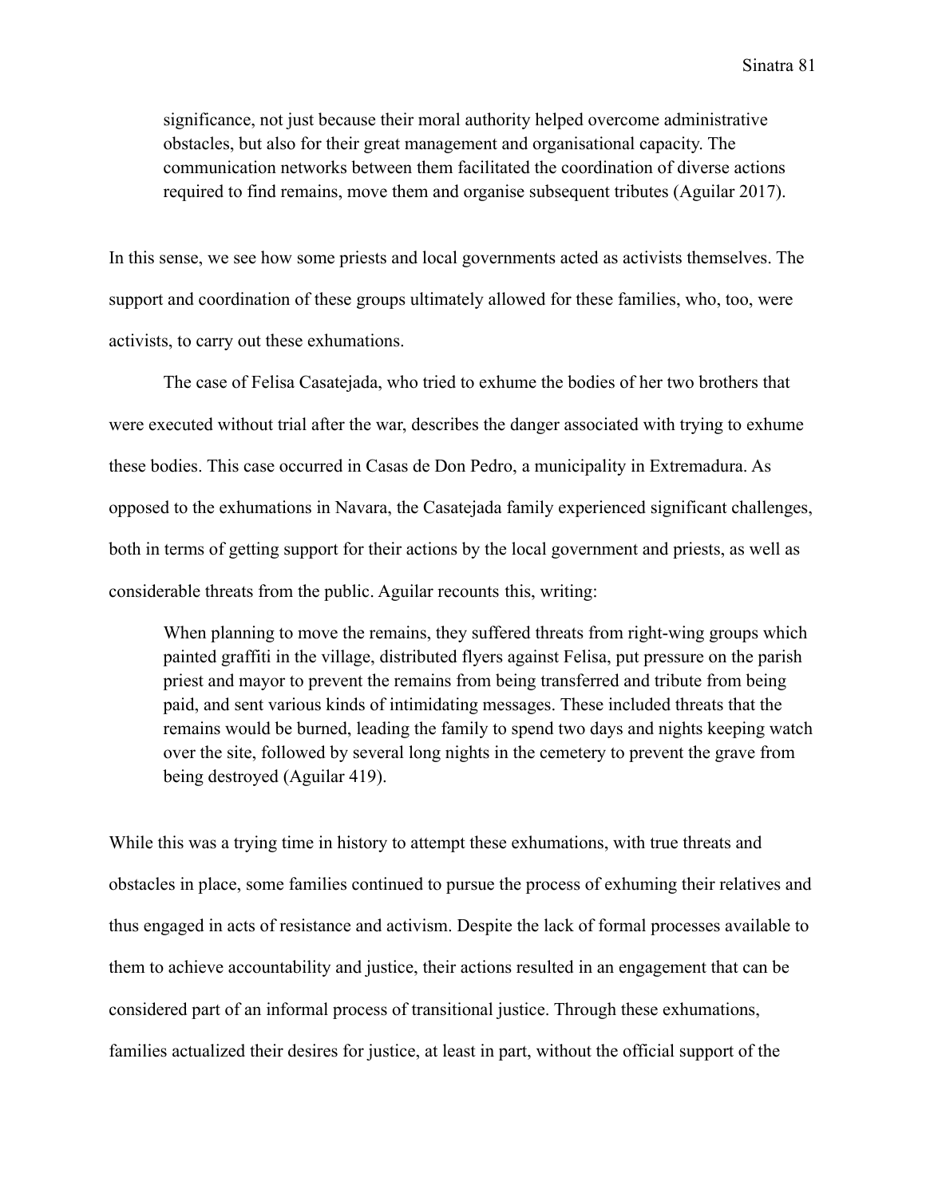> significance, not just because their moral authority helped overcome administrative obstacles, but also for their great management and organisational capacity. The communication networks between them facilitated the coordination of diverse actions required to find remains, move them and organise subsequent tributes (Aguilar 2017).

In this sense, we see how some priests and local governments acted as activists themselves. The support and coordination of these groups ultimately allowed for these families, who, too, were activists, to carry out these exhumations.

The case of Felisa Casatejada, who tried to exhume the bodies of her two brothers that were executed without trial after the war, describes the danger associated with trying to exhume these bodies. This case occurred in Casas de Don Pedro, a municipality in Extremadura. As opposed to the exhumations in Navara, the Casatejada family experienced significant challenges, both in terms of getting support for their actions by the local government and priests, as well as considerable threats from the public. Aguilar recounts this, writing:

> When planning to move the remains, they suffered threats from right-wing groups which painted graffiti in the village, distributed flyers against Felisa, put pressure on the parish priest and mayor to prevent the remains from being transferred and tribute from being paid, and sent various kinds of intimidating messages. These included threats that the remains would be burned, leading the family to spend two days and nights keeping watch over the site, followed by several long nights in the cemetery to prevent the grave from being destroyed (Aguilar 419).

While this was a trying time in history to attempt these exhumations, with true threats and obstacles in place, some families continued to pursue the process of exhuming their relatives and thus engaged in acts of resistance and activism. Despite the lack of formal processes available to them to achieve accountability and justice, their actions resulted in an engagement that can be considered part of an informal process of transitional justice. Through these exhumations, families actualized their desires for justice, at least in part, without the official support of the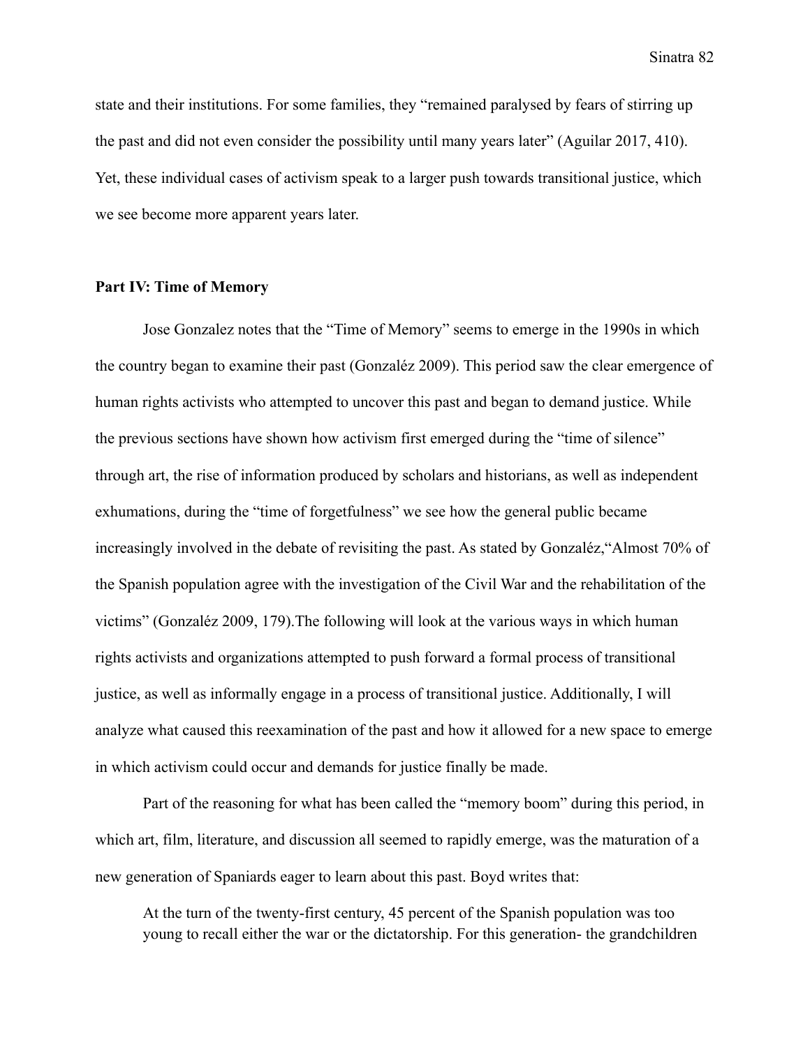state and their institutions. For some families, they “remained paralysed by fears of stirring up the past and did not even consider the possibility until many years later” (Aguilar 2017, 410). Yet, these individual cases of activism speak to a larger push towards transitional justice, which we see become more apparent years later.

## Part IV: Time of Memory

Jose Gonzalez notes that the “Time of Memory” seems to emerge in the 1990s in which the country began to examine their past (Gonzaléz 2009). This period saw the clear emergence of human rights activists who attempted to uncover this past and began to demand justice. While the previous sections have shown how activism first emerged during the “time of silence” through art, the rise of information produced by scholars and historians, as well as independent exhumations, during the “time of forgetfulness” we see how the general public became increasingly involved in the debate of revisiting the past. As stated by Gonzaléz,“Almost 70% of the Spanish population agree with the investigation of the Civil War and the rehabilitation of the victims” (Gonzaléz 2009, 179).The following will look at the various ways in which human rights activists and organizations attempted to push forward a formal process of transitional justice, as well as informally engage in a process of transitional justice. Additionally, I will analyze what caused this reexamination of the past and how it allowed for a new space to emerge in which activism could occur and demands for justice finally be made.

Part of the reasoning for what has been called the “memory boom” during this period, in which art, film, literature, and discussion all seemed to rapidly emerge, was the maturation of a new generation of Spaniards eager to learn about this past. Boyd writes that:

> At the turn of the twenty-first century, 45 percent of the Spanish population was too young to recall either the war or the dictatorship. For this generation- the grandchildren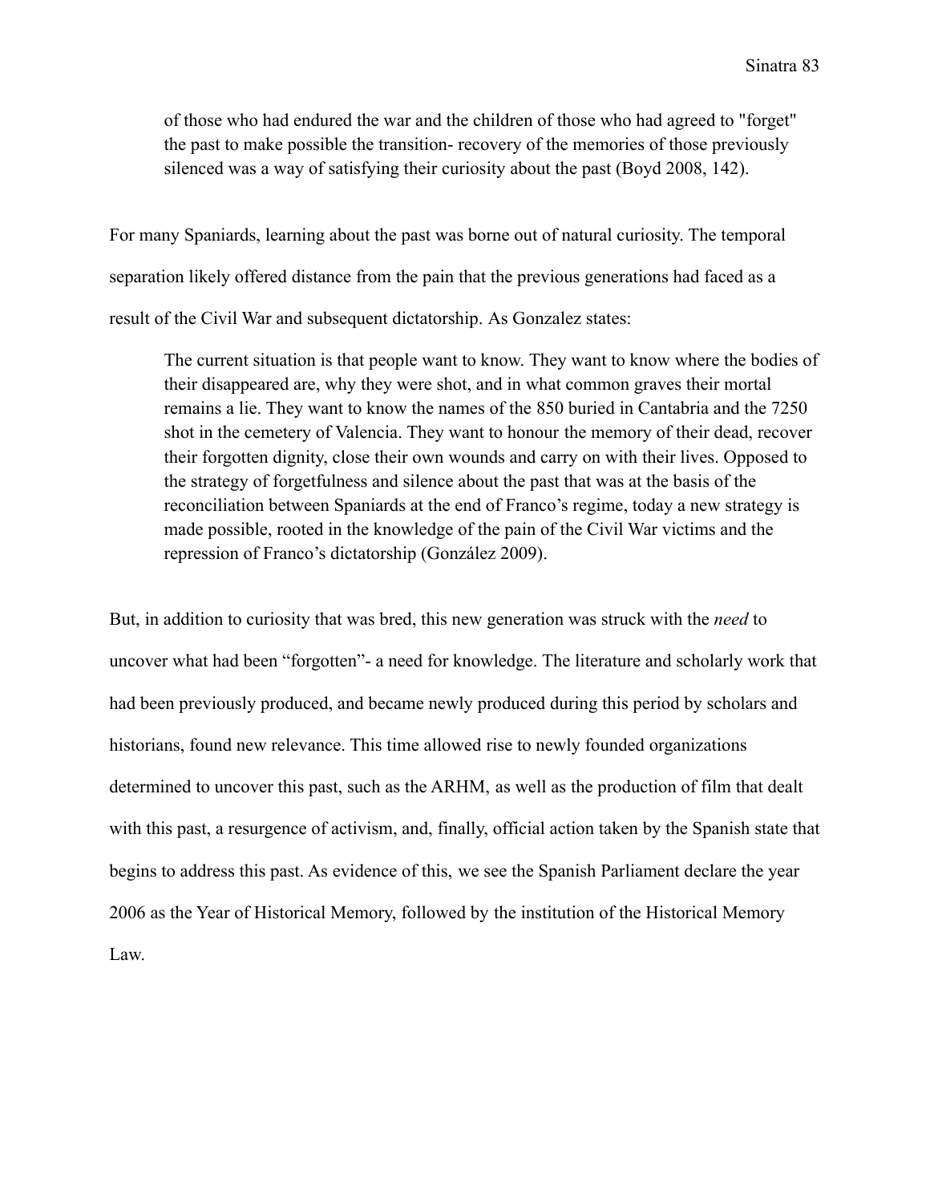> of those who had endured the war and the children of those who had agreed to "forget" the past to make possible the transition- recovery of the memories of those previously silenced was a way of satisfying their curiosity about the past (Boyd 2008, 142).

For many Spaniards, learning about the past was borne out of natural curiosity. The temporal separation likely offered distance from the pain that the previous generations had faced as a result of the Civil War and subsequent dictatorship. As Gonzalez states:

> The current situation is that people want to know. They want to know where the bodies of their disappeared are, why they were shot, and in what common graves their mortal remains a lie. They want to know the names of the 850 buried in Cantabria and the 7250 shot in the cemetery of Valencia. They want to honour the memory of their dead, recover their forgotten dignity, close their own wounds and carry on with their lives. Opposed to the strategy of forgetfulness and silence about the past that was at the basis of the reconciliation between Spaniards at the end of Franco's regime, today a new strategy is made possible, rooted in the knowledge of the pain of the Civil War victims and the repression of Franco's dictatorship (González 2009).

But, in addition to curiosity that was bred, this new generation was struck with the *need* to uncover what had been "forgotten"- a need for knowledge. The literature and scholarly work that had been previously produced, and became newly produced during this period by scholars and historians, found new relevance. This time allowed rise to newly founded organizations determined to uncover this past, such as the ARHM, as well as the production of film that dealt with this past, a resurgence of activism, and, finally, official action taken by the Spanish state that begins to address this past. As evidence of this, we see the Spanish Parliament declare the year 2006 as the Year of Historical Memory, followed by the institution of the Historical Memory Law.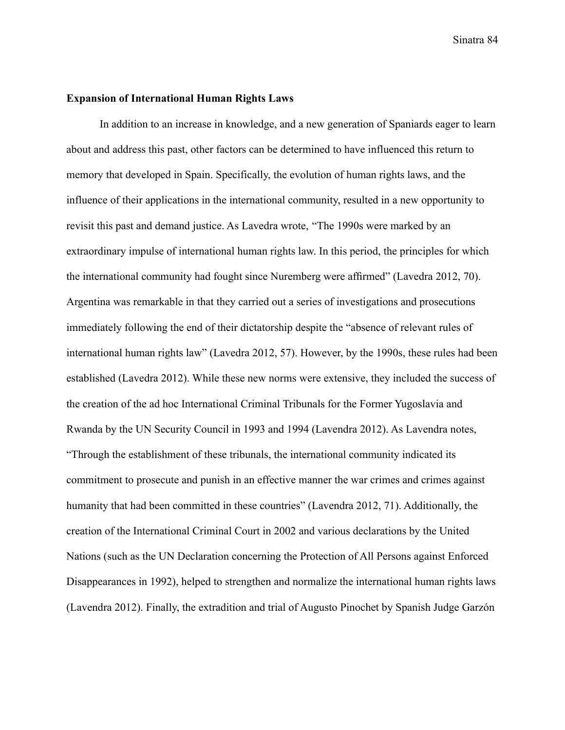**Expansion of International Human Rights Laws**

In addition to an increase in knowledge, and a new generation of Spaniards eager to learn about and address this past, other factors can be determined to have influenced this return to memory that developed in Spain. Specifically, the evolution of human rights laws, and the influence of their applications in the international community, resulted in a new opportunity to revisit this past and demand justice. As Lavedra wrote, "The 1990s were marked by an extraordinary impulse of international human rights law. In this period, the principles for which the international community had fought since Nuremberg were affirmed" (Lavedra 2012, 70). Argentina was remarkable in that they carried out a series of investigations and prosecutions immediately following the end of their dictatorship despite the "absence of relevant rules of international human rights law" (Lavedra 2012, 57). However, by the 1990s, these rules had been established (Lavedra 2012). While these new norms were extensive, they included the success of the creation of the ad hoc International Criminal Tribunals for the Former Yugoslavia and Rwanda by the UN Security Council in 1993 and 1994 (Lavendra 2012). As Lavendra notes, "Through the establishment of these tribunals, the international community indicated its commitment to prosecute and punish in an effective manner the war crimes and crimes against humanity that had been committed in these countries" (Lavendra 2012, 71). Additionally, the creation of the International Criminal Court in 2002 and various declarations by the United Nations (such as the UN Declaration concerning the Protection of All Persons against Enforced Disappearances in 1992), helped to strengthen and normalize the international human rights laws (Lavendra 2012). Finally, the extradition and trial of Augusto Pinochet by Spanish Judge Garzón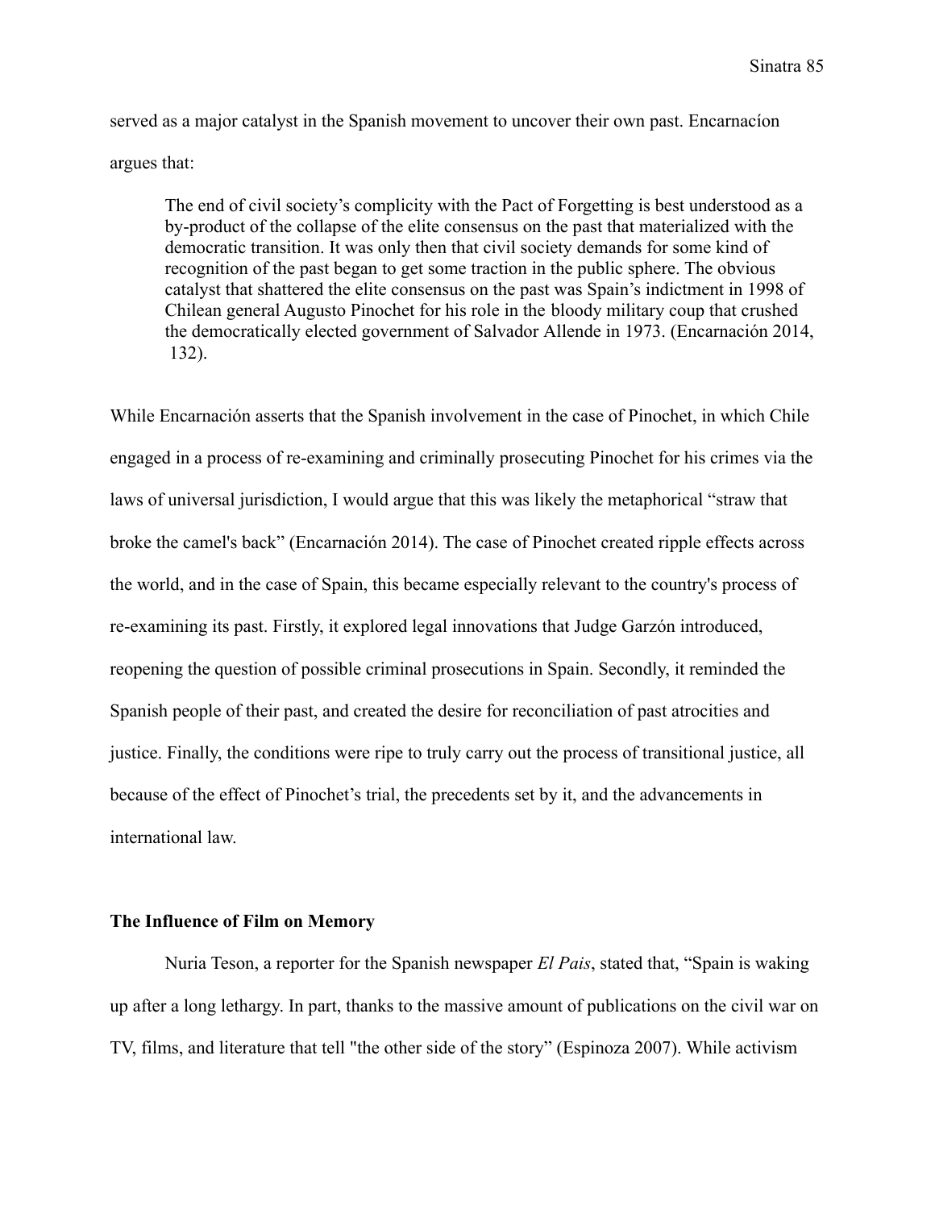served as a major catalyst in the Spanish movement to uncover their own past. Encarnacíon argues that:

> The end of civil society's complicity with the Pact of Forgetting is best understood as a by-product of the collapse of the elite consensus on the past that materialized with the democratic transition. It was only then that civil society demands for some kind of recognition of the past began to get some traction in the public sphere. The obvious catalyst that shattered the elite consensus on the past was Spain's indictment in 1998 of Chilean general Augusto Pinochet for his role in the bloody military coup that crushed the democratically elected government of Salvador Allende in 1973. (Encarnación 2014, 132).

While Encarnación asserts that the Spanish involvement in the case of Pinochet, in which Chile engaged in a process of re-examining and criminally prosecuting Pinochet for his crimes via the laws of universal jurisdiction, I would argue that this was likely the metaphorical "straw that broke the camel's back" (Encarnación 2014). The case of Pinochet created ripple effects across the world, and in the case of Spain, this became especially relevant to the country's process of re-examining its past. Firstly, it explored legal innovations that Judge Garzón introduced, reopening the question of possible criminal prosecutions in Spain. Secondly, it reminded the Spanish people of their past, and created the desire for reconciliation of past atrocities and justice. Finally, the conditions were ripe to truly carry out the process of transitional justice, all because of the effect of Pinochet's trial, the precedents set by it, and the advancements in international law.

### The Influence of Film on Memory

Nuria Teson, a reporter for the Spanish newspaper *El Pais*, stated that, "Spain is waking up after a long lethargy. In part, thanks to the massive amount of publications on the civil war on TV, films, and literature that tell "the other side of the story" (Espinoza 2007). While activism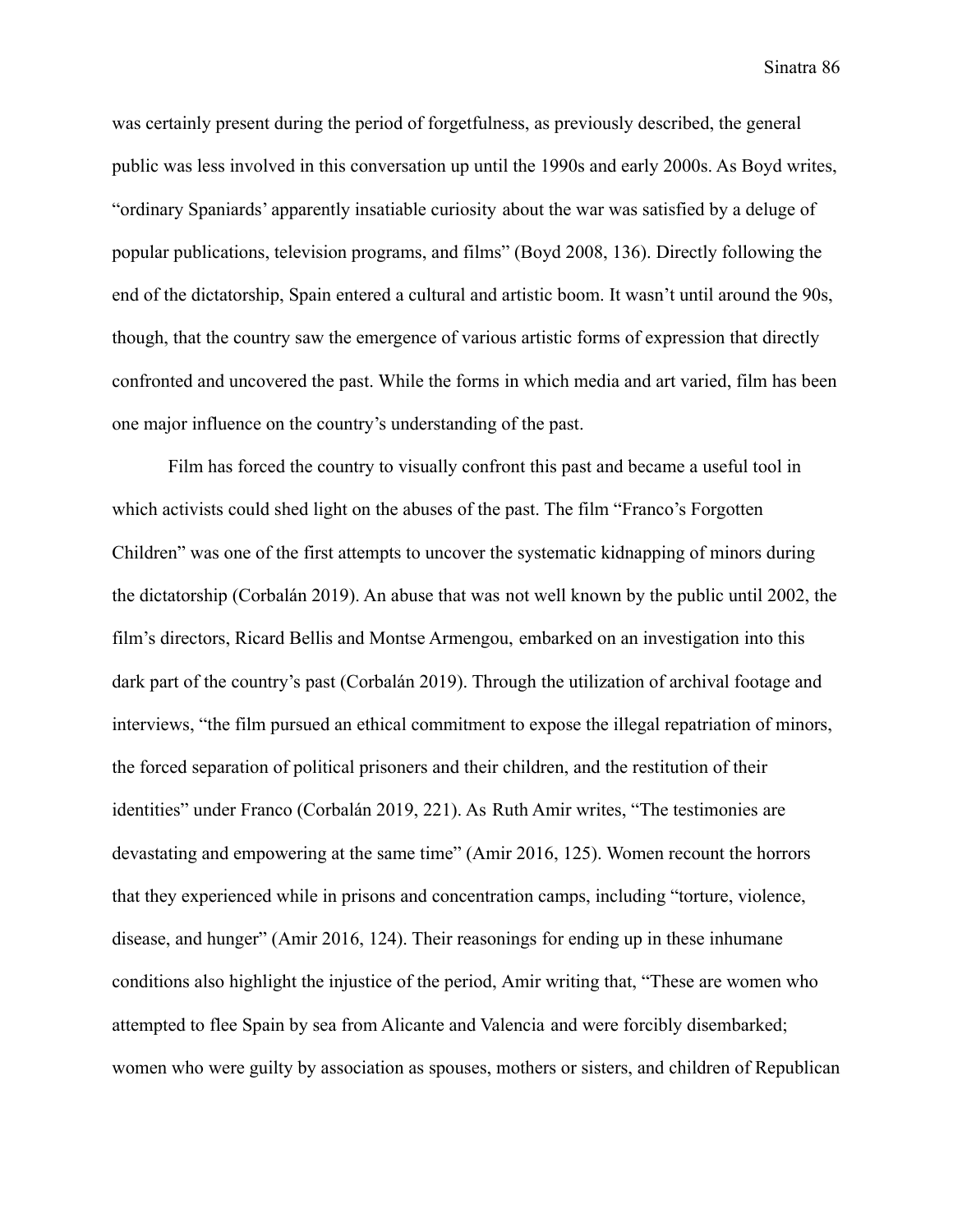was certainly present during the period of forgetfulness, as previously described, the general public was less involved in this conversation up until the 1990s and early 2000s. As Boyd writes, "ordinary Spaniards' apparently insatiable curiosity about the war was satisfied by a deluge of popular publications, television programs, and films" (Boyd 2008, 136). Directly following the end of the dictatorship, Spain entered a cultural and artistic boom. It wasn't until around the 90s, though, that the country saw the emergence of various artistic forms of expression that directly confronted and uncovered the past. While the forms in which media and art varied, film has been one major influence on the country's understanding of the past.

Film has forced the country to visually confront this past and became a useful tool in which activists could shed light on the abuses of the past. The film "Franco's Forgotten Children" was one of the first attempts to uncover the systematic kidnapping of minors during the dictatorship (Corbalán 2019). An abuse that was not well known by the public until 2002, the film's directors, Ricard Bellis and Montse Armengou, embarked on an investigation into this dark part of the country's past (Corbalán 2019). Through the utilization of archival footage and interviews, "the film pursued an ethical commitment to expose the illegal repatriation of minors, the forced separation of political prisoners and their children, and the restitution of their identities" under Franco (Corbalán 2019, 221). As Ruth Amir writes, "The testimonies are devastating and empowering at the same time" (Amir 2016, 125). Women recount the horrors that they experienced while in prisons and concentration camps, including "torture, violence, disease, and hunger" (Amir 2016, 124). Their reasonings for ending up in these inhumane conditions also highlight the injustice of the period, Amir writing that, "These are women who attempted to flee Spain by sea from Alicante and Valencia and were forcibly disembarked; women who were guilty by association as spouses, mothers or sisters, and children of Republican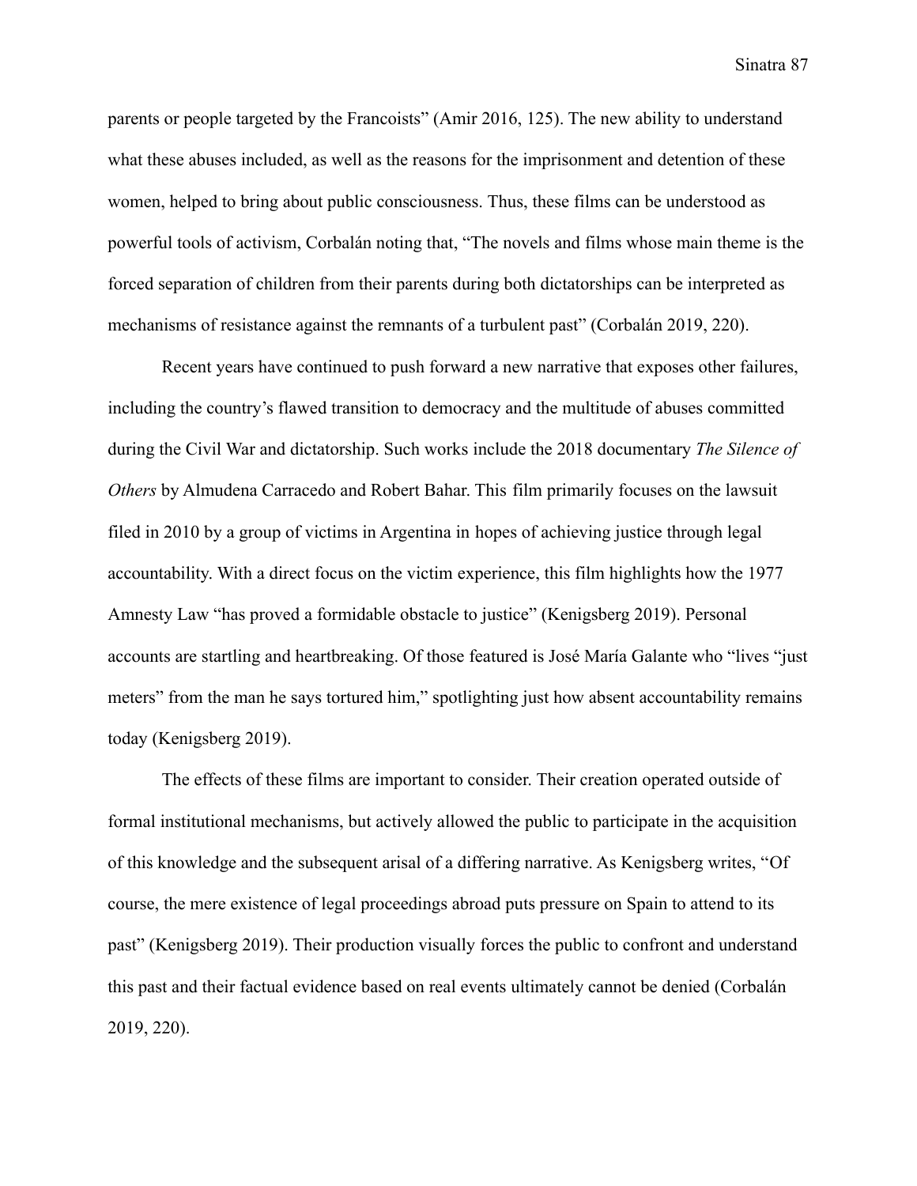parents or people targeted by the Francoists" (Amir 2016, 125). The new ability to understand what these abuses included, as well as the reasons for the imprisonment and detention of these women, helped to bring about public consciousness. Thus, these films can be understood as powerful tools of activism, Corbalán noting that, "The novels and films whose main theme is the forced separation of children from their parents during both dictatorships can be interpreted as mechanisms of resistance against the remnants of a turbulent past" (Corbalán 2019, 220).

Recent years have continued to push forward a new narrative that exposes other failures, including the country's flawed transition to democracy and the multitude of abuses committed during the Civil War and dictatorship. Such works include the 2018 documentary *The Silence of Others* by Almudena Carracedo and Robert Bahar. This film primarily focuses on the lawsuit filed in 2010 by a group of victims in Argentina in hopes of achieving justice through legal accountability. With a direct focus on the victim experience, this film highlights how the 1977 Amnesty Law "has proved a formidable obstacle to justice" (Kenigsberg 2019). Personal accounts are startling and heartbreaking. Of those featured is José María Galante who "lives "just meters" from the man he says tortured him," spotlighting just how absent accountability remains today (Kenigsberg 2019).

The effects of these films are important to consider. Their creation operated outside of formal institutional mechanisms, but actively allowed the public to participate in the acquisition of this knowledge and the subsequent arisal of a differing narrative. As Kenigsberg writes, "Of course, the mere existence of legal proceedings abroad puts pressure on Spain to attend to its past" (Kenigsberg 2019). Their production visually forces the public to confront and understand this past and their factual evidence based on real events ultimately cannot be denied (Corbalán 2019, 220).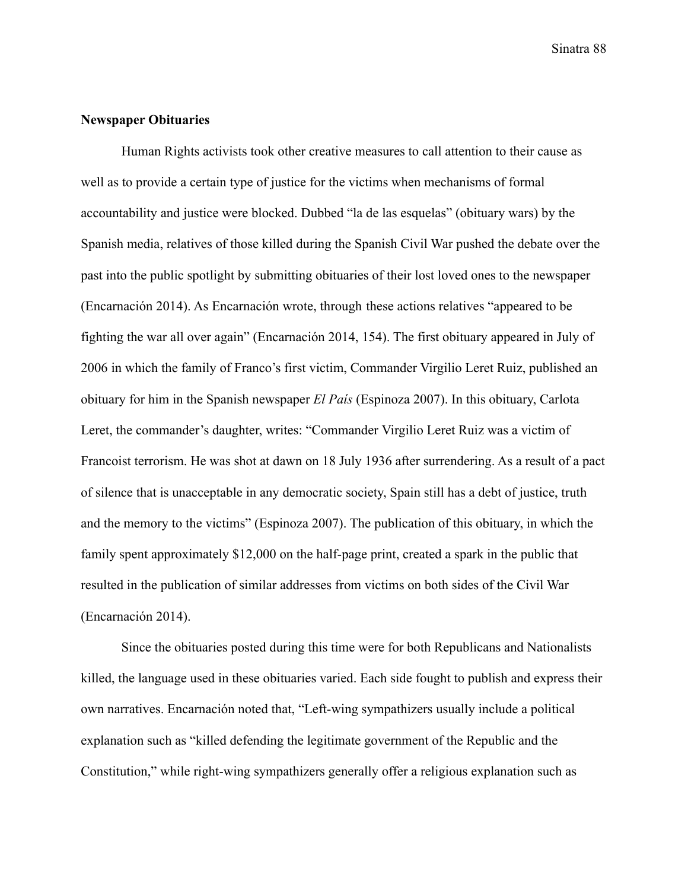**Newspaper Obituaries**

Human Rights activists took other creative measures to call attention to their cause as well as to provide a certain type of justice for the victims when mechanisms of formal accountability and justice were blocked. Dubbed "la de las esquelas" (obituary wars) by the Spanish media, relatives of those killed during the Spanish Civil War pushed the debate over the past into the public spotlight by submitting obituaries of their lost loved ones to the newspaper (Encarnación 2014). As Encarnación wrote, through these actions relatives "appeared to be fighting the war all over again" (Encarnación 2014, 154). The first obituary appeared in July of 2006 in which the family of Franco's first victim, Commander Virgilio Leret Ruiz, published an obituary for him in the Spanish newspaper *El País* (Espinoza 2007). In this obituary, Carlota Leret, the commander's daughter, writes: "Commander Virgilio Leret Ruiz was a victim of Francoist terrorism. He was shot at dawn on 18 July 1936 after surrendering. As a result of a pact of silence that is unacceptable in any democratic society, Spain still has a debt of justice, truth and the memory to the victims" (Espinoza 2007). The publication of this obituary, in which the family spent approximately $12,000 on the half-page print, created a spark in the public that resulted in the publication of similar addresses from victims on both sides of the Civil War (Encarnación 2014).

Since the obituaries posted during this time were for both Republicans and Nationalists killed, the language used in these obituaries varied. Each side fought to publish and express their own narratives. Encarnación noted that, "Left-wing sympathizers usually include a political explanation such as "killed defending the legitimate government of the Republic and the Constitution," while right-wing sympathizers generally offer a religious explanation such as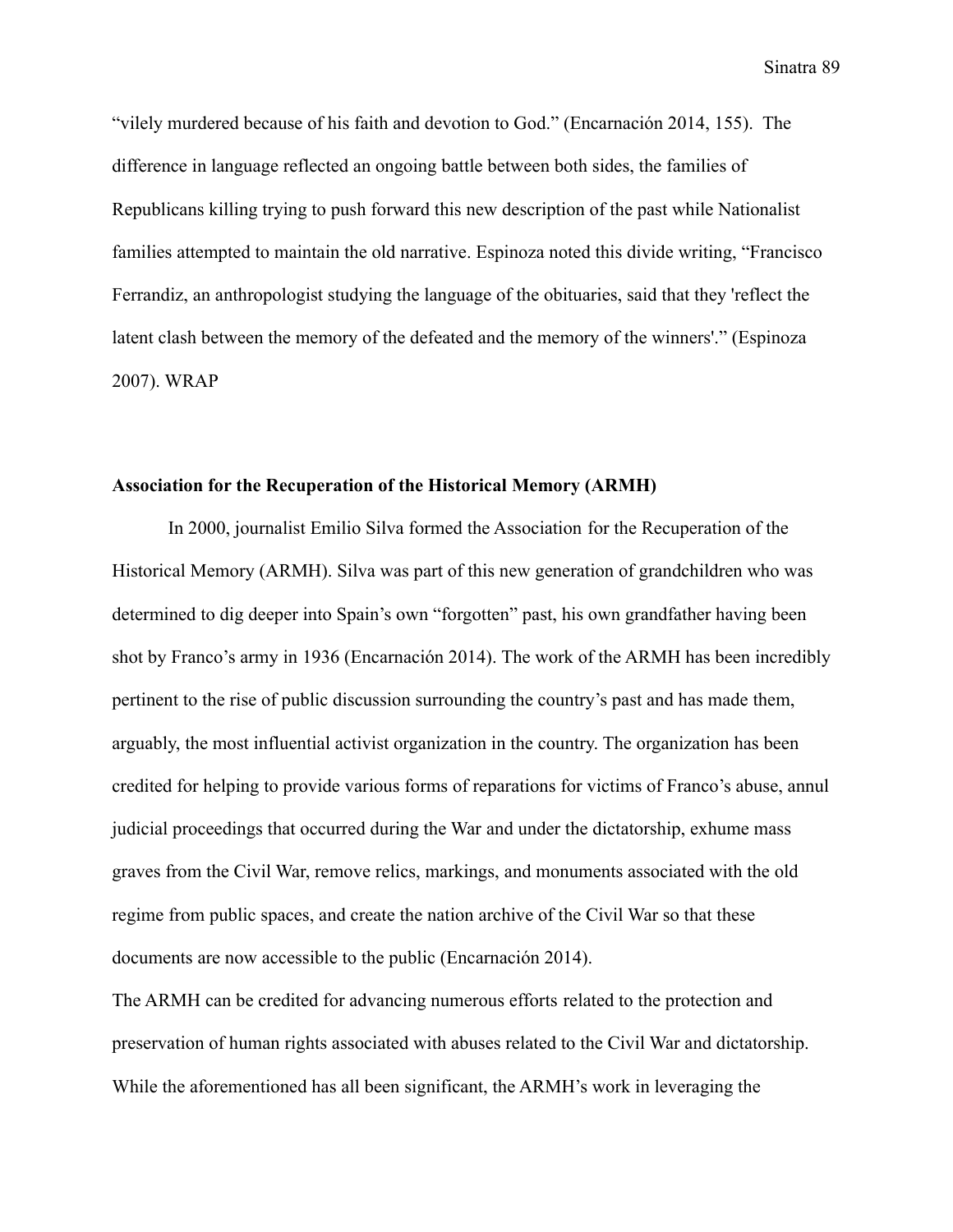"vilely murdered because of his faith and devotion to God." (Encarnación 2014, 155). The difference in language reflected an ongoing battle between both sides, the families of Republicans killing trying to push forward this new description of the past while Nationalist families attempted to maintain the old narrative. Espinoza noted this divide writing, "Francisco Ferrandiz, an anthropologist studying the language of the obituaries, said that they 'reflect the latent clash between the memory of the defeated and the memory of the winners'." (Espinoza 2007). WRAP

**Association for the Recuperation of the Historical Memory (ARMH)**

In 2000, journalist Emilio Silva formed the Association for the Recuperation of the Historical Memory (ARMH). Silva was part of this new generation of grandchildren who was determined to dig deeper into Spain's own "forgotten" past, his own grandfather having been shot by Franco's army in 1936 (Encarnación 2014). The work of the ARMH has been incredibly pertinent to the rise of public discussion surrounding the country's past and has made them, arguably, the most influential activist organization in the country. The organization has been credited for helping to provide various forms of reparations for victims of Franco's abuse, annul judicial proceedings that occurred during the War and under the dictatorship, exhume mass graves from the Civil War, remove relics, markings, and monuments associated with the old regime from public spaces, and create the nation archive of the Civil War so that these documents are now accessible to the public (Encarnación 2014).

The ARMH can be credited for advancing numerous efforts related to the protection and preservation of human rights associated with abuses related to the Civil War and dictatorship. While the aforementioned has all been significant, the ARMH's work in leveraging the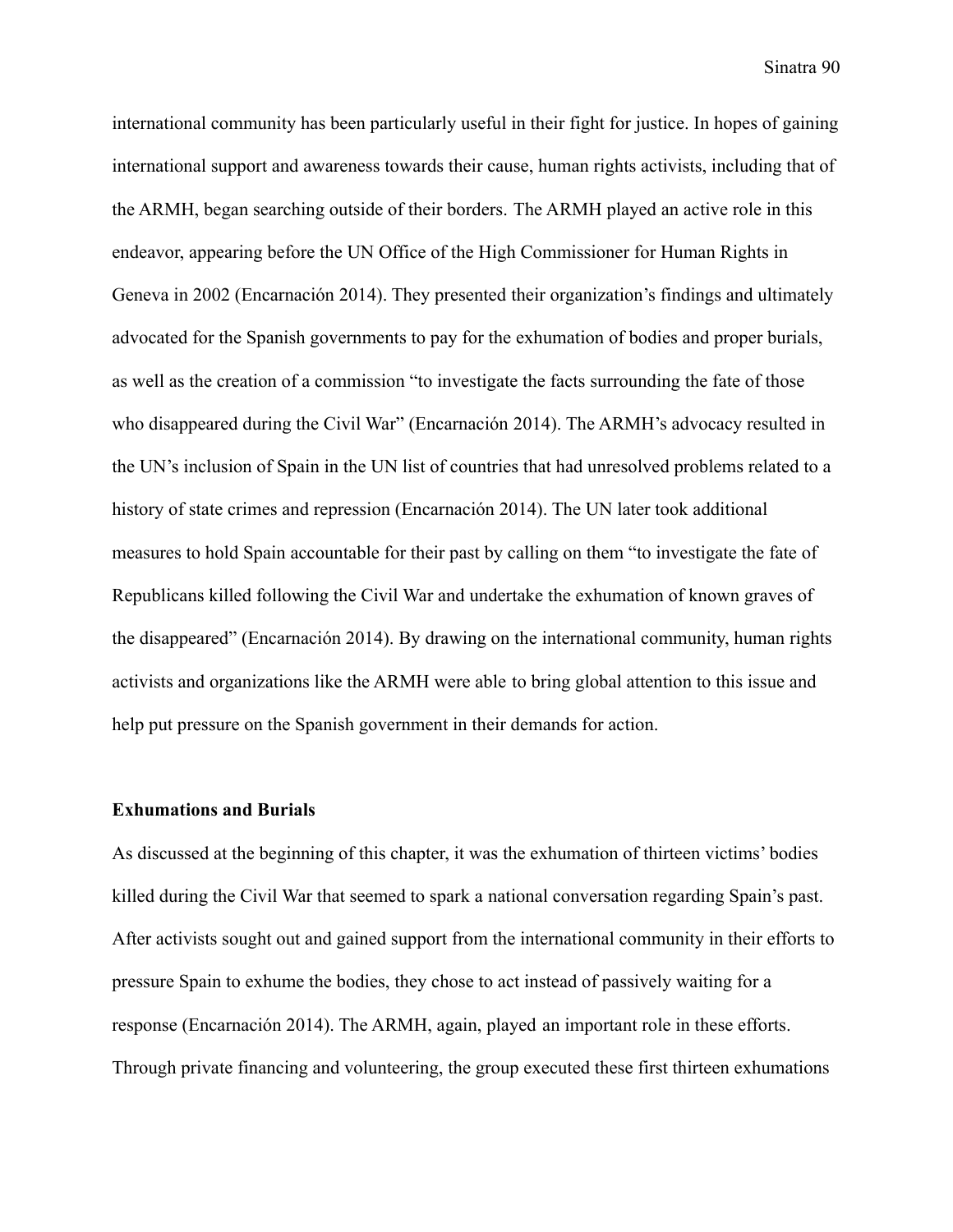international community has been particularly useful in their fight for justice. In hopes of gaining international support and awareness towards their cause, human rights activists, including that of the ARMH, began searching outside of their borders. The ARMH played an active role in this endeavor, appearing before the UN Office of the High Commissioner for Human Rights in Geneva in 2002 (Encarnación 2014). They presented their organization's findings and ultimately advocated for the Spanish governments to pay for the exhumation of bodies and proper burials, as well as the creation of a commission "to investigate the facts surrounding the fate of those who disappeared during the Civil War" (Encarnación 2014). The ARMH's advocacy resulted in the UN's inclusion of Spain in the UN list of countries that had unresolved problems related to a history of state crimes and repression (Encarnación 2014). The UN later took additional measures to hold Spain accountable for their past by calling on them "to investigate the fate of Republicans killed following the Civil War and undertake the exhumation of known graves of the disappeared" (Encarnación 2014). By drawing on the international community, human rights activists and organizations like the ARMH were able to bring global attention to this issue and help put pressure on the Spanish government in their demands for action.

**Exhumations and Burials**

As discussed at the beginning of this chapter, it was the exhumation of thirteen victims' bodies killed during the Civil War that seemed to spark a national conversation regarding Spain's past. After activists sought out and gained support from the international community in their efforts to pressure Spain to exhume the bodies, they chose to act instead of passively waiting for a response (Encarnación 2014). The ARMH, again, played an important role in these efforts. Through private financing and volunteering, the group executed these first thirteen exhumations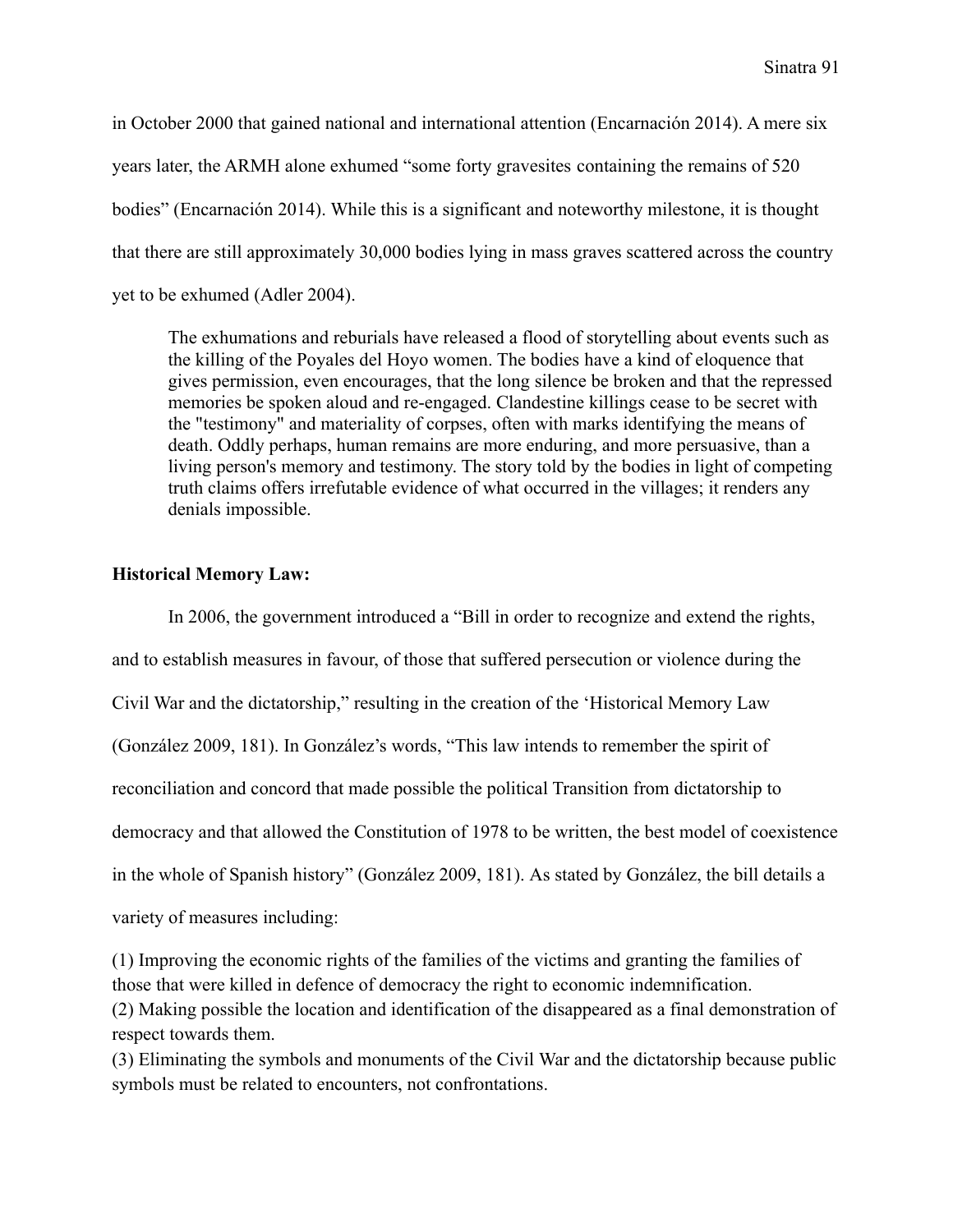in October 2000 that gained national and international attention (Encarnación 2014). A mere six years later, the ARMH alone exhumed "some forty gravesites containing the remains of 520 bodies" (Encarnación 2014). While this is a significant and noteworthy milestone, it is thought that there are still approximately 30,000 bodies lying in mass graves scattered across the country yet to be exhumed (Adler 2004).

> The exhumations and reburials have released a flood of storytelling about events such as the killing of the Poyales del Hoyo women. The bodies have a kind of eloquence that gives permission, even encourages, that the long silence be broken and that the repressed memories be spoken aloud and re-engaged. Clandestine killings cease to be secret with the "testimony" and materiality of corpses, often with marks identifying the means of death. Oddly perhaps, human remains are more enduring, and more persuasive, than a living person's memory and testimony. The story told by the bodies in light of competing truth claims offers irrefutable evidence of what occurred in the villages; it renders any denials impossible.

**Historical Memory Law:**

In 2006, the government introduced a "Bill in order to recognize and extend the rights, and to establish measures in favour, of those that suffered persecution or violence during the Civil War and the dictatorship," resulting in the creation of the 'Historical Memory Law (González 2009, 181). In González's words, "This law intends to remember the spirit of reconciliation and concord that made possible the political Transition from dictatorship to democracy and that allowed the Constitution of 1978 to be written, the best model of coexistence in the whole of Spanish history" (González 2009, 181). As stated by González, the bill details a variety of measures including:

(1) Improving the economic rights of the families of the victims and granting the families of those that were killed in defence of democracy the right to economic indemnification.
(2) Making possible the location and identification of the disappeared as a final demonstration of respect towards them.
(3) Eliminating the symbols and monuments of the Civil War and the dictatorship because public symbols must be related to encounters, not confrontations.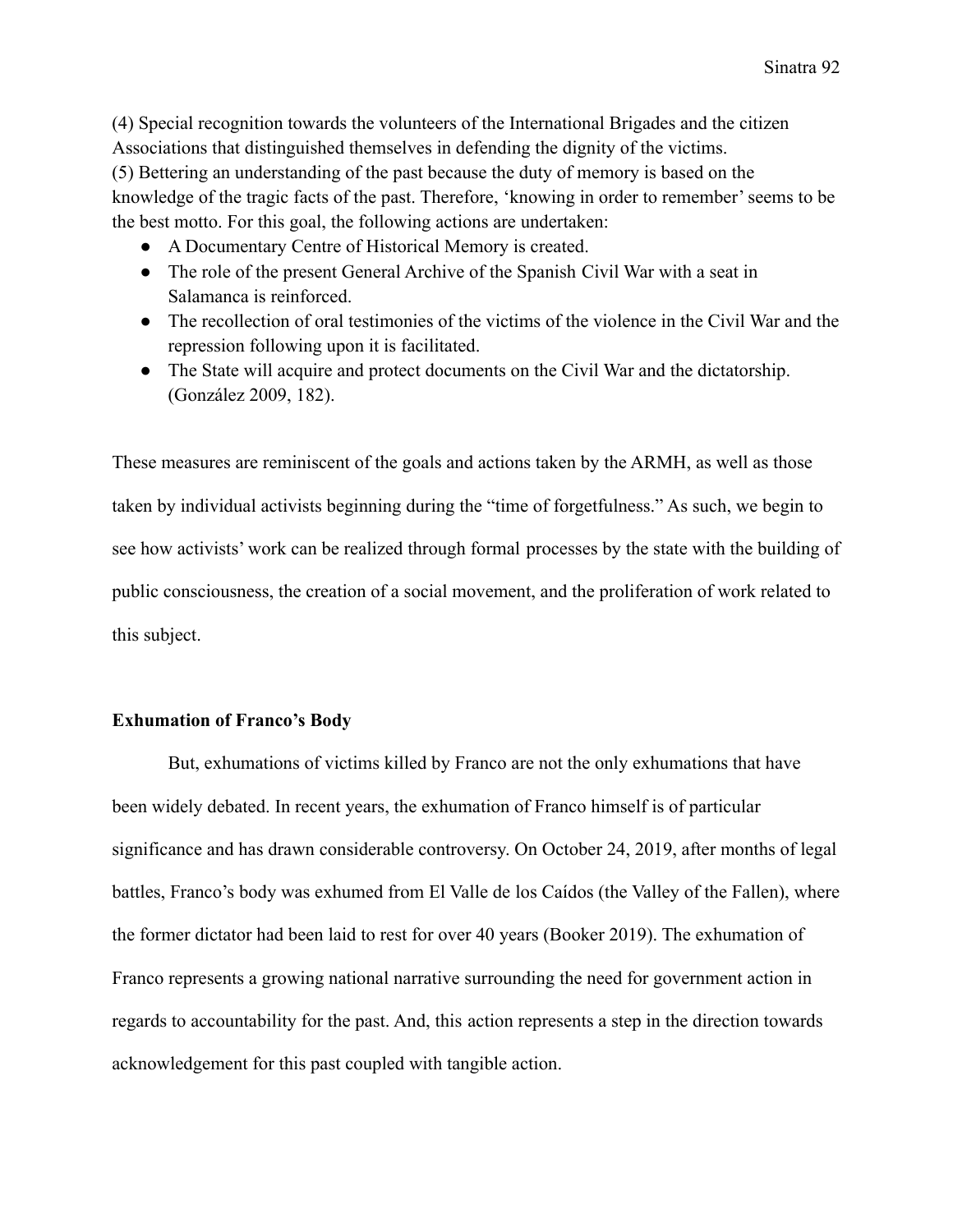(4) Special recognition towards the volunteers of the International Brigades and the citizen Associations that distinguished themselves in defending the dignity of the victims.
(5) Bettering an understanding of the past because the duty of memory is based on the knowledge of the tragic facts of the past. Therefore, 'knowing in order to remember' seems to be the best motto. For this goal, the following actions are undertaken:

- A Documentary Centre of Historical Memory is created.
- The role of the present General Archive of the Spanish Civil War with a seat in Salamanca is reinforced.
- The recollection of oral testimonies of the victims of the violence in the Civil War and the repression following upon it is facilitated.
- The State will acquire and protect documents on the Civil War and the dictatorship. (González 2009, 182).

These measures are reminiscent of the goals and actions taken by the ARMH, as well as those taken by individual activists beginning during the "time of forgetfulness." As such, we begin to see how activists' work can be realized through formal processes by the state with the building of public consciousness, the creation of a social movement, and the proliferation of work related to this subject.

**Exhumation of Franco's Body**

But, exhumations of victims killed by Franco are not the only exhumations that have been widely debated. In recent years, the exhumation of Franco himself is of particular significance and has drawn considerable controversy. On October 24, 2019, after months of legal battles, Franco's body was exhumed from El Valle de los Caídos (the Valley of the Fallen), where the former dictator had been laid to rest for over 40 years (Booker 2019). The exhumation of Franco represents a growing national narrative surrounding the need for government action in regards to accountability for the past. And, this action represents a step in the direction towards acknowledgement for this past coupled with tangible action.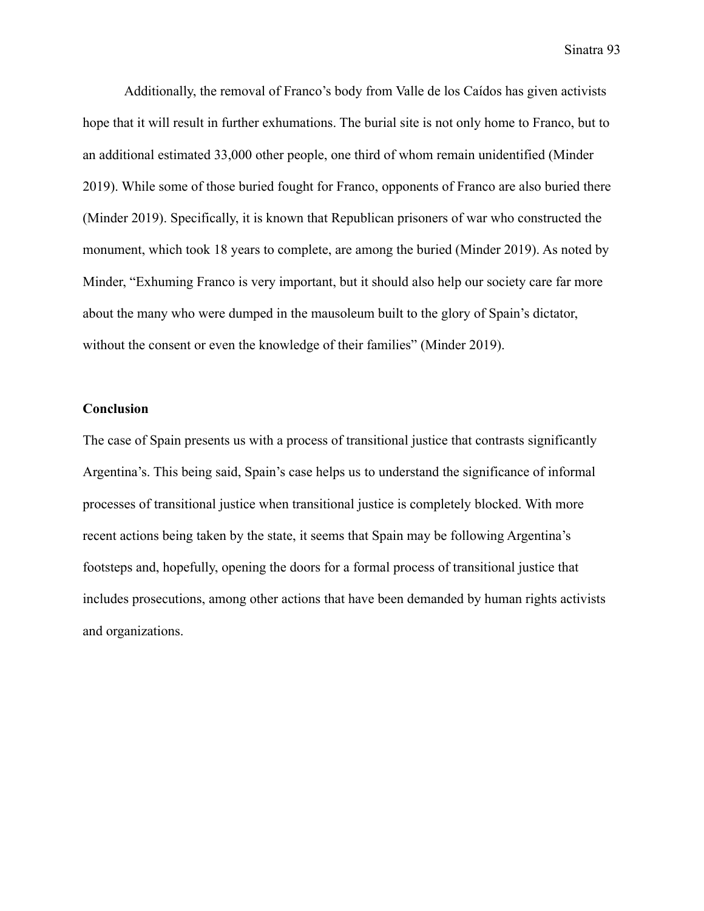Additionally, the removal of Franco's body from Valle de los Caídos has given activists hope that it will result in further exhumations. The burial site is not only home to Franco, but to an additional estimated 33,000 other people, one third of whom remain unidentified (Minder 2019). While some of those buried fought for Franco, opponents of Franco are also buried there (Minder 2019). Specifically, it is known that Republican prisoners of war who constructed the monument, which took 18 years to complete, are among the buried (Minder 2019). As noted by Minder, "Exhuming Franco is very important, but it should also help our society care far more about the many who were dumped in the mausoleum built to the glory of Spain's dictator, without the consent or even the knowledge of their families" (Minder 2019).

**Conclusion**

The case of Spain presents us with a process of transitional justice that contrasts significantly Argentina's. This being said, Spain's case helps us to understand the significance of informal processes of transitional justice when transitional justice is completely blocked. With more recent actions being taken by the state, it seems that Spain may be following Argentina's footsteps and, hopefully, opening the doors for a formal process of transitional justice that includes prosecutions, among other actions that have been demanded by human rights activists and organizations.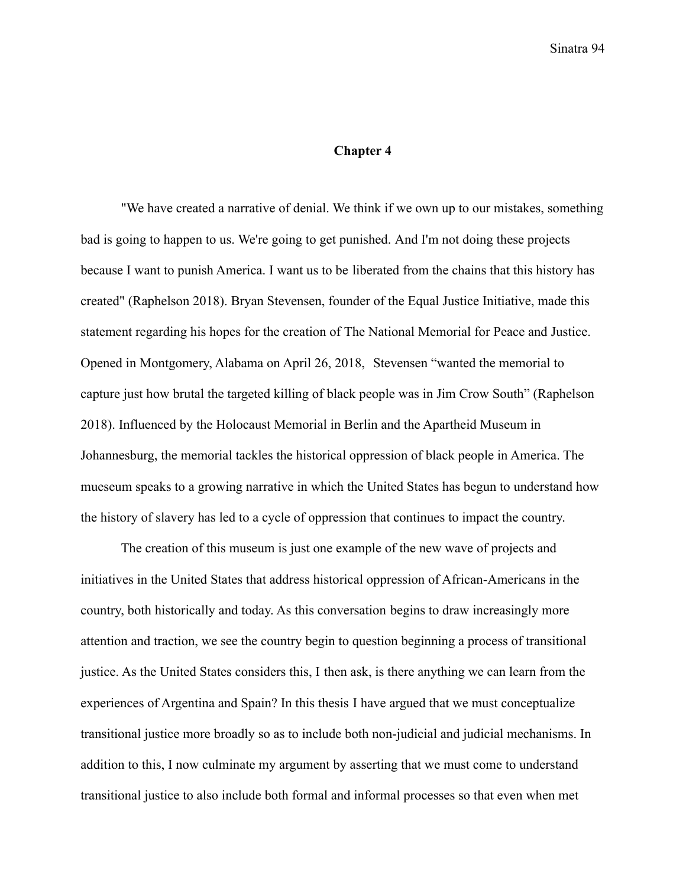# Chapter 4

"We have created a narrative of denial. We think if we own up to our mistakes, something bad is going to happen to us. We're going to get punished. And I'm not doing these projects because I want to punish America. I want us to be liberated from the chains that this history has created" (Raphelson 2018). Bryan Stevensen, founder of the Equal Justice Initiative, made this statement regarding his hopes for the creation of The National Memorial for Peace and Justice. Opened in Montgomery, Alabama on April 26, 2018, Stevensen "wanted the memorial to capture just how brutal the targeted killing of black people was in Jim Crow South" (Raphelson 2018). Influenced by the Holocaust Memorial in Berlin and the Apartheid Museum in Johannesburg, the memorial tackles the historical oppression of black people in America. The mueseum speaks to a growing narrative in which the United States has begun to understand how the history of slavery has led to a cycle of oppression that continues to impact the country.

The creation of this museum is just one example of the new wave of projects and initiatives in the United States that address historical oppression of African-Americans in the country, both historically and today. As this conversation begins to draw increasingly more attention and traction, we see the country begin to question beginning a process of transitional justice. As the United States considers this, I then ask, is there anything we can learn from the experiences of Argentina and Spain? In this thesis I have argued that we must conceptualize transitional justice more broadly so as to include both non-judicial and judicial mechanisms. In addition to this, I now culminate my argument by asserting that we must come to understand transitional justice to also include both formal and informal processes so that even when met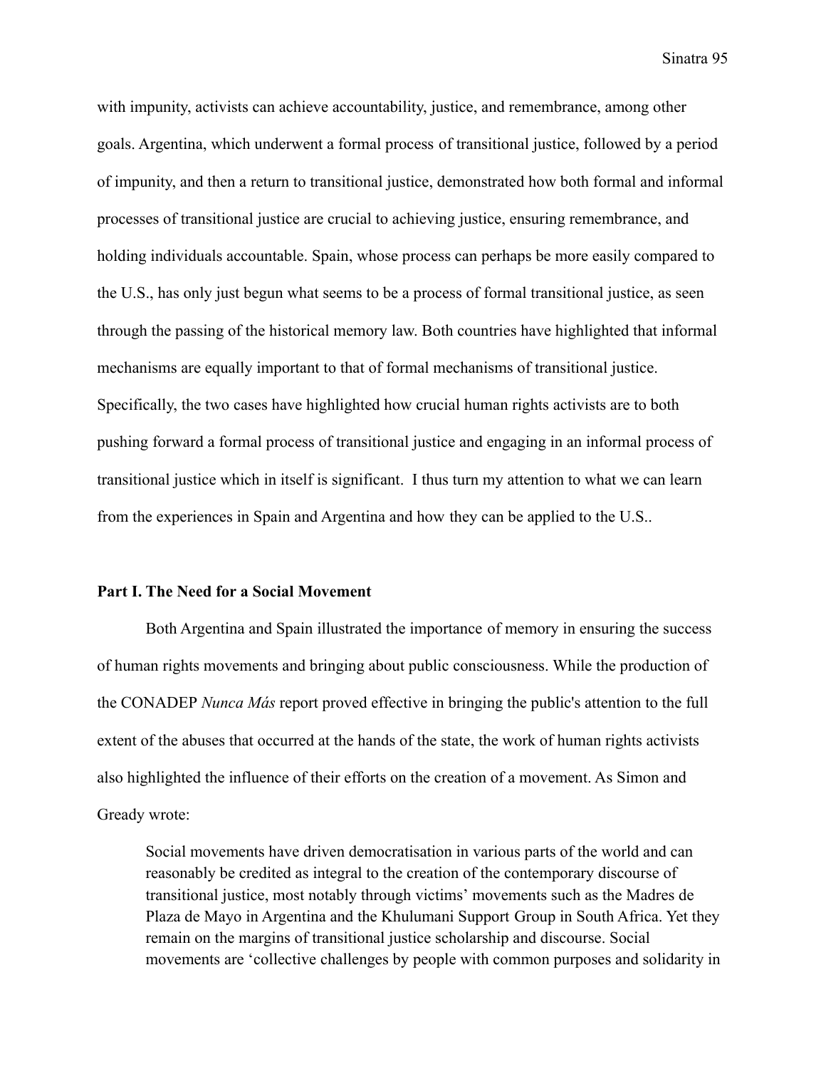with impunity, activists can achieve accountability, justice, and remembrance, among other goals. Argentina, which underwent a formal process of transitional justice, followed by a period of impunity, and then a return to transitional justice, demonstrated how both formal and informal processes of transitional justice are crucial to achieving justice, ensuring remembrance, and holding individuals accountable. Spain, whose process can perhaps be more easily compared to the U.S., has only just begun what seems to be a process of formal transitional justice, as seen through the passing of the historical memory law. Both countries have highlighted that informal mechanisms are equally important to that of formal mechanisms of transitional justice. Specifically, the two cases have highlighted how crucial human rights activists are to both pushing forward a formal process of transitional justice and engaging in an informal process of transitional justice which in itself is significant. I thus turn my attention to what we can learn from the experiences in Spain and Argentina and how they can be applied to the U.S..

## Part I. The Need for a Social Movement

Both Argentina and Spain illustrated the importance of memory in ensuring the success of human rights movements and bringing about public consciousness. While the production of the CONADEP *Nunca Más* report proved effective in bringing the public's attention to the full extent of the abuses that occurred at the hands of the state, the work of human rights activists also highlighted the influence of their efforts on the creation of a movement. As Simon and Gready wrote:

> Social movements have driven democratisation in various parts of the world and can reasonably be credited as integral to the creation of the contemporary discourse of transitional justice, most notably through victims' movements such as the Madres de Plaza de Mayo in Argentina and the Khulumani Support Group in South Africa. Yet they remain on the margins of transitional justice scholarship and discourse. Social movements are 'collective challenges by people with common purposes and solidarity in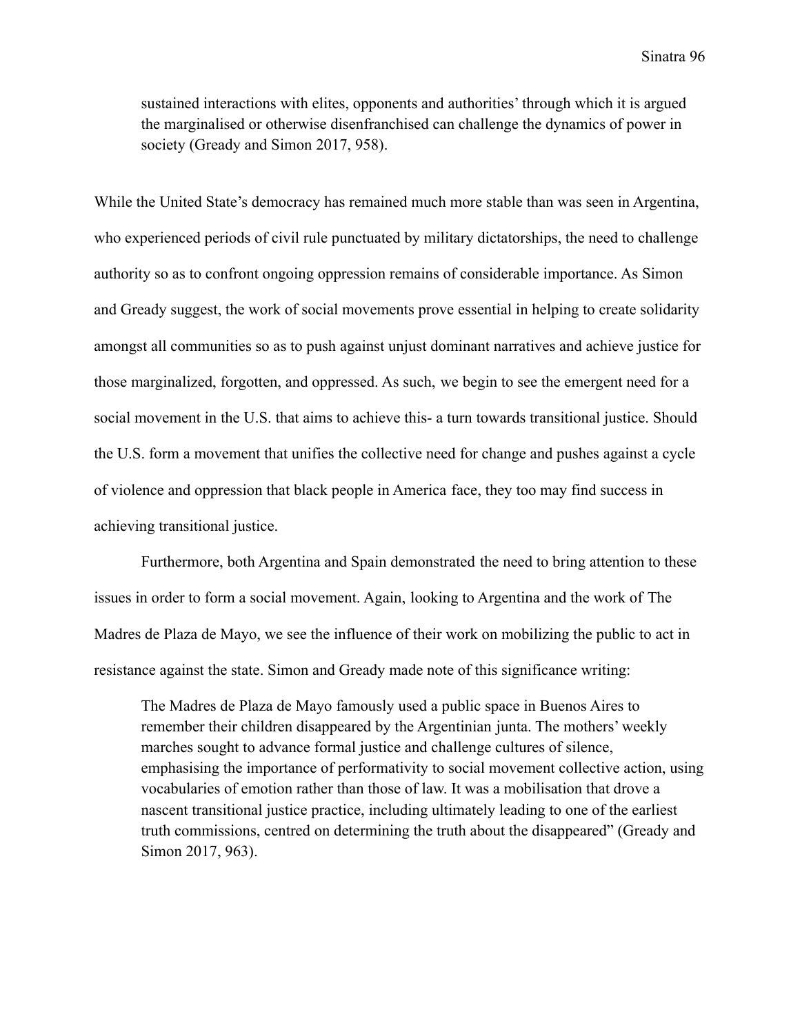> sustained interactions with elites, opponents and authorities' through which it is argued the marginalised or otherwise disenfranchised can challenge the dynamics of power in society (Gready and Simon 2017, 958).

While the United State's democracy has remained much more stable than was seen in Argentina, who experienced periods of civil rule punctuated by military dictatorships, the need to challenge authority so as to confront ongoing oppression remains of considerable importance. As Simon and Gready suggest, the work of social movements prove essential in helping to create solidarity amongst all communities so as to push against unjust dominant narratives and achieve justice for those marginalized, forgotten, and oppressed. As such, we begin to see the emergent need for a social movement in the U.S. that aims to achieve this- a turn towards transitional justice. Should the U.S. form a movement that unifies the collective need for change and pushes against a cycle of violence and oppression that black people in America face, they too may find success in achieving transitional justice.

Furthermore, both Argentina and Spain demonstrated the need to bring attention to these issues in order to form a social movement. Again, looking to Argentina and the work of The Madres de Plaza de Mayo, we see the influence of their work on mobilizing the public to act in resistance against the state. Simon and Gready made note of this significance writing:

> The Madres de Plaza de Mayo famously used a public space in Buenos Aires to remember their children disappeared by the Argentinian junta. The mothers' weekly marches sought to advance formal justice and challenge cultures of silence, emphasising the importance of performativity to social movement collective action, using vocabularies of emotion rather than those of law. It was a mobilisation that drove a nascent transitional justice practice, including ultimately leading to one of the earliest truth commissions, centred on determining the truth about the disappeared" (Gready and Simon 2017, 963).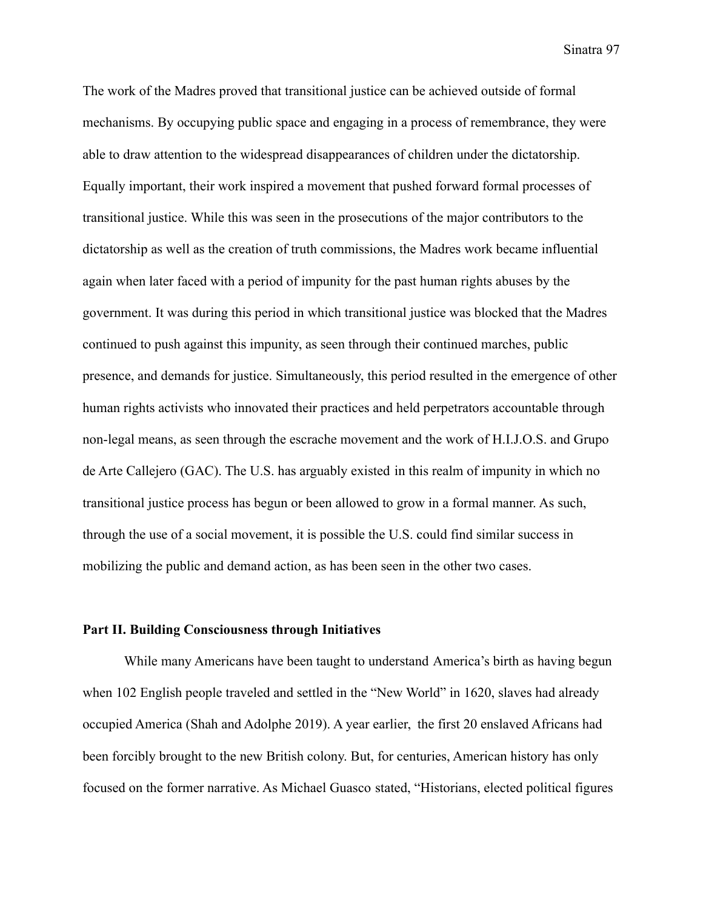The work of the Madres proved that transitional justice can be achieved outside of formal mechanisms. By occupying public space and engaging in a process of remembrance, they were able to draw attention to the widespread disappearances of children under the dictatorship. Equally important, their work inspired a movement that pushed forward formal processes of transitional justice. While this was seen in the prosecutions of the major contributors to the dictatorship as well as the creation of truth commissions, the Madres work became influential again when later faced with a period of impunity for the past human rights abuses by the government. It was during this period in which transitional justice was blocked that the Madres continued to push against this impunity, as seen through their continued marches, public presence, and demands for justice. Simultaneously, this period resulted in the emergence of other human rights activists who innovated their practices and held perpetrators accountable through non-legal means, as seen through the escrache movement and the work of H.I.J.O.S. and Grupo de Arte Callejero (GAC). The U.S. has arguably existed in this realm of impunity in which no transitional justice process has begun or been allowed to grow in a formal manner. As such, through the use of a social movement, it is possible the U.S. could find similar success in mobilizing the public and demand action, as has been seen in the other two cases.

**Part II. Building Consciousness through Initiatives**

While many Americans have been taught to understand America's birth as having begun when 102 English people traveled and settled in the "New World" in 1620, slaves had already occupied America (Shah and Adolphe 2019). A year earlier, the first 20 enslaved Africans had been forcibly brought to the new British colony. But, for centuries, American history has only focused on the former narrative. As Michael Guasco stated, "Historians, elected political figures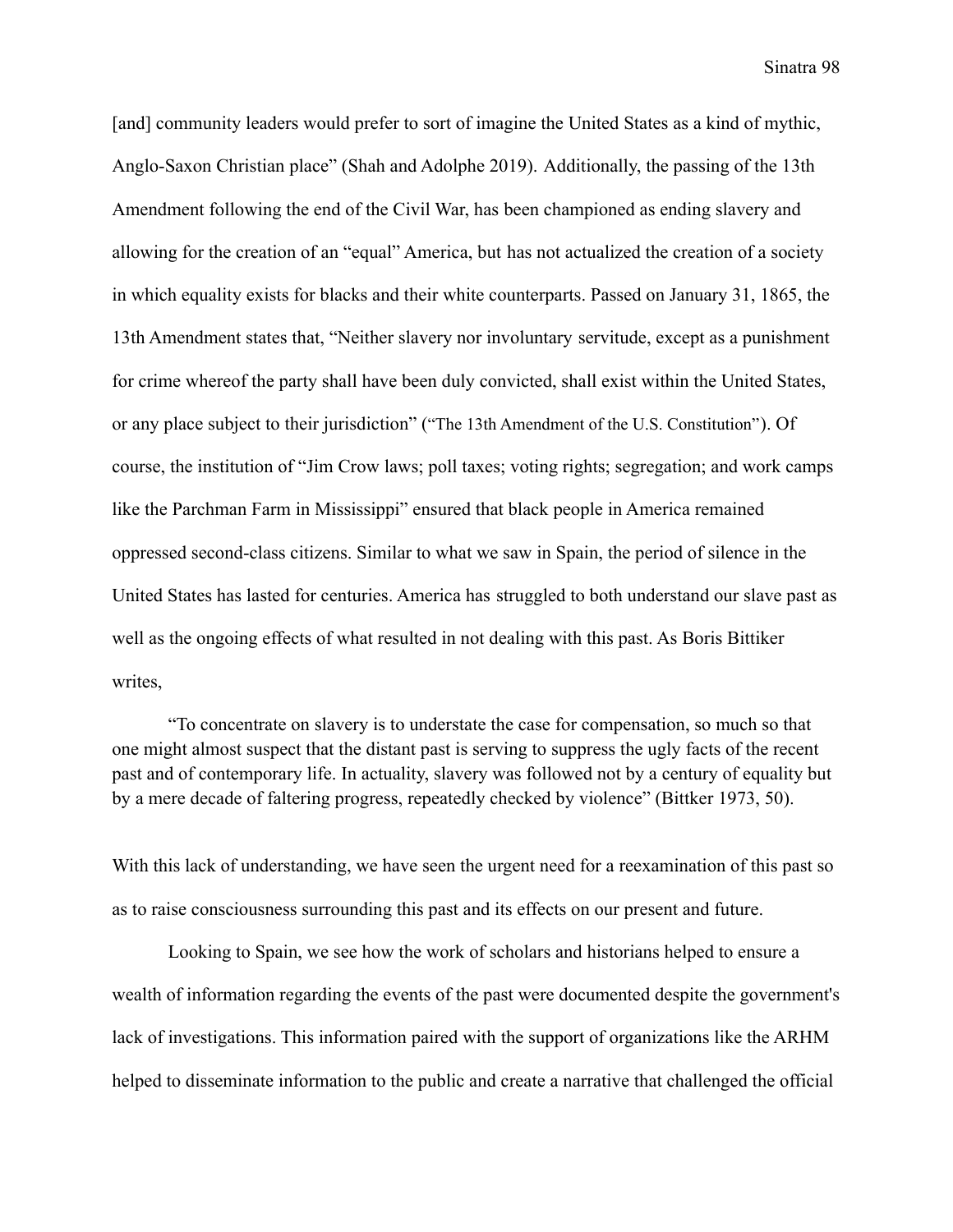[and] community leaders would prefer to sort of imagine the United States as a kind of mythic, Anglo-Saxon Christian place" (Shah and Adolphe 2019). Additionally, the passing of the 13th Amendment following the end of the Civil War, has been championed as ending slavery and allowing for the creation of an "equal" America, but has not actualized the creation of a society in which equality exists for blacks and their white counterparts. Passed on January 31, 1865, the 13th Amendment states that, "Neither slavery nor involuntary servitude, except as a punishment for crime whereof the party shall have been duly convicted, shall exist within the United States, or any place subject to their jurisdiction" ("The 13th Amendment of the U.S. Constitution"). Of course, the institution of "Jim Crow laws; poll taxes; voting rights; segregation; and work camps like the Parchman Farm in Mississippi" ensured that black people in America remained oppressed second-class citizens. Similar to what we saw in Spain, the period of silence in the United States has lasted for centuries. America has struggled to both understand our slave past as well as the ongoing effects of what resulted in not dealing with this past. As Boris Bittiker writes,

> "To concentrate on slavery is to understate the case for compensation, so much so that one might almost suspect that the distant past is serving to suppress the ugly facts of the recent past and of contemporary life. In actuality, slavery was followed not by a century of equality but by a mere decade of faltering progress, repeatedly checked by violence" (Bittker 1973, 50).

With this lack of understanding, we have seen the urgent need for a reexamination of this past so as to raise consciousness surrounding this past and its effects on our present and future.

Looking to Spain, we see how the work of scholars and historians helped to ensure a wealth of information regarding the events of the past were documented despite the government's lack of investigations. This information paired with the support of organizations like the ARHM helped to disseminate information to the public and create a narrative that challenged the official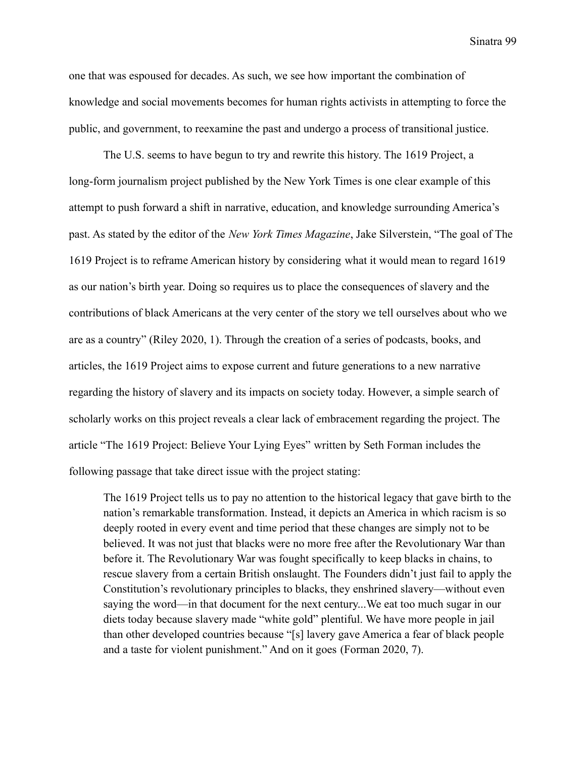one that was espoused for decades. As such, we see how important the combination of knowledge and social movements becomes for human rights activists in attempting to force the public, and government, to reexamine the past and undergo a process of transitional justice.

The U.S. seems to have begun to try and rewrite this history. The 1619 Project, a long-form journalism project published by the New York Times is one clear example of this attempt to push forward a shift in narrative, education, and knowledge surrounding America's past. As stated by the editor of the *New York Times Magazine*, Jake Silverstein, "The goal of The 1619 Project is to reframe American history by considering what it would mean to regard 1619 as our nation's birth year. Doing so requires us to place the consequences of slavery and the contributions of black Americans at the very center of the story we tell ourselves about who we are as a country" (Riley 2020, 1). Through the creation of a series of podcasts, books, and articles, the 1619 Project aims to expose current and future generations to a new narrative regarding the history of slavery and its impacts on society today. However, a simple search of scholarly works on this project reveals a clear lack of embracement regarding the project. The article "The 1619 Project: Believe Your Lying Eyes" written by Seth Forman includes the following passage that take direct issue with the project stating:

> The 1619 Project tells us to pay no attention to the historical legacy that gave birth to the nation's remarkable transformation. Instead, it depicts an America in which racism is so deeply rooted in every event and time period that these changes are simply not to be believed. It was not just that blacks were no more free after the Revolutionary War than before it. The Revolutionary War was fought specifically to keep blacks in chains, to rescue slavery from a certain British onslaught. The Founders didn't just fail to apply the Constitution's revolutionary principles to blacks, they enshrined slavery—without even saying the word—in that document for the next century...We eat too much sugar in our diets today because slavery made "white gold" plentiful. We have more people in jail than other developed countries because "[s] lavery gave America a fear of black people and a taste for violent punishment." And on it goes (Forman 2020, 7).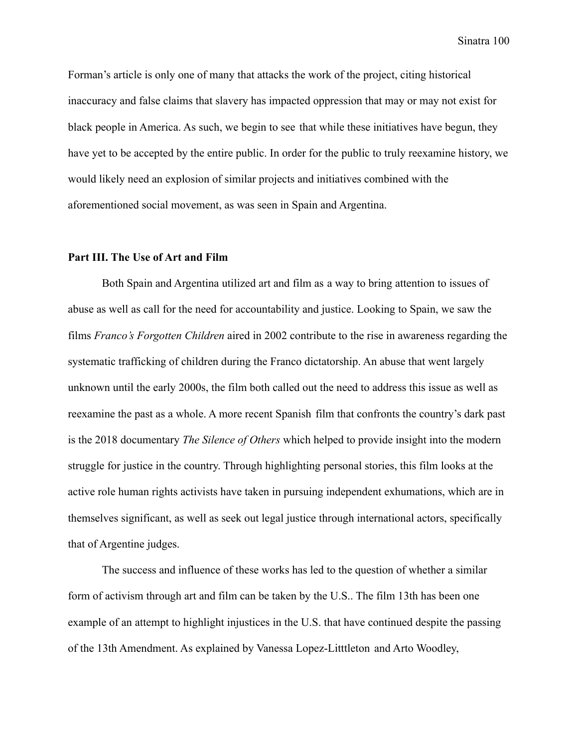Forman's article is only one of many that attacks the work of the project, citing historical inaccuracy and false claims that slavery has impacted oppression that may or may not exist for black people in America. As such, we begin to see that while these initiatives have begun, they have yet to be accepted by the entire public. In order for the public to truly reexamine history, we would likely need an explosion of similar projects and initiatives combined with the aforementioned social movement, as was seen in Spain and Argentina.

**Part III. The Use of Art and Film**

Both Spain and Argentina utilized art and film as a way to bring attention to issues of abuse as well as call for the need for accountability and justice. Looking to Spain, we saw the films *Franco's Forgotten Children* aired in 2002 contribute to the rise in awareness regarding the systematic trafficking of children during the Franco dictatorship. An abuse that went largely unknown until the early 2000s, the film both called out the need to address this issue as well as reexamine the past as a whole. A more recent Spanish film that confronts the country's dark past is the 2018 documentary *The Silence of Others* which helped to provide insight into the modern struggle for justice in the country. Through highlighting personal stories, this film looks at the active role human rights activists have taken in pursuing independent exhumations, which are in themselves significant, as well as seek out legal justice through international actors, specifically that of Argentine judges.

The success and influence of these works has led to the question of whether a similar form of activism through art and film can be taken by the U.S.. The film 13th has been one example of an attempt to highlight injustices in the U.S. that have continued despite the passing of the 13th Amendment. As explained by Vanessa Lopez-Litttleton and Arto Woodley,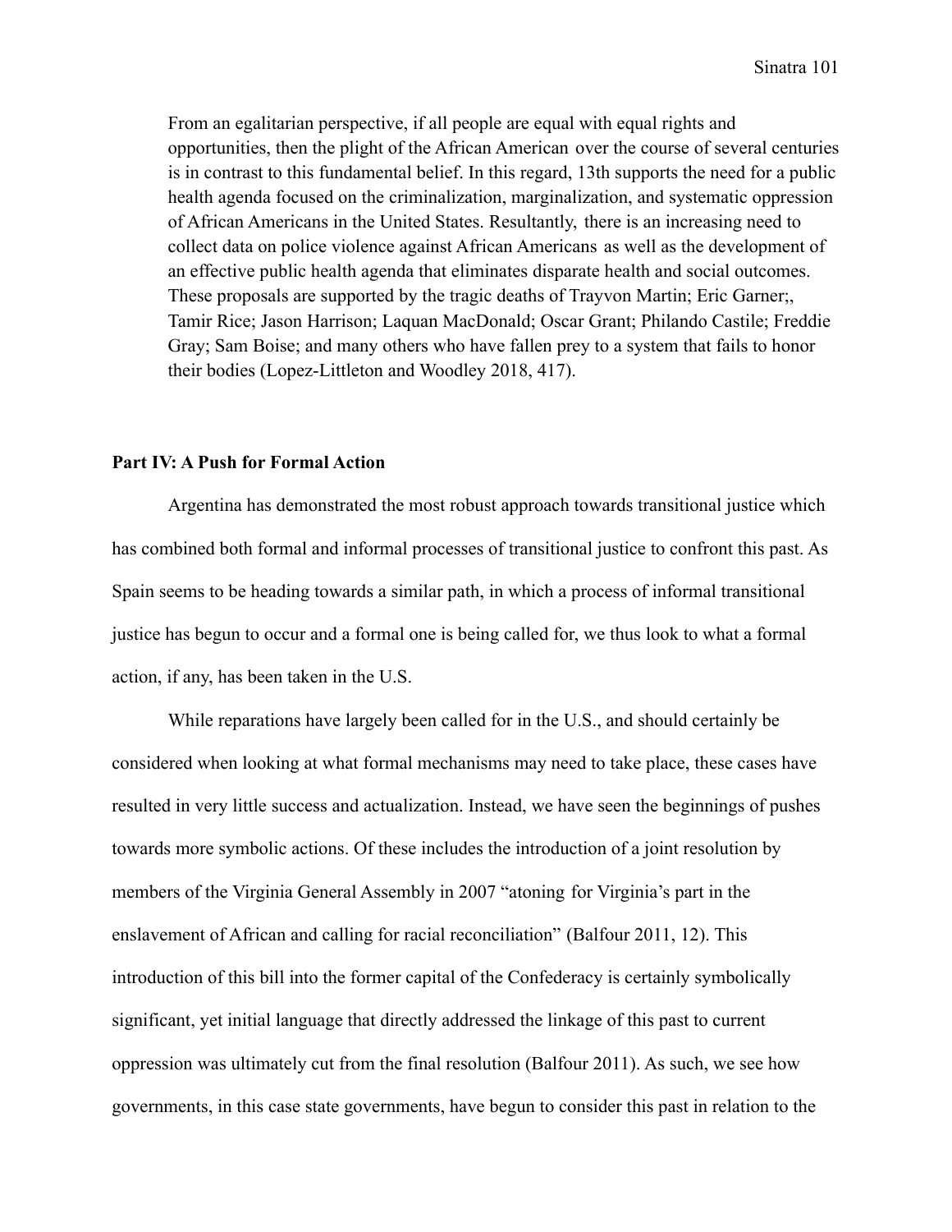> From an egalitarian perspective, if all people are equal with equal rights and opportunities, then the plight of the African American over the course of several centuries is in contrast to this fundamental belief. In this regard, 13th supports the need for a public health agenda focused on the criminalization, marginalization, and systematic oppression of African Americans in the United States. Resultantly, there is an increasing need to collect data on police violence against African Americans as well as the development of an effective public health agenda that eliminates disparate health and social outcomes. These proposals are supported by the tragic deaths of Trayvon Martin; Eric Garner;, Tamir Rice; Jason Harrison; Laquan MacDonald; Oscar Grant; Philando Castile; Freddie Gray; Sam Boise; and many others who have fallen prey to a system that fails to honor their bodies (Lopez-Littleton and Woodley 2018, 417).

**Part IV: A Push for Formal Action**

Argentina has demonstrated the most robust approach towards transitional justice which has combined both formal and informal processes of transitional justice to confront this past. As Spain seems to be heading towards a similar path, in which a process of informal transitional justice has begun to occur and a formal one is being called for, we thus look to what a formal action, if any, has been taken in the U.S.

While reparations have largely been called for in the U.S., and should certainly be considered when looking at what formal mechanisms may need to take place, these cases have resulted in very little success and actualization. Instead, we have seen the beginnings of pushes towards more symbolic actions. Of these includes the introduction of a joint resolution by members of the Virginia General Assembly in 2007 "atoning for Virginia's part in the enslavement of African and calling for racial reconciliation" (Balfour 2011, 12). This introduction of this bill into the former capital of the Confederacy is certainly symbolically significant, yet initial language that directly addressed the linkage of this past to current oppression was ultimately cut from the final resolution (Balfour 2011). As such, we see how governments, in this case state governments, have begun to consider this past in relation to the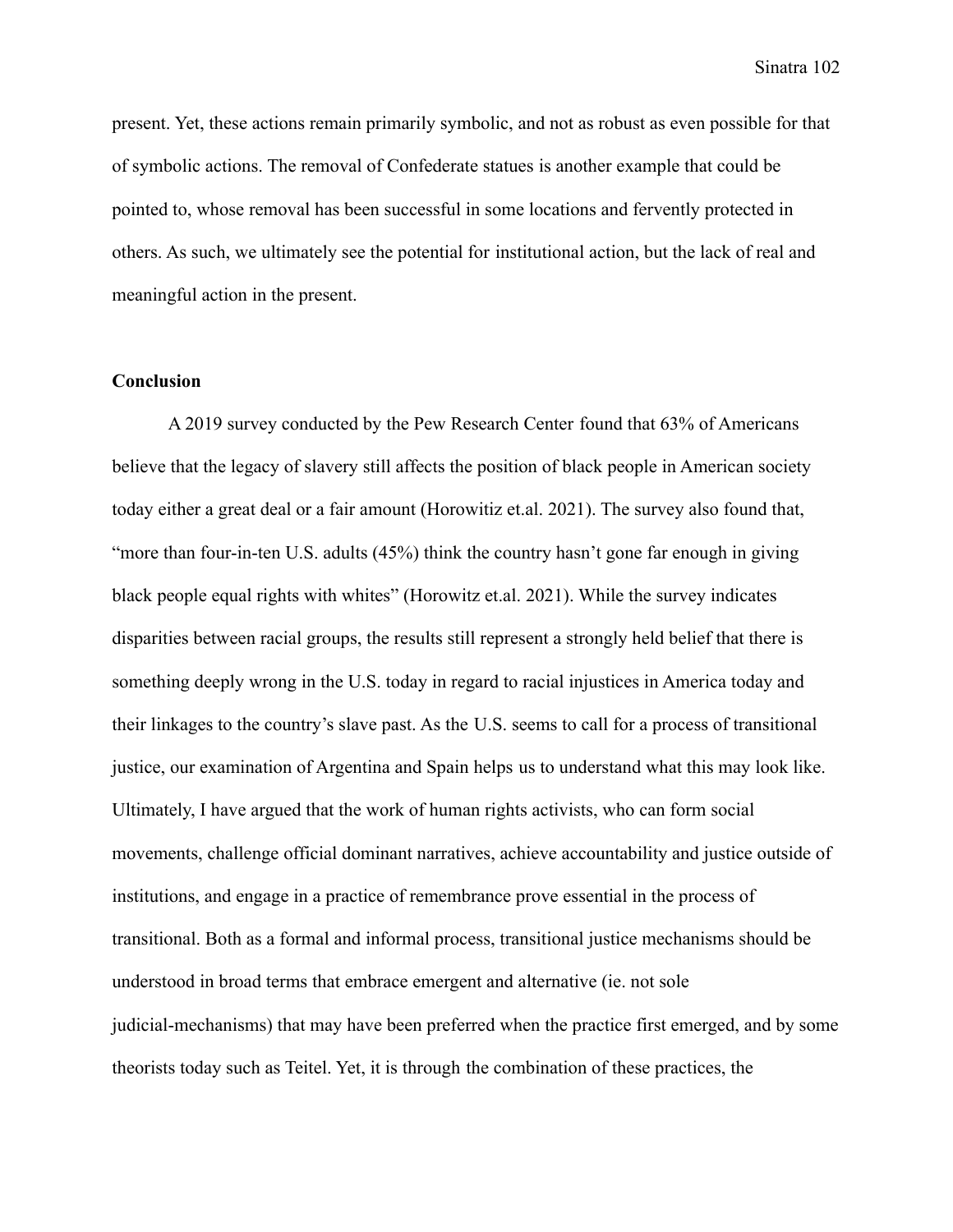present. Yet, these actions remain primarily symbolic, and not as robust as even possible for that of symbolic actions. The removal of Confederate statues is another example that could be pointed to, whose removal has been successful in some locations and fervently protected in others. As such, we ultimately see the potential for institutional action, but the lack of real and meaningful action in the present.

**Conclusion**

A 2019 survey conducted by the Pew Research Center found that 63% of Americans believe that the legacy of slavery still affects the position of black people in American society today either a great deal or a fair amount (Horowitiz et.al. 2021). The survey also found that, "more than four-in-ten U.S. adults (45%) think the country hasn't gone far enough in giving black people equal rights with whites" (Horowitz et.al. 2021). While the survey indicates disparities between racial groups, the results still represent a strongly held belief that there is something deeply wrong in the U.S. today in regard to racial injustices in America today and their linkages to the country's slave past. As the U.S. seems to call for a process of transitional justice, our examination of Argentina and Spain helps us to understand what this may look like. Ultimately, I have argued that the work of human rights activists, who can form social movements, challenge official dominant narratives, achieve accountability and justice outside of institutions, and engage in a practice of remembrance prove essential in the process of transitional. Both as a formal and informal process, transitional justice mechanisms should be understood in broad terms that embrace emergent and alternative (ie. not sole judicial-mechanisms) that may have been preferred when the practice first emerged, and by some theorists today such as Teitel. Yet, it is through the combination of these practices, the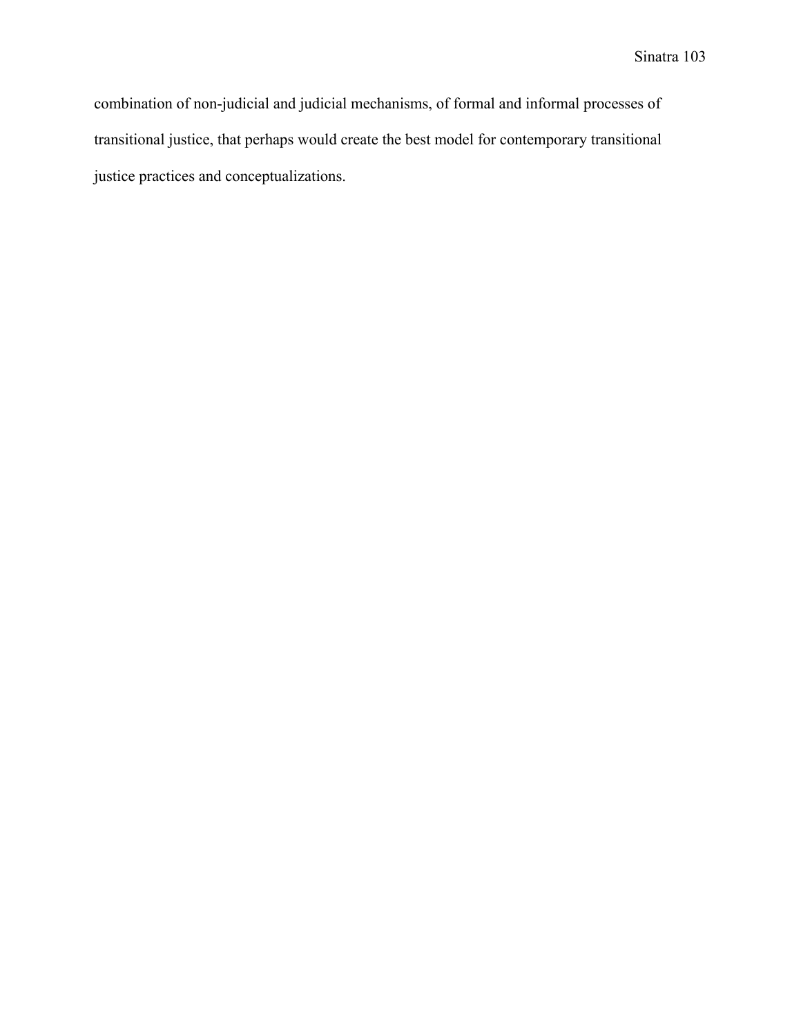combination of non-judicial and judicial mechanisms, of formal and informal processes of transitional justice, that perhaps would create the best model for contemporary transitional justice practices and conceptualizations.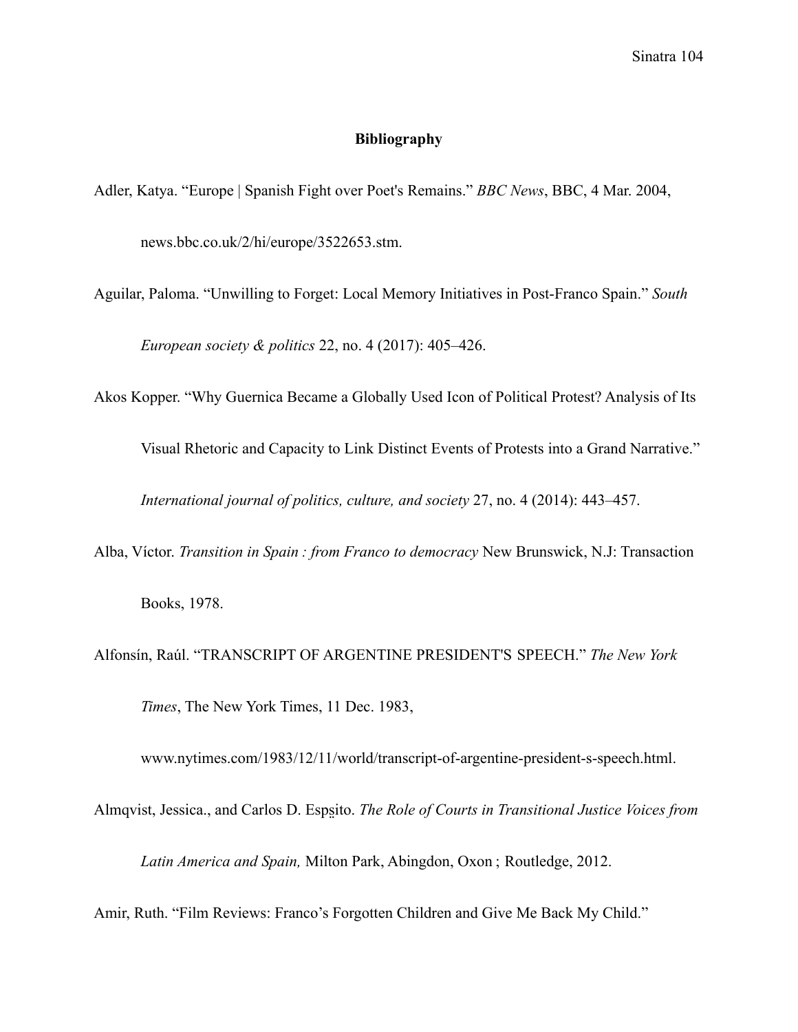## Bibliography

Adler, Katya. "Europe | Spanish Fight over Poet's Remains." *BBC News*, BBC, 4 Mar. 2004, news.bbc.co.uk/2/hi/europe/3522653.stm.

Aguilar, Paloma. "Unwilling to Forget: Local Memory Initiatives in Post-Franco Spain." *South European society & politics* 22, no. 4 (2017): 405–426.

Akos Kopper. "Why Guernica Became a Globally Used Icon of Political Protest? Analysis of Its Visual Rhetoric and Capacity to Link Distinct Events of Protests into a Grand Narrative." *International journal of politics, culture, and society* 27, no. 4 (2014): 443–457.

Alba, Víctor. *Transition in Spain : from Franco to democracy* New Brunswick, N.J: Transaction Books, 1978.

Alfonsín, Raúl. "TRANSCRIPT OF ARGENTINE PRESIDENT'S SPEECH." *The New York Times*, The New York Times, 11 Dec. 1983, www.nytimes.com/1983/12/11/world/transcript-of-argentine-president-s-speech.html.

Almqvist, Jessica., and Carlos D. Espṣ̈ito. *The Role of Courts in Transitional Justice Voices from Latin America and Spain,* Milton Park, Abingdon, Oxon ; Routledge, 2012.

Amir, Ruth. "Film Reviews: Franco's Forgotten Children and Give Me Back My Child."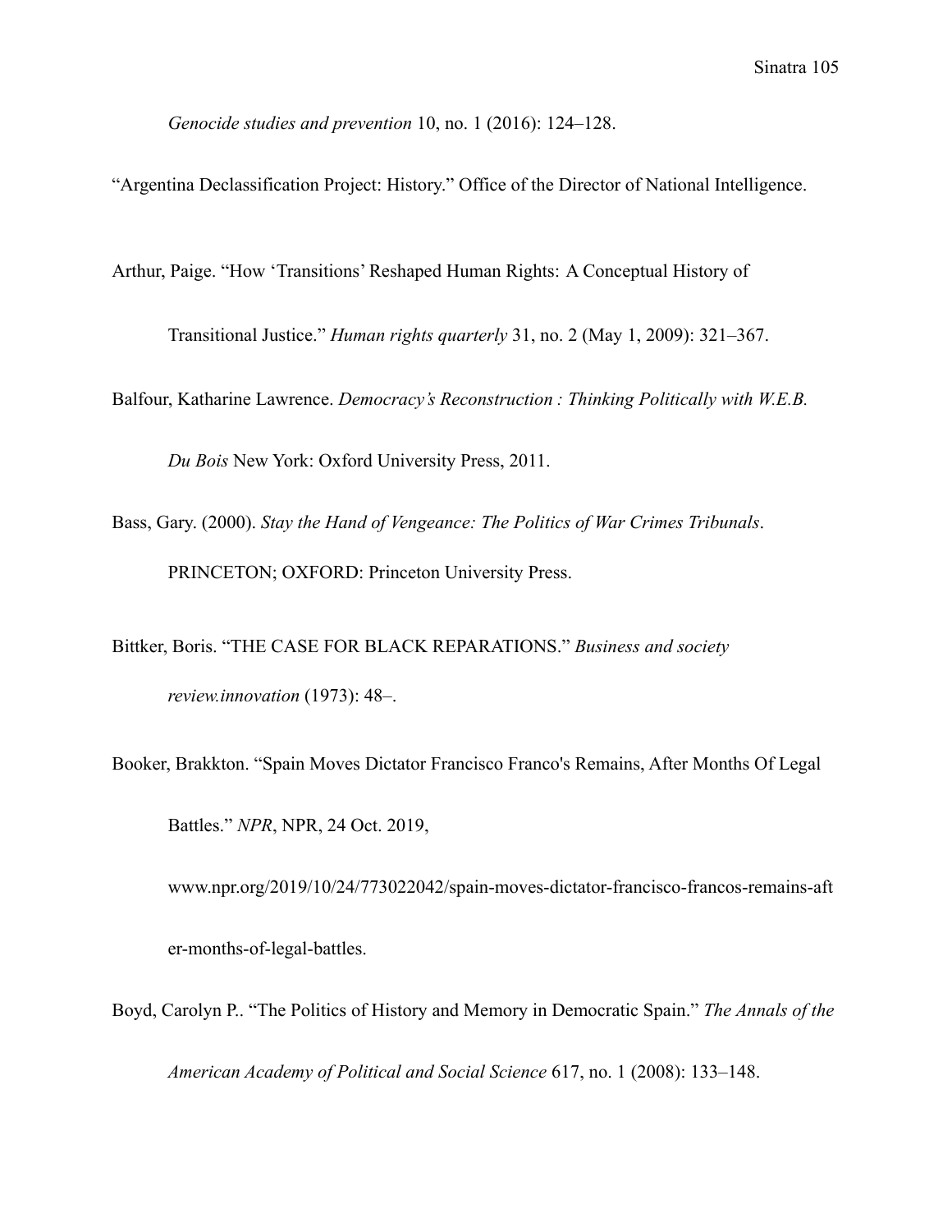*Genocide studies and prevention* 10, no. 1 (2016): 124–128.

"Argentina Declassification Project: History." Office of the Director of National Intelligence.

Arthur, Paige. "How 'Transitions' Reshaped Human Rights: A Conceptual History of Transitional Justice." *Human rights quarterly* 31, no. 2 (May 1, 2009): 321–367.

Balfour, Katharine Lawrence. *Democracy's Reconstruction : Thinking Politically with W.E.B. Du Bois* New York: Oxford University Press, 2011.

Bass, Gary. (2000). *Stay the Hand of Vengeance: The Politics of War Crimes Tribunals*. PRINCETON; OXFORD: Princeton University Press.

Bittker, Boris. "THE CASE FOR BLACK REPARATIONS." *Business and society review.innovation* (1973): 48–.

Booker, Brakkton. "Spain Moves Dictator Francisco Franco's Remains, After Months Of Legal Battles." *NPR*, NPR, 24 Oct. 2019, www.npr.org/2019/10/24/773022042/spain-moves-dictator-francisco-francos-remains-after-months-of-legal-battles.

Boyd, Carolyn P.. "The Politics of History and Memory in Democratic Spain." *The Annals of the American Academy of Political and Social Science* 617, no. 1 (2008): 133–148.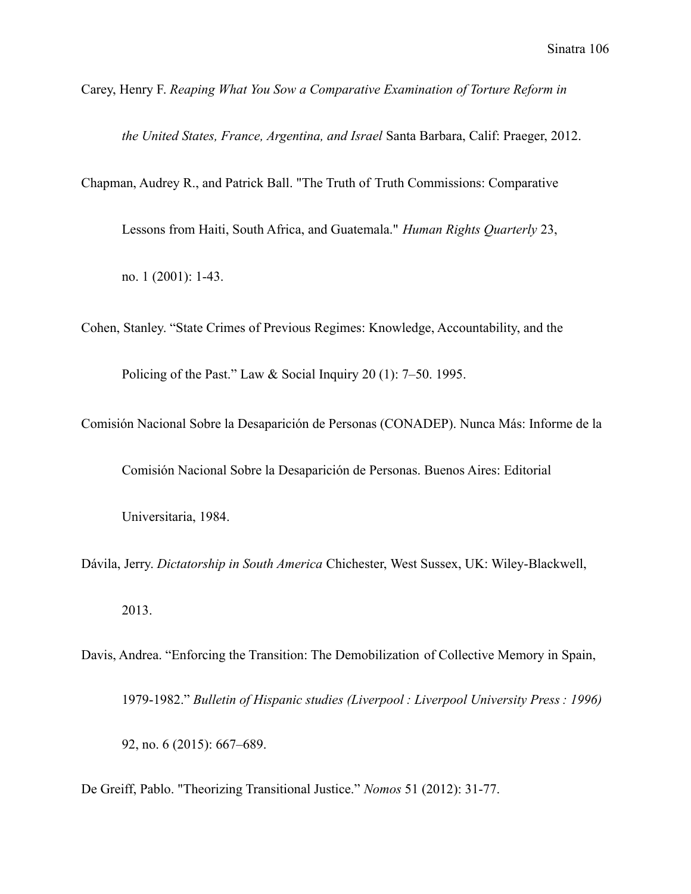Carey, Henry F. *Reaping What You Sow a Comparative Examination of Torture Reform in the United States, France, Argentina, and Israel* Santa Barbara, Calif: Praeger, 2012.

Chapman, Audrey R., and Patrick Ball. "The Truth of Truth Commissions: Comparative Lessons from Haiti, South Africa, and Guatemala." *Human Rights Quarterly* 23, no. 1 (2001): 1-43.

Cohen, Stanley. "State Crimes of Previous Regimes: Knowledge, Accountability, and the Policing of the Past." Law & Social Inquiry 20 (1): 7–50. 1995.

Comisión Nacional Sobre la Desaparición de Personas (CONADEP). Nunca Más: Informe de la Comisión Nacional Sobre la Desaparición de Personas. Buenos Aires: Editorial Universitaria, 1984.

Dávila, Jerry. *Dictatorship in South America* Chichester, West Sussex, UK: Wiley-Blackwell, 2013.

Davis, Andrea. "Enforcing the Transition: The Demobilization of Collective Memory in Spain, 1979-1982." *Bulletin of Hispanic studies (Liverpool : Liverpool University Press : 1996)* 92, no. 6 (2015): 667–689.

De Greiff, Pablo. "Theorizing Transitional Justice." *Nomos* 51 (2012): 31-77.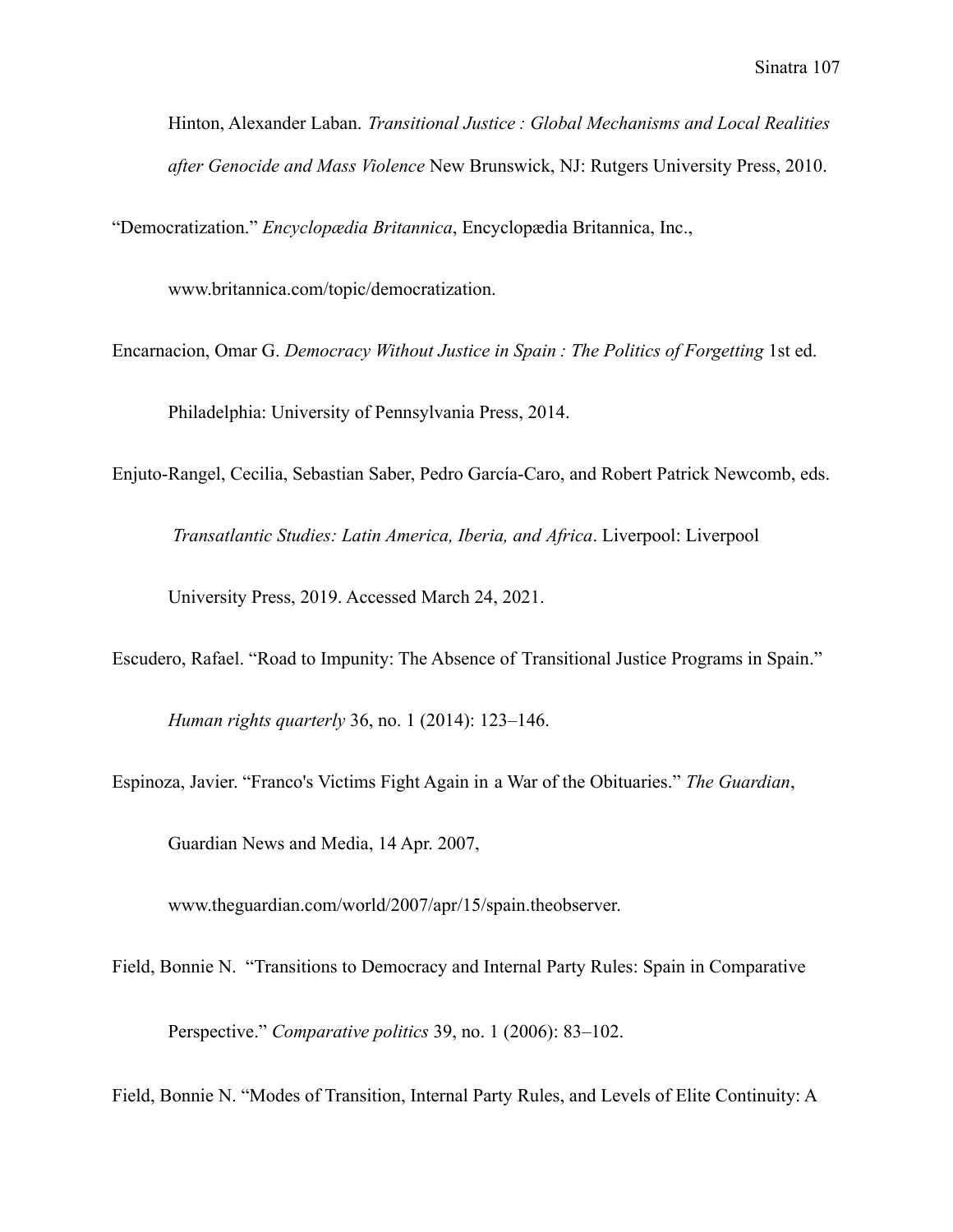Hinton, Alexander Laban. *Transitional Justice : Global Mechanisms and Local Realities after Genocide and Mass Violence* New Brunswick, NJ: Rutgers University Press, 2010.

"Democratization." *Encyclopædia Britannica*, Encyclopædia Britannica, Inc., www.britannica.com/topic/democratization.

Encarnacion, Omar G. *Democracy Without Justice in Spain : The Politics of Forgetting* 1st ed. Philadelphia: University of Pennsylvania Press, 2014.

Enjuto-Rangel, Cecilia, Sebastian Saber, Pedro García-Caro, and Robert Patrick Newcomb, eds. *Transatlantic Studies: Latin America, Iberia, and Africa*. Liverpool: Liverpool University Press, 2019. Accessed March 24, 2021.

Escudero, Rafael. "Road to Impunity: The Absence of Transitional Justice Programs in Spain." *Human rights quarterly* 36, no. 1 (2014): 123–146.

Espinoza, Javier. "Franco's Victims Fight Again in a War of the Obituaries." *The Guardian*, Guardian News and Media, 14 Apr. 2007, www.theguardian.com/world/2007/apr/15/spain.theobserver.

Field, Bonnie N. "Transitions to Democracy and Internal Party Rules: Spain in Comparative Perspective." *Comparative politics* 39, no. 1 (2006): 83–102.

Field, Bonnie N. "Modes of Transition, Internal Party Rules, and Levels of Elite Continuity: A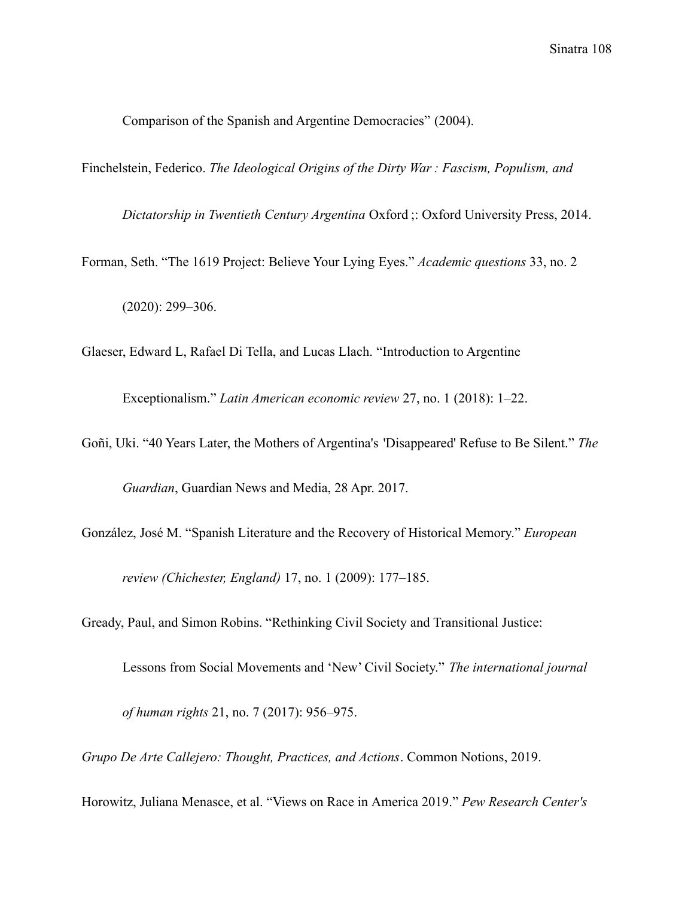Comparison of the Spanish and Argentine Democracies" (2004).

Finchelstein, Federico. *The Ideological Origins of the Dirty War : Fascism, Populism, and Dictatorship in Twentieth Century Argentina* Oxford ;: Oxford University Press, 2014.

Forman, Seth. "The 1619 Project: Believe Your Lying Eyes." *Academic questions* 33, no. 2 (2020): 299–306.

Glaeser, Edward L, Rafael Di Tella, and Lucas Llach. "Introduction to Argentine Exceptionalism." *Latin American economic review* 27, no. 1 (2018): 1–22.

Goñi, Uki. "40 Years Later, the Mothers of Argentina's 'Disappeared' Refuse to Be Silent." *The Guardian*, Guardian News and Media, 28 Apr. 2017.

González, José M. "Spanish Literature and the Recovery of Historical Memory." *European review (Chichester, England)* 17, no. 1 (2009): 177–185.

Gready, Paul, and Simon Robins. "Rethinking Civil Society and Transitional Justice: Lessons from Social Movements and 'New' Civil Society." *The international journal of human rights* 21, no. 7 (2017): 956–975.

*Grupo De Arte Callejero: Thought, Practices, and Actions*. Common Notions, 2019.

Horowitz, Juliana Menasce, et al. "Views on Race in America 2019." *Pew Research Center's*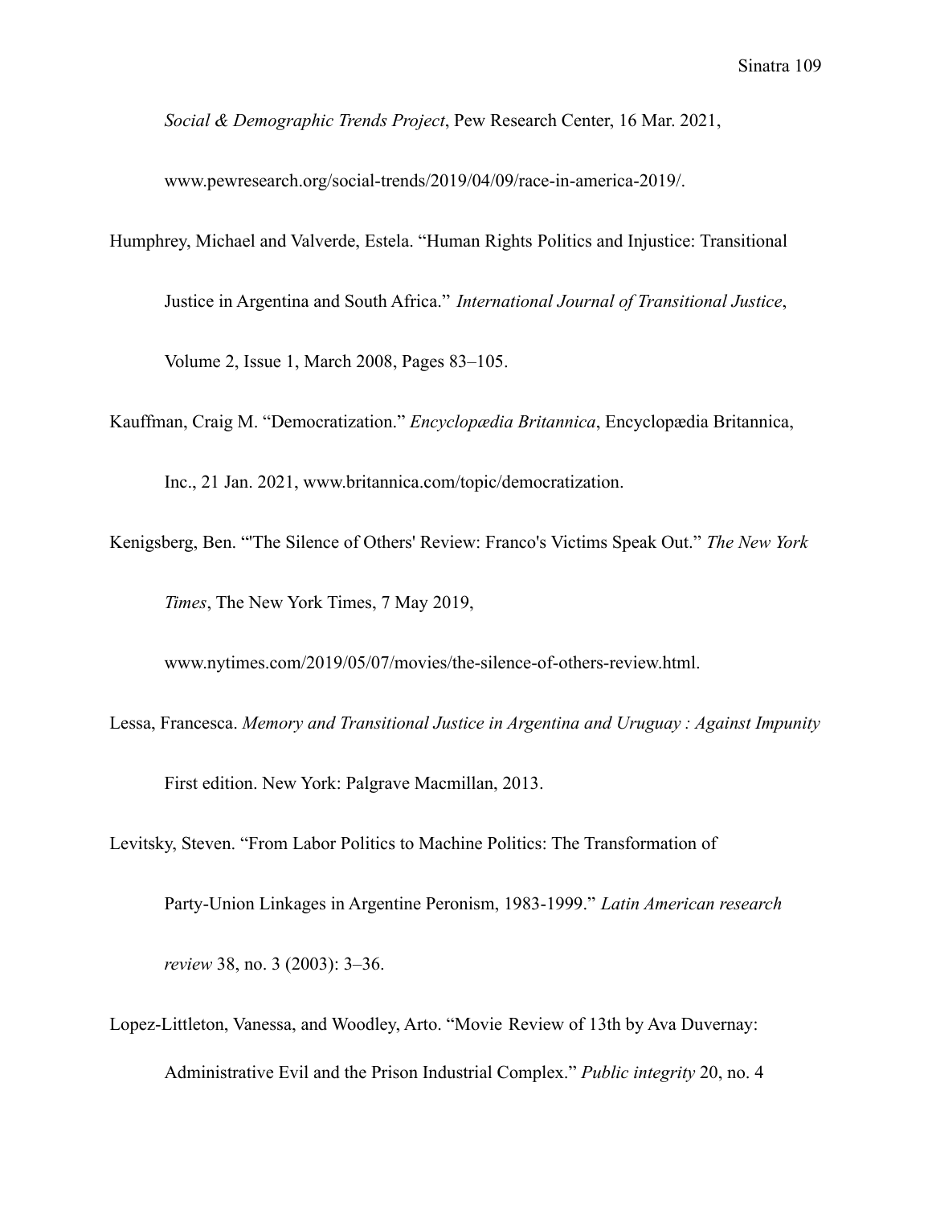*Social & Demographic Trends Project*, Pew Research Center, 16 Mar. 2021, www.pewresearch.org/social-trends/2019/04/09/race-in-america-2019/.

Humphrey, Michael and Valverde, Estela. "Human Rights Politics and Injustice: Transitional Justice in Argentina and South Africa." *International Journal of Transitional Justice*, Volume 2, Issue 1, March 2008, Pages 83–105.

Kauffman, Craig M. "Democratization." *Encyclopædia Britannica*, Encyclopædia Britannica, Inc., 21 Jan. 2021, www.britannica.com/topic/democratization.

Kenigsberg, Ben. "'The Silence of Others' Review: Franco's Victims Speak Out." *The New York Times*, The New York Times, 7 May 2019, www.nytimes.com/2019/05/07/movies/the-silence-of-others-review.html.

Lessa, Francesca. *Memory and Transitional Justice in Argentina and Uruguay : Against Impunity* First edition. New York: Palgrave Macmillan, 2013.

Levitsky, Steven. "From Labor Politics to Machine Politics: The Transformation of Party-Union Linkages in Argentine Peronism, 1983-1999." *Latin American research review* 38, no. 3 (2003): 3–36.

Lopez-Littleton, Vanessa, and Woodley, Arto. "Movie Review of 13th by Ava Duvernay: Administrative Evil and the Prison Industrial Complex." *Public integrity* 20, no. 4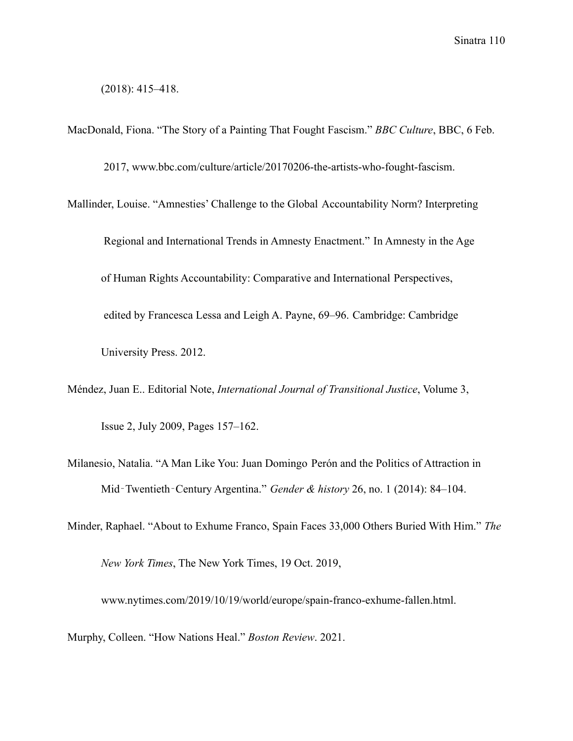(2018): 415–418.

MacDonald, Fiona. "The Story of a Painting That Fought Fascism." *BBC Culture*, BBC, 6 Feb. 2017, www.bbc.com/culture/article/20170206-the-artists-who-fought-fascism.

Mallinder, Louise. "Amnesties' Challenge to the Global Accountability Norm? Interpreting Regional and International Trends in Amnesty Enactment." In Amnesty in the Age of Human Rights Accountability: Comparative and International Perspectives, edited by Francesca Lessa and Leigh A. Payne, 69–96. Cambridge: Cambridge University Press. 2012.

Méndez, Juan E.. Editorial Note, *International Journal of Transitional Justice*, Volume 3, Issue 2, July 2009, Pages 157–162.

Milanesio, Natalia. "A Man Like You: Juan Domingo Perón and the Politics of Attraction in Mid‐Twentieth‐Century Argentina." *Gender & history* 26, no. 1 (2014): 84–104.

Minder, Raphael. "About to Exhume Franco, Spain Faces 33,000 Others Buried With Him." *The New York Times*, The New York Times, 19 Oct. 2019, www.nytimes.com/2019/10/19/world/europe/spain-franco-exhume-fallen.html.

Murphy, Colleen. "How Nations Heal." *Boston Review*. 2021.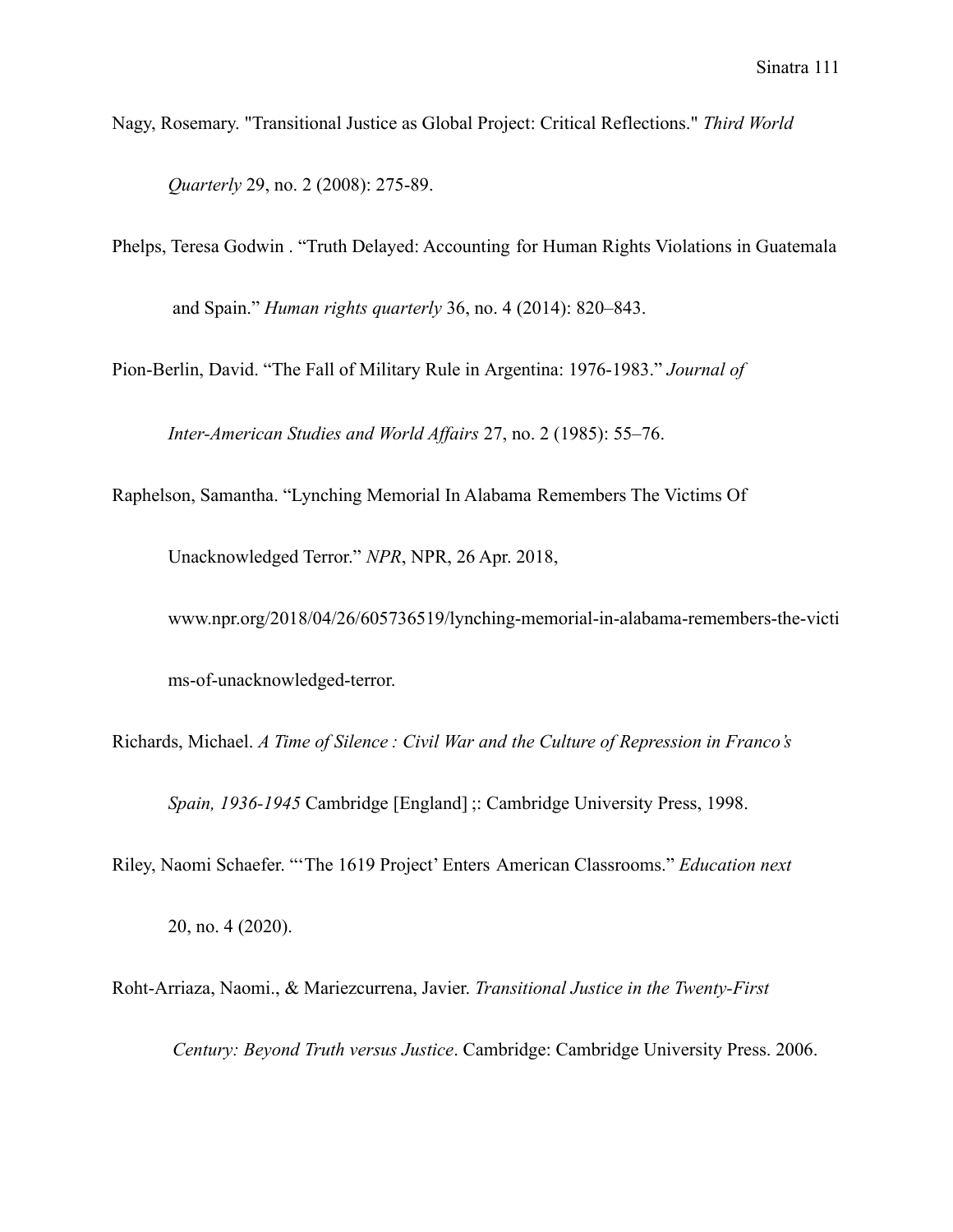Nagy, Rosemary. "Transitional Justice as Global Project: Critical Reflections." *Third World Quarterly* 29, no. 2 (2008): 275-89.

Phelps, Teresa Godwin . "Truth Delayed: Accounting for Human Rights Violations in Guatemala and Spain." *Human rights quarterly* 36, no. 4 (2014): 820–843.

Pion-Berlin, David. "The Fall of Military Rule in Argentina: 1976-1983." *Journal of Inter-American Studies and World Affairs* 27, no. 2 (1985): 55–76.

Raphelson, Samantha. "Lynching Memorial In Alabama Remembers The Victims Of Unacknowledged Terror." *NPR*, NPR, 26 Apr. 2018, www.npr.org/2018/04/26/605736519/lynching-memorial-in-alabama-remembers-the-victims-of-unacknowledged-terror.

Richards, Michael. *A Time of Silence : Civil War and the Culture of Repression in Franco's Spain, 1936-1945* Cambridge [England] ;: Cambridge University Press, 1998.

Riley, Naomi Schaefer. "'The 1619 Project' Enters American Classrooms." *Education next* 20, no. 4 (2020).

Roht-Arriaza, Naomi., & Mariezcurrena, Javier. *Transitional Justice in the Twenty-First Century: Beyond Truth versus Justice*. Cambridge: Cambridge University Press. 2006.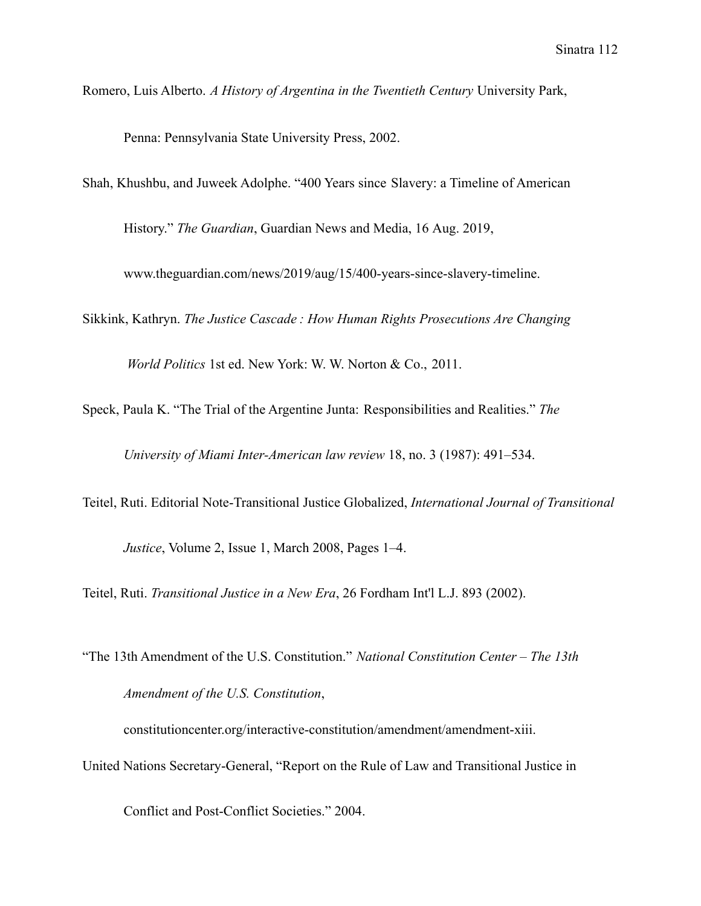Romero, Luis Alberto. *A History of Argentina in the Twentieth Century* University Park, Penna: Pennsylvania State University Press, 2002.

Shah, Khushbu, and Juweek Adolphe. "400 Years since Slavery: a Timeline of American History." *The Guardian*, Guardian News and Media, 16 Aug. 2019, www.theguardian.com/news/2019/aug/15/400-years-since-slavery-timeline.

Sikkink, Kathryn. *The Justice Cascade : How Human Rights Prosecutions Are Changing World Politics* 1st ed. New York: W. W. Norton & Co., 2011.

Speck, Paula K. "The Trial of the Argentine Junta: Responsibilities and Realities." *The University of Miami Inter-American law review* 18, no. 3 (1987): 491–534.

Teitel, Ruti. Editorial Note-Transitional Justice Globalized, *International Journal of Transitional Justice*, Volume 2, Issue 1, March 2008, Pages 1–4.

Teitel, Ruti. *Transitional Justice in a New Era*, 26 Fordham Int'l L.J. 893 (2002).

"The 13th Amendment of the U.S. Constitution." *National Constitution Center – The 13th Amendment of the U.S. Constitution*, constitutioncenter.org/interactive-constitution/amendment/amendment-xiii.

United Nations Secretary-General, "Report on the Rule of Law and Transitional Justice in Conflict and Post-Conflict Societies." 2004.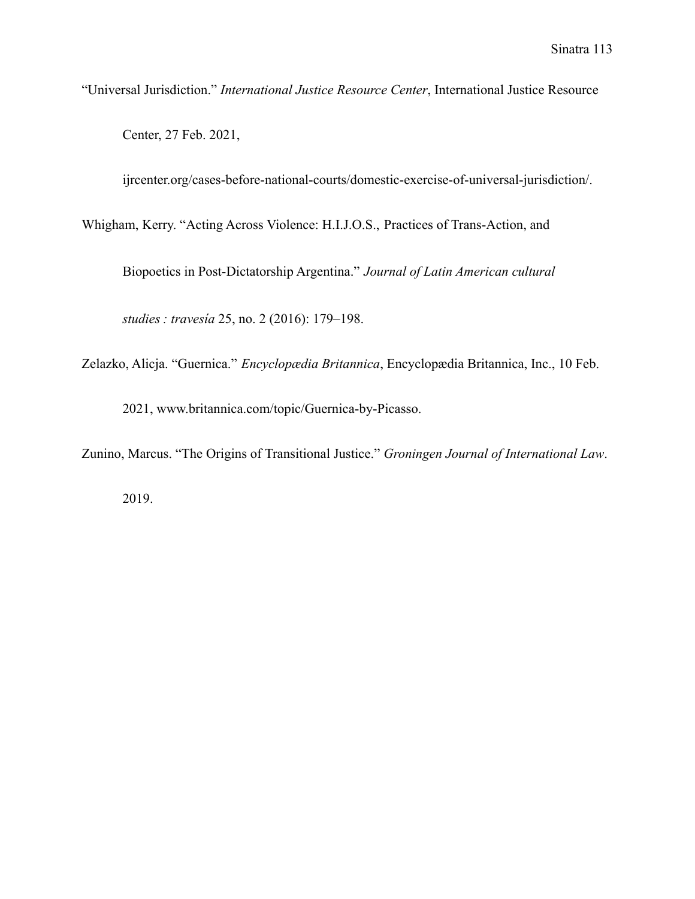"Universal Jurisdiction." *International Justice Resource Center*, International Justice Resource Center, 27 Feb. 2021, ijrcenter.org/cases-before-national-courts/domestic-exercise-of-universal-jurisdiction/.

Whigham, Kerry. "Acting Across Violence: H.I.J.O.S., Practices of Trans-Action, and Biopoetics in Post-Dictatorship Argentina." *Journal of Latin American cultural studies : travesía* 25, no. 2 (2016): 179–198.

Zelazko, Alicja. "Guernica." *Encyclopædia Britannica*, Encyclopædia Britannica, Inc., 10 Feb. 2021, www.britannica.com/topic/Guernica-by-Picasso.

Zunino, Marcus. "The Origins of Transitional Justice." *Groningen Journal of International Law*. 2019.